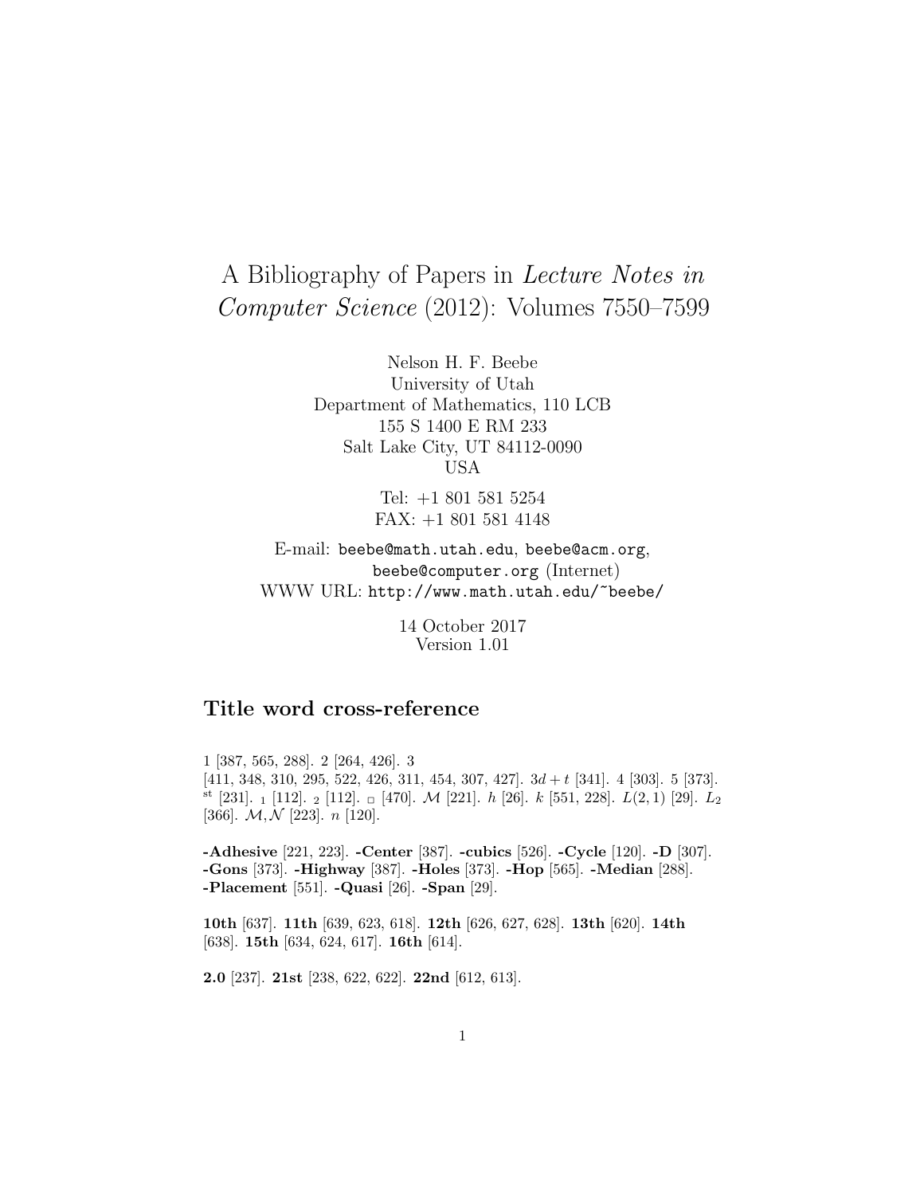# A Bibliography of Papers in *Lecture Notes in Computer Science* (2012): Volumes 7550–7599

Nelson H. F. Beebe
University of Utah
Department of Mathematics, 110 LCB
155 S 1400 E RM 233
Salt Lake City, UT 84112-0090
USA

Tel: +1 801 581 5254
FAX: +1 801 581 4148

E-mail: `beebe@math.utah.edu`, `beebe@acm.org`, `beebe@computer.org` (Internet)
WWW URL: `http://www.math.utah.edu/~beebe/`

14 October 2017
Version 1.01

## Title word cross-reference

1 [387, 565, 288]. 2 [264, 426]. 3 [411, 348, 310, 295, 522, 426, 311, 454, 307, 427]. $3d + t$ [341]. 4 [303]. 5 [373]. $^{st}$ [231]. $_1$ [112]. $_2$ [112]. $_\square$ [470]. $\mathcal{M}$ [221]. $h$ [26]. $k$ [551, 228]. $L(2, 1)$ [29]. $L_2$ [366]. $\mathcal{M}, \mathcal{N}$ [223]. $n$ [120].

**-Adhesive** [221, 223]. **-Center** [387]. **-cubics** [526]. **-Cycle** [120]. **-D** [307]. **-Gons** [373]. **-Highway** [387]. **-Holes** [373]. **-Hop** [565]. **-Median** [288]. **-Placement** [551]. **-Quasi** [26]. **-Span** [29].

**10th** [637]. **11th** [639, 623, 618]. **12th** [626, 627, 628]. **13th** [620]. **14th** [638]. **15th** [634, 624, 617]. **16th** [614].

**2.0** [237]. **21st** [238, 622, 622]. **22nd** [612, 613].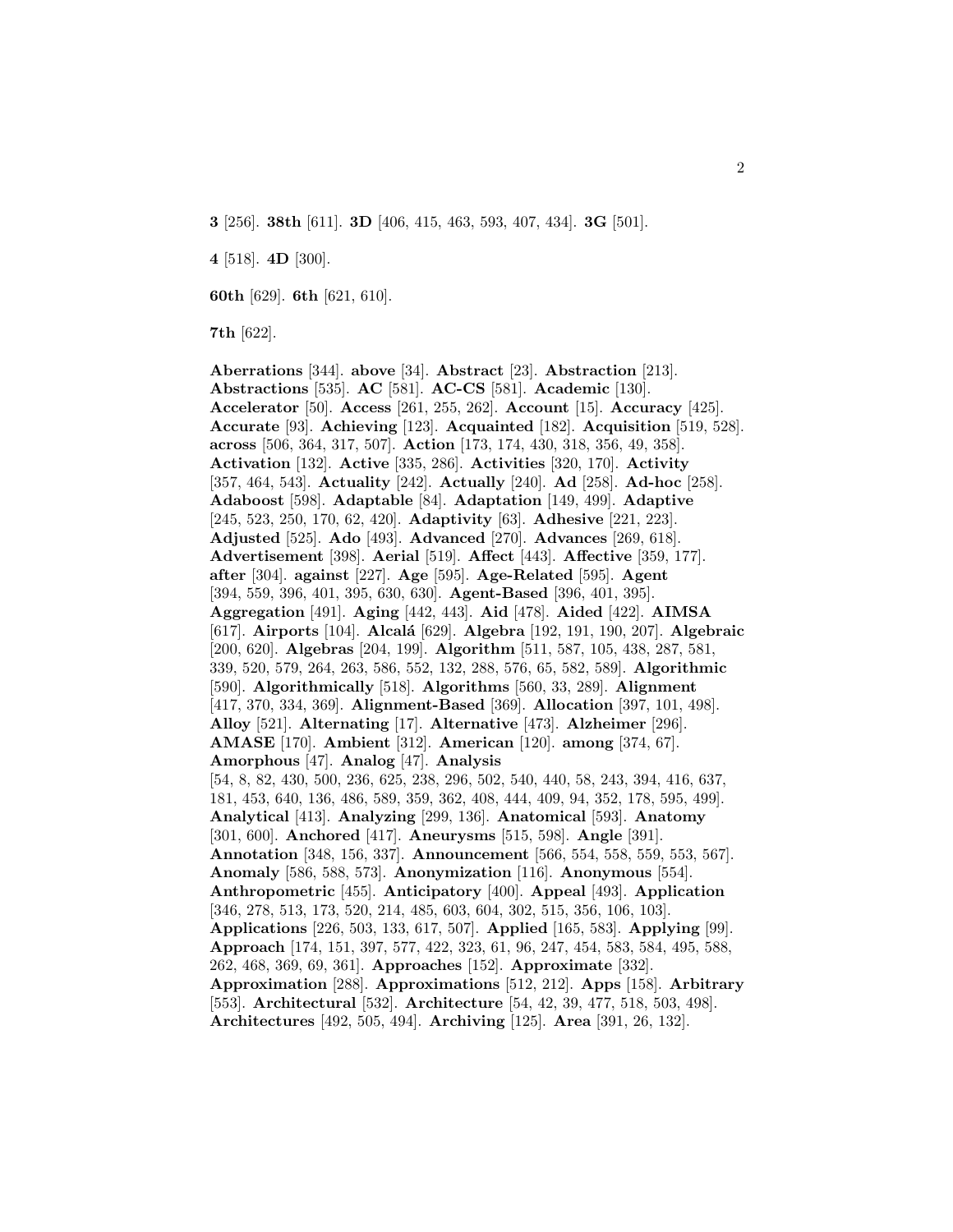**3** [256]. **38th** [611]. **3D** [406, 415, 463, 593, 407, 434]. **3G** [501].

**4** [518]. **4D** [300].

**60th** [629]. **6th** [621, 610].

**7th** [622].

**Aberrations** [344]. **above** [34]. **Abstract** [23]. **Abstraction** [213]. **Abstractions** [535]. **AC** [581]. **AC-CS** [581]. **Academic** [130]. **Accelerator** [50]. **Access** [261, 255, 262]. **Account** [15]. **Accuracy** [425]. **Accurate** [93]. **Achieving** [123]. **Acquainted** [182]. **Acquisition** [519, 528]. **across** [506, 364, 317, 507]. **Action** [173, 174, 430, 318, 356, 49, 358]. **Activation** [132]. **Active** [335, 286]. **Activities** [320, 170]. **Activity** [357, 464, 543]. **Actuality** [242]. **Actually** [240]. **Ad** [258]. **Ad-hoc** [258]. **Adaboost** [598]. **Adaptable** [84]. **Adaptation** [149, 499]. **Adaptive** [245, 523, 250, 170, 62, 420]. **Adaptivity** [63]. **Adhesive** [221, 223]. **Adjusted** [525]. **Ado** [493]. **Advanced** [270]. **Advances** [269, 618]. **Advertisement** [398]. **Aerial** [519]. **Affect** [443]. **Affective** [359, 177]. **after** [304]. **against** [227]. **Age** [595]. **Age-Related** [595]. **Agent** [394, 559, 396, 401, 395, 630, 630]. **Agent-Based** [396, 401, 395]. **Aggregation** [491]. **Aging** [442, 443]. **Aid** [478]. **Aided** [422]. **AIMSA** [617]. **Airports** [104]. **Alcalá** [629]. **Algebra** [192, 191, 190, 207]. **Algebraic** [200, 620]. **Algebras** [204, 199]. **Algorithm** [511, 587, 105, 438, 287, 581, 339, 520, 579, 264, 263, 586, 552, 132, 288, 576, 65, 582, 589]. **Algorithmic** [590]. **Algorithmically** [518]. **Algorithms** [560, 33, 289]. **Alignment** [417, 370, 334, 369]. **Alignment-Based** [369]. **Allocation** [397, 101, 498]. **Alloy** [521]. **Alternating** [17]. **Alternative** [473]. **Alzheimer** [296]. **AMASE** [170]. **Ambient** [312]. **American** [120]. **among** [374, 67]. **Amorphous** [47]. **Analog** [47]. **Analysis** [54, 8, 82, 430, 500, 236, 625, 238, 296, 502, 540, 440, 58, 243, 394, 416, 637, 181, 453, 640, 136, 486, 589, 359, 362, 408, 444, 409, 94, 352, 178, 595, 499]. **Analytical** [413]. **Analyzing** [299, 136]. **Anatomical** [593]. **Anatomy** [301, 600]. **Anchored** [417]. **Aneurysms** [515, 598]. **Angle** [391]. **Annotation** [348, 156, 337]. **Announcement** [566, 554, 558, 559, 553, 567]. **Anomaly** [586, 588, 573]. **Anonymization** [116]. **Anonymous** [554]. **Anthropometric** [455]. **Anticipatory** [400]. **Appeal** [493]. **Application** [346, 278, 513, 173, 520, 214, 485, 603, 604, 302, 515, 356, 106, 103]. **Applications** [226, 503, 133, 617, 507]. **Applied** [165, 583]. **Applying** [99]. **Approach** [174, 151, 397, 577, 422, 323, 61, 96, 247, 454, 583, 584, 495, 588, 262, 468, 369, 69, 361]. **Approaches** [152]. **Approximate** [332]. **Approximation** [288]. **Approximations** [512, 212]. **Apps** [158]. **Arbitrary** [553]. **Architectural** [532]. **Architecture** [54, 42, 39, 477, 518, 503, 498]. **Architectures** [492, 505, 494]. **Archiving** [125]. **Area** [391, 26, 132].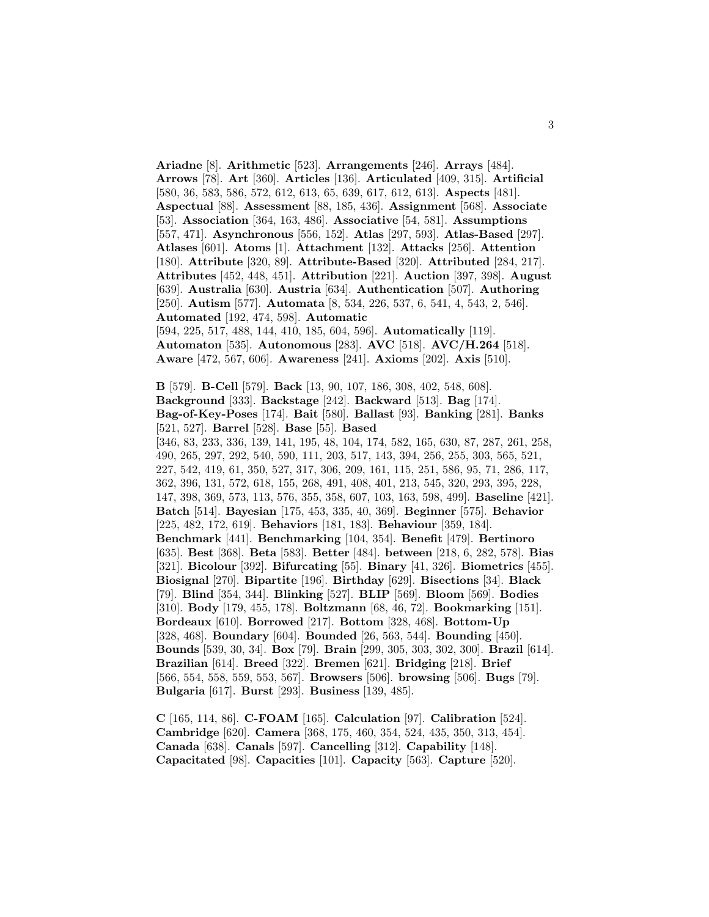**Ariadne** [8]. **Arithmetic** [523]. **Arrangements** [246]. **Arrays** [484]. **Arrows** [78]. **Art** [360]. **Articles** [136]. **Articulated** [409, 315]. **Artificial** [580, 36, 583, 586, 572, 612, 613, 65, 639, 617, 612, 613]. **Aspects** [481]. **Aspectual** [88]. **Assessment** [88, 185, 436]. **Assignment** [568]. **Associate** [53]. **Association** [364, 163, 486]. **Associative** [54, 581]. **Assumptions** [557, 471]. **Asynchronous** [556, 152]. **Atlas** [297, 593]. **Atlas-Based** [297]. **Atlases** [601]. **Atoms** [1]. **Attachment** [132]. **Attacks** [256]. **Attention** [180]. **Attribute** [320, 89]. **Attribute-Based** [320]. **Attributed** [284, 217]. **Attributes** [452, 448, 451]. **Attribution** [221]. **Auction** [397, 398]. **August** [639]. **Australia** [630]. **Austria** [634]. **Authentication** [507]. **Authoring** [250]. **Autism** [577]. **Automata** [8, 534, 226, 537, 6, 541, 4, 543, 2, 546]. **Automated** [192, 474, 598]. **Automatic** [594, 225, 517, 488, 144, 410, 185, 604, 596]. **Automatically** [119]. **Automaton** [535]. **Autonomous** [283]. **AVC** [518]. **AVC/H.264** [518]. **Aware** [472, 567, 606]. **Awareness** [241]. **Axioms** [202]. **Axis** [510].

**B** [579]. **B-Cell** [579]. **Back** [13, 90, 107, 186, 308, 402, 548, 608]. **Background** [333]. **Backstage** [242]. **Backward** [513]. **Bag** [174]. **Bag-of-Key-Poses** [174]. **Bait** [580]. **Ballast** [93]. **Banking** [281]. **Banks** [521, 527]. **Barrel** [528]. **Base** [55]. **Based** [346, 83, 233, 336, 139, 141, 195, 48, 104, 174, 582, 165, 630, 87, 287, 261, 258, 490, 265, 297, 292, 540, 590, 111, 203, 517, 143, 394, 256, 255, 303, 565, 521, 227, 542, 419, 61, 350, 527, 317, 306, 209, 161, 115, 251, 586, 95, 71, 286, 117, 362, 396, 131, 572, 618, 155, 268, 491, 408, 401, 213, 545, 320, 293, 395, 228, 147, 398, 369, 573, 113, 576, 355, 358, 607, 103, 163, 598, 499]. **Baseline** [421]. **Batch** [514]. **Bayesian** [175, 453, 335, 40, 369]. **Beginner** [575]. **Behavior** [225, 482, 172, 619]. **Behaviors** [181, 183]. **Behaviour** [359, 184]. **Benchmark** [441]. **Benchmarking** [104, 354]. **Benefit** [479]. **Bertinoro** [635]. **Best** [368]. **Beta** [583]. **Better** [484]. **between** [218, 6, 282, 578]. **Bias** [321]. **Bicolour** [392]. **Bifurcating** [55]. **Binary** [41, 326]. **Biometrics** [455]. **Biosignal** [270]. **Bipartite** [196]. **Birthday** [629]. **Bisections** [34]. **Black** [79]. **Blind** [354, 344]. **Blinking** [527]. **BLIP** [569]. **Bloom** [569]. **Bodies** [310]. **Body** [179, 455, 178]. **Boltzmann** [68, 46, 72]. **Bookmarking** [151]. **Bordeaux** [610]. **Borrowed** [217]. **Bottom** [328, 468]. **Bottom-Up** [328, 468]. **Boundary** [604]. **Bounded** [26, 563, 544]. **Bounding** [450]. **Bounds** [539, 30, 34]. **Box** [79]. **Brain** [299, 305, 303, 302, 300]. **Brazil** [614]. **Brazilian** [614]. **Breed** [322]. **Bremen** [621]. **Bridging** [218]. **Brief** [566, 554, 558, 559, 553, 567]. **Browsers** [506]. **browsing** [506]. **Bugs** [79]. **Bulgaria** [617]. **Burst** [293]. **Business** [139, 485].

**C** [165, 114, 86]. **C-FOAM** [165]. **Calculation** [97]. **Calibration** [524]. **Cambridge** [620]. **Camera** [368, 175, 460, 354, 524, 435, 350, 313, 454]. **Canada** [638]. **Canals** [597]. **Cancelling** [312]. **Capability** [148]. **Capacitated** [98]. **Capacities** [101]. **Capacity** [563]. **Capture** [520].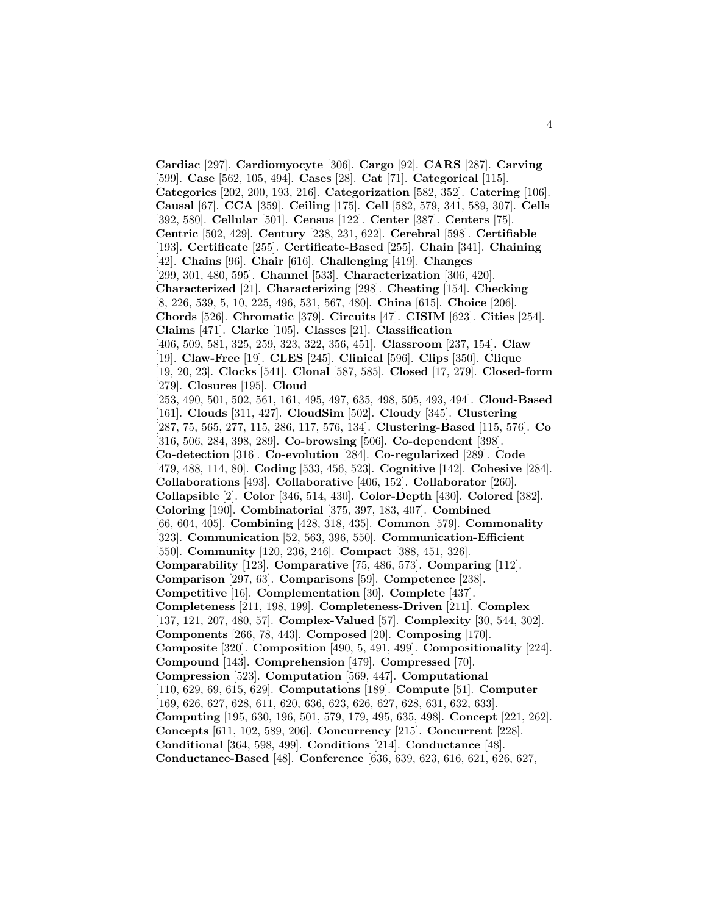**Cardiac** [297]. **Cardiomyocyte** [306]. **Cargo** [92]. **CARS** [287]. **Carving** [599]. **Case** [562, 105, 494]. **Cases** [28]. **Cat** [71]. **Categorical** [115]. **Categories** [202, 200, 193, 216]. **Categorization** [582, 352]. **Catering** [106]. **Causal** [67]. **CCA** [359]. **Ceiling** [175]. **Cell** [582, 579, 341, 589, 307]. **Cells** [392, 580]. **Cellular** [501]. **Census** [122]. **Center** [387]. **Centers** [75]. **Centric** [502, 429]. **Century** [238, 231, 622]. **Cerebral** [598]. **Certifiable** [193]. **Certificate** [255]. **Certificate-Based** [255]. **Chain** [341]. **Chaining** [42]. **Chains** [96]. **Chair** [616]. **Challenging** [419]. **Changes** [299, 301, 480, 595]. **Channel** [533]. **Characterization** [306, 420]. **Characterized** [21]. **Characterizing** [298]. **Cheating** [154]. **Checking** [8, 226, 539, 5, 10, 225, 496, 531, 567, 480]. **China** [615]. **Choice** [206]. **Chords** [526]. **Chromatic** [379]. **Circuits** [47]. **CISIM** [623]. **Cities** [254]. **Claims** [471]. **Clarke** [105]. **Classes** [21]. **Classification** [406, 509, 581, 325, 259, 323, 322, 356, 451]. **Classroom** [237, 154]. **Claw** [19]. **Claw-Free** [19]. **CLES** [245]. **Clinical** [596]. **Clips** [350]. **Clique** [19, 20, 23]. **Clocks** [541]. **Clonal** [587, 585]. **Closed** [17, 279]. **Closed-form** [279]. **Closures** [195]. **Cloud** [253, 490, 501, 502, 561, 161, 495, 497, 635, 498, 505, 493, 494]. **Cloud-Based** [161]. **Clouds** [311, 427]. **CloudSim** [502]. **Cloudy** [345]. **Clustering** [287, 75, 565, 277, 115, 286, 117, 576, 134]. **Clustering-Based** [115, 576]. **Co** [316, 506, 284, 398, 289]. **Co-browsing** [506]. **Co-dependent** [398]. **Co-detection** [316]. **Co-evolution** [284]. **Co-regularized** [289]. **Code** [479, 488, 114, 80]. **Coding** [533, 456, 523]. **Cognitive** [142]. **Cohesive** [284]. **Collaborations** [493]. **Collaborative** [406, 152]. **Collaborator** [260]. **Collapsible** [2]. **Color** [346, 514, 430]. **Color-Depth** [430]. **Colored** [382]. **Coloring** [190]. **Combinatorial** [375, 397, 183, 407]. **Combined** [66, 604, 405]. **Combining** [428, 318, 435]. **Common** [579]. **Commonality** [323]. **Communication** [52, 563, 396, 550]. **Communication-Efficient** [550]. **Community** [120, 236, 246]. **Compact** [388, 451, 326]. **Comparability** [123]. **Comparative** [75, 486, 573]. **Comparing** [112]. **Comparison** [297, 63]. **Comparisons** [59]. **Competence** [238]. **Competitive** [16]. **Complementation** [30]. **Complete** [437]. **Completeness** [211, 198, 199]. **Completeness-Driven** [211]. **Complex** [137, 121, 207, 480, 57]. **Complex-Valued** [57]. **Complexity** [30, 544, 302]. **Components** [266, 78, 443]. **Composed** [20]. **Composing** [170]. **Composite** [320]. **Composition** [490, 5, 491, 499]. **Compositionality** [224]. **Compound** [143]. **Comprehension** [479]. **Compressed** [70]. **Compression** [523]. **Computation** [569, 447]. **Computational** [110, 629, 69, 615, 629]. **Computations** [189]. **Compute** [51]. **Computer** [169, 626, 627, 628, 611, 620, 636, 623, 626, 627, 628, 631, 632, 633]. **Computing** [195, 630, 196, 501, 579, 179, 495, 635, 498]. **Concept** [221, 262]. **Concepts** [611, 102, 589, 206]. **Concurrency** [215]. **Concurrent** [228]. **Conditional** [364, 598, 499]. **Conditions** [214]. **Conductance** [48]. **Conductance-Based** [48]. **Conference** [636, 639, 623, 616, 621, 626, 627,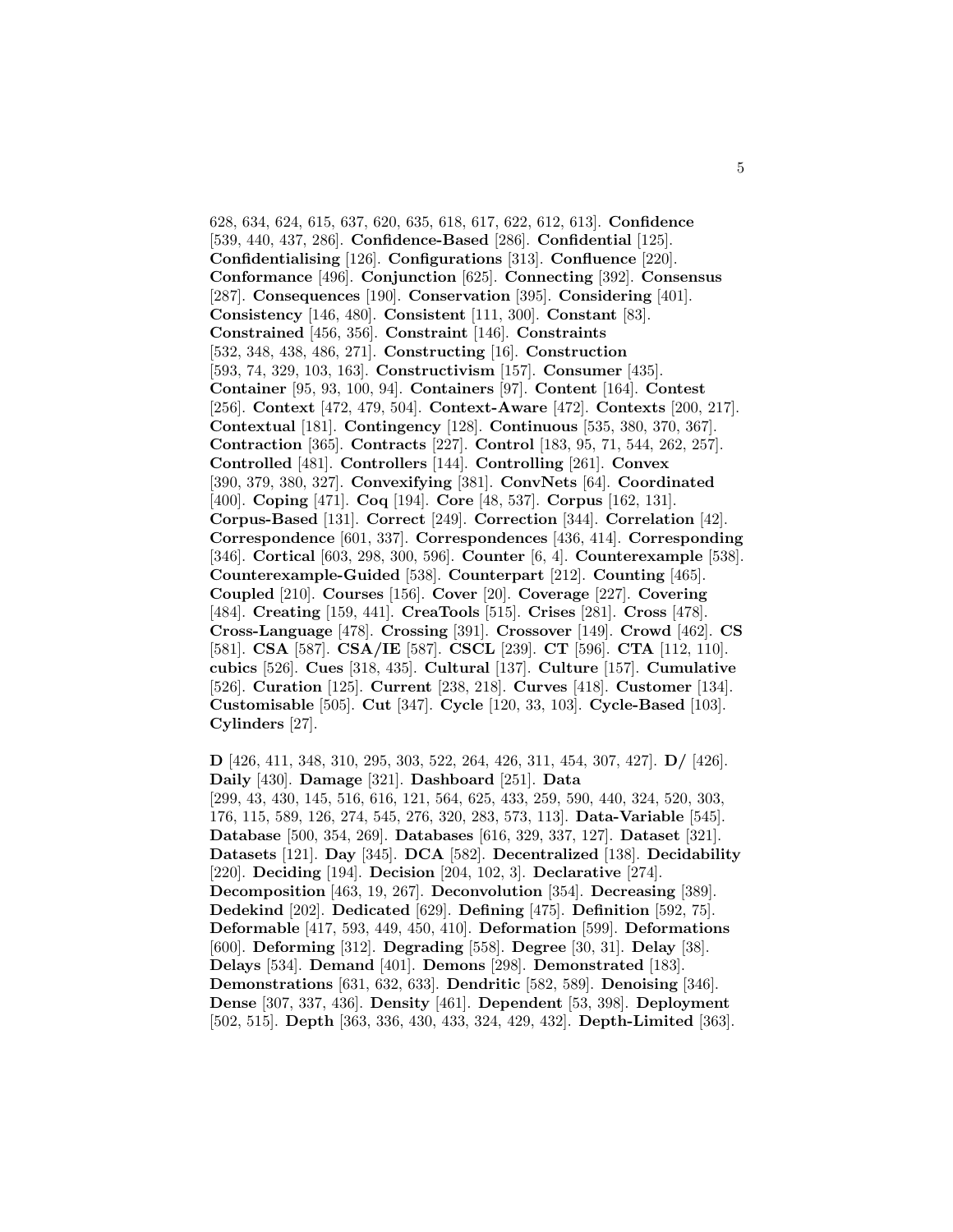628, 634, 624, 615, 637, 620, 635, 618, 617, 622, 612, 613]. **Confidence** [539, 440, 437, 286]. **Confidence-Based** [286]. **Confidential** [125]. **Confidentialising** [126]. **Configurations** [313]. **Confluence** [220]. **Conformance** [496]. **Conjunction** [625]. **Connecting** [392]. **Consensus** [287]. **Consequences** [190]. **Conservation** [395]. **Considering** [401]. **Consistency** [146, 480]. **Consistent** [111, 300]. **Constant** [83]. **Constrained** [456, 356]. **Constraint** [146]. **Constraints** [532, 348, 438, 486, 271]. **Constructing** [16]. **Construction** [593, 74, 329, 103, 163]. **Constructivism** [157]. **Consumer** [435]. **Container** [95, 93, 100, 94]. **Containers** [97]. **Content** [164]. **Contest** [256]. **Context** [472, 479, 504]. **Context-Aware** [472]. **Contexts** [200, 217]. **Contextual** [181]. **Contingency** [128]. **Continuous** [535, 380, 370, 367]. **Contraction** [365]. **Contracts** [227]. **Control** [183, 95, 71, 544, 262, 257]. **Controlled** [481]. **Controllers** [144]. **Controlling** [261]. **Convex** [390, 379, 380, 327]. **Convexifying** [381]. **ConvNets** [64]. **Coordinated** [400]. **Coping** [471]. **Coq** [194]. **Core** [48, 537]. **Corpus** [162, 131]. **Corpus-Based** [131]. **Correct** [249]. **Correction** [344]. **Correlation** [42]. **Correspondence** [601, 337]. **Correspondences** [436, 414]. **Corresponding** [346]. **Cortical** [603, 298, 300, 596]. **Counter** [6, 4]. **Counterexample** [538]. **Counterexample-Guided** [538]. **Counterpart** [212]. **Counting** [465]. **Coupled** [210]. **Courses** [156]. **Cover** [20]. **Coverage** [227]. **Covering** [484]. **Creating** [159, 441]. **CreaTools** [515]. **Crises** [281]. **Cross** [478]. **Cross-Language** [478]. **Crossing** [391]. **Crossover** [149]. **Crowd** [462]. **CS** [581]. **CSA** [587]. **CSA/IE** [587]. **CSCL** [239]. **CT** [596]. **CTA** [112, 110]. **cubics** [526]. **Cues** [318, 435]. **Cultural** [137]. **Culture** [157]. **Cumulative** [526]. **Curation** [125]. **Current** [238, 218]. **Curves** [418]. **Customer** [134]. **Customisable** [505]. **Cut** [347]. **Cycle** [120, 33, 103]. **Cycle-Based** [103]. **Cylinders** [27].

**D** [426, 411, 348, 310, 295, 303, 522, 264, 426, 311, 454, 307, 427]. **D/** [426]. **Daily** [430]. **Damage** [321]. **Dashboard** [251]. **Data** [299, 43, 430, 145, 516, 616, 121, 564, 625, 433, 259, 590, 440, 324, 520, 303, 176, 115, 589, 126, 274, 545, 276, 320, 283, 573, 113]. **Data-Variable** [545]. **Database** [500, 354, 269]. **Databases** [616, 329, 337, 127]. **Dataset** [321]. **Datasets** [121]. **Day** [345]. **DCA** [582]. **Decentralized** [138]. **Decidability** [220]. **Deciding** [194]. **Decision** [204, 102, 3]. **Declarative** [274]. **Decomposition** [463, 19, 267]. **Deconvolution** [354]. **Decreasing** [389]. **Dedekind** [202]. **Dedicated** [629]. **Defining** [475]. **Definition** [592, 75]. **Deformable** [417, 593, 449, 450, 410]. **Deformation** [599]. **Deformations** [600]. **Deforming** [312]. **Degrading** [558]. **Degree** [30, 31]. **Delay** [38]. **Delays** [534]. **Demand** [401]. **Demons** [298]. **Demonstrated** [183]. **Demonstrations** [631, 632, 633]. **Dendritic** [582, 589]. **Denoising** [346]. **Dense** [307, 337, 436]. **Density** [461]. **Dependent** [53, 398]. **Deployment** [502, 515]. **Depth** [363, 336, 430, 433, 324, 429, 432]. **Depth-Limited** [363].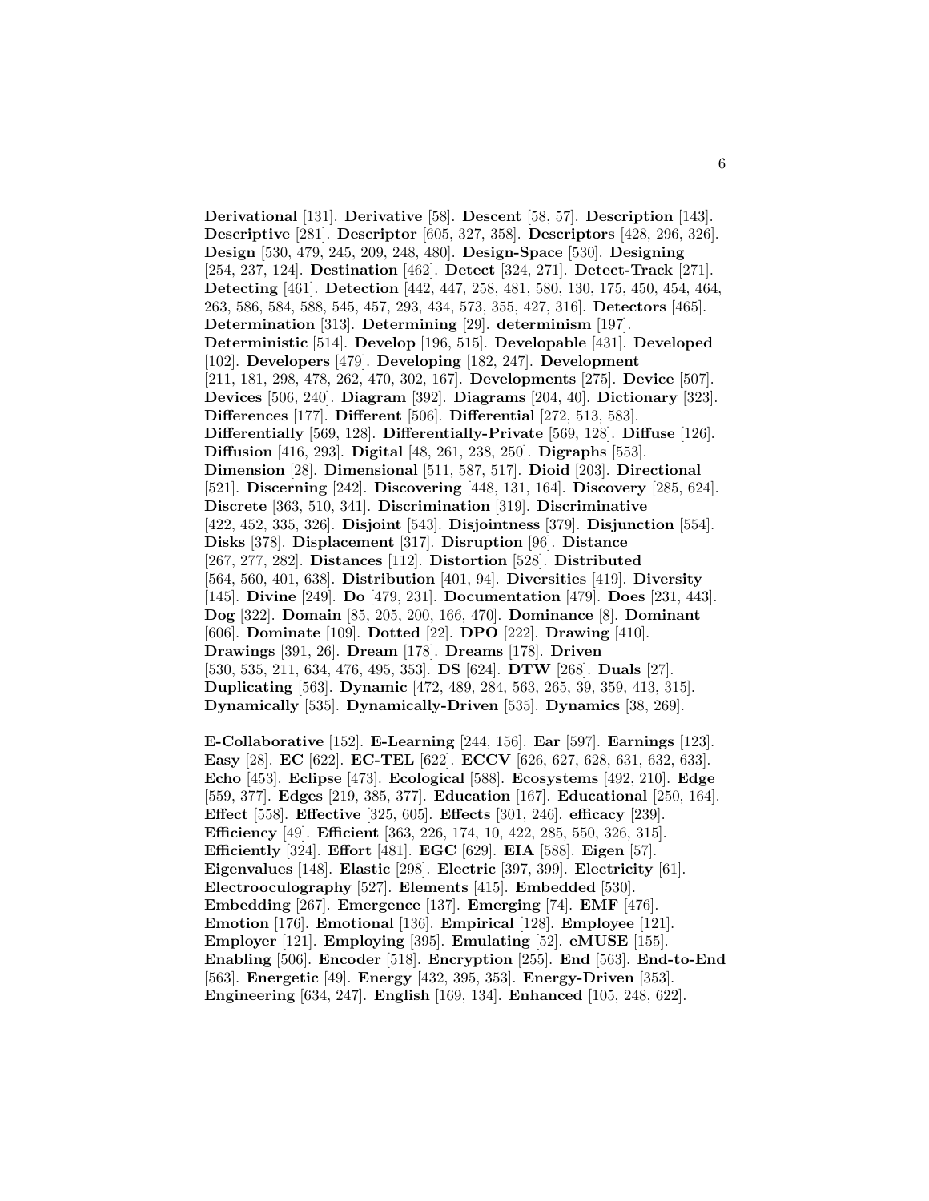**Derivational** [131]. **Derivative** [58]. **Descent** [58, 57]. **Description** [143]. **Descriptive** [281]. **Descriptor** [605, 327, 358]. **Descriptors** [428, 296, 326]. **Design** [530, 479, 245, 209, 248, 480]. **Design-Space** [530]. **Designing** [254, 237, 124]. **Destination** [462]. **Detect** [324, 271]. **Detect-Track** [271]. **Detecting** [461]. **Detection** [442, 447, 258, 481, 580, 130, 175, 450, 454, 464, 263, 586, 584, 588, 545, 457, 293, 434, 573, 355, 427, 316]. **Detectors** [465]. **Determination** [313]. **Determining** [29]. **determinism** [197]. **Deterministic** [514]. **Develop** [196, 515]. **Developable** [431]. **Developed** [102]. **Developers** [479]. **Developing** [182, 247]. **Development** [211, 181, 298, 478, 262, 470, 302, 167]. **Developments** [275]. **Device** [507]. **Devices** [506, 240]. **Diagram** [392]. **Diagrams** [204, 40]. **Dictionary** [323]. **Differences** [177]. **Different** [506]. **Differential** [272, 513, 583]. **Differentially** [569, 128]. **Differentially-Private** [569, 128]. **Diffuse** [126]. **Diffusion** [416, 293]. **Digital** [48, 261, 238, 250]. **Digraphs** [553]. **Dimension** [28]. **Dimensional** [511, 587, 517]. **Dioid** [203]. **Directional** [521]. **Discerning** [242]. **Discovering** [448, 131, 164]. **Discovery** [285, 624]. **Discrete** [363, 510, 341]. **Discrimination** [319]. **Discriminative** [422, 452, 335, 326]. **Disjoint** [543]. **Disjointness** [379]. **Disjunction** [554]. **Disks** [378]. **Displacement** [317]. **Disruption** [96]. **Distance** [267, 277, 282]. **Distances** [112]. **Distortion** [528]. **Distributed** [564, 560, 401, 638]. **Distribution** [401, 94]. **Diversities** [419]. **Diversity** [145]. **Divine** [249]. **Do** [479, 231]. **Documentation** [479]. **Does** [231, 443]. **Dog** [322]. **Domain** [85, 205, 200, 166, 470]. **Dominance** [8]. **Dominant** [606]. **Dominate** [109]. **Dotted** [22]. **DPO** [222]. **Drawing** [410]. **Drawings** [391, 26]. **Dream** [178]. **Dreams** [178]. **Driven** [530, 535, 211, 634, 476, 495, 353]. **DS** [624]. **DTW** [268]. **Duals** [27]. **Duplicating** [563]. **Dynamic** [472, 489, 284, 563, 265, 39, 359, 413, 315]. **Dynamically** [535]. **Dynamically-Driven** [535]. **Dynamics** [38, 269].

**E-Collaborative** [152]. **E-Learning** [244, 156]. **Ear** [597]. **Earnings** [123]. **Easy** [28]. **EC** [622]. **EC-TEL** [622]. **ECCV** [626, 627, 628, 631, 632, 633]. **Echo** [453]. **Eclipse** [473]. **Ecological** [588]. **Ecosystems** [492, 210]. **Edge** [559, 377]. **Edges** [219, 385, 377]. **Education** [167]. **Educational** [250, 164]. **Effect** [558]. **Effective** [325, 605]. **Effects** [301, 246]. **efficacy** [239]. **Efficiency** [49]. **Efficient** [363, 226, 174, 10, 422, 285, 550, 326, 315]. **Efficiently** [324]. **Effort** [481]. **EGC** [629]. **EIA** [588]. **Eigen** [57]. **Eigenvalues** [148]. **Elastic** [298]. **Electric** [397, 399]. **Electricity** [61]. **Electrooculography** [527]. **Elements** [415]. **Embedded** [530]. **Embedding** [267]. **Emergence** [137]. **Emerging** [74]. **EMF** [476]. **Emotion** [176]. **Emotional** [136]. **Empirical** [128]. **Employee** [121]. **Employer** [121]. **Employing** [395]. **Emulating** [52]. **eMUSE** [155]. **Enabling** [506]. **Encoder** [518]. **Encryption** [255]. **End** [563]. **End-to-End** [563]. **Energetic** [49]. **Energy** [432, 395, 353]. **Energy-Driven** [353]. **Engineering** [634, 247]. **English** [169, 134]. **Enhanced** [105, 248, 622].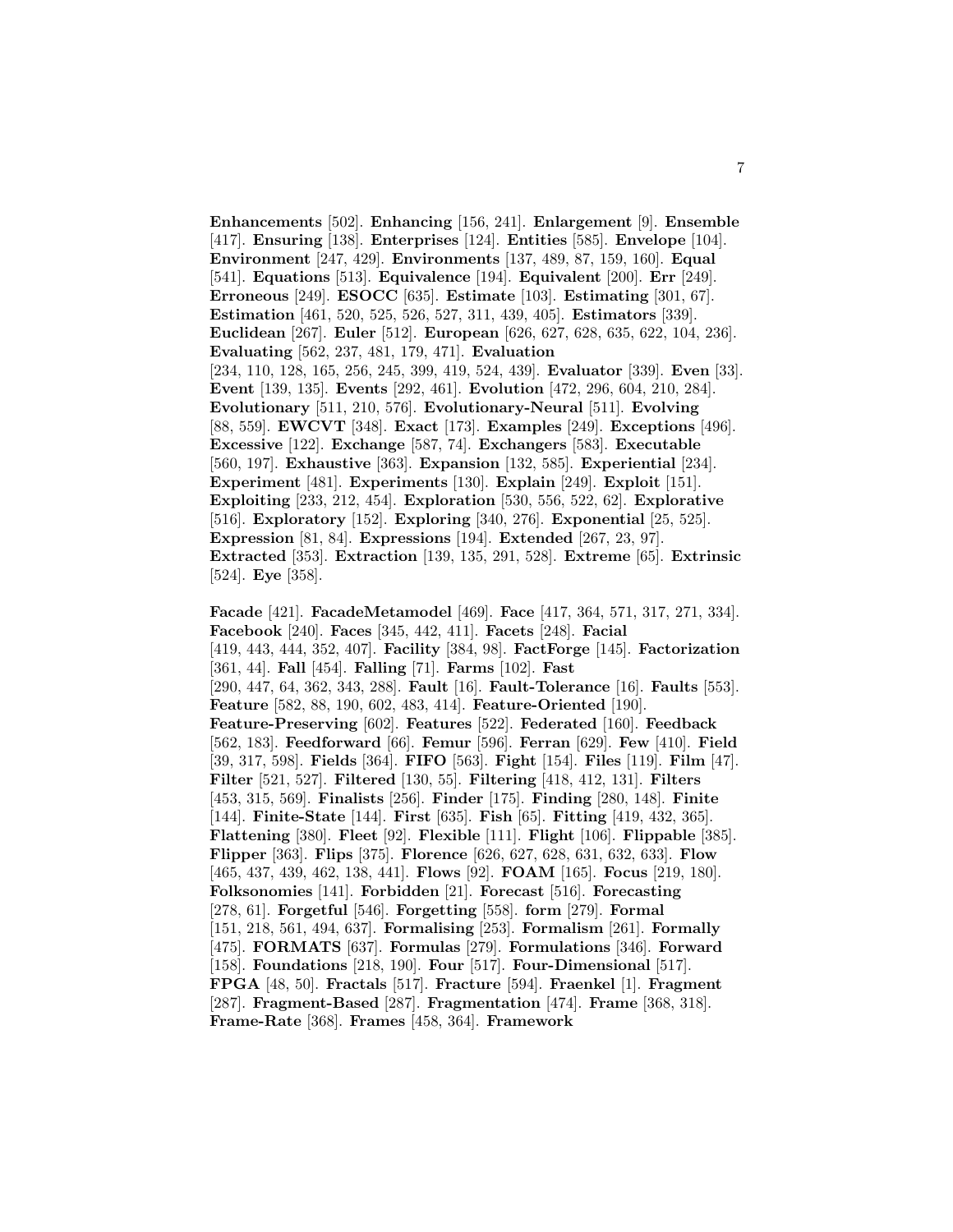**Enhancements** [502]. **Enhancing** [156, 241]. **Enlargement** [9]. **Ensemble** [417]. **Ensuring** [138]. **Enterprises** [124]. **Entities** [585]. **Envelope** [104]. **Environment** [247, 429]. **Environments** [137, 489, 87, 159, 160]. **Equal** [541]. **Equations** [513]. **Equivalence** [194]. **Equivalent** [200]. **Err** [249]. **Erroneous** [249]. **ESOCC** [635]. **Estimate** [103]. **Estimating** [301, 67]. **Estimation** [461, 520, 525, 526, 527, 311, 439, 405]. **Estimators** [339]. **Euclidean** [267]. **Euler** [512]. **European** [626, 627, 628, 635, 622, 104, 236]. **Evaluating** [562, 237, 481, 179, 471]. **Evaluation** [234, 110, 128, 165, 256, 245, 399, 419, 524, 439]. **Evaluator** [339]. **Even** [33]. **Event** [139, 135]. **Events** [292, 461]. **Evolution** [472, 296, 604, 210, 284]. **Evolutionary** [511, 210, 576]. **Evolutionary-Neural** [511]. **Evolving** [88, 559]. **EWCVT** [348]. **Exact** [173]. **Examples** [249]. **Exceptions** [496]. **Excessive** [122]. **Exchange** [587, 74]. **Exchangers** [583]. **Executable** [560, 197]. **Exhaustive** [363]. **Expansion** [132, 585]. **Experiential** [234]. **Experiment** [481]. **Experiments** [130]. **Explain** [249]. **Exploit** [151]. **Exploiting** [233, 212, 454]. **Exploration** [530, 556, 522, 62]. **Explorative** [516]. **Exploratory** [152]. **Exploring** [340, 276]. **Exponential** [25, 525]. **Expression** [81, 84]. **Expressions** [194]. **Extended** [267, 23, 97]. **Extracted** [353]. **Extraction** [139, 135, 291, 528]. **Extreme** [65]. **Extrinsic** [524]. **Eye** [358].

**Facade** [421]. **FacadeMetamodel** [469]. **Face** [417, 364, 571, 317, 271, 334]. **Facebook** [240]. **Faces** [345, 442, 411]. **Facets** [248]. **Facial** [419, 443, 444, 352, 407]. **Facility** [384, 98]. **FactForge** [145]. **Factorization** [361, 44]. **Fall** [454]. **Falling** [71]. **Farms** [102]. **Fast** [290, 447, 64, 362, 343, 288]. **Fault** [16]. **Fault-Tolerance** [16]. **Faults** [553]. **Feature** [582, 88, 190, 602, 483, 414]. **Feature-Oriented** [190]. **Feature-Preserving** [602]. **Features** [522]. **Federated** [160]. **Feedback** [562, 183]. **Feedforward** [66]. **Femur** [596]. **Ferran** [629]. **Few** [410]. **Field** [39, 317, 598]. **Fields** [364]. **FIFO** [563]. **Fight** [154]. **Files** [119]. **Film** [47]. **Filter** [521, 527]. **Filtered** [130, 55]. **Filtering** [418, 412, 131]. **Filters** [453, 315, 569]. **Finalists** [256]. **Finder** [175]. **Finding** [280, 148]. **Finite** [144]. **Finite-State** [144]. **First** [635]. **Fish** [65]. **Fitting** [419, 432, 365]. **Flattening** [380]. **Fleet** [92]. **Flexible** [111]. **Flight** [106]. **Flippable** [385]. **Flipper** [363]. **Flips** [375]. **Florence** [626, 627, 628, 631, 632, 633]. **Flow** [465, 437, 439, 462, 138, 441]. **Flows** [92]. **FOAM** [165]. **Focus** [219, 180]. **Folksonomies** [141]. **Forbidden** [21]. **Forecast** [516]. **Forecasting** [278, 61]. **Forgetful** [546]. **Forgetting** [558]. **form** [279]. **Formal** [151, 218, 561, 494, 637]. **Formalising** [253]. **Formalism** [261]. **Formally** [475]. **FORMATS** [637]. **Formulas** [279]. **Formulations** [346]. **Forward** [158]. **Foundations** [218, 190]. **Four** [517]. **Four-Dimensional** [517]. **FPGA** [48, 50]. **Fractals** [517]. **Fracture** [594]. **Fraenkel** [1]. **Fragment** [287]. **Fragment-Based** [287]. **Fragmentation** [474]. **Frame** [368, 318]. **Frame-Rate** [368]. **Frames** [458, 364]. **Framework**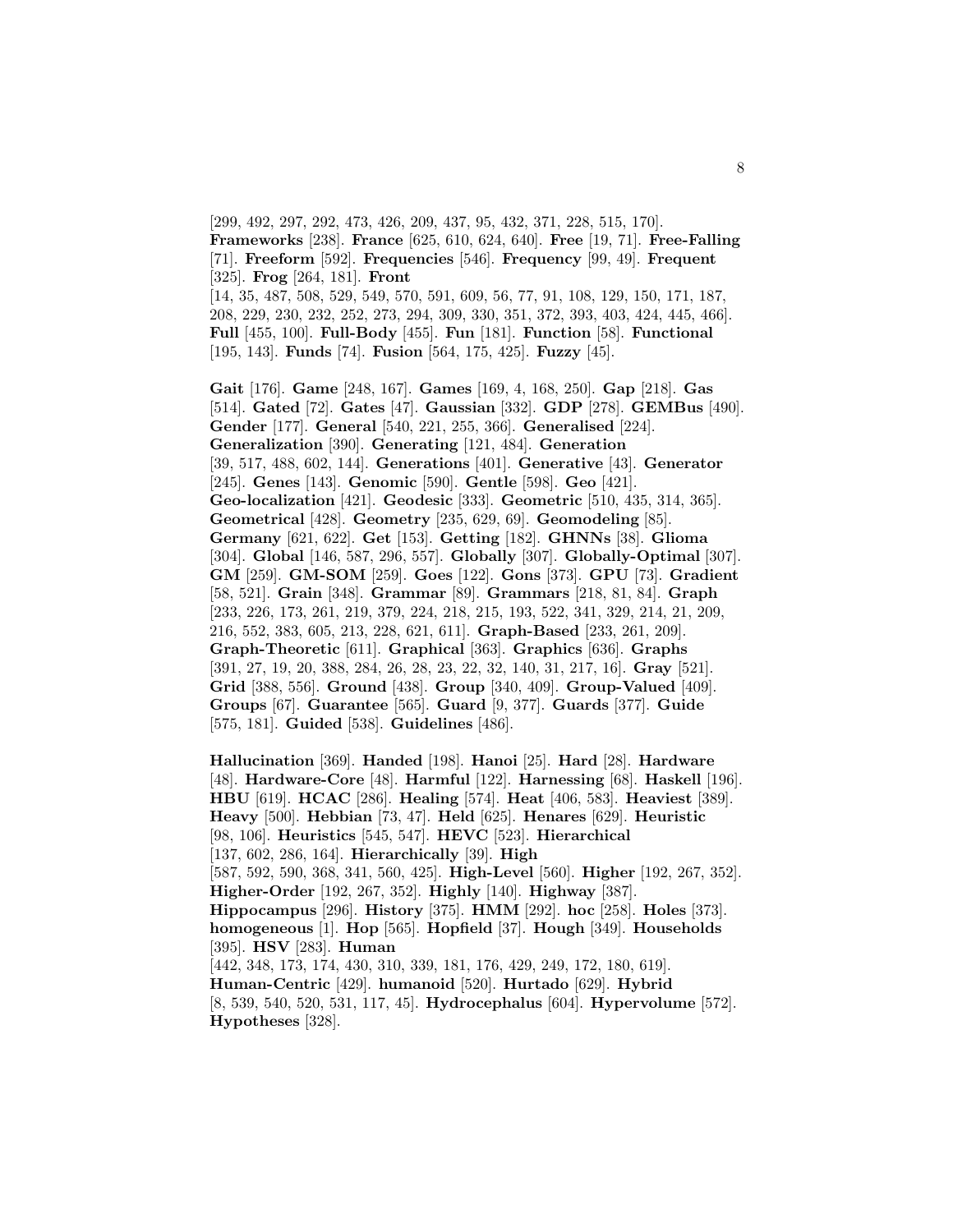[299, 492, 297, 292, 473, 426, 209, 437, 95, 432, 371, 228, 515, 170]. **Frameworks** [238]. **France** [625, 610, 624, 640]. **Free** [19, 71]. **Free-Falling** [71]. **Freeform** [592]. **Frequencies** [546]. **Frequency** [99, 49]. **Frequent** [325]. **Frog** [264, 181]. **Front** [14, 35, 487, 508, 529, 549, 570, 591, 609, 56, 77, 91, 108, 129, 150, 171, 187, 208, 229, 230, 232, 252, 273, 294, 309, 330, 351, 372, 393, 403, 424, 445, 466]. **Full** [455, 100]. **Full-Body** [455]. **Fun** [181]. **Function** [58]. **Functional** [195, 143]. **Funds** [74]. **Fusion** [564, 175, 425]. **Fuzzy** [45].

**Gait** [176]. **Game** [248, 167]. **Games** [169, 4, 168, 250]. **Gap** [218]. **Gas** [514]. **Gated** [72]. **Gates** [47]. **Gaussian** [332]. **GDP** [278]. **GEMBus** [490]. **Gender** [177]. **General** [540, 221, 255, 366]. **Generalised** [224]. **Generalization** [390]. **Generating** [121, 484]. **Generation** [39, 517, 488, 602, 144]. **Generations** [401]. **Generative** [43]. **Generator** [245]. **Genes** [143]. **Genomic** [590]. **Gentle** [598]. **Geo** [421]. **Geo-localization** [421]. **Geodesic** [333]. **Geometric** [510, 435, 314, 365]. **Geometrical** [428]. **Geometry** [235, 629, 69]. **Geomodeling** [85]. **Germany** [621, 622]. **Get** [153]. **Getting** [182]. **GHNNs** [38]. **Glioma** [304]. **Global** [146, 587, 296, 557]. **Globally** [307]. **Globally-Optimal** [307]. **GM** [259]. **GM-SOM** [259]. **Goes** [122]. **Gons** [373]. **GPU** [73]. **Gradient** [58, 521]. **Grain** [348]. **Grammar** [89]. **Grammars** [218, 81, 84]. **Graph** [233, 226, 173, 261, 219, 379, 224, 218, 215, 193, 522, 341, 329, 214, 21, 209, 216, 552, 383, 605, 213, 228, 621, 611]. **Graph-Based** [233, 261, 209]. **Graph-Theoretic** [611]. **Graphical** [363]. **Graphics** [636]. **Graphs** [391, 27, 19, 20, 388, 284, 26, 28, 23, 22, 32, 140, 31, 217, 16]. **Gray** [521]. **Grid** [388, 556]. **Ground** [438]. **Group** [340, 409]. **Group-Valued** [409]. **Groups** [67]. **Guarantee** [565]. **Guard** [9, 377]. **Guards** [377]. **Guide** [575, 181]. **Guided** [538]. **Guidelines** [486].

**Hallucination** [369]. **Handed** [198]. **Hanoi** [25]. **Hard** [28]. **Hardware** [48]. **Hardware-Core** [48]. **Harmful** [122]. **Harnessing** [68]. **Haskell** [196]. **HBU** [619]. **HCAC** [286]. **Healing** [574]. **Heat** [406, 583]. **Heaviest** [389]. **Heavy** [500]. **Hebbian** [73, 47]. **Held** [625]. **Henares** [629]. **Heuristic** [98, 106]. **Heuristics** [545, 547]. **HEVC** [523]. **Hierarchical** [137, 602, 286, 164]. **Hierarchically** [39]. **High** [587, 592, 590, 368, 341, 560, 425]. **High-Level** [560]. **Higher** [192, 267, 352]. **Higher-Order** [192, 267, 352]. **Highly** [140]. **Highway** [387]. **Hippocampus** [296]. **History** [375]. **HMM** [292]. **hoc** [258]. **Holes** [373]. **homogeneous** [1]. **Hop** [565]. **Hopfield** [37]. **Hough** [349]. **Households** [395]. **HSV** [283]. **Human** [442, 348, 173, 174, 430, 310, 339, 181, 176, 429, 249, 172, 180, 619]. **Human-Centric** [429]. **humanoid** [520]. **Hurtado** [629]. **Hybrid** [8, 539, 540, 520, 531, 117, 45]. **Hydrocephalus** [604]. **Hypervolume** [572]. **Hypotheses** [328].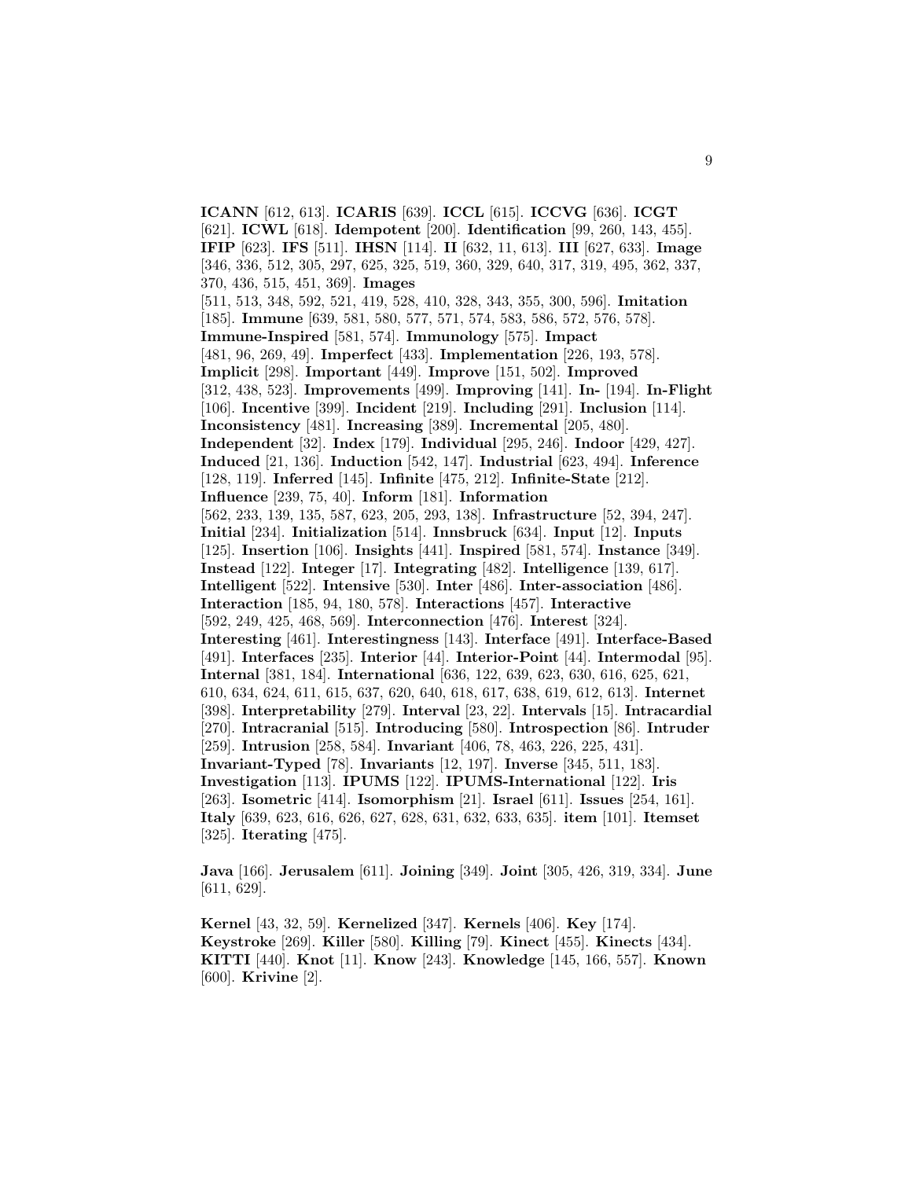**ICANN** [612, 613]. **ICARIS** [639]. **ICCL** [615]. **ICCVG** [636]. **ICGT** [621]. **ICWL** [618]. **Idempotent** [200]. **Identification** [99, 260, 143, 455]. **IFIP** [623]. **IFS** [511]. **IHSN** [114]. **II** [632, 11, 613]. **III** [627, 633]. **Image** [346, 336, 512, 305, 297, 625, 325, 519, 360, 329, 640, 317, 319, 495, 362, 337, 370, 436, 515, 451, 369]. **Images** [511, 513, 348, 592, 521, 419, 528, 410, 328, 343, 355, 300, 596]. **Imitation** [185]. **Immune** [639, 581, 580, 577, 571, 574, 583, 586, 572, 576, 578]. **Immune-Inspired** [581, 574]. **Immunology** [575]. **Impact** [481, 96, 269, 49]. **Imperfect** [433]. **Implementation** [226, 193, 578]. **Implicit** [298]. **Important** [449]. **Improve** [151, 502]. **Improved** [312, 438, 523]. **Improvements** [499]. **Improving** [141]. **In-** [194]. **In-Flight** [106]. **Incentive** [399]. **Incident** [219]. **Including** [291]. **Inclusion** [114]. **Inconsistency** [481]. **Increasing** [389]. **Incremental** [205, 480]. **Independent** [32]. **Index** [179]. **Individual** [295, 246]. **Indoor** [429, 427]. **Induced** [21, 136]. **Induction** [542, 147]. **Industrial** [623, 494]. **Inference** [128, 119]. **Inferred** [145]. **Infinite** [475, 212]. **Infinite-State** [212]. **Influence** [239, 75, 40]. **Inform** [181]. **Information** [562, 233, 139, 135, 587, 623, 205, 293, 138]. **Infrastructure** [52, 394, 247]. **Initial** [234]. **Initialization** [514]. **Innsbruck** [634]. **Input** [12]. **Inputs** [125]. **Insertion** [106]. **Insights** [441]. **Inspired** [581, 574]. **Instance** [349]. **Instead** [122]. **Integer** [17]. **Integrating** [482]. **Intelligence** [139, 617]. **Intelligent** [522]. **Intensive** [530]. **Inter** [486]. **Inter-association** [486]. **Interaction** [185, 94, 180, 578]. **Interactions** [457]. **Interactive** [592, 249, 425, 468, 569]. **Interconnection** [476]. **Interest** [324]. **Interesting** [461]. **Interestingness** [143]. **Interface** [491]. **Interface-Based** [491]. **Interfaces** [235]. **Interior** [44]. **Interior-Point** [44]. **Intermodal** [95]. **Internal** [381, 184]. **International** [636, 122, 639, 623, 630, 616, 625, 621, 610, 634, 624, 611, 615, 637, 620, 640, 618, 617, 638, 619, 612, 613]. **Internet** [398]. **Interpretability** [279]. **Interval** [23, 22]. **Intervals** [15]. **Intracardial** [270]. **Intracranial** [515]. **Introducing** [580]. **Introspection** [86]. **Intruder** [259]. **Intrusion** [258, 584]. **Invariant** [406, 78, 463, 226, 225, 431]. **Invariant-Typed** [78]. **Invariants** [12, 197]. **Inverse** [345, 511, 183]. **Investigation** [113]. **IPUMS** [122]. **IPUMS-International** [122]. **Iris** [263]. **Isometric** [414]. **Isomorphism** [21]. **Israel** [611]. **Issues** [254, 161]. **Italy** [639, 623, 616, 626, 627, 628, 631, 632, 633, 635]. **item** [101]. **Itemset** [325]. **Iterating** [475].

**Java** [166]. **Jerusalem** [611]. **Joining** [349]. **Joint** [305, 426, 319, 334]. **June** [611, 629].

**Kernel** [43, 32, 59]. **Kernelized** [347]. **Kernels** [406]. **Key** [174]. **Keystroke** [269]. **Killer** [580]. **Killing** [79]. **Kinect** [455]. **Kinects** [434]. **KITTI** [440]. **Knot** [11]. **Know** [243]. **Knowledge** [145, 166, 557]. **Known** [600]. **Krivine** [2].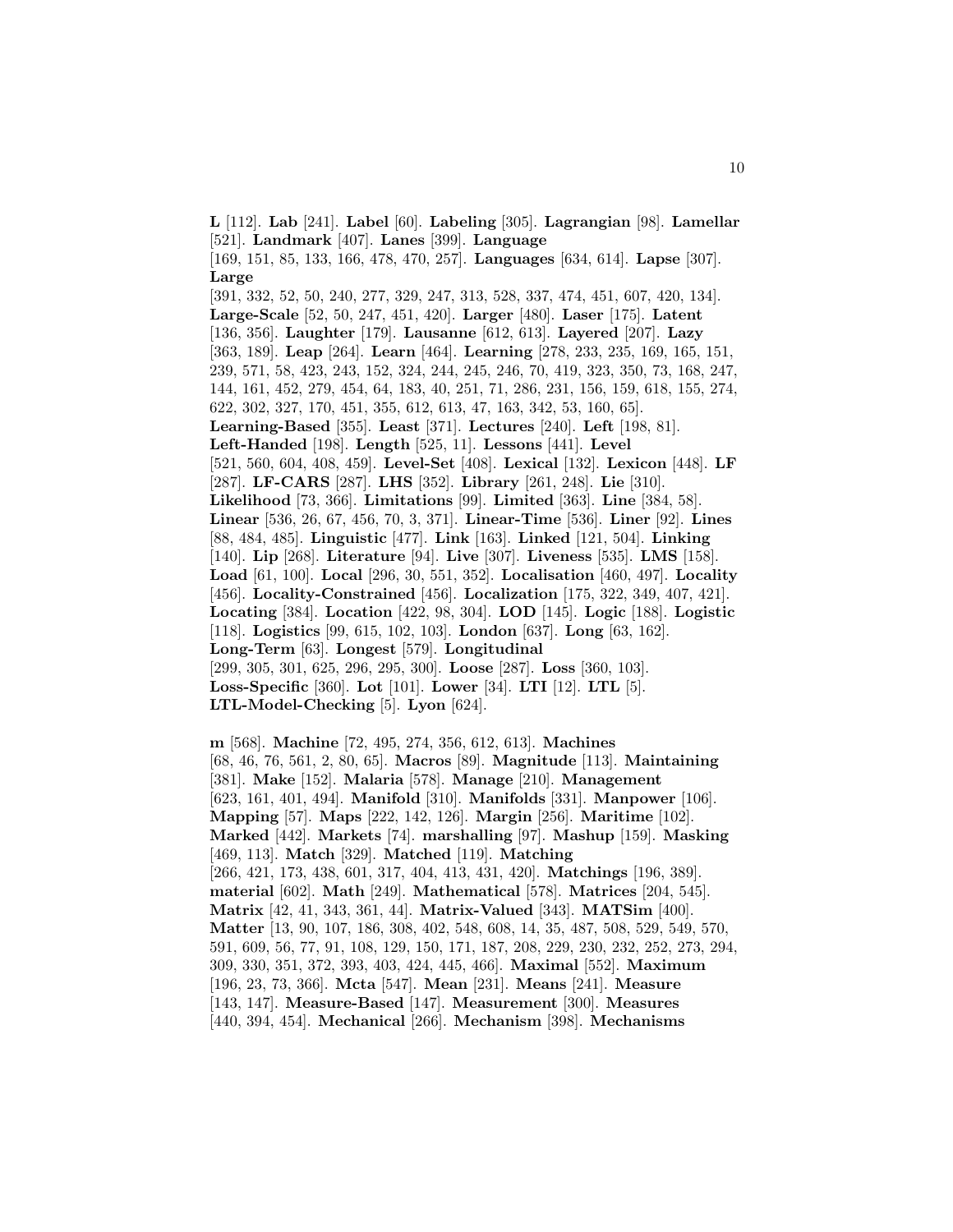**L** [112]. **Lab** [241]. **Label** [60]. **Labeling** [305]. **Lagrangian** [98]. **Lamellar** [521]. **Landmark** [407]. **Lanes** [399]. **Language** [169, 151, 85, 133, 166, 478, 470, 257]. **Languages** [634, 614]. **Lapse** [307]. **Large** [391, 332, 52, 50, 240, 277, 329, 247, 313, 528, 337, 474, 451, 607, 420, 134]. **Large-Scale** [52, 50, 247, 451, 420]. **Larger** [480]. **Laser** [175]. **Latent** [136, 356]. **Laughter** [179]. **Lausanne** [612, 613]. **Layered** [207]. **Lazy** [363, 189]. **Leap** [264]. **Learn** [464]. **Learning** [278, 233, 235, 169, 165, 151, 239, 571, 58, 423, 243, 152, 324, 244, 245, 246, 70, 419, 323, 350, 73, 168, 247, 144, 161, 452, 279, 454, 64, 183, 40, 251, 71, 286, 231, 156, 159, 618, 155, 274, 622, 302, 327, 170, 451, 355, 612, 613, 47, 163, 342, 53, 160, 65]. **Learning-Based** [355]. **Least** [371]. **Lectures** [240]. **Left** [198, 81]. **Left-Handed** [198]. **Length** [525, 11]. **Lessons** [441]. **Level** [521, 560, 604, 408, 459]. **Level-Set** [408]. **Lexical** [132]. **Lexicon** [448]. **LF** [287]. **LF-CARS** [287]. **LHS** [352]. **Library** [261, 248]. **Lie** [310]. **Likelihood** [73, 366]. **Limitations** [99]. **Limited** [363]. **Line** [384, 58]. **Linear** [536, 26, 67, 456, 70, 3, 371]. **Linear-Time** [536]. **Liner** [92]. **Lines** [88, 484, 485]. **Linguistic** [477]. **Link** [163]. **Linked** [121, 504]. **Linking** [140]. **Lip** [268]. **Literature** [94]. **Live** [307]. **Liveness** [535]. **LMS** [158]. **Load** [61, 100]. **Local** [296, 30, 551, 352]. **Localisation** [460, 497]. **Locality** [456]. **Locality-Constrained** [456]. **Localization** [175, 322, 349, 407, 421]. **Locating** [384]. **Location** [422, 98, 304]. **LOD** [145]. **Logic** [188]. **Logistic** [118]. **Logistics** [99, 615, 102, 103]. **London** [637]. **Long** [63, 162]. **Long-Term** [63]. **Longest** [579]. **Longitudinal** [299, 305, 301, 625, 296, 295, 300]. **Loose** [287]. **Loss** [360, 103]. **Loss-Specific** [360]. **Lot** [101]. **Lower** [34]. **LTI** [12]. **LTL** [5]. **LTL-Model-Checking** [5]. **Lyon** [624].

**m** [568]. **Machine** [72, 495, 274, 356, 612, 613]. **Machines** [68, 46, 76, 561, 2, 80, 65]. **Macros** [89]. **Magnitude** [113]. **Maintaining** [381]. **Make** [152]. **Malaria** [578]. **Manage** [210]. **Management** [623, 161, 401, 494]. **Manifold** [310]. **Manifolds** [331]. **Manpower** [106]. **Mapping** [57]. **Maps** [222, 142, 126]. **Margin** [256]. **Maritime** [102]. **Marked** [442]. **Markets** [74]. **marshalling** [97]. **Mashup** [159]. **Masking** [469, 113]. **Match** [329]. **Matched** [119]. **Matching** [266, 421, 173, 438, 601, 317, 404, 413, 431, 420]. **Matchings** [196, 389]. **material** [602]. **Math** [249]. **Mathematical** [578]. **Matrices** [204, 545]. **Matrix** [42, 41, 343, 361, 44]. **Matrix-Valued** [343]. **MATSim** [400]. **Matter** [13, 90, 107, 186, 308, 402, 548, 608, 14, 35, 487, 508, 529, 549, 570, 591, 609, 56, 77, 91, 108, 129, 150, 171, 187, 208, 229, 230, 232, 252, 273, 294, 309, 330, 351, 372, 393, 403, 424, 445, 466]. **Maximal** [552]. **Maximum** [196, 23, 73, 366]. **Mcta** [547]. **Mean** [231]. **Means** [241]. **Measure** [143, 147]. **Measure-Based** [147]. **Measurement** [300]. **Measures** [440, 394, 454]. **Mechanical** [266]. **Mechanism** [398]. **Mechanisms**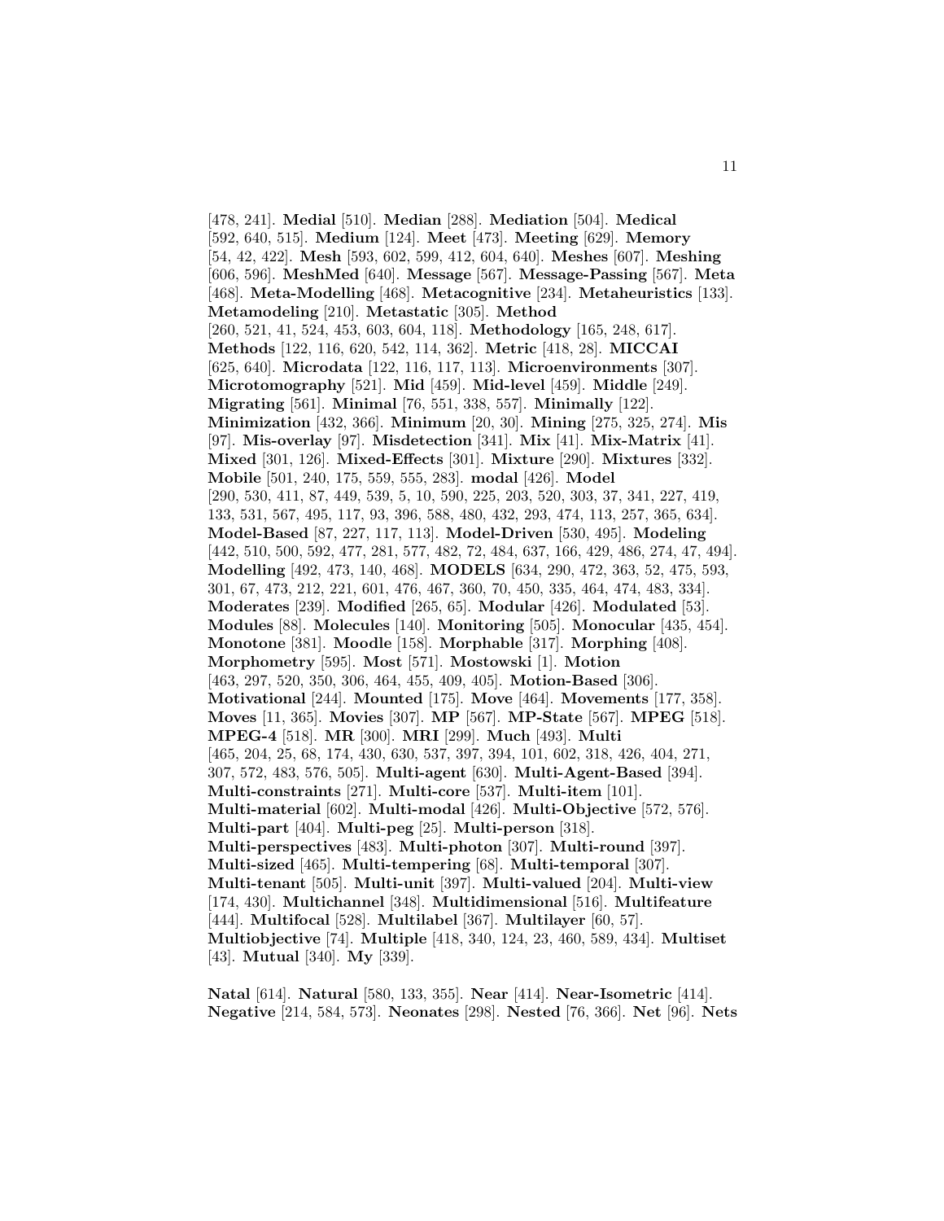[478, 241]. **Medial** [510]. **Median** [288]. **Mediation** [504]. **Medical** [592, 640, 515]. **Medium** [124]. **Meet** [473]. **Meeting** [629]. **Memory** [54, 42, 422]. **Mesh** [593, 602, 599, 412, 604, 640]. **Meshes** [607]. **Meshing** [606, 596]. **MeshMed** [640]. **Message** [567]. **Message-Passing** [567]. **Meta** [468]. **Meta-Modelling** [468]. **Metacognitive** [234]. **Metaheuristics** [133]. **Metamodeling** [210]. **Metastatic** [305]. **Method** [260, 521, 41, 524, 453, 603, 604, 118]. **Methodology** [165, 248, 617]. **Methods** [122, 116, 620, 542, 114, 362]. **Metric** [418, 28]. **MICCAI** [625, 640]. **Microdata** [122, 116, 117, 113]. **Microenvironments** [307]. **Microtomography** [521]. **Mid** [459]. **Mid-level** [459]. **Middle** [249]. **Migrating** [561]. **Minimal** [76, 551, 338, 557]. **Minimally** [122]. **Minimization** [432, 366]. **Minimum** [20, 30]. **Mining** [275, 325, 274]. **Mis** [97]. **Mis-overlay** [97]. **Misdetection** [341]. **Mix** [41]. **Mix-Matrix** [41]. **Mixed** [301, 126]. **Mixed-Effects** [301]. **Mixture** [290]. **Mixtures** [332]. **Mobile** [501, 240, 175, 559, 555, 283]. **modal** [426]. **Model** [290, 530, 411, 87, 449, 539, 5, 10, 590, 225, 203, 520, 303, 37, 341, 227, 419, 133, 531, 567, 495, 117, 93, 396, 588, 480, 432, 293, 474, 113, 257, 365, 634]. **Model-Based** [87, 227, 117, 113]. **Model-Driven** [530, 495]. **Modeling** [442, 510, 500, 592, 477, 281, 577, 482, 72, 484, 637, 166, 429, 486, 274, 47, 494]. **Modelling** [492, 473, 140, 468]. **MODELS** [634, 290, 472, 363, 52, 475, 593, 301, 67, 473, 212, 221, 601, 476, 467, 360, 70, 450, 335, 464, 474, 483, 334]. **Moderates** [239]. **Modified** [265, 65]. **Modular** [426]. **Modulated** [53]. **Modules** [88]. **Molecules** [140]. **Monitoring** [505]. **Monocular** [435, 454]. **Monotone** [381]. **Moodle** [158]. **Morphable** [317]. **Morphing** [408]. **Morphometry** [595]. **Most** [571]. **Mostowski** [1]. **Motion** [463, 297, 520, 350, 306, 464, 455, 409, 405]. **Motion-Based** [306]. **Motivational** [244]. **Mounted** [175]. **Move** [464]. **Movements** [177, 358]. **Moves** [11, 365]. **Movies** [307]. **MP** [567]. **MP-State** [567]. **MPEG** [518]. **MPEG-4** [518]. **MR** [300]. **MRI** [299]. **Much** [493]. **Multi** [465, 204, 25, 68, 174, 430, 630, 537, 397, 394, 101, 602, 318, 426, 404, 271, 307, 572, 483, 576, 505]. **Multi-agent** [630]. **Multi-Agent-Based** [394]. **Multi-constraints** [271]. **Multi-core** [537]. **Multi-item** [101]. **Multi-material** [602]. **Multi-modal** [426]. **Multi-Objective** [572, 576]. **Multi-part** [404]. **Multi-peg** [25]. **Multi-person** [318]. **Multi-perspectives** [483]. **Multi-photon** [307]. **Multi-round** [397]. **Multi-sized** [465]. **Multi-tempering** [68]. **Multi-temporal** [307]. **Multi-tenant** [505]. **Multi-unit** [397]. **Multi-valued** [204]. **Multi-view** [174, 430]. **Multichannel** [348]. **Multidimensional** [516]. **Multifeature** [444]. **Multifocal** [528]. **Multilabel** [367]. **Multilayer** [60, 57]. **Multiobjective** [74]. **Multiple** [418, 340, 124, 23, 460, 589, 434]. **Multiset** [43]. **Mutual** [340]. **My** [339].

**Natal** [614]. **Natural** [580, 133, 355]. **Near** [414]. **Near-Isometric** [414]. **Negative** [214, 584, 573]. **Neonates** [298]. **Nested** [76, 366]. **Net** [96]. **Nets**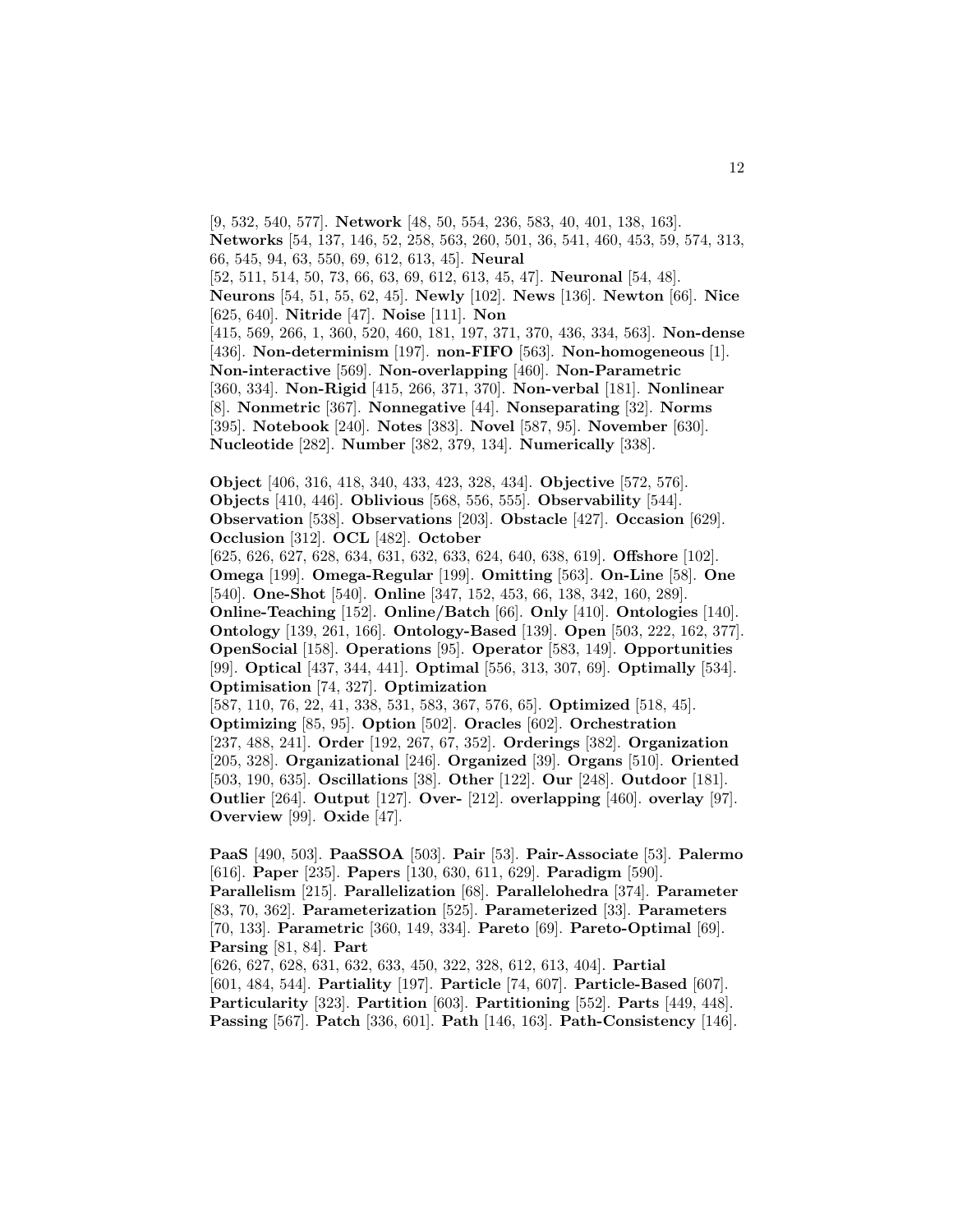[9, 532, 540, 577]. **Network** [48, 50, 554, 236, 583, 40, 401, 138, 163]. **Networks** [54, 137, 146, 52, 258, 563, 260, 501, 36, 541, 460, 453, 59, 574, 313, 66, 545, 94, 63, 550, 69, 612, 613, 45]. **Neural** [52, 511, 514, 50, 73, 66, 63, 69, 612, 613, 45, 47]. **Neuronal** [54, 48]. **Neurons** [54, 51, 55, 62, 45]. **Newly** [102]. **News** [136]. **Newton** [66]. **Nice** [625, 640]. **Nitride** [47]. **Noise** [111]. **Non** [415, 569, 266, 1, 360, 520, 460, 181, 197, 371, 370, 436, 334, 563]. **Non-dense** [436]. **Non-determinism** [197]. **non-FIFO** [563]. **Non-homogeneous** [1]. **Non-interactive** [569]. **Non-overlapping** [460]. **Non-Parametric** [360, 334]. **Non-Rigid** [415, 266, 371, 370]. **Non-verbal** [181]. **Nonlinear** [8]. **Nonmetric** [367]. **Nonnegative** [44]. **Nonseparating** [32]. **Norms** [395]. **Notebook** [240]. **Notes** [383]. **Novel** [587, 95]. **November** [630]. **Nucleotide** [282]. **Number** [382, 379, 134]. **Numerically** [338].

**Object** [406, 316, 418, 340, 433, 423, 328, 434]. **Objective** [572, 576]. **Objects** [410, 446]. **Oblivious** [568, 556, 555]. **Observability** [544]. **Observation** [538]. **Observations** [203]. **Obstacle** [427]. **Occasion** [629]. **Occlusion** [312]. **OCL** [482]. **October** [625, 626, 627, 628, 634, 631, 632, 633, 624, 640, 638, 619]. **Offshore** [102]. **Omega** [199]. **Omega-Regular** [199]. **Omitting** [563]. **On-Line** [58]. **One** [540]. **One-Shot** [540]. **Online** [347, 152, 453, 66, 138, 342, 160, 289]. **Online-Teaching** [152]. **Online/Batch** [66]. **Only** [410]. **Ontologies** [140]. **Ontology** [139, 261, 166]. **Ontology-Based** [139]. **Open** [503, 222, 162, 377]. **OpenSocial** [158]. **Operations** [95]. **Operator** [583, 149]. **Opportunities** [99]. **Optical** [437, 344, 441]. **Optimal** [556, 313, 307, 69]. **Optimally** [534]. **Optimisation** [74, 327]. **Optimization** [587, 110, 76, 22, 41, 338, 531, 583, 367, 576, 65]. **Optimized** [518, 45]. **Optimizing** [85, 95]. **Option** [502]. **Oracles** [602]. **Orchestration** [237, 488, 241]. **Order** [192, 267, 67, 352]. **Orderings** [382]. **Organization** [205, 328]. **Organizational** [246]. **Organized** [39]. **Organs** [510]. **Oriented** [503, 190, 635]. **Oscillations** [38]. **Other** [122]. **Our** [248]. **Outdoor** [181]. **Outlier** [264]. **Output** [127]. **Over-** [212]. **overlapping** [460]. **overlay** [97]. **Overview** [99]. **Oxide** [47].

**PaaS** [490, 503]. **PaaSSOA** [503]. **Pair** [53]. **Pair-Associate** [53]. **Palermo** [616]. **Paper** [235]. **Papers** [130, 630, 611, 629]. **Paradigm** [590]. **Parallelism** [215]. **Parallelization** [68]. **Parallelohedra** [374]. **Parameter** [83, 70, 362]. **Parameterization** [525]. **Parameterized** [33]. **Parameters** [70, 133]. **Parametric** [360, 149, 334]. **Pareto** [69]. **Pareto-Optimal** [69]. **Parsing** [81, 84]. **Part** [626, 627, 628, 631, 632, 633, 450, 322, 328, 612, 613, 404]. **Partial** [601, 484, 544]. **Partiality** [197]. **Particle** [74, 607]. **Particle-Based** [607]. **Particularity** [323]. **Partition** [603]. **Partitioning** [552]. **Parts** [449, 448]. **Passing** [567]. **Patch** [336, 601]. **Path** [146, 163]. **Path-Consistency** [146].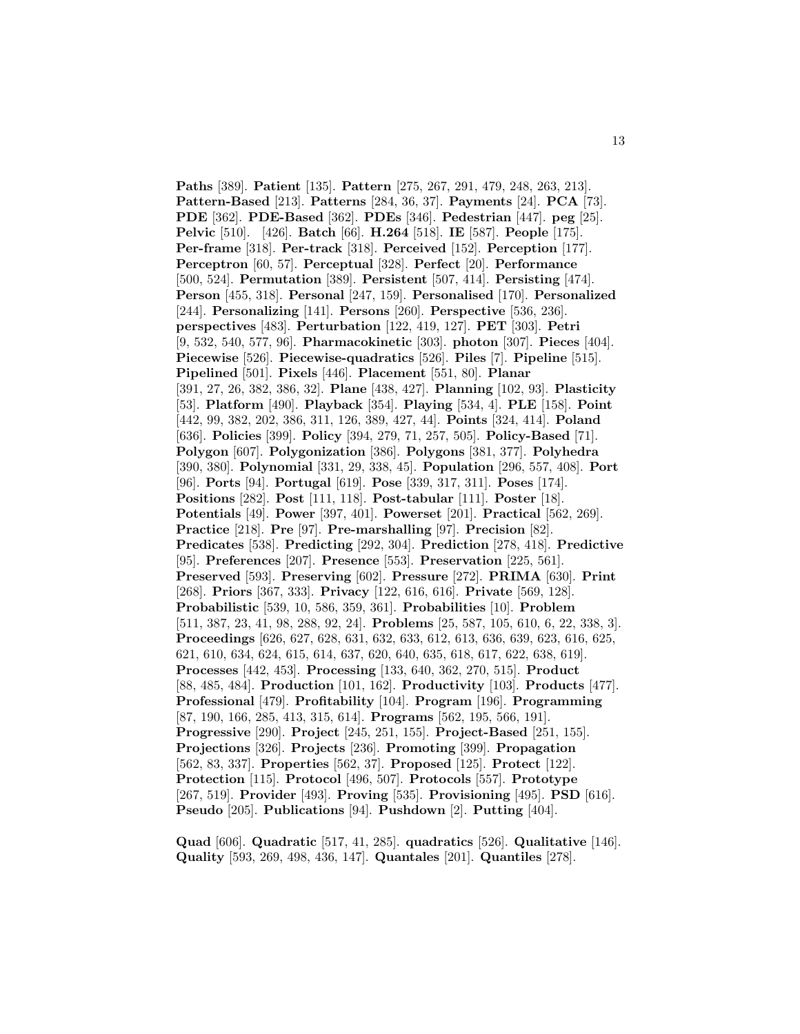**Paths** [389]. **Patient** [135]. **Pattern** [275, 267, 291, 479, 248, 263, 213]. **Pattern-Based** [213]. **Patterns** [284, 36, 37]. **Payments** [24]. **PCA** [73]. **PDE** [362]. **PDE-Based** [362]. **PDEs** [346]. **Pedestrian** [447]. **peg** [25]. **Pelvic** [510]. [426]. **Batch** [66]. **H.264** [518]. **IE** [587]. **People** [175]. **Per-frame** [318]. **Per-track** [318]. **Perceived** [152]. **Perception** [177]. **Perceptron** [60, 57]. **Perceptual** [328]. **Perfect** [20]. **Performance** [500, 524]. **Permutation** [389]. **Persistent** [507, 414]. **Persisting** [474]. **Person** [455, 318]. **Personal** [247, 159]. **Personalised** [170]. **Personalized** [244]. **Personalizing** [141]. **Persons** [260]. **Perspective** [536, 236]. **perspectives** [483]. **Perturbation** [122, 419, 127]. **PET** [303]. **Petri** [9, 532, 540, 577, 96]. **Pharmacokinetic** [303]. **photon** [307]. **Pieces** [404]. **Piecewise** [526]. **Piecewise-quadratics** [526]. **Piles** [7]. **Pipeline** [515]. **Pipelined** [501]. **Pixels** [446]. **Placement** [551, 80]. **Planar** [391, 27, 26, 382, 386, 32]. **Plane** [438, 427]. **Planning** [102, 93]. **Plasticity** [53]. **Platform** [490]. **Playback** [354]. **Playing** [534, 4]. **PLE** [158]. **Point** [442, 99, 382, 202, 386, 311, 126, 389, 427, 44]. **Points** [324, 414]. **Poland** [636]. **Policies** [399]. **Policy** [394, 279, 71, 257, 505]. **Policy-Based** [71]. **Polygon** [607]. **Polygonization** [386]. **Polygons** [381, 377]. **Polyhedra** [390, 380]. **Polynomial** [331, 29, 338, 45]. **Population** [296, 557, 408]. **Port** [96]. **Ports** [94]. **Portugal** [619]. **Pose** [339, 317, 311]. **Poses** [174]. **Positions** [282]. **Post** [111, 118]. **Post-tabular** [111]. **Poster** [18]. **Potentials** [49]. **Power** [397, 401]. **Powerset** [201]. **Practical** [562, 269]. **Practice** [218]. **Pre** [97]. **Pre-marshalling** [97]. **Precision** [82]. **Predicates** [538]. **Predicting** [292, 304]. **Prediction** [278, 418]. **Predictive** [95]. **Preferences** [207]. **Presence** [553]. **Preservation** [225, 561]. **Preserved** [593]. **Preserving** [602]. **Pressure** [272]. **PRIMA** [630]. **Print** [268]. **Priors** [367, 333]. **Privacy** [122, 616, 616]. **Private** [569, 128]. **Probabilistic** [539, 10, 586, 359, 361]. **Probabilities** [10]. **Problem** [511, 387, 23, 41, 98, 288, 92, 24]. **Problems** [25, 587, 105, 610, 6, 22, 338, 3]. **Proceedings** [626, 627, 628, 631, 632, 633, 612, 613, 636, 639, 623, 616, 625, 621, 610, 634, 624, 615, 614, 637, 620, 640, 635, 618, 617, 622, 638, 619]. **Processes** [442, 453]. **Processing** [133, 640, 362, 270, 515]. **Product** [88, 485, 484]. **Production** [101, 162]. **Productivity** [103]. **Products** [477]. **Professional** [479]. **Profitability** [104]. **Program** [196]. **Programming** [87, 190, 166, 285, 413, 315, 614]. **Programs** [562, 195, 566, 191]. **Progressive** [290]. **Project** [245, 251, 155]. **Project-Based** [251, 155]. **Projections** [326]. **Projects** [236]. **Promoting** [399]. **Propagation** [562, 83, 337]. **Properties** [562, 37]. **Proposed** [125]. **Protect** [122]. **Protection** [115]. **Protocol** [496, 507]. **Protocols** [557]. **Prototype** [267, 519]. **Provider** [493]. **Proving** [535]. **Provisioning** [495]. **PSD** [616]. **Pseudo** [205]. **Publications** [94]. **Pushdown** [2]. **Putting** [404].

**Quad** [606]. **Quadratic** [517, 41, 285]. **quadratics** [526]. **Qualitative** [146]. **Quality** [593, 269, 498, 436, 147]. **Quantales** [201]. **Quantiles** [278].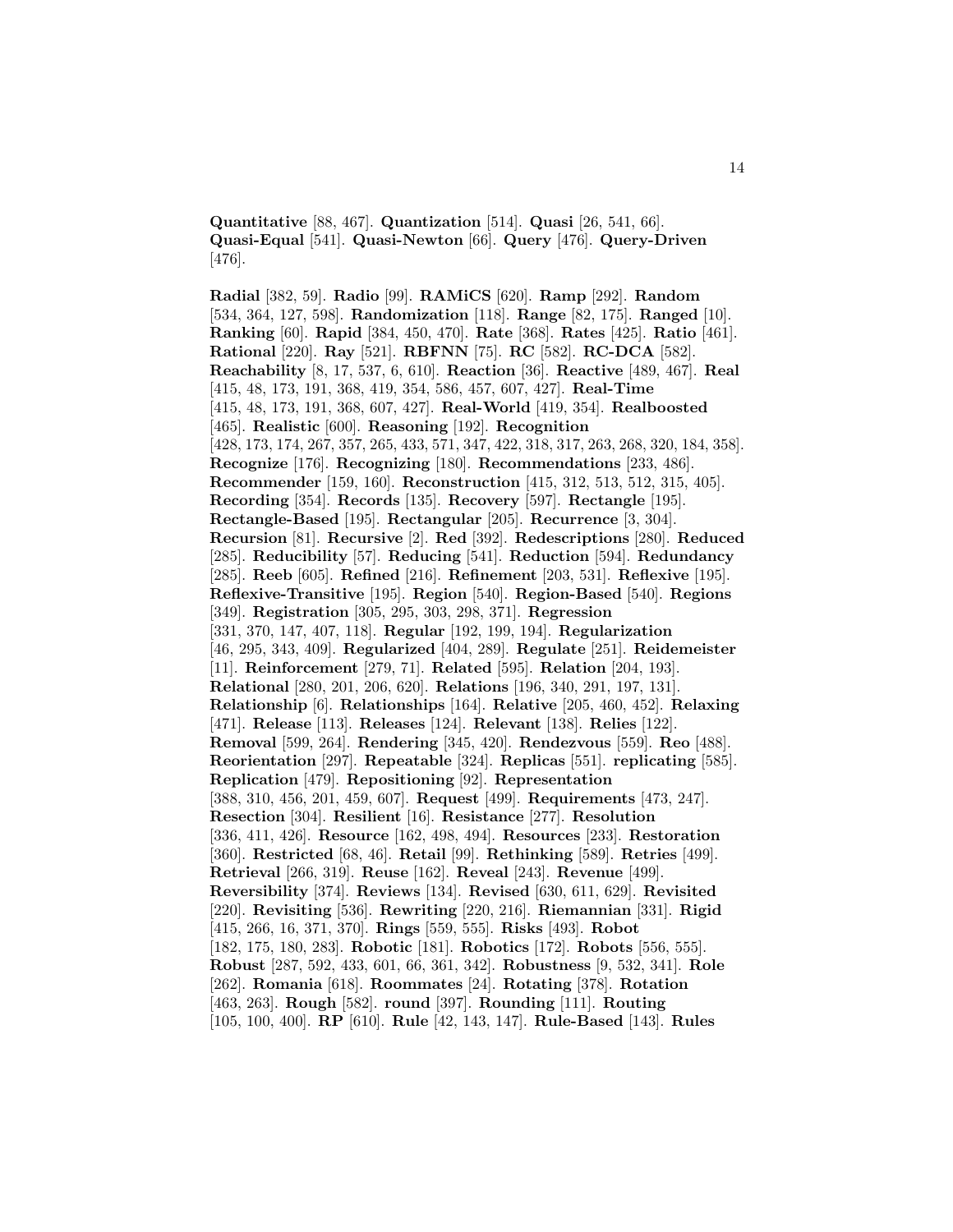**Quantitative** [88, 467]. **Quantization** [514]. **Quasi** [26, 541, 66]. **Quasi-Equal** [541]. **Quasi-Newton** [66]. **Query** [476]. **Query-Driven** [476].

**Radial** [382, 59]. **Radio** [99]. **RAMiCS** [620]. **Ramp** [292]. **Random** [534, 364, 127, 598]. **Randomization** [118]. **Range** [82, 175]. **Ranged** [10]. **Ranking** [60]. **Rapid** [384, 450, 470]. **Rate** [368]. **Rates** [425]. **Ratio** [461]. **Rational** [220]. **Ray** [521]. **RBFNN** [75]. **RC** [582]. **RC-DCA** [582]. **Reachability** [8, 17, 537, 6, 610]. **Reaction** [36]. **Reactive** [489, 467]. **Real** [415, 48, 173, 191, 368, 419, 354, 586, 457, 607, 427]. **Real-Time** [415, 48, 173, 191, 368, 607, 427]. **Real-World** [419, 354]. **Realboosted** [465]. **Realistic** [600]. **Reasoning** [192]. **Recognition** [428, 173, 174, 267, 357, 265, 433, 571, 347, 422, 318, 317, 263, 268, 320, 184, 358]. **Recognize** [176]. **Recognizing** [180]. **Recommendations** [233, 486]. **Recommender** [159, 160]. **Reconstruction** [415, 312, 513, 512, 315, 405]. **Recording** [354]. **Records** [135]. **Recovery** [597]. **Rectangle** [195]. **Rectangle-Based** [195]. **Rectangular** [205]. **Recurrence** [3, 304]. **Recursion** [81]. **Recursive** [2]. **Red** [392]. **Redescriptions** [280]. **Reduced** [285]. **Reducibility** [57]. **Reducing** [541]. **Reduction** [594]. **Redundancy** [285]. **Reeb** [605]. **Refined** [216]. **Refinement** [203, 531]. **Reflexive** [195]. **Reflexive-Transitive** [195]. **Region** [540]. **Region-Based** [540]. **Regions** [349]. **Registration** [305, 295, 303, 298, 371]. **Regression** [331, 370, 147, 407, 118]. **Regular** [192, 199, 194]. **Regularization** [46, 295, 343, 409]. **Regularized** [404, 289]. **Regulate** [251]. **Reidemeister** [11]. **Reinforcement** [279, 71]. **Related** [595]. **Relation** [204, 193]. **Relational** [280, 201, 206, 620]. **Relations** [196, 340, 291, 197, 131]. **Relationship** [6]. **Relationships** [164]. **Relative** [205, 460, 452]. **Relaxing** [471]. **Release** [113]. **Releases** [124]. **Relevant** [138]. **Relies** [122]. **Removal** [599, 264]. **Rendering** [345, 420]. **Rendezvous** [559]. **Reo** [488]. **Reorientation** [297]. **Repeatable** [324]. **Replicas** [551]. **replicating** [585]. **Replication** [479]. **Repositioning** [92]. **Representation** [388, 310, 456, 201, 459, 607]. **Request** [499]. **Requirements** [473, 247]. **Resection** [304]. **Resilient** [16]. **Resistance** [277]. **Resolution** [336, 411, 426]. **Resource** [162, 498, 494]. **Resources** [233]. **Restoration** [360]. **Restricted** [68, 46]. **Retail** [99]. **Rethinking** [589]. **Retries** [499]. **Retrieval** [266, 319]. **Reuse** [162]. **Reveal** [243]. **Revenue** [499]. **Reversibility** [374]. **Reviews** [134]. **Revised** [630, 611, 629]. **Revisited** [220]. **Revisiting** [536]. **Rewriting** [220, 216]. **Riemannian** [331]. **Rigid** [415, 266, 16, 371, 370]. **Rings** [559, 555]. **Risks** [493]. **Robot** [182, 175, 180, 283]. **Robotic** [181]. **Robotics** [172]. **Robots** [556, 555]. **Robust** [287, 592, 433, 601, 66, 361, 342]. **Robustness** [9, 532, 341]. **Role** [262]. **Romania** [618]. **Roommates** [24]. **Rotating** [378]. **Rotation** [463, 263]. **Rough** [582]. **round** [397]. **Rounding** [111]. **Routing** [105, 100, 400]. **RP** [610]. **Rule** [42, 143, 147]. **Rule-Based** [143]. **Rules**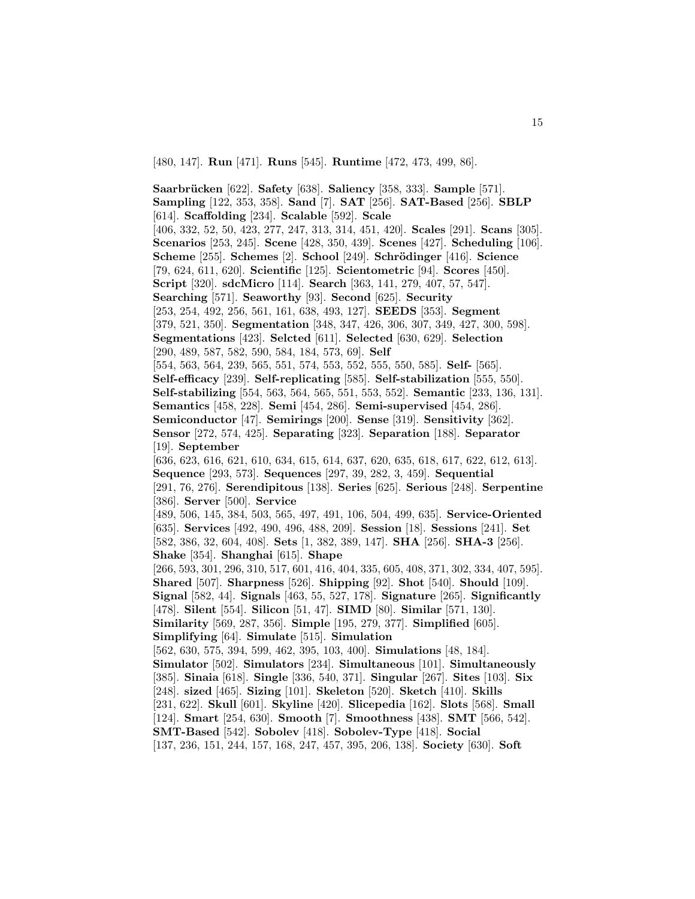[480, 147]. **Run** [471]. **Runs** [545]. **Runtime** [472, 473, 499, 86].

**Saarbrücken** [622]. **Safety** [638]. **Saliency** [358, 333]. **Sample** [571]. **Sampling** [122, 353, 358]. **Sand** [7]. **SAT** [256]. **SAT-Based** [256]. **SBLP** [614]. **Scaffolding** [234]. **Scalable** [592]. **Scale** [406, 332, 52, 50, 423, 277, 247, 313, 314, 451, 420]. **Scales** [291]. **Scans** [305]. **Scenarios** [253, 245]. **Scene** [428, 350, 439]. **Scenes** [427]. **Scheduling** [106]. **Scheme** [255]. **Schemes** [2]. **School** [249]. **Schrödinger** [416]. **Science** [79, 624, 611, 620]. **Scientific** [125]. **Scientometric** [94]. **Scores** [450]. **Script** [320]. **sdcMicro** [114]. **Search** [363, 141, 279, 407, 57, 547]. **Searching** [571]. **Seaworthy** [93]. **Second** [625]. **Security** [253, 254, 492, 256, 561, 161, 638, 493, 127]. **SEEDS** [353]. **Segment** [379, 521, 350]. **Segmentation** [348, 347, 426, 306, 307, 349, 427, 300, 598]. **Segmentations** [423]. **Selcted** [611]. **Selected** [630, 629]. **Selection** [290, 489, 587, 582, 590, 584, 184, 573, 69]. **Self** [554, 563, 564, 239, 565, 551, 574, 553, 552, 555, 550, 585]. **Self-** [565]. **Self-efficacy** [239]. **Self-replicating** [585]. **Self-stabilization** [555, 550]. **Self-stabilizing** [554, 563, 564, 565, 551, 553, 552]. **Semantic** [233, 136, 131]. **Semantics** [458, 228]. **Semi** [454, 286]. **Semi-supervised** [454, 286]. **Semiconductor** [47]. **Semirings** [200]. **Sense** [319]. **Sensitivity** [362]. **Sensor** [272, 574, 425]. **Separating** [323]. **Separation** [188]. **Separator** [19]. **September** [636, 623, 616, 621, 610, 634, 615, 614, 637, 620, 635, 618, 617, 622, 612, 613]. **Sequence** [293, 573]. **Sequences** [297, 39, 282, 3, 459]. **Sequential** [291, 76, 276]. **Serendipitous** [138]. **Series** [625]. **Serious** [248]. **Serpentine** [386]. **Server** [500]. **Service** [489, 506, 145, 384, 503, 565, 497, 491, 106, 504, 499, 635]. **Service-Oriented** [635]. **Services** [492, 490, 496, 488, 209]. **Session** [18]. **Sessions** [241]. **Set** [582, 386, 32, 604, 408]. **Sets** [1, 382, 389, 147]. **SHA** [256]. **SHA-3** [256]. **Shake** [354]. **Shanghai** [615]. **Shape** [266, 593, 301, 296, 310, 517, 601, 416, 404, 335, 605, 408, 371, 302, 334, 407, 595]. **Shared** [507]. **Sharpness** [526]. **Shipping** [92]. **Shot** [540]. **Should** [109]. **Signal** [582, 44]. **Signals** [463, 55, 527, 178]. **Signature** [265]. **Significantly** [478]. **Silent** [554]. **Silicon** [51, 47]. **SIMD** [80]. **Similar** [571, 130]. **Similarity** [569, 287, 356]. **Simple** [195, 279, 377]. **Simplified** [605]. **Simplifying** [64]. **Simulate** [515]. **Simulation** [562, 630, 575, 394, 599, 462, 395, 103, 400]. **Simulations** [48, 184]. **Simulator** [502]. **Simulators** [234]. **Simultaneous** [101]. **Simultaneously** [385]. **Sinaia** [618]. **Single** [336, 540, 371]. **Singular** [267]. **Sites** [103]. **Six** [248]. **sized** [465]. **Sizing** [101]. **Skeleton** [520]. **Sketch** [410]. **Skills** [231, 622]. **Skull** [601]. **Skyline** [420]. **Slicepedia** [162]. **Slots** [568]. **Small** [124]. **Smart** [254, 630]. **Smooth** [7]. **Smoothness** [438]. **SMT** [566, 542]. **SMT-Based** [542]. **Sobolev** [418]. **Sobolev-Type** [418]. **Social** [137, 236, 151, 244, 157, 168, 247, 457, 395, 206, 138]. **Society** [630]. **Soft**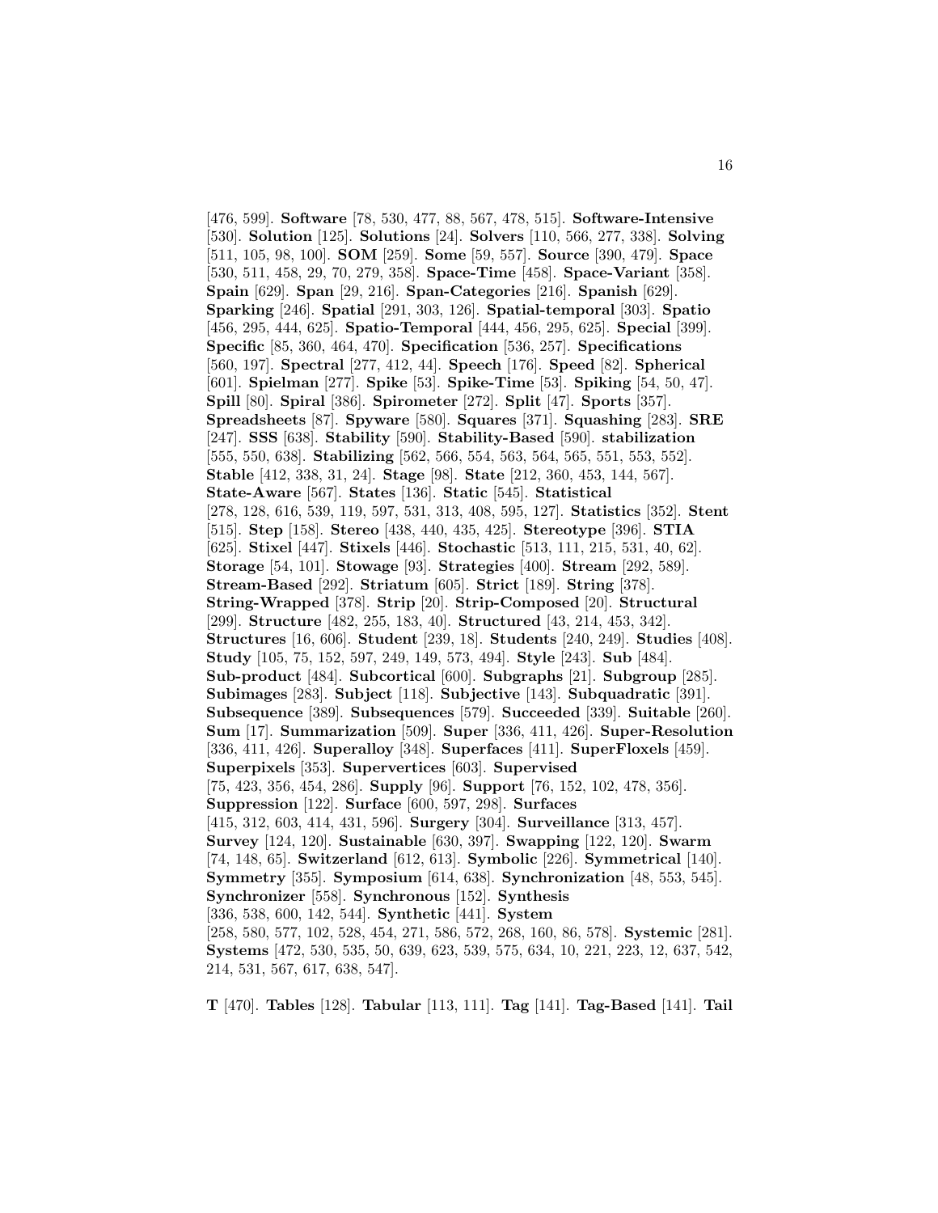[476, 599]. **Software** [78, 530, 477, 88, 567, 478, 515]. **Software-Intensive** [530]. **Solution** [125]. **Solutions** [24]. **Solvers** [110, 566, 277, 338]. **Solving** [511, 105, 98, 100]. **SOM** [259]. **Some** [59, 557]. **Source** [390, 479]. **Space** [530, 511, 458, 29, 70, 279, 358]. **Space-Time** [458]. **Space-Variant** [358]. **Spain** [629]. **Span** [29, 216]. **Span-Categories** [216]. **Spanish** [629]. **Sparking** [246]. **Spatial** [291, 303, 126]. **Spatial-temporal** [303]. **Spatio** [456, 295, 444, 625]. **Spatio-Temporal** [444, 456, 295, 625]. **Special** [399]. **Specific** [85, 360, 464, 470]. **Specification** [536, 257]. **Specifications** [560, 197]. **Spectral** [277, 412, 44]. **Speech** [176]. **Speed** [82]. **Spherical** [601]. **Spielman** [277]. **Spike** [53]. **Spike-Time** [53]. **Spiking** [54, 50, 47]. **Spill** [80]. **Spiral** [386]. **Spirometer** [272]. **Split** [47]. **Sports** [357]. **Spreadsheets** [87]. **Spyware** [580]. **Squares** [371]. **Squashing** [283]. **SRE** [247]. **SSS** [638]. **Stability** [590]. **Stability-Based** [590]. **stabilization** [555, 550, 638]. **Stabilizing** [562, 566, 554, 563, 564, 565, 551, 553, 552]. **Stable** [412, 338, 31, 24]. **Stage** [98]. **State** [212, 360, 453, 144, 567]. **State-Aware** [567]. **States** [136]. **Static** [545]. **Statistical** [278, 128, 616, 539, 119, 597, 531, 313, 408, 595, 127]. **Statistics** [352]. **Stent** [515]. **Step** [158]. **Stereo** [438, 440, 435, 425]. **Stereotype** [396]. **STIA** [625]. **Stixel** [447]. **Stixels** [446]. **Stochastic** [513, 111, 215, 531, 40, 62]. **Storage** [54, 101]. **Stowage** [93]. **Strategies** [400]. **Stream** [292, 589]. **Stream-Based** [292]. **Striatum** [605]. **Strict** [189]. **String** [378]. **String-Wrapped** [378]. **Strip** [20]. **Strip-Composed** [20]. **Structural** [299]. **Structure** [482, 255, 183, 40]. **Structured** [43, 214, 453, 342]. **Structures** [16, 606]. **Student** [239, 18]. **Students** [240, 249]. **Studies** [408]. **Study** [105, 75, 152, 597, 249, 149, 573, 494]. **Style** [243]. **Sub** [484]. **Sub-product** [484]. **Subcortical** [600]. **Subgraphs** [21]. **Subgroup** [285]. **Subimages** [283]. **Subject** [118]. **Subjective** [143]. **Subquadratic** [391]. **Subsequence** [389]. **Subsequences** [579]. **Succeeded** [339]. **Suitable** [260]. **Sum** [17]. **Summarization** [509]. **Super** [336, 411, 426]. **Super-Resolution** [336, 411, 426]. **Superalloy** [348]. **Superfaces** [411]. **SuperFloxels** [459]. **Superpixels** [353]. **Supervertices** [603]. **Supervised** [75, 423, 356, 454, 286]. **Supply** [96]. **Support** [76, 152, 102, 478, 356]. **Suppression** [122]. **Surface** [600, 597, 298]. **Surfaces** [415, 312, 603, 414, 431, 596]. **Surgery** [304]. **Surveillance** [313, 457]. **Survey** [124, 120]. **Sustainable** [630, 397]. **Swapping** [122, 120]. **Swarm** [74, 148, 65]. **Switzerland** [612, 613]. **Symbolic** [226]. **Symmetrical** [140]. **Symmetry** [355]. **Symposium** [614, 638]. **Synchronization** [48, 553, 545]. **Synchronizer** [558]. **Synchronous** [152]. **Synthesis** [336, 538, 600, 142, 544]. **Synthetic** [441]. **System** [258, 580, 577, 102, 528, 454, 271, 586, 572, 268, 160, 86, 578]. **Systemic** [281]. **Systems** [472, 530, 535, 50, 639, 623, 539, 575, 634, 10, 221, 223, 12, 637, 542, 214, 531, 567, 617, 638, 547].

**T** [470]. **Tables** [128]. **Tabular** [113, 111]. **Tag** [141]. **Tag-Based** [141]. **Tail**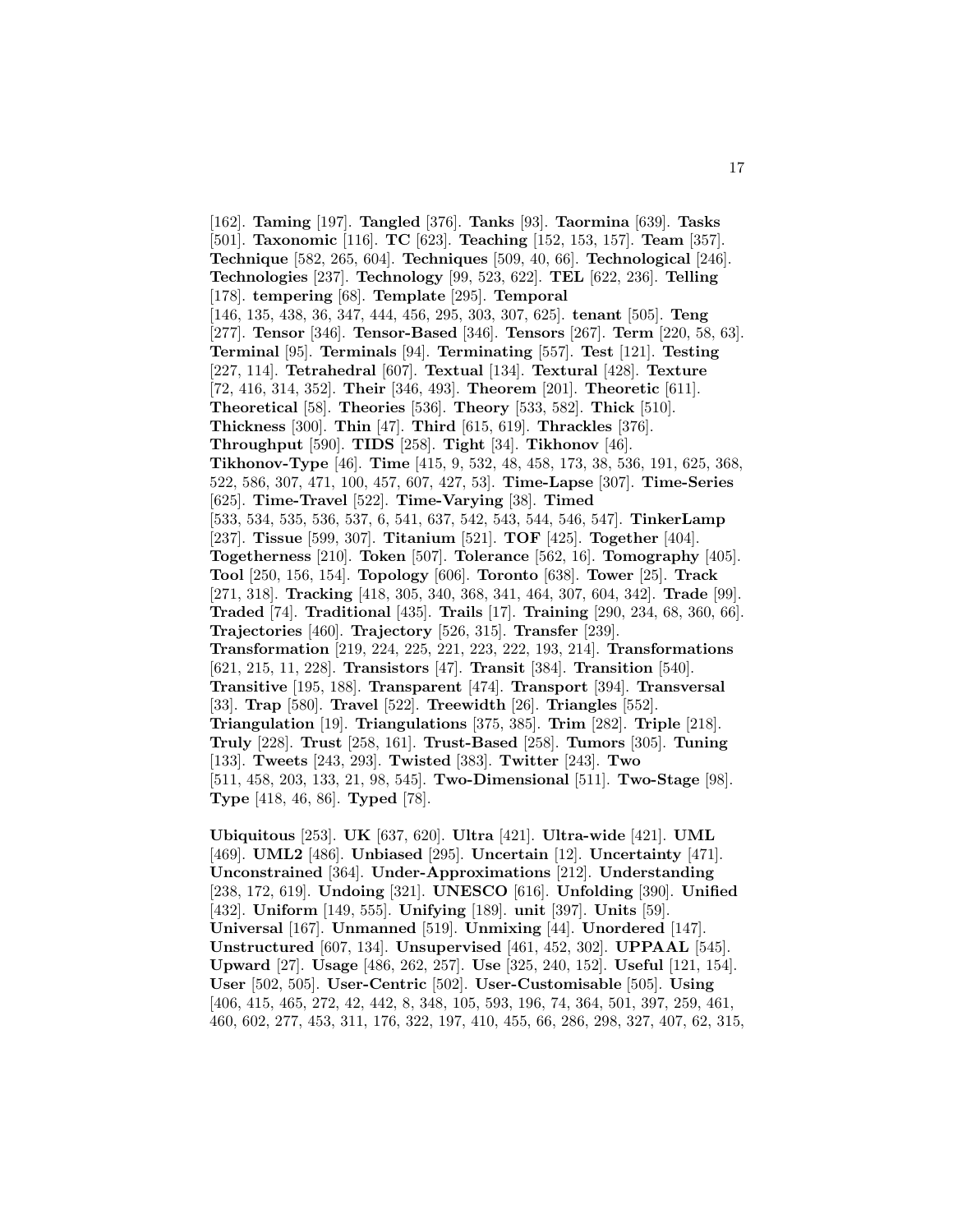[162]. **Taming** [197]. **Tangled** [376]. **Tanks** [93]. **Taormina** [639]. **Tasks** [501]. **Taxonomic** [116]. **TC** [623]. **Teaching** [152, 153, 157]. **Team** [357]. **Technique** [582, 265, 604]. **Techniques** [509, 40, 66]. **Technological** [246]. **Technologies** [237]. **Technology** [99, 523, 622]. **TEL** [622, 236]. **Telling** [178]. **tempering** [68]. **Template** [295]. **Temporal** [146, 135, 438, 36, 347, 444, 456, 295, 303, 307, 625]. **tenant** [505]. **Teng** [277]. **Tensor** [346]. **Tensor-Based** [346]. **Tensors** [267]. **Term** [220, 58, 63]. **Terminal** [95]. **Terminals** [94]. **Terminating** [557]. **Test** [121]. **Testing** [227, 114]. **Tetrahedral** [607]. **Textual** [134]. **Textural** [428]. **Texture** [72, 416, 314, 352]. **Their** [346, 493]. **Theorem** [201]. **Theoretic** [611]. **Theoretical** [58]. **Theories** [536]. **Theory** [533, 582]. **Thick** [510]. **Thickness** [300]. **Thin** [47]. **Third** [615, 619]. **Thrackles** [376]. **Throughput** [590]. **TIDS** [258]. **Tight** [34]. **Tikhonov** [46]. **Tikhonov-Type** [46]. **Time** [415, 9, 532, 48, 458, 173, 38, 536, 191, 625, 368, 522, 586, 307, 471, 100, 457, 607, 427, 53]. **Time-Lapse** [307]. **Time-Series** [625]. **Time-Travel** [522]. **Time-Varying** [38]. **Timed** [533, 534, 535, 536, 537, 6, 541, 637, 542, 543, 544, 546, 547]. **TinkerLamp** [237]. **Tissue** [599, 307]. **Titanium** [521]. **TOF** [425]. **Together** [404]. **Togetherness** [210]. **Token** [507]. **Tolerance** [562, 16]. **Tomography** [405]. **Tool** [250, 156, 154]. **Topology** [606]. **Toronto** [638]. **Tower** [25]. **Track** [271, 318]. **Tracking** [418, 305, 340, 368, 341, 464, 307, 604, 342]. **Trade** [99]. **Traded** [74]. **Traditional** [435]. **Trails** [17]. **Training** [290, 234, 68, 360, 66]. **Trajectories** [460]. **Trajectory** [526, 315]. **Transfer** [239]. **Transformation** [219, 224, 225, 221, 223, 222, 193, 214]. **Transformations** [621, 215, 11, 228]. **Transistors** [47]. **Transit** [384]. **Transition** [540]. **Transitive** [195, 188]. **Transparent** [474]. **Transport** [394]. **Transversal** [33]. **Trap** [580]. **Travel** [522]. **Treewidth** [26]. **Triangles** [552]. **Triangulation** [19]. **Triangulations** [375, 385]. **Trim** [282]. **Triple** [218]. **Truly** [228]. **Trust** [258, 161]. **Trust-Based** [258]. **Tumors** [305]. **Tuning** [133]. **Tweets** [243, 293]. **Twisted** [383]. **Twitter** [243]. **Two** [511, 458, 203, 133, 21, 98, 545]. **Two-Dimensional** [511]. **Two-Stage** [98]. **Type** [418, 46, 86]. **Typed** [78].

**Ubiquitous** [253]. **UK** [637, 620]. **Ultra** [421]. **Ultra-wide** [421]. **UML** [469]. **UML2** [486]. **Unbiased** [295]. **Uncertain** [12]. **Uncertainty** [471]. **Unconstrained** [364]. **Under-Approximations** [212]. **Understanding** [238, 172, 619]. **Undoing** [321]. **UNESCO** [616]. **Unfolding** [390]. **Unified** [432]. **Uniform** [149, 555]. **Unifying** [189]. **unit** [397]. **Units** [59]. **Universal** [167]. **Unmanned** [519]. **Unmixing** [44]. **Unordered** [147]. **Unstructured** [607, 134]. **Unsupervised** [461, 452, 302]. **UPPAAL** [545]. **Upward** [27]. **Usage** [486, 262, 257]. **Use** [325, 240, 152]. **Useful** [121, 154]. **User** [502, 505]. **User-Centric** [502]. **User-Customisable** [505]. **Using** [406, 415, 465, 272, 42, 442, 8, 348, 105, 593, 196, 74, 364, 501, 397, 259, 461, 460, 602, 277, 453, 311, 176, 322, 197, 410, 455, 66, 286, 298, 327, 407, 62, 315,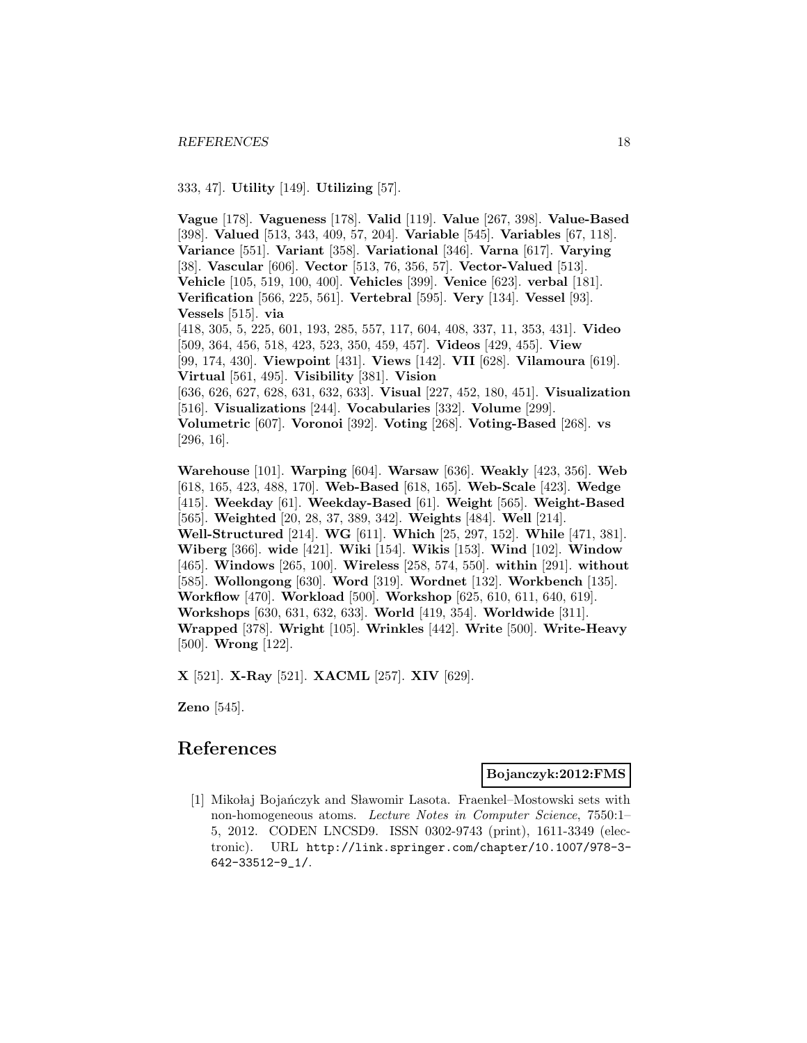333, 47]. **Utility** [149]. **Utilizing** [57].

**Vague** [178]. **Vagueness** [178]. **Valid** [119]. **Value** [267, 398]. **Value-Based** [398]. **Valued** [513, 343, 409, 57, 204]. **Variable** [545]. **Variables** [67, 118]. **Variance** [551]. **Variant** [358]. **Variational** [346]. **Varna** [617]. **Varying** [38]. **Vascular** [606]. **Vector** [513, 76, 356, 57]. **Vector-Valued** [513]. **Vehicle** [105, 519, 100, 400]. **Vehicles** [399]. **Venice** [623]. **verbal** [181]. **Verification** [566, 225, 561]. **Vertebral** [595]. **Very** [134]. **Vessel** [93]. **Vessels** [515]. **via** [418, 305, 5, 225, 601, 193, 285, 557, 117, 604, 408, 337, 11, 353, 431]. **Video** [509, 364, 456, 518, 423, 523, 350, 459, 457]. **Videos** [429, 455]. **View** [99, 174, 430]. **Viewpoint** [431]. **Views** [142]. **VII** [628]. **Vilamoura** [619]. **Virtual** [561, 495]. **Visibility** [381]. **Vision** [636, 626, 627, 628, 631, 632, 633]. **Visual** [227, 452, 180, 451]. **Visualization** [516]. **Visualizations** [244]. **Vocabularies** [332]. **Volume** [299]. **Volumetric** [607]. **Voronoi** [392]. **Voting** [268]. **Voting-Based** [268]. **vs** [296, 16].

**Warehouse** [101]. **Warping** [604]. **Warsaw** [636]. **Weakly** [423, 356]. **Web** [618, 165, 423, 488, 170]. **Web-Based** [618, 165]. **Web-Scale** [423]. **Wedge** [415]. **Weekday** [61]. **Weekday-Based** [61]. **Weight** [565]. **Weight-Based** [565]. **Weighted** [20, 28, 37, 389, 342]. **Weights** [484]. **Well** [214]. **Well-Structured** [214]. **WG** [611]. **Which** [25, 297, 152]. **While** [471, 381]. **Wiberg** [366]. **wide** [421]. **Wiki** [154]. **Wikis** [153]. **Wind** [102]. **Window** [465]. **Windows** [265, 100]. **Wireless** [258, 574, 550]. **within** [291]. **without** [585]. **Wollongong** [630]. **Word** [319]. **Wordnet** [132]. **Workbench** [135]. **Workflow** [470]. **Workload** [500]. **Workshop** [625, 610, 611, 640, 619]. **Workshops** [630, 631, 632, 633]. **World** [419, 354]. **Worldwide** [311]. **Wrapped** [378]. **Wright** [105]. **Wrinkles** [442]. **Write** [500]. **Write-Heavy** [500]. **Wrong** [122].

**X** [521]. **X-Ray** [521]. **XACML** [257]. **XIV** [629].

**Zeno** [545].

# References

**Bojanczyk:2012:FMS**

[1] Mikołaj Bojańczyk and Sławomir Lasota. Fraenkel–Mostowski sets with non-homogeneous atoms. *Lecture Notes in Computer Science*, 7550:1–5, 2012. CODEN LNCSD9. ISSN 0302-9743 (print), 1611-3349 (electronic). URL http://link.springer.com/chapter/10.1007/978-3-642-33512-9_1/.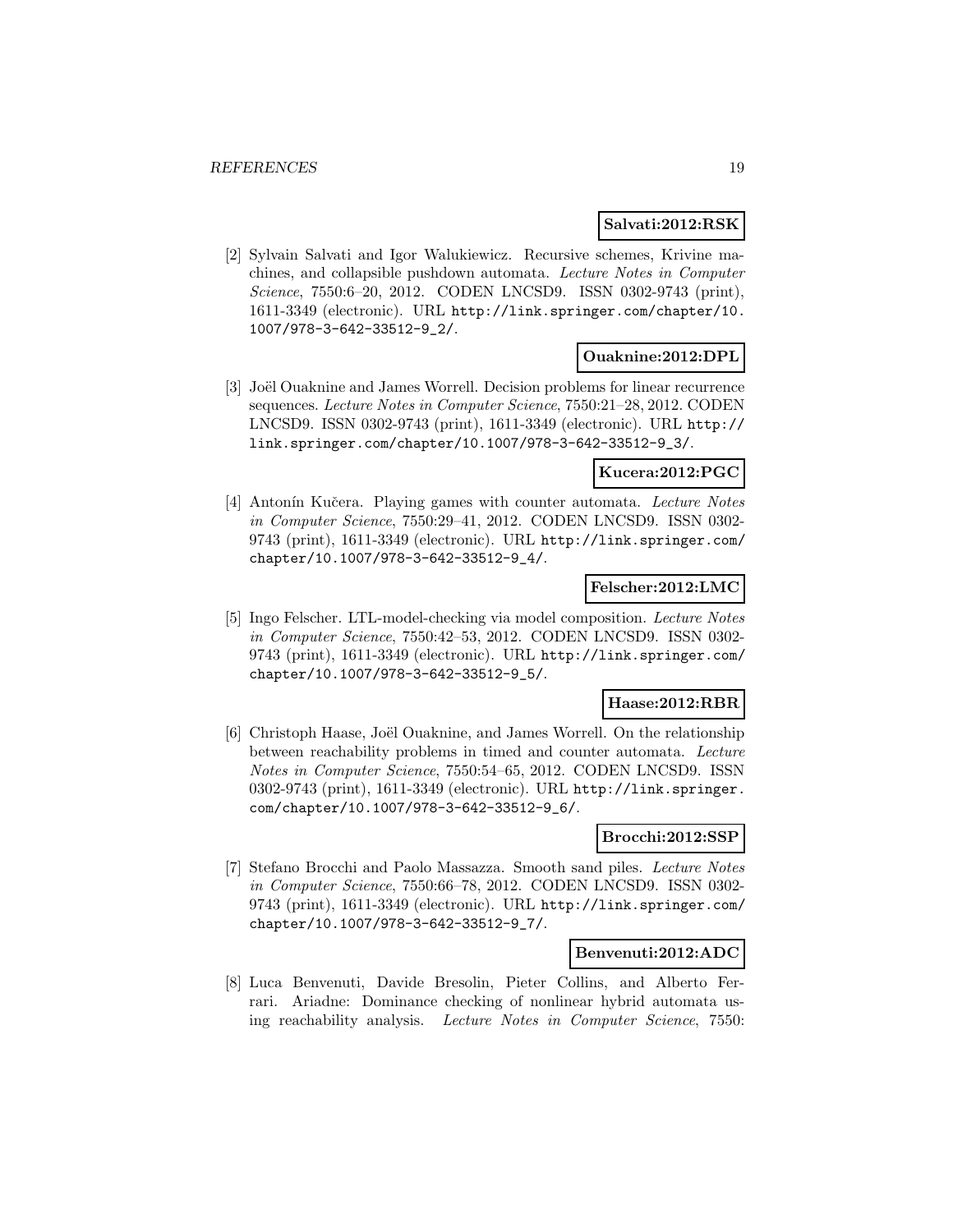**Salvati:2012:RSK**

[2] Sylvain Salvati and Igor Walukiewicz. Recursive schemes, Krivine machines, and collapsible pushdown automata. *Lecture Notes in Computer Science*, 7550:6–20, 2012. CODEN LNCSD9. ISSN 0302-9743 (print), 1611-3349 (electronic). URL http://link.springer.com/chapter/10.1007/978-3-642-33512-9_2/.

**Ouaknine:2012:DPL**

[3] Joël Ouaknine and James Worrell. Decision problems for linear recurrence sequences. *Lecture Notes in Computer Science*, 7550:21–28, 2012. CODEN LNCSD9. ISSN 0302-9743 (print), 1611-3349 (electronic). URL http://link.springer.com/chapter/10.1007/978-3-642-33512-9_3/.

**Kucera:2012:PGC**

[4] Antonín Kučera. Playing games with counter automata. *Lecture Notes in Computer Science*, 7550:29–41, 2012. CODEN LNCSD9. ISSN 0302-9743 (print), 1611-3349 (electronic). URL http://link.springer.com/chapter/10.1007/978-3-642-33512-9_4/.

**Felscher:2012:LMC**

[5] Ingo Felscher. LTL-model-checking via model composition. *Lecture Notes in Computer Science*, 7550:42–53, 2012. CODEN LNCSD9. ISSN 0302-9743 (print), 1611-3349 (electronic). URL http://link.springer.com/chapter/10.1007/978-3-642-33512-9_5/.

**Haase:2012:RBR**

[6] Christoph Haase, Joël Ouaknine, and James Worrell. On the relationship between reachability problems in timed and counter automata. *Lecture Notes in Computer Science*, 7550:54–65, 2012. CODEN LNCSD9. ISSN 0302-9743 (print), 1611-3349 (electronic). URL http://link.springer.com/chapter/10.1007/978-3-642-33512-9_6/.

**Brocchi:2012:SSP**

[7] Stefano Brocchi and Paolo Massazza. Smooth sand piles. *Lecture Notes in Computer Science*, 7550:66–78, 2012. CODEN LNCSD9. ISSN 0302-9743 (print), 1611-3349 (electronic). URL http://link.springer.com/chapter/10.1007/978-3-642-33512-9_7/.

**Benvenuti:2012:ADC**

[8] Luca Benvenuti, Davide Bresolin, Pieter Collins, and Alberto Ferrari. Ariadne: Dominance checking of nonlinear hybrid automata using reachability analysis. *Lecture Notes in Computer Science*, 7550: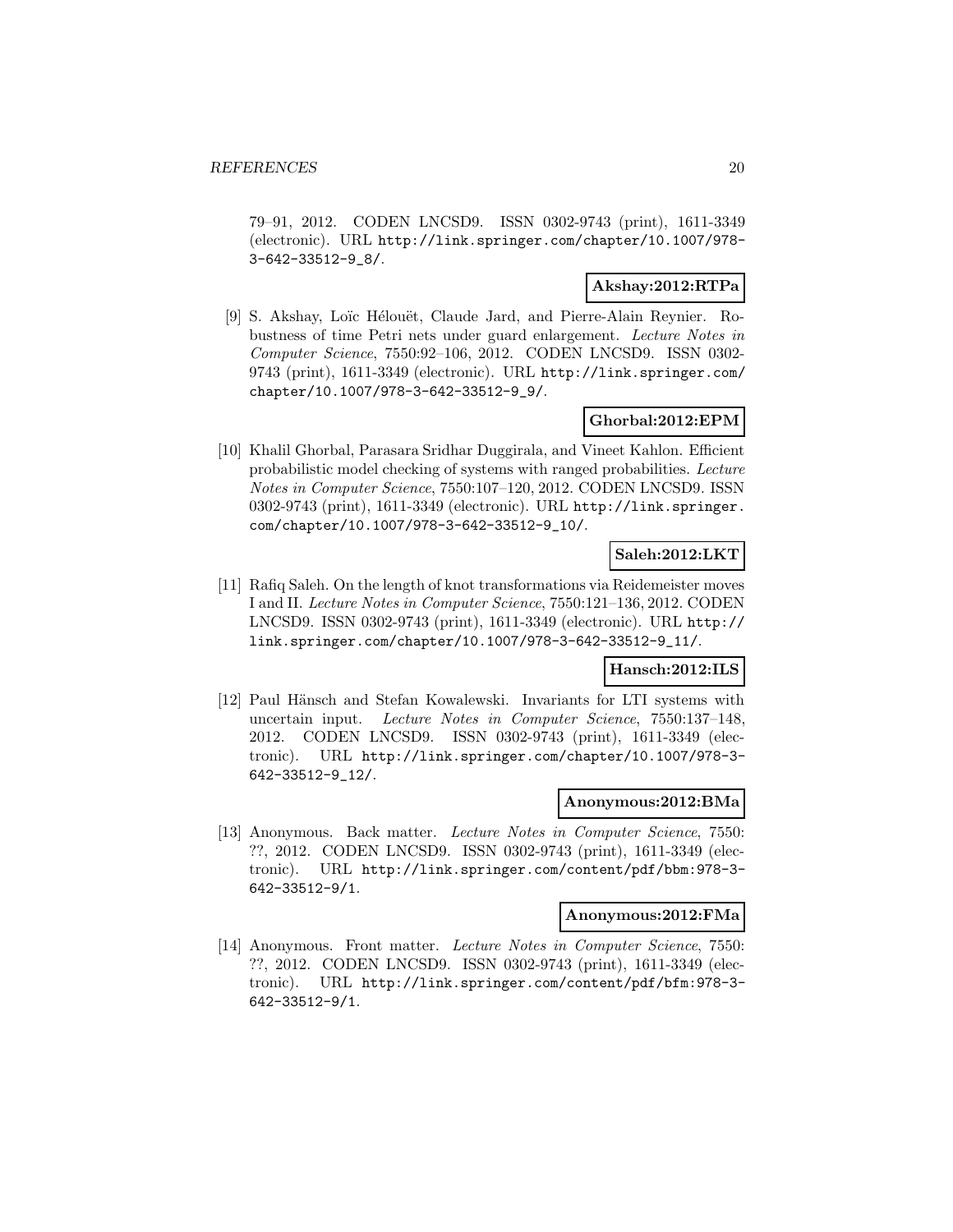79–91, 2012. CODEN LNCSD9. ISSN 0302-9743 (print), 1611-3349 (electronic). URL http://link.springer.com/chapter/10.1007/978-3-642-33512-9_8/.

**Akshay:2012:RTPa**

[9] S. Akshay, Loïc Hélouët, Claude Jard, and Pierre-Alain Reynier. Robustness of time Petri nets under guard enlargement. *Lecture Notes in Computer Science*, 7550:92–106, 2012. CODEN LNCSD9. ISSN 0302-9743 (print), 1611-3349 (electronic). URL http://link.springer.com/chapter/10.1007/978-3-642-33512-9_9/.

**Ghorbal:2012:EPM**

[10] Khalil Ghorbal, Parasara Sridhar Duggirala, and Vineet Kahlon. Efficient probabilistic model checking of systems with ranged probabilities. *Lecture Notes in Computer Science*, 7550:107–120, 2012. CODEN LNCSD9. ISSN 0302-9743 (print), 1611-3349 (electronic). URL http://link.springer.com/chapter/10.1007/978-3-642-33512-9_10/.

**Saleh:2012:LKT**

[11] Rafiq Saleh. On the length of knot transformations via Reidemeister moves I and II. *Lecture Notes in Computer Science*, 7550:121–136, 2012. CODEN LNCSD9. ISSN 0302-9743 (print), 1611-3349 (electronic). URL http://link.springer.com/chapter/10.1007/978-3-642-33512-9_11/.

**Hansch:2012:ILS**

[12] Paul Hänsch and Stefan Kowalewski. Invariants for LTI systems with uncertain input. *Lecture Notes in Computer Science*, 7550:137–148, 2012. CODEN LNCSD9. ISSN 0302-9743 (print), 1611-3349 (electronic). URL http://link.springer.com/chapter/10.1007/978-3-642-33512-9_12/.

**Anonymous:2012:BMa**

[13] Anonymous. Back matter. *Lecture Notes in Computer Science*, 7550: ??, 2012. CODEN LNCSD9. ISSN 0302-9743 (print), 1611-3349 (electronic). URL http://link.springer.com/content/pdf/bbm:978-3-642-33512-9/1.

**Anonymous:2012:FMa**

[14] Anonymous. Front matter. *Lecture Notes in Computer Science*, 7550: ??, 2012. CODEN LNCSD9. ISSN 0302-9743 (print), 1611-3349 (electronic). URL http://link.springer.com/content/pdf/bfm:978-3-642-33512-9/1.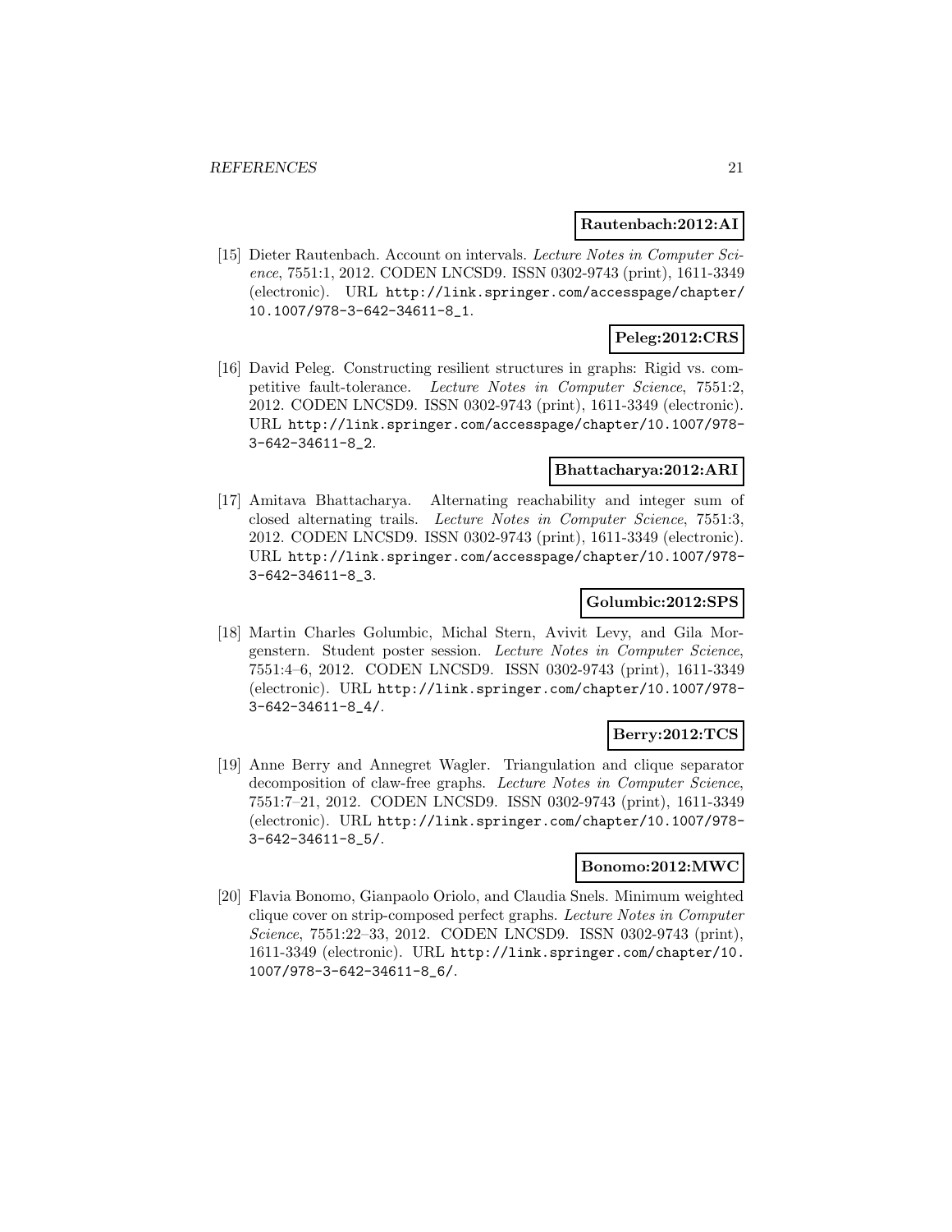**Rautenbach:2012:AI**

[15] Dieter Rautenbach. Account on intervals. *Lecture Notes in Computer Science*, 7551:1, 2012. CODEN LNCSD9. ISSN 0302-9743 (print), 1611-3349 (electronic). URL http://link.springer.com/accesspage/chapter/10.1007/978-3-642-34611-8_1.

**Peleg:2012:CRS**

[16] David Peleg. Constructing resilient structures in graphs: Rigid vs. competitive fault-tolerance. *Lecture Notes in Computer Science*, 7551:2, 2012. CODEN LNCSD9. ISSN 0302-9743 (print), 1611-3349 (electronic). URL http://link.springer.com/accesspage/chapter/10.1007/978-3-642-34611-8_2.

**Bhattacharya:2012:ARI**

[17] Amitava Bhattacharya. Alternating reachability and integer sum of closed alternating trails. *Lecture Notes in Computer Science*, 7551:3, 2012. CODEN LNCSD9. ISSN 0302-9743 (print), 1611-3349 (electronic). URL http://link.springer.com/accesspage/chapter/10.1007/978-3-642-34611-8_3.

**Golumbic:2012:SPS**

[18] Martin Charles Golumbic, Michal Stern, Avivit Levy, and Gila Morgenstern. Student poster session. *Lecture Notes in Computer Science*, 7551:4–6, 2012. CODEN LNCSD9. ISSN 0302-9743 (print), 1611-3349 (electronic). URL http://link.springer.com/chapter/10.1007/978-3-642-34611-8_4/.

**Berry:2012:TCS**

[19] Anne Berry and Annegret Wagler. Triangulation and clique separator decomposition of claw-free graphs. *Lecture Notes in Computer Science*, 7551:7–21, 2012. CODEN LNCSD9. ISSN 0302-9743 (print), 1611-3349 (electronic). URL http://link.springer.com/chapter/10.1007/978-3-642-34611-8_5/.

**Bonomo:2012:MWC**

[20] Flavia Bonomo, Gianpaolo Oriolo, and Claudia Snels. Minimum weighted clique cover on strip-composed perfect graphs. *Lecture Notes in Computer Science*, 7551:22–33, 2012. CODEN LNCSD9. ISSN 0302-9743 (print), 1611-3349 (electronic). URL http://link.springer.com/chapter/10.1007/978-3-642-34611-8_6/.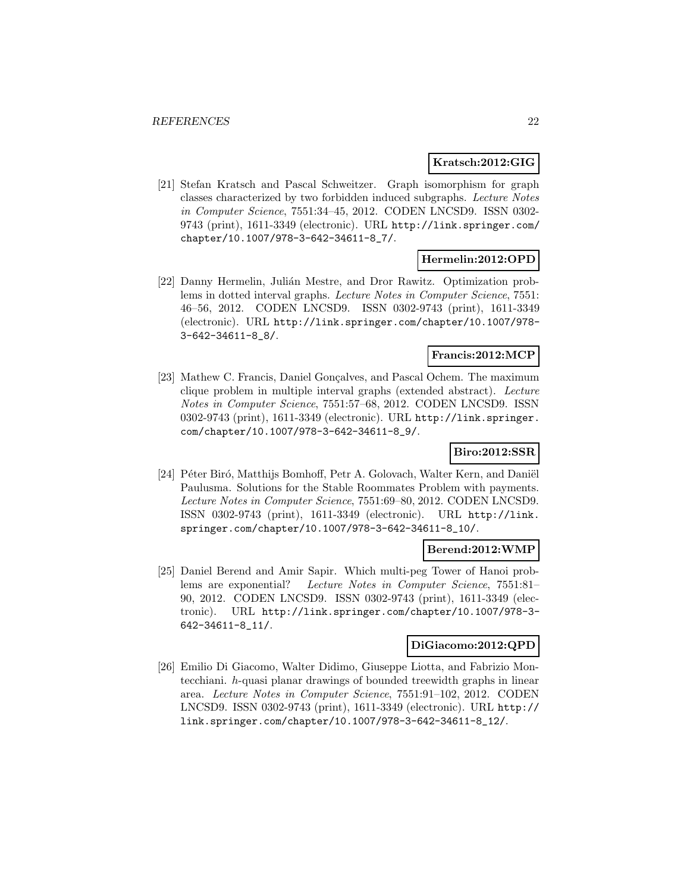**Kratsch:2012:GIG**

[21] Stefan Kratsch and Pascal Schweitzer. Graph isomorphism for graph classes characterized by two forbidden induced subgraphs. *Lecture Notes in Computer Science*, 7551:34–45, 2012. CODEN LNCSD9. ISSN 0302-9743 (print), 1611-3349 (electronic). URL http://link.springer.com/chapter/10.1007/978-3-642-34611-8_7/.

**Hermelin:2012:OPD**

[22] Danny Hermelin, Julián Mestre, and Dror Rawitz. Optimization problems in dotted interval graphs. *Lecture Notes in Computer Science*, 7551:46–56, 2012. CODEN LNCSD9. ISSN 0302-9743 (print), 1611-3349 (electronic). URL http://link.springer.com/chapter/10.1007/978-3-642-34611-8_8/.

**Francis:2012:MCP**

[23] Mathew C. Francis, Daniel Gonçalves, and Pascal Ochem. The maximum clique problem in multiple interval graphs (extended abstract). *Lecture Notes in Computer Science*, 7551:57–68, 2012. CODEN LNCSD9. ISSN 0302-9743 (print), 1611-3349 (electronic). URL http://link.springer.com/chapter/10.1007/978-3-642-34611-8_9/.

**Biro:2012:SSR**

[24] Péter Biró, Matthijs Bomhoff, Petr A. Golovach, Walter Kern, and Daniël Paulusma. Solutions for the Stable Roommates Problem with payments. *Lecture Notes in Computer Science*, 7551:69–80, 2012. CODEN LNCSD9. ISSN 0302-9743 (print), 1611-3349 (electronic). URL http://link.springer.com/chapter/10.1007/978-3-642-34611-8_10/.

**Berend:2012:WMP**

[25] Daniel Berend and Amir Sapir. Which multi-peg Tower of Hanoi problems are exponential? *Lecture Notes in Computer Science*, 7551:81–90, 2012. CODEN LNCSD9. ISSN 0302-9743 (print), 1611-3349 (electronic). URL http://link.springer.com/chapter/10.1007/978-3-642-34611-8_11/.

**DiGiacomo:2012:QPD**

[26] Emilio Di Giacomo, Walter Didimo, Giuseppe Liotta, and Fabrizio Montecchiani. $h$-quasi planar drawings of bounded treewidth graphs in linear area. *Lecture Notes in Computer Science*, 7551:91–102, 2012. CODEN LNCSD9. ISSN 0302-9743 (print), 1611-3349 (electronic). URL http://link.springer.com/chapter/10.1007/978-3-642-34611-8_12/.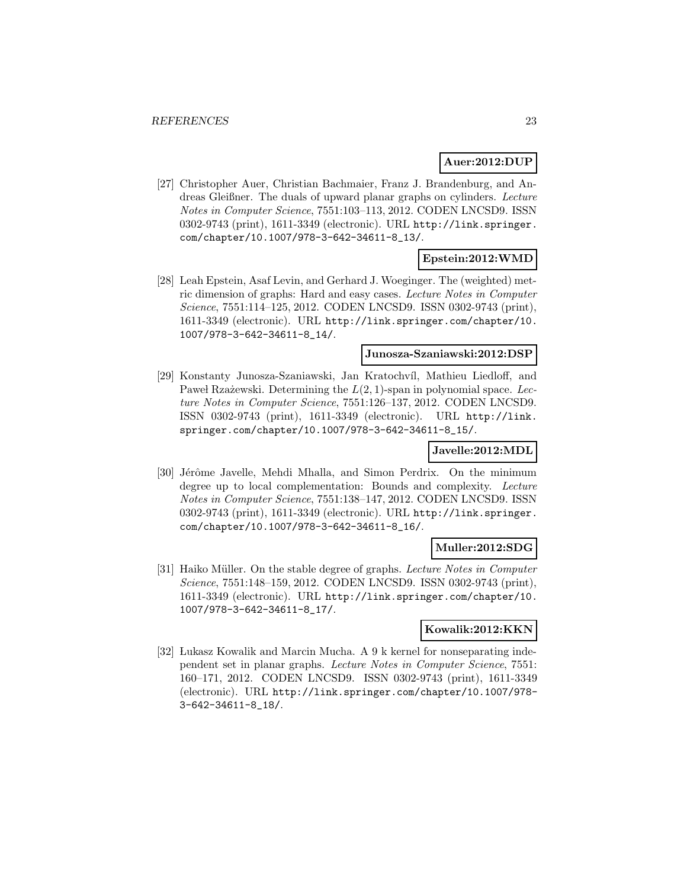**Auer:2012:DUP**

[27] Christopher Auer, Christian Bachmaier, Franz J. Brandenburg, and Andreas Gleißner. The duals of upward planar graphs on cylinders. *Lecture Notes in Computer Science*, 7551:103–113, 2012. CODEN LNCSD9. ISSN 0302-9743 (print), 1611-3349 (electronic). URL `http://link.springer.com/chapter/10.1007/978-3-642-34611-8_13/`.

**Epstein:2012:WMD**

[28] Leah Epstein, Asaf Levin, and Gerhard J. Woeginger. The (weighted) metric dimension of graphs: Hard and easy cases. *Lecture Notes in Computer Science*, 7551:114–125, 2012. CODEN LNCSD9. ISSN 0302-9743 (print), 1611-3349 (electronic). URL `http://link.springer.com/chapter/10.1007/978-3-642-34611-8_14/`.

**Junosza-Szaniawski:2012:DSP**

[29] Konstanty Junosza-Szaniawski, Jan Kratochvíl, Mathieu Liedloff, and Paweł Rzążewski. Determining the $L(2,1)$-span in polynomial space. *Lecture Notes in Computer Science*, 7551:126–137, 2012. CODEN LNCSD9. ISSN 0302-9743 (print), 1611-3349 (electronic). URL `http://link.springer.com/chapter/10.1007/978-3-642-34611-8_15/`.

**Javelle:2012:MDL**

[30] Jérôme Javelle, Mehdi Mhalla, and Simon Perdrix. On the minimum degree up to local complementation: Bounds and complexity. *Lecture Notes in Computer Science*, 7551:138–147, 2012. CODEN LNCSD9. ISSN 0302-9743 (print), 1611-3349 (electronic). URL `http://link.springer.com/chapter/10.1007/978-3-642-34611-8_16/`.

**Muller:2012:SDG**

[31] Haiko Müller. On the stable degree of graphs. *Lecture Notes in Computer Science*, 7551:148–159, 2012. CODEN LNCSD9. ISSN 0302-9743 (print), 1611-3349 (electronic). URL `http://link.springer.com/chapter/10.1007/978-3-642-34611-8_17/`.

**Kowalik:2012:KKN**

[32] Łukasz Kowalik and Marcin Mucha. A 9 k kernel for nonseparating independent set in planar graphs. *Lecture Notes in Computer Science*, 7551: 160–171, 2012. CODEN LNCSD9. ISSN 0302-9743 (print), 1611-3349 (electronic). URL `http://link.springer.com/chapter/10.1007/978-3-642-34611-8_18/`.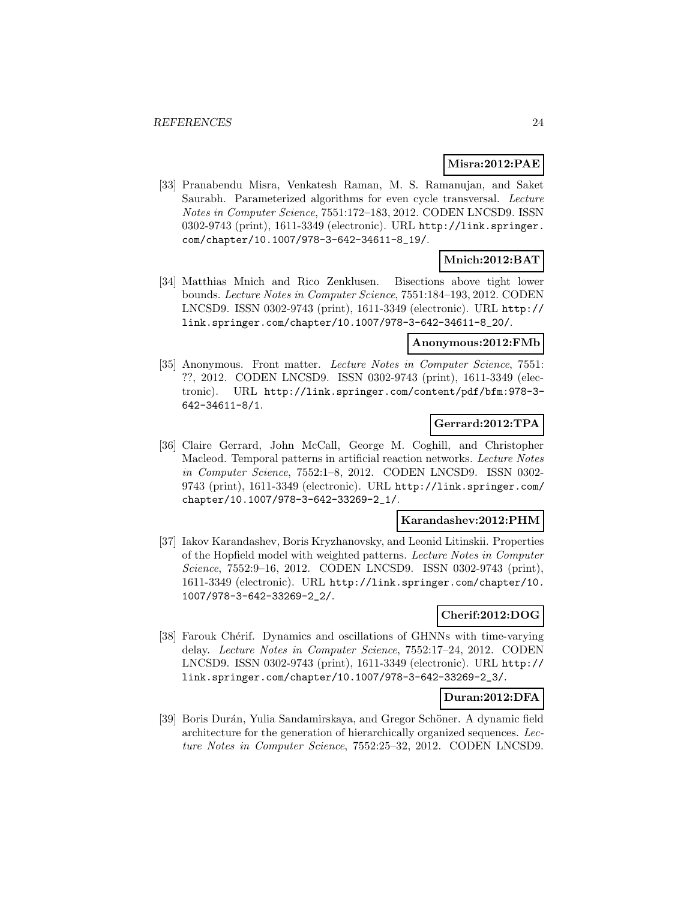**Misra:2012:PAE**

[33] Pranabendu Misra, Venkatesh Raman, M. S. Ramanujan, and Saket Saurabh. Parameterized algorithms for even cycle transversal. *Lecture Notes in Computer Science*, 7551:172–183, 2012. CODEN LNCSD9. ISSN 0302-9743 (print), 1611-3349 (electronic). URL `http://link.springer.com/chapter/10.1007/978-3-642-34611-8_19/`.

**Mnich:2012:BAT**

[34] Matthias Mnich and Rico Zenklusen. Bisections above tight lower bounds. *Lecture Notes in Computer Science*, 7551:184–193, 2012. CODEN LNCSD9. ISSN 0302-9743 (print), 1611-3349 (electronic). URL `http://link.springer.com/chapter/10.1007/978-3-642-34611-8_20/`.

**Anonymous:2012:FMb**

[35] Anonymous. Front matter. *Lecture Notes in Computer Science*, 7551: ??, 2012. CODEN LNCSD9. ISSN 0302-9743 (print), 1611-3349 (electronic). URL `http://link.springer.com/content/pdf/bfm:978-3-642-34611-8/1`.

**Gerrard:2012:TPA**

[36] Claire Gerrard, John McCall, George M. Coghill, and Christopher Macleod. Temporal patterns in artificial reaction networks. *Lecture Notes in Computer Science*, 7552:1–8, 2012. CODEN LNCSD9. ISSN 0302-9743 (print), 1611-3349 (electronic). URL `http://link.springer.com/chapter/10.1007/978-3-642-33269-2_1/`.

**Karandashev:2012:PHM**

[37] Iakov Karandashev, Boris Kryzhanovsky, and Leonid Litinskii. Properties of the Hopfield model with weighted patterns. *Lecture Notes in Computer Science*, 7552:9–16, 2012. CODEN LNCSD9. ISSN 0302-9743 (print), 1611-3349 (electronic). URL `http://link.springer.com/chapter/10.1007/978-3-642-33269-2_2/`.

**Cherif:2012:DOG**

[38] Farouk Chérif. Dynamics and oscillations of GHNNs with time-varying delay. *Lecture Notes in Computer Science*, 7552:17–24, 2012. CODEN LNCSD9. ISSN 0302-9743 (print), 1611-3349 (electronic). URL `http://link.springer.com/chapter/10.1007/978-3-642-33269-2_3/`.

**Duran:2012:DFA**

[39] Boris Durán, Yulia Sandamirskaya, and Gregor Schöner. A dynamic field architecture for the generation of hierarchically organized sequences. *Lecture Notes in Computer Science*, 7552:25–32, 2012. CODEN LNCSD9.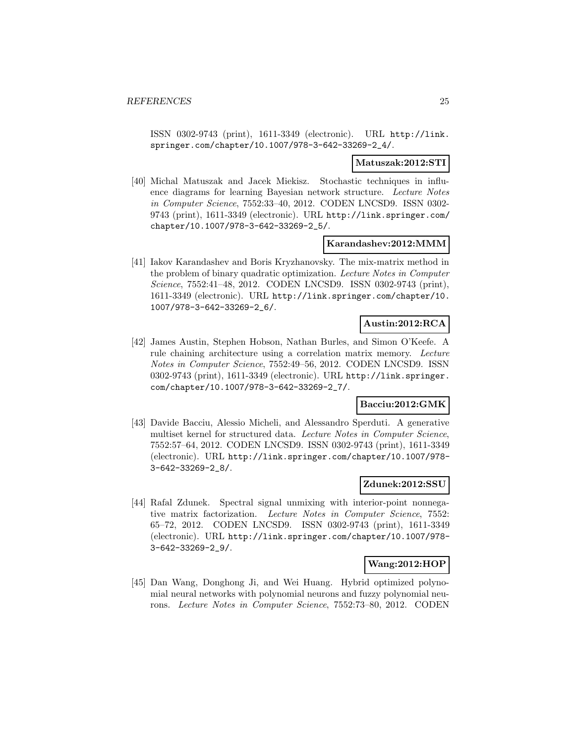ISSN 0302-9743 (print), 1611-3349 (electronic). URL http://link.springer.com/chapter/10.1007/978-3-642-33269-2_4/.

**Matuszak:2012:STI**

[40] Michal Matuszak and Jacek Miekisz. Stochastic techniques in influence diagrams for learning Bayesian network structure. *Lecture Notes in Computer Science*, 7552:33–40, 2012. CODEN LNCSD9. ISSN 0302-9743 (print), 1611-3349 (electronic). URL http://link.springer.com/chapter/10.1007/978-3-642-33269-2_5/.

**Karandashev:2012:MMM**

[41] Iakov Karandashev and Boris Kryzhanovsky. The mix-matrix method in the problem of binary quadratic optimization. *Lecture Notes in Computer Science*, 7552:41–48, 2012. CODEN LNCSD9. ISSN 0302-9743 (print), 1611-3349 (electronic). URL http://link.springer.com/chapter/10.1007/978-3-642-33269-2_6/.

**Austin:2012:RCA**

[42] James Austin, Stephen Hobson, Nathan Burles, and Simon O'Keefe. A rule chaining architecture using a correlation matrix memory. *Lecture Notes in Computer Science*, 7552:49–56, 2012. CODEN LNCSD9. ISSN 0302-9743 (print), 1611-3349 (electronic). URL http://link.springer.com/chapter/10.1007/978-3-642-33269-2_7/.

**Bacciu:2012:GMK**

[43] Davide Bacciu, Alessio Micheli, and Alessandro Sperduti. A generative multiset kernel for structured data. *Lecture Notes in Computer Science*, 7552:57–64, 2012. CODEN LNCSD9. ISSN 0302-9743 (print), 1611-3349 (electronic). URL http://link.springer.com/chapter/10.1007/978-3-642-33269-2_8/.

**Zdunek:2012:SSU**

[44] Rafal Zdunek. Spectral signal unmixing with interior-point nonnegative matrix factorization. *Lecture Notes in Computer Science*, 7552: 65–72, 2012. CODEN LNCSD9. ISSN 0302-9743 (print), 1611-3349 (electronic). URL http://link.springer.com/chapter/10.1007/978-3-642-33269-2_9/.

**Wang:2012:HOP**

[45] Dan Wang, Donghong Ji, and Wei Huang. Hybrid optimized polynomial neural networks with polynomial neurons and fuzzy polynomial neurons. *Lecture Notes in Computer Science*, 7552:73–80, 2012. CODEN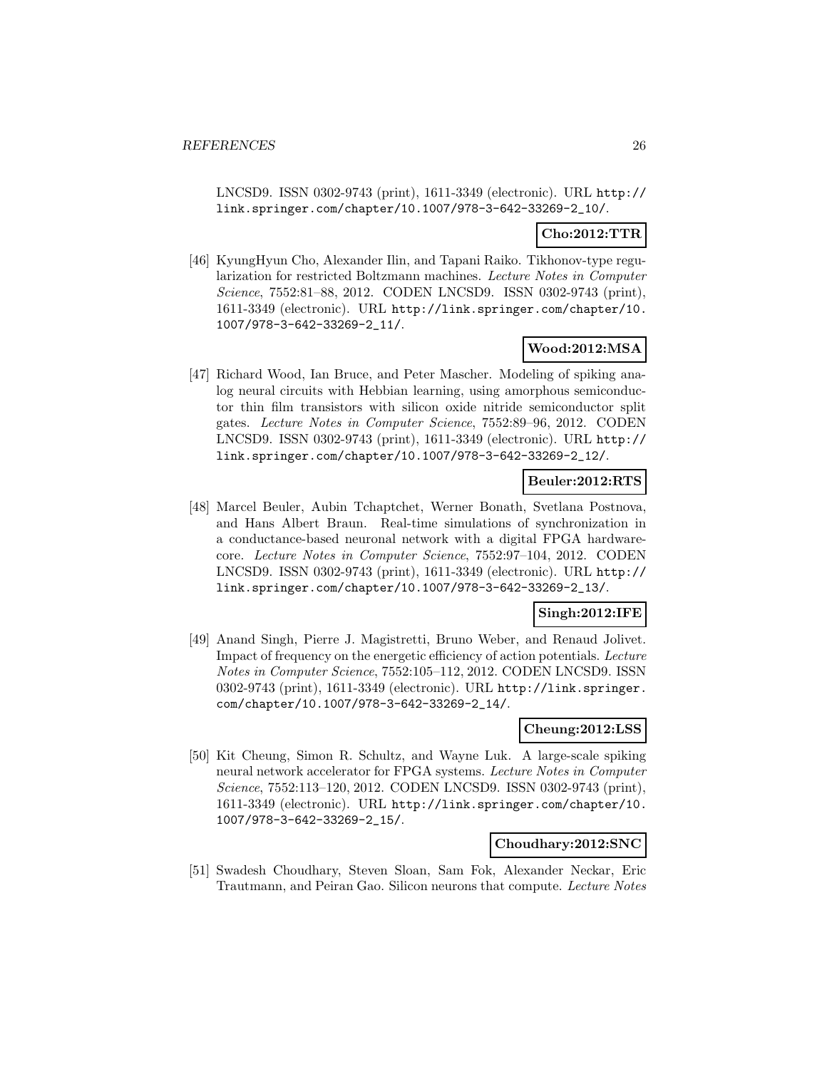LNCSD9. ISSN 0302-9743 (print), 1611-3349 (electronic). URL http://link.springer.com/chapter/10.1007/978-3-642-33269-2_10/.

**Cho:2012:TTR**

[46] KyungHyun Cho, Alexander Ilin, and Tapani Raiko. Tikhonov-type regularization for restricted Boltzmann machines. *Lecture Notes in Computer Science*, 7552:81–88, 2012. CODEN LNCSD9. ISSN 0302-9743 (print), 1611-3349 (electronic). URL http://link.springer.com/chapter/10.1007/978-3-642-33269-2_11/.

**Wood:2012:MSA**

[47] Richard Wood, Ian Bruce, and Peter Mascher. Modeling of spiking analog neural circuits with Hebbian learning, using amorphous semiconductor thin film transistors with silicon oxide nitride semiconductor split gates. *Lecture Notes in Computer Science*, 7552:89–96, 2012. CODEN LNCSD9. ISSN 0302-9743 (print), 1611-3349 (electronic). URL http://link.springer.com/chapter/10.1007/978-3-642-33269-2_12/.

**Beuler:2012:RTS**

[48] Marcel Beuler, Aubin Tchaptchet, Werner Bonath, Svetlana Postnova, and Hans Albert Braun. Real-time simulations of synchronization in a conductance-based neuronal network with a digital FPGA hardware-core. *Lecture Notes in Computer Science*, 7552:97–104, 2012. CODEN LNCSD9. ISSN 0302-9743 (print), 1611-3349 (electronic). URL http://link.springer.com/chapter/10.1007/978-3-642-33269-2_13/.

**Singh:2012:IFE**

[49] Anand Singh, Pierre J. Magistretti, Bruno Weber, and Renaud Jolivet. Impact of frequency on the energetic efficiency of action potentials. *Lecture Notes in Computer Science*, 7552:105–112, 2012. CODEN LNCSD9. ISSN 0302-9743 (print), 1611-3349 (electronic). URL http://link.springer.com/chapter/10.1007/978-3-642-33269-2_14/.

**Cheung:2012:LSS**

[50] Kit Cheung, Simon R. Schultz, and Wayne Luk. A large-scale spiking neural network accelerator for FPGA systems. *Lecture Notes in Computer Science*, 7552:113–120, 2012. CODEN LNCSD9. ISSN 0302-9743 (print), 1611-3349 (electronic). URL http://link.springer.com/chapter/10.1007/978-3-642-33269-2_15/.

**Choudhary:2012:SNC**

[51] Swadesh Choudhary, Steven Sloan, Sam Fok, Alexander Neckar, Eric Trautmann, and Peiran Gao. Silicon neurons that compute. *Lecture Notes*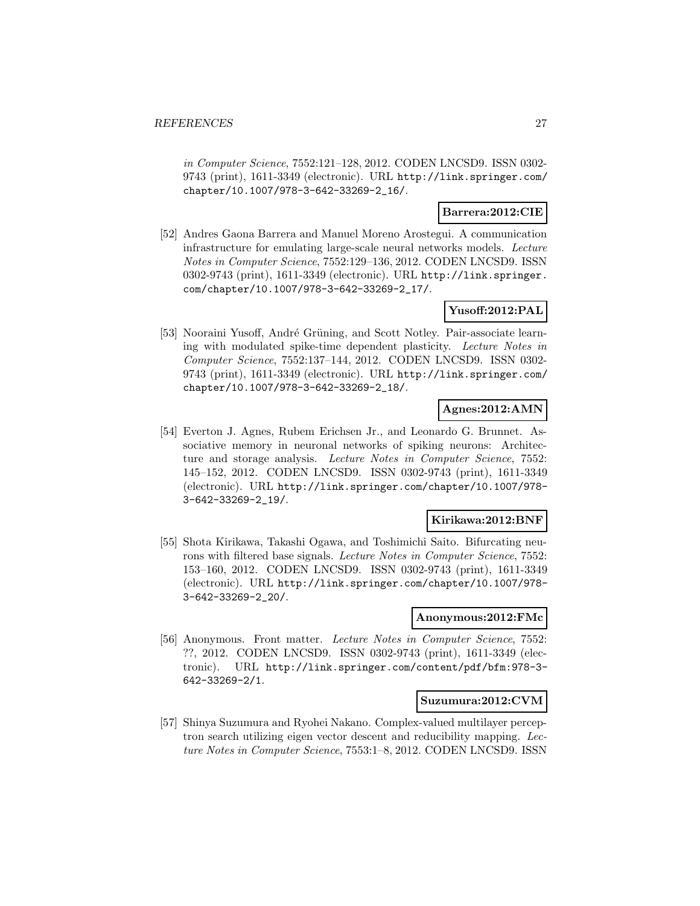*in Computer Science*, 7552:121–128, 2012. CODEN LNCSD9. ISSN 0302-9743 (print), 1611-3349 (electronic). URL http://link.springer.com/chapter/10.1007/978-3-642-33269-2_16/.

**Barrera:2012:CIE**

[52] Andres Gaona Barrera and Manuel Moreno Arostegui. A communication infrastructure for emulating large-scale neural networks models. *Lecture Notes in Computer Science*, 7552:129–136, 2012. CODEN LNCSD9. ISSN 0302-9743 (print), 1611-3349 (electronic). URL http://link.springer.com/chapter/10.1007/978-3-642-33269-2_17/.

**Yusoff:2012:PAL**

[53] Nooraini Yusoff, André Grüning, and Scott Notley. Pair-associate learning with modulated spike-time dependent plasticity. *Lecture Notes in Computer Science*, 7552:137–144, 2012. CODEN LNCSD9. ISSN 0302-9743 (print), 1611-3349 (electronic). URL http://link.springer.com/chapter/10.1007/978-3-642-33269-2_18/.

**Agnes:2012:AMN**

[54] Everton J. Agnes, Rubem Erichsen Jr., and Leonardo G. Brunnet. Associative memory in neuronal networks of spiking neurons: Architecture and storage analysis. *Lecture Notes in Computer Science*, 7552: 145–152, 2012. CODEN LNCSD9. ISSN 0302-9743 (print), 1611-3349 (electronic). URL http://link.springer.com/chapter/10.1007/978-3-642-33269-2_19/.

**Kirikawa:2012:BNF**

[55] Shota Kirikawa, Takashi Ogawa, and Toshimichi Saito. Bifurcating neurons with filtered base signals. *Lecture Notes in Computer Science*, 7552: 153–160, 2012. CODEN LNCSD9. ISSN 0302-9743 (print), 1611-3349 (electronic). URL http://link.springer.com/chapter/10.1007/978-3-642-33269-2_20/.

**Anonymous:2012:FMc**

[56] Anonymous. Front matter. *Lecture Notes in Computer Science*, 7552: ??, 2012. CODEN LNCSD9. ISSN 0302-9743 (print), 1611-3349 (electronic). URL http://link.springer.com/content/pdf/bfm:978-3-642-33269-2/1.

**Suzumura:2012:CVM**

[57] Shinya Suzumura and Ryohei Nakano. Complex-valued multilayer perceptron search utilizing eigen vector descent and reducibility mapping. *Lecture Notes in Computer Science*, 7553:1–8, 2012. CODEN LNCSD9. ISSN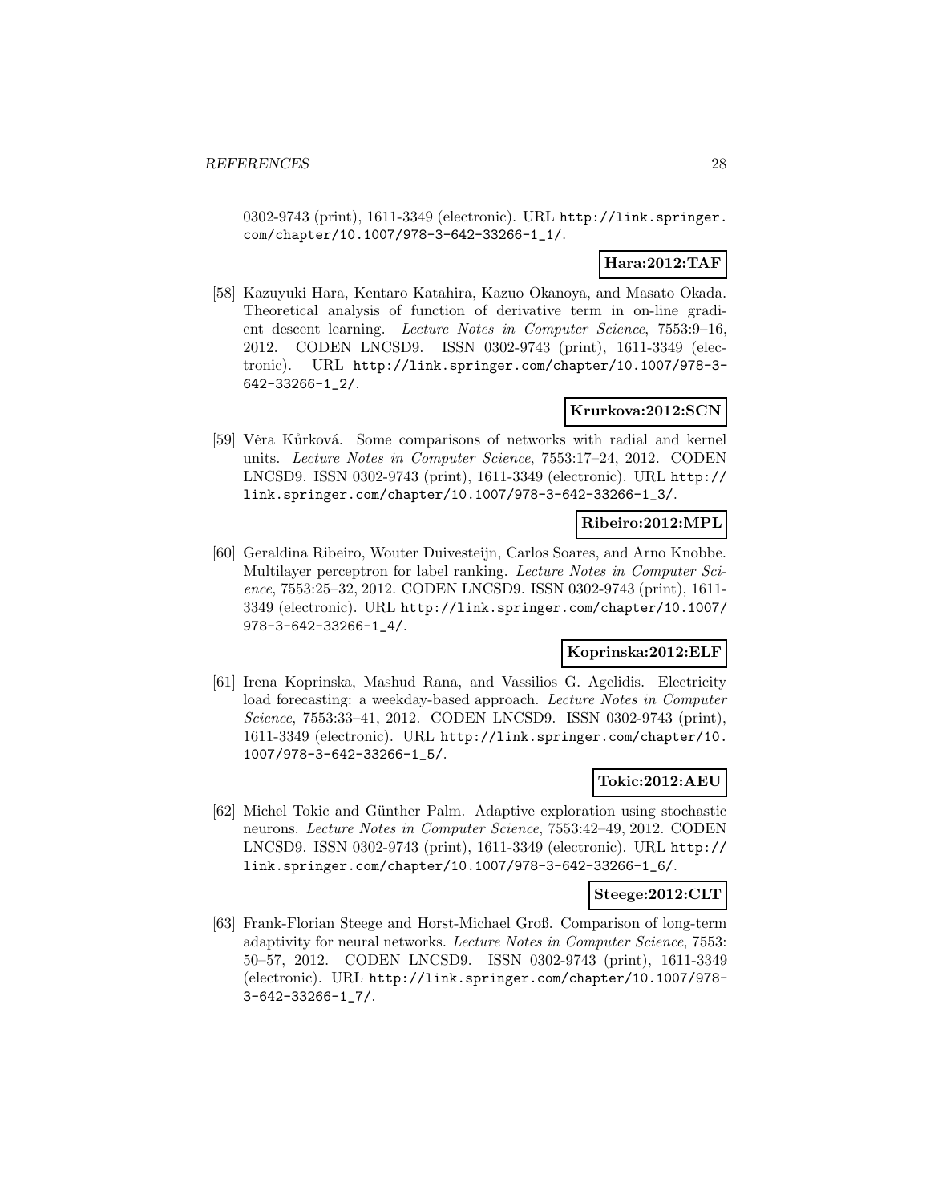0302-9743 (print), 1611-3349 (electronic). URL http://link.springer.com/chapter/10.1007/978-3-642-33266-1_1/.

**Hara:2012:TAF**

[58] Kazuyuki Hara, Kentaro Katahira, Kazuo Okanoya, and Masato Okada. Theoretical analysis of function of derivative term in on-line gradient descent learning. *Lecture Notes in Computer Science*, 7553:9–16, 2012. CODEN LNCSD9. ISSN 0302-9743 (print), 1611-3349 (electronic). URL http://link.springer.com/chapter/10.1007/978-3-642-33266-1_2/.

**Krurkova:2012:SCN**

[59] Věra Kůrková. Some comparisons of networks with radial and kernel units. *Lecture Notes in Computer Science*, 7553:17–24, 2012. CODEN LNCSD9. ISSN 0302-9743 (print), 1611-3349 (electronic). URL http://link.springer.com/chapter/10.1007/978-3-642-33266-1_3/.

**Ribeiro:2012:MPL**

[60] Geraldina Ribeiro, Wouter Duivesteijn, Carlos Soares, and Arno Knobbe. Multilayer perceptron for label ranking. *Lecture Notes in Computer Science*, 7553:25–32, 2012. CODEN LNCSD9. ISSN 0302-9743 (print), 1611-3349 (electronic). URL http://link.springer.com/chapter/10.1007/978-3-642-33266-1_4/.

**Koprinska:2012:ELF**

[61] Irena Koprinska, Mashud Rana, and Vassilios G. Agelidis. Electricity load forecasting: a weekday-based approach. *Lecture Notes in Computer Science*, 7553:33–41, 2012. CODEN LNCSD9. ISSN 0302-9743 (print), 1611-3349 (electronic). URL http://link.springer.com/chapter/10.1007/978-3-642-33266-1_5/.

**Tokic:2012:AEU**

[62] Michel Tokic and Günther Palm. Adaptive exploration using stochastic neurons. *Lecture Notes in Computer Science*, 7553:42–49, 2012. CODEN LNCSD9. ISSN 0302-9743 (print), 1611-3349 (electronic). URL http://link.springer.com/chapter/10.1007/978-3-642-33266-1_6/.

**Steege:2012:CLT**

[63] Frank-Florian Steege and Horst-Michael Groß. Comparison of long-term adaptivity for neural networks. *Lecture Notes in Computer Science*, 7553: 50–57, 2012. CODEN LNCSD9. ISSN 0302-9743 (print), 1611-3349 (electronic). URL http://link.springer.com/chapter/10.1007/978-3-642-33266-1_7/.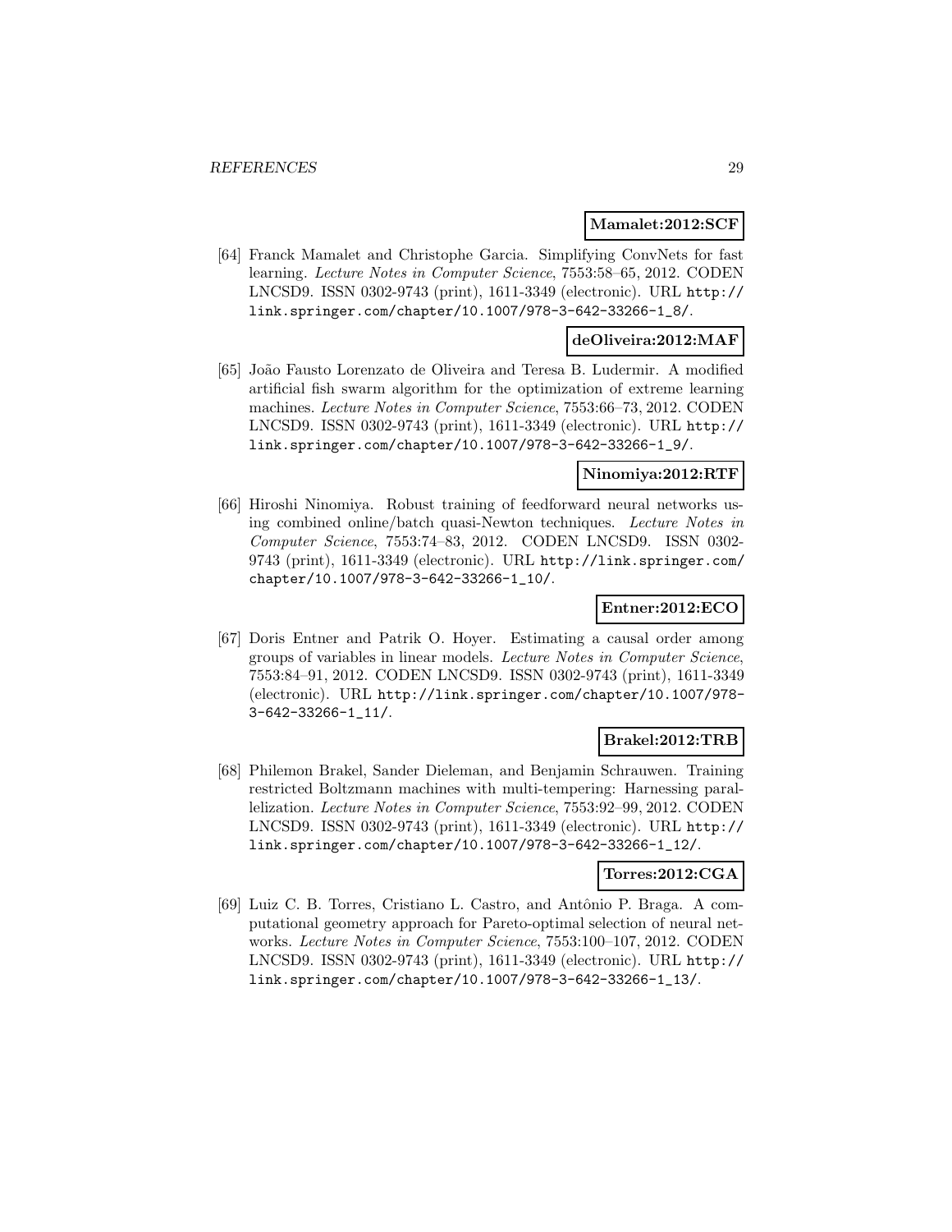**Mamalet:2012:SCF**

[64] Franck Mamalet and Christophe Garcia. Simplifying ConvNets for fast learning. *Lecture Notes in Computer Science*, 7553:58–65, 2012. CODEN LNCSD9. ISSN 0302-9743 (print), 1611-3349 (electronic). URL http://link.springer.com/chapter/10.1007/978-3-642-33266-1_8/.

**deOliveira:2012:MAF**

[65] João Fausto Lorenzato de Oliveira and Teresa B. Ludermir. A modified artificial fish swarm algorithm for the optimization of extreme learning machines. *Lecture Notes in Computer Science*, 7553:66–73, 2012. CODEN LNCSD9. ISSN 0302-9743 (print), 1611-3349 (electronic). URL http://link.springer.com/chapter/10.1007/978-3-642-33266-1_9/.

**Ninomiya:2012:RTF**

[66] Hiroshi Ninomiya. Robust training of feedforward neural networks using combined online/batch quasi-Newton techniques. *Lecture Notes in Computer Science*, 7553:74–83, 2012. CODEN LNCSD9. ISSN 0302-9743 (print), 1611-3349 (electronic). URL http://link.springer.com/chapter/10.1007/978-3-642-33266-1_10/.

**Entner:2012:ECO**

[67] Doris Entner and Patrik O. Hoyer. Estimating a causal order among groups of variables in linear models. *Lecture Notes in Computer Science*, 7553:84–91, 2012. CODEN LNCSD9. ISSN 0302-9743 (print), 1611-3349 (electronic). URL http://link.springer.com/chapter/10.1007/978-3-642-33266-1_11/.

**Brakel:2012:TRB**

[68] Philemon Brakel, Sander Dieleman, and Benjamin Schrauwen. Training restricted Boltzmann machines with multi-tempering: Harnessing parallelization. *Lecture Notes in Computer Science*, 7553:92–99, 2012. CODEN LNCSD9. ISSN 0302-9743 (print), 1611-3349 (electronic). URL http://link.springer.com/chapter/10.1007/978-3-642-33266-1_12/.

**Torres:2012:CGA**

[69] Luiz C. B. Torres, Cristiano L. Castro, and Antônio P. Braga. A computational geometry approach for Pareto-optimal selection of neural networks. *Lecture Notes in Computer Science*, 7553:100–107, 2012. CODEN LNCSD9. ISSN 0302-9743 (print), 1611-3349 (electronic). URL http://link.springer.com/chapter/10.1007/978-3-642-33266-1_13/.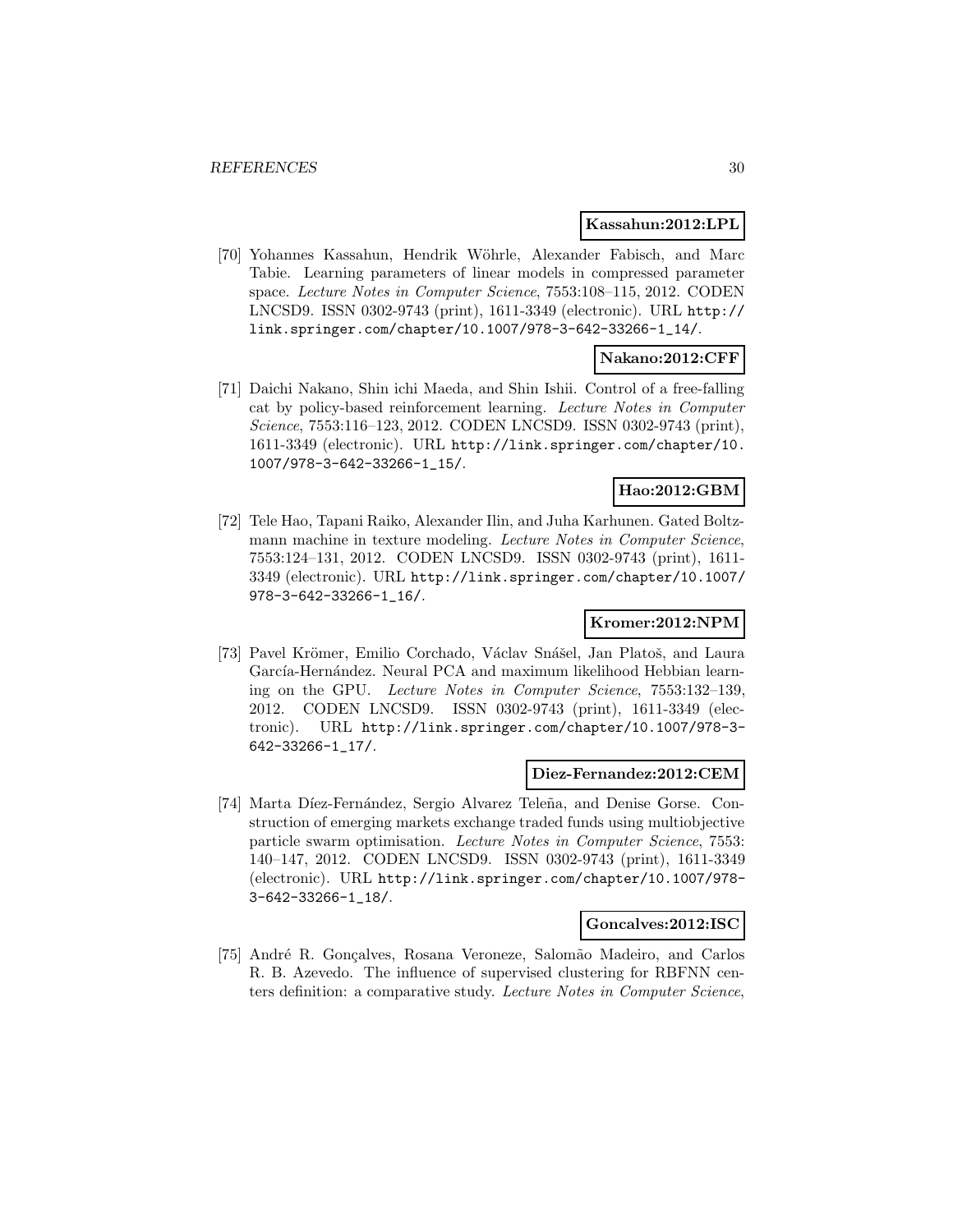**Kassahun:2012:LPL**

[70] Yohannes Kassahun, Hendrik Wöhrle, Alexander Fabisch, and Marc Tabie. Learning parameters of linear models in compressed parameter space. *Lecture Notes in Computer Science*, 7553:108–115, 2012. CODEN LNCSD9. ISSN 0302-9743 (print), 1611-3349 (electronic). URL http://link.springer.com/chapter/10.1007/978-3-642-33266-1_14/.

**Nakano:2012:CFF**

[71] Daichi Nakano, Shin ichi Maeda, and Shin Ishii. Control of a free-falling cat by policy-based reinforcement learning. *Lecture Notes in Computer Science*, 7553:116–123, 2012. CODEN LNCSD9. ISSN 0302-9743 (print), 1611-3349 (electronic). URL http://link.springer.com/chapter/10.1007/978-3-642-33266-1_15/.

**Hao:2012:GBM**

[72] Tele Hao, Tapani Raiko, Alexander Ilin, and Juha Karhunen. Gated Boltzmann machine in texture modeling. *Lecture Notes in Computer Science*, 7553:124–131, 2012. CODEN LNCSD9. ISSN 0302-9743 (print), 1611-3349 (electronic). URL http://link.springer.com/chapter/10.1007/978-3-642-33266-1_16/.

**Kromer:2012:NPM**

[73] Pavel Krömer, Emilio Corchado, Václav Snášel, Jan Platoš, and Laura García-Hernández. Neural PCA and maximum likelihood Hebbian learning on the GPU. *Lecture Notes in Computer Science*, 7553:132–139, 2012. CODEN LNCSD9. ISSN 0302-9743 (print), 1611-3349 (electronic). URL http://link.springer.com/chapter/10.1007/978-3-642-33266-1_17/.

**Diez-Fernandez:2012:CEM**

[74] Marta Díez-Fernández, Sergio Alvarez Teleña, and Denise Gorse. Construction of emerging markets exchange traded funds using multiobjective particle swarm optimisation. *Lecture Notes in Computer Science*, 7553:140–147, 2012. CODEN LNCSD9. ISSN 0302-9743 (print), 1611-3349 (electronic). URL http://link.springer.com/chapter/10.1007/978-3-642-33266-1_18/.

**Goncalves:2012:ISC**

[75] André R. Gonçalves, Rosana Veroneze, Salomão Madeiro, and Carlos R. B. Azevedo. The influence of supervised clustering for RBFNN centers definition: a comparative study. *Lecture Notes in Computer Science*,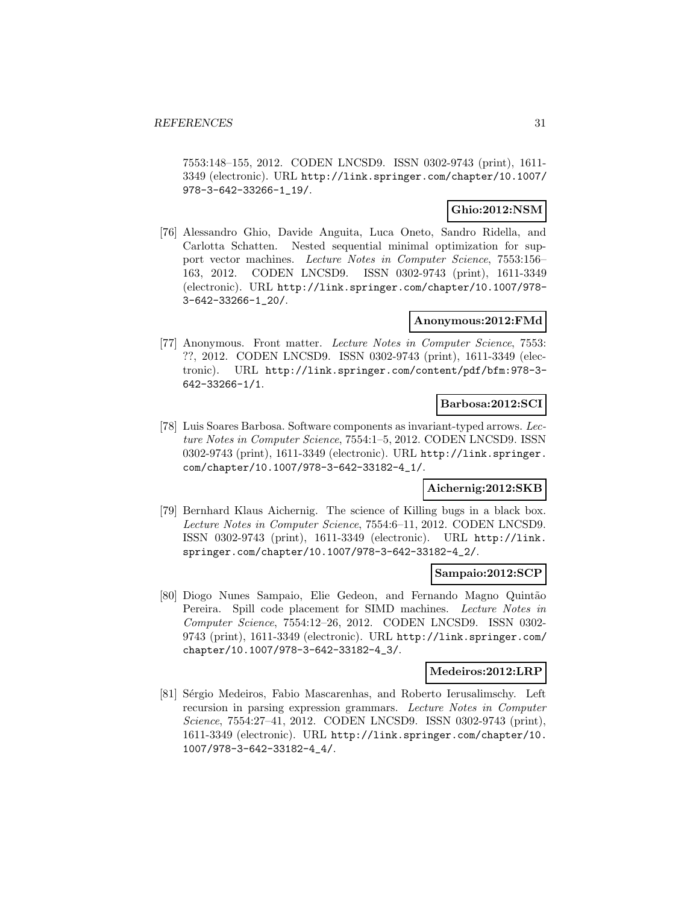7553:148–155, 2012. CODEN LNCSD9. ISSN 0302-9743 (print), 1611-3349 (electronic). URL http://link.springer.com/chapter/10.1007/978-3-642-33266-1_19/.

**Ghio:2012:NSM**

[76] Alessandro Ghio, Davide Anguita, Luca Oneto, Sandro Ridella, and Carlotta Schatten. Nested sequential minimal optimization for support vector machines. *Lecture Notes in Computer Science*, 7553:156–163, 2012. CODEN LNCSD9. ISSN 0302-9743 (print), 1611-3349 (electronic). URL http://link.springer.com/chapter/10.1007/978-3-642-33266-1_20/.

**Anonymous:2012:FMd**

[77] Anonymous. Front matter. *Lecture Notes in Computer Science*, 7553: ??, 2012. CODEN LNCSD9. ISSN 0302-9743 (print), 1611-3349 (electronic). URL http://link.springer.com/content/pdf/bfm:978-3-642-33266-1/1.

**Barbosa:2012:SCI**

[78] Luis Soares Barbosa. Software components as invariant-typed arrows. *Lecture Notes in Computer Science*, 7554:1–5, 2012. CODEN LNCSD9. ISSN 0302-9743 (print), 1611-3349 (electronic). URL http://link.springer.com/chapter/10.1007/978-3-642-33182-4_1/.

**Aichernig:2012:SKB**

[79] Bernhard Klaus Aichernig. The science of Killing bugs in a black box. *Lecture Notes in Computer Science*, 7554:6–11, 2012. CODEN LNCSD9. ISSN 0302-9743 (print), 1611-3349 (electronic). URL http://link.springer.com/chapter/10.1007/978-3-642-33182-4_2/.

**Sampaio:2012:SCP**

[80] Diogo Nunes Sampaio, Elie Gedeon, and Fernando Magno Quintão Pereira. Spill code placement for SIMD machines. *Lecture Notes in Computer Science*, 7554:12–26, 2012. CODEN LNCSD9. ISSN 0302-9743 (print), 1611-3349 (electronic). URL http://link.springer.com/chapter/10.1007/978-3-642-33182-4_3/.

**Medeiros:2012:LRP**

[81] Sérgio Medeiros, Fabio Mascarenhas, and Roberto Ierusalimschy. Left recursion in parsing expression grammars. *Lecture Notes in Computer Science*, 7554:27–41, 2012. CODEN LNCSD9. ISSN 0302-9743 (print), 1611-3349 (electronic). URL http://link.springer.com/chapter/10.1007/978-3-642-33182-4_4/.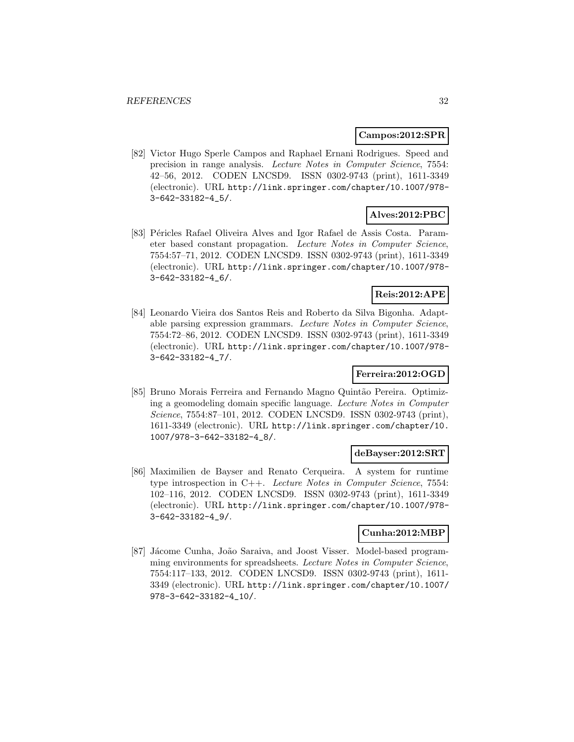**Campos:2012:SPR**

[82] Victor Hugo Sperle Campos and Raphael Ernani Rodrigues. Speed and precision in range analysis. *Lecture Notes in Computer Science*, 7554: 42–56, 2012. CODEN LNCSD9. ISSN 0302-9743 (print), 1611-3349 (electronic). URL http://link.springer.com/chapter/10.1007/978-3-642-33182-4_5/.

**Alves:2012:PBC**

[83] Péricles Rafael Oliveira Alves and Igor Rafael de Assis Costa. Parameter based constant propagation. *Lecture Notes in Computer Science*, 7554:57–71, 2012. CODEN LNCSD9. ISSN 0302-9743 (print), 1611-3349 (electronic). URL http://link.springer.com/chapter/10.1007/978-3-642-33182-4_6/.

**Reis:2012:APE**

[84] Leonardo Vieira dos Santos Reis and Roberto da Silva Bigonha. Adaptable parsing expression grammars. *Lecture Notes in Computer Science*, 7554:72–86, 2012. CODEN LNCSD9. ISSN 0302-9743 (print), 1611-3349 (electronic). URL http://link.springer.com/chapter/10.1007/978-3-642-33182-4_7/.

**Ferreira:2012:OGD**

[85] Bruno Morais Ferreira and Fernando Magno Quintão Pereira. Optimizing a geomodeling domain specific language. *Lecture Notes in Computer Science*, 7554:87–101, 2012. CODEN LNCSD9. ISSN 0302-9743 (print), 1611-3349 (electronic). URL http://link.springer.com/chapter/10.1007/978-3-642-33182-4_8/.

**deBayser:2012:SRT**

[86] Maximilien de Bayser and Renato Cerqueira. A system for runtime type introspection in C++. *Lecture Notes in Computer Science*, 7554: 102–116, 2012. CODEN LNCSD9. ISSN 0302-9743 (print), 1611-3349 (electronic). URL http://link.springer.com/chapter/10.1007/978-3-642-33182-4_9/.

**Cunha:2012:MBP**

[87] Jácome Cunha, João Saraiva, and Joost Visser. Model-based programming environments for spreadsheets. *Lecture Notes in Computer Science*, 7554:117–133, 2012. CODEN LNCSD9. ISSN 0302-9743 (print), 1611-3349 (electronic). URL http://link.springer.com/chapter/10.1007/978-3-642-33182-4_10/.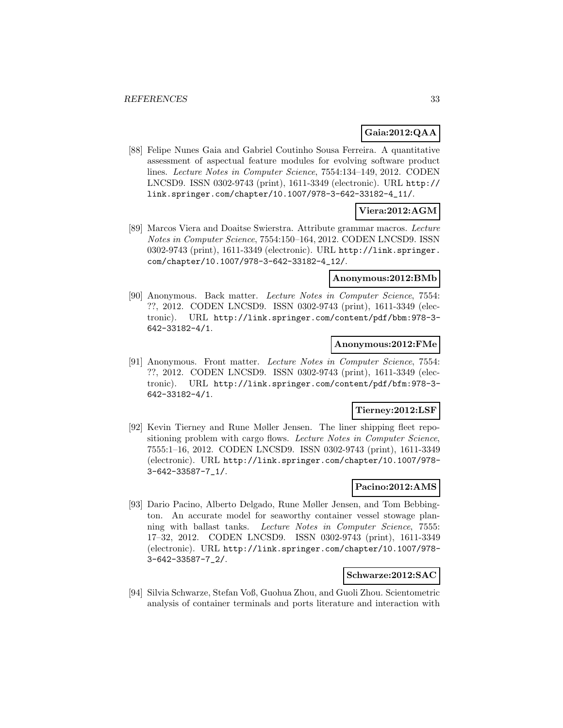**Gaia:2012:QAA**

[88] Felipe Nunes Gaia and Gabriel Coutinho Sousa Ferreira. A quantitative assessment of aspectual feature modules for evolving software product lines. *Lecture Notes in Computer Science*, 7554:134–149, 2012. CODEN LNCSD9. ISSN 0302-9743 (print), 1611-3349 (electronic). URL http://link.springer.com/chapter/10.1007/978-3-642-33182-4_11/.

**Viera:2012:AGM**

[89] Marcos Viera and Doaitse Swierstra. Attribute grammar macros. *Lecture Notes in Computer Science*, 7554:150–164, 2012. CODEN LNCSD9. ISSN 0302-9743 (print), 1611-3349 (electronic). URL http://link.springer.com/chapter/10.1007/978-3-642-33182-4_12/.

**Anonymous:2012:BMb**

[90] Anonymous. Back matter. *Lecture Notes in Computer Science*, 7554: ??, 2012. CODEN LNCSD9. ISSN 0302-9743 (print), 1611-3349 (electronic). URL http://link.springer.com/content/pdf/bbm:978-3-642-33182-4/1.

**Anonymous:2012:FMe**

[91] Anonymous. Front matter. *Lecture Notes in Computer Science*, 7554: ??, 2012. CODEN LNCSD9. ISSN 0302-9743 (print), 1611-3349 (electronic). URL http://link.springer.com/content/pdf/bfm:978-3-642-33182-4/1.

**Tierney:2012:LSF**

[92] Kevin Tierney and Rune Møller Jensen. The liner shipping fleet repositioning problem with cargo flows. *Lecture Notes in Computer Science*, 7555:1–16, 2012. CODEN LNCSD9. ISSN 0302-9743 (print), 1611-3349 (electronic). URL http://link.springer.com/chapter/10.1007/978-3-642-33587-7_1/.

**Pacino:2012:AMS**

[93] Dario Pacino, Alberto Delgado, Rune Møller Jensen, and Tom Bebbington. An accurate model for seaworthy container vessel stowage planning with ballast tanks. *Lecture Notes in Computer Science*, 7555: 17–32, 2012. CODEN LNCSD9. ISSN 0302-9743 (print), 1611-3349 (electronic). URL http://link.springer.com/chapter/10.1007/978-3-642-33587-7_2/.

**Schwarze:2012:SAC**

[94] Silvia Schwarze, Stefan Voß, Guohua Zhou, and Guoli Zhou. Scientometric analysis of container terminals and ports literature and interaction with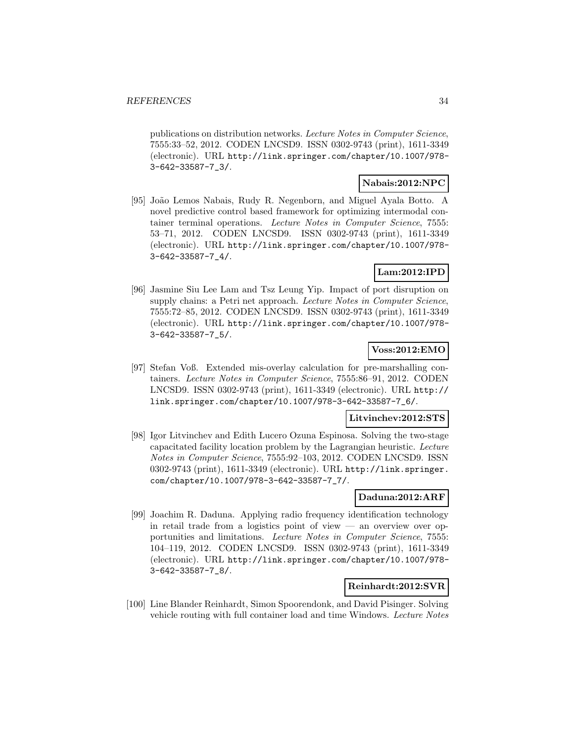publications on distribution networks. *Lecture Notes in Computer Science*, 7555:33–52, 2012. CODEN LNCSD9. ISSN 0302-9743 (print), 1611-3349 (electronic). URL http://link.springer.com/chapter/10.1007/978-3-642-33587-7_3/.

**Nabais:2012:NPC**

[95] João Lemos Nabais, Rudy R. Negenborn, and Miguel Ayala Botto. A novel predictive control based framework for optimizing intermodal container terminal operations. *Lecture Notes in Computer Science*, 7555: 53–71, 2012. CODEN LNCSD9. ISSN 0302-9743 (print), 1611-3349 (electronic). URL http://link.springer.com/chapter/10.1007/978-3-642-33587-7_4/.

**Lam:2012:IPD**

[96] Jasmine Siu Lee Lam and Tsz Leung Yip. Impact of port disruption on supply chains: a Petri net approach. *Lecture Notes in Computer Science*, 7555:72–85, 2012. CODEN LNCSD9. ISSN 0302-9743 (print), 1611-3349 (electronic). URL http://link.springer.com/chapter/10.1007/978-3-642-33587-7_5/.

**Voss:2012:EMO**

[97] Stefan Voß. Extended mis-overlay calculation for pre-marshalling containers. *Lecture Notes in Computer Science*, 7555:86–91, 2012. CODEN LNCSD9. ISSN 0302-9743 (print), 1611-3349 (electronic). URL http://link.springer.com/chapter/10.1007/978-3-642-33587-7_6/.

**Litvinchev:2012:STS**

[98] Igor Litvinchev and Edith Lucero Ozuna Espinosa. Solving the two-stage capacitated facility location problem by the Lagrangian heuristic. *Lecture Notes in Computer Science*, 7555:92–103, 2012. CODEN LNCSD9. ISSN 0302-9743 (print), 1611-3349 (electronic). URL http://link.springer.com/chapter/10.1007/978-3-642-33587-7_7/.

**Daduna:2012:ARF**

[99] Joachim R. Daduna. Applying radio frequency identification technology in retail trade from a logistics point of view — an overview over opportunities and limitations. *Lecture Notes in Computer Science*, 7555: 104–119, 2012. CODEN LNCSD9. ISSN 0302-9743 (print), 1611-3349 (electronic). URL http://link.springer.com/chapter/10.1007/978-3-642-33587-7_8/.

**Reinhardt:2012:SVR**

[100] Line Blander Reinhardt, Simon Spoorendonk, and David Pisinger. Solving vehicle routing with full container load and time Windows. *Lecture Notes*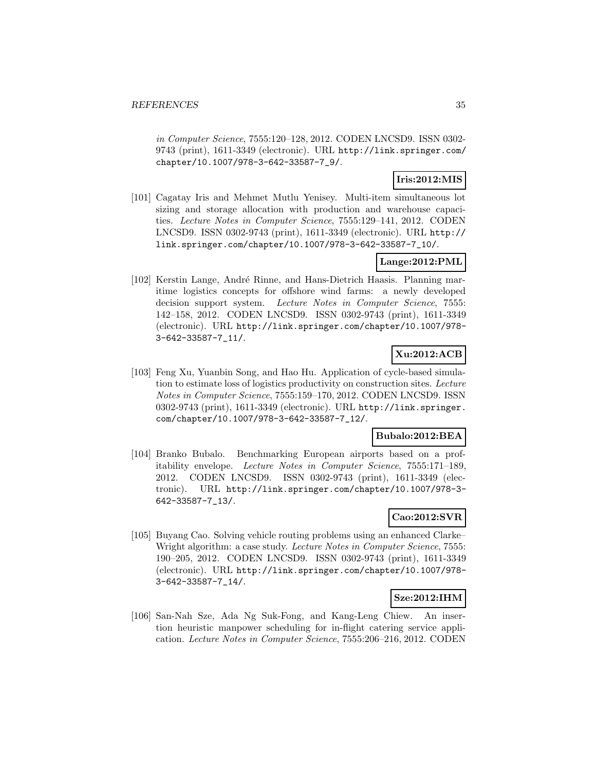*in Computer Science*, 7555:120–128, 2012. CODEN LNCSD9. ISSN 0302-9743 (print), 1611-3349 (electronic). URL http://link.springer.com/chapter/10.1007/978-3-642-33587-7_9/.

**Iris:2012:MIS**

[101] Cagatay Iris and Mehmet Mutlu Yenisey. Multi-item simultaneous lot sizing and storage allocation with production and warehouse capacities. *Lecture Notes in Computer Science*, 7555:129–141, 2012. CODEN LNCSD9. ISSN 0302-9743 (print), 1611-3349 (electronic). URL http://link.springer.com/chapter/10.1007/978-3-642-33587-7_10/.

**Lange:2012:PML**

[102] Kerstin Lange, André Rinne, and Hans-Dietrich Haasis. Planning maritime logistics concepts for offshore wind farms: a newly developed decision support system. *Lecture Notes in Computer Science*, 7555: 142–158, 2012. CODEN LNCSD9. ISSN 0302-9743 (print), 1611-3349 (electronic). URL http://link.springer.com/chapter/10.1007/978-3-642-33587-7_11/.

**Xu:2012:ACB**

[103] Feng Xu, Yuanbin Song, and Hao Hu. Application of cycle-based simulation to estimate loss of logistics productivity on construction sites. *Lecture Notes in Computer Science*, 7555:159–170, 2012. CODEN LNCSD9. ISSN 0302-9743 (print), 1611-3349 (electronic). URL http://link.springer.com/chapter/10.1007/978-3-642-33587-7_12/.

**Bubalo:2012:BEA**

[104] Branko Bubalo. Benchmarking European airports based on a profitability envelope. *Lecture Notes in Computer Science*, 7555:171–189, 2012. CODEN LNCSD9. ISSN 0302-9743 (print), 1611-3349 (electronic). URL http://link.springer.com/chapter/10.1007/978-3-642-33587-7_13/.

**Cao:2012:SVR**

[105] Buyang Cao. Solving vehicle routing problems using an enhanced Clarke–Wright algorithm: a case study. *Lecture Notes in Computer Science*, 7555: 190–205, 2012. CODEN LNCSD9. ISSN 0302-9743 (print), 1611-3349 (electronic). URL http://link.springer.com/chapter/10.1007/978-3-642-33587-7_14/.

**Sze:2012:IHM**

[106] San-Nah Sze, Ada Ng Suk-Fong, and Kang-Leng Chiew. An insertion heuristic manpower scheduling for in-flight catering service application. *Lecture Notes in Computer Science*, 7555:206–216, 2012. CODEN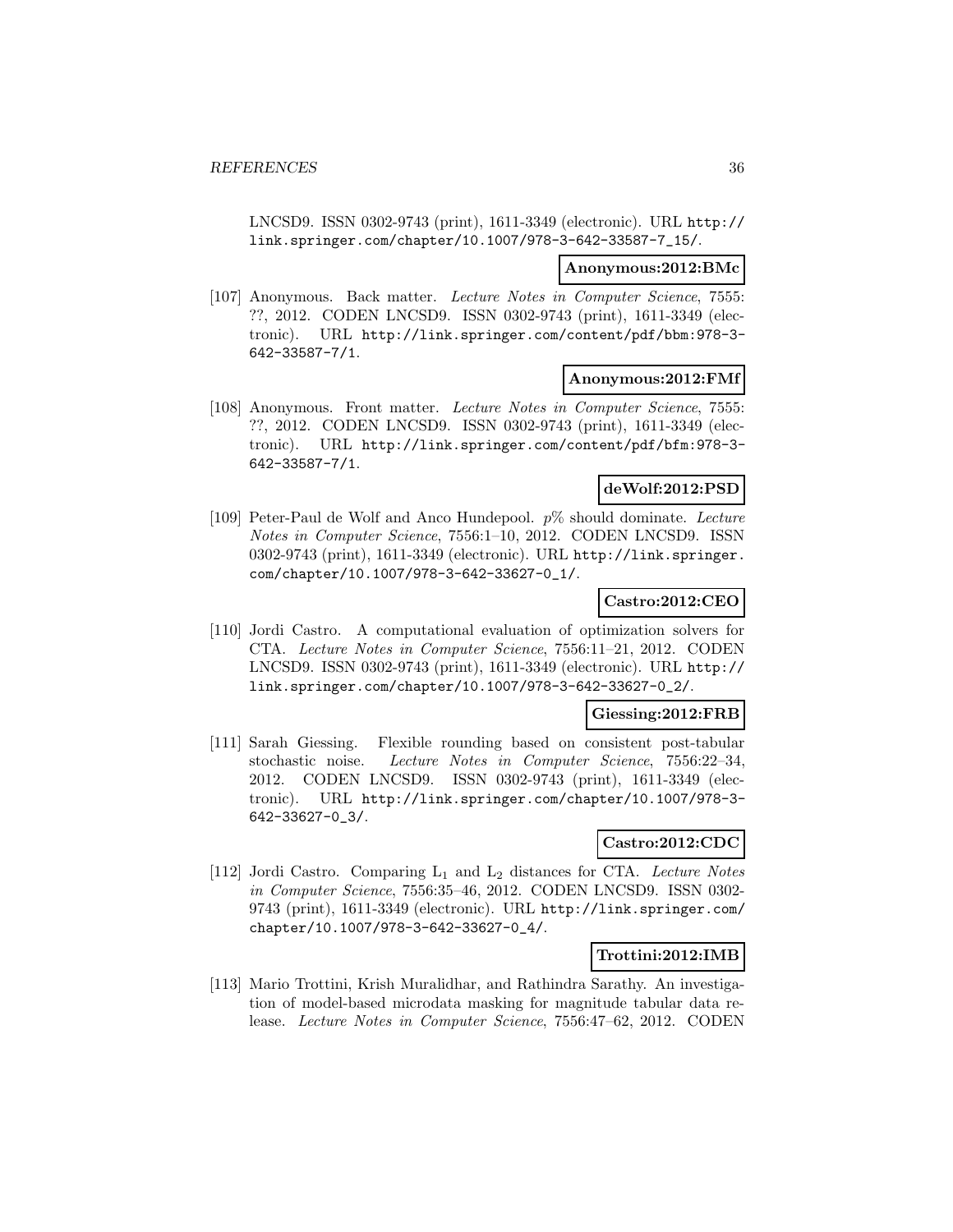LNCSD9. ISSN 0302-9743 (print), 1611-3349 (electronic). URL http://link.springer.com/chapter/10.1007/978-3-642-33587-7_15/.

**Anonymous:2012:BMc**

[107] Anonymous. Back matter. *Lecture Notes in Computer Science*, 7555: ??, 2012. CODEN LNCSD9. ISSN 0302-9743 (print), 1611-3349 (electronic). URL http://link.springer.com/content/pdf/bbm:978-3-642-33587-7/1.

**Anonymous:2012:FMf**

[108] Anonymous. Front matter. *Lecture Notes in Computer Science*, 7555: ??, 2012. CODEN LNCSD9. ISSN 0302-9743 (print), 1611-3349 (electronic). URL http://link.springer.com/content/pdf/bfm:978-3-642-33587-7/1.

**deWolf:2012:PSD**

[109] Peter-Paul de Wolf and Anco Hundepool. *p*% should dominate. *Lecture Notes in Computer Science*, 7556:1–10, 2012. CODEN LNCSD9. ISSN 0302-9743 (print), 1611-3349 (electronic). URL http://link.springer.com/chapter/10.1007/978-3-642-33627-0_1/.

**Castro:2012:CEO**

[110] Jordi Castro. A computational evaluation of optimization solvers for CTA. *Lecture Notes in Computer Science*, 7556:11–21, 2012. CODEN LNCSD9. ISSN 0302-9743 (print), 1611-3349 (electronic). URL http://link.springer.com/chapter/10.1007/978-3-642-33627-0_2/.

**Giessing:2012:FRB**

[111] Sarah Giessing. Flexible rounding based on consistent post-tabular stochastic noise. *Lecture Notes in Computer Science*, 7556:22–34, 2012. CODEN LNCSD9. ISSN 0302-9743 (print), 1611-3349 (electronic). URL http://link.springer.com/chapter/10.1007/978-3-642-33627-0_3/.

**Castro:2012:CDC**

[112] Jordi Castro. Comparing $L_1$ and $L_2$ distances for CTA. *Lecture Notes in Computer Science*, 7556:35–46, 2012. CODEN LNCSD9. ISSN 0302-9743 (print), 1611-3349 (electronic). URL http://link.springer.com/chapter/10.1007/978-3-642-33627-0_4/.

**Trottini:2012:IMB**

[113] Mario Trottini, Krish Muralidhar, and Rathindra Sarathy. An investigation of model-based microdata masking for magnitude tabular data release. *Lecture Notes in Computer Science*, 7556:47–62, 2012. CODEN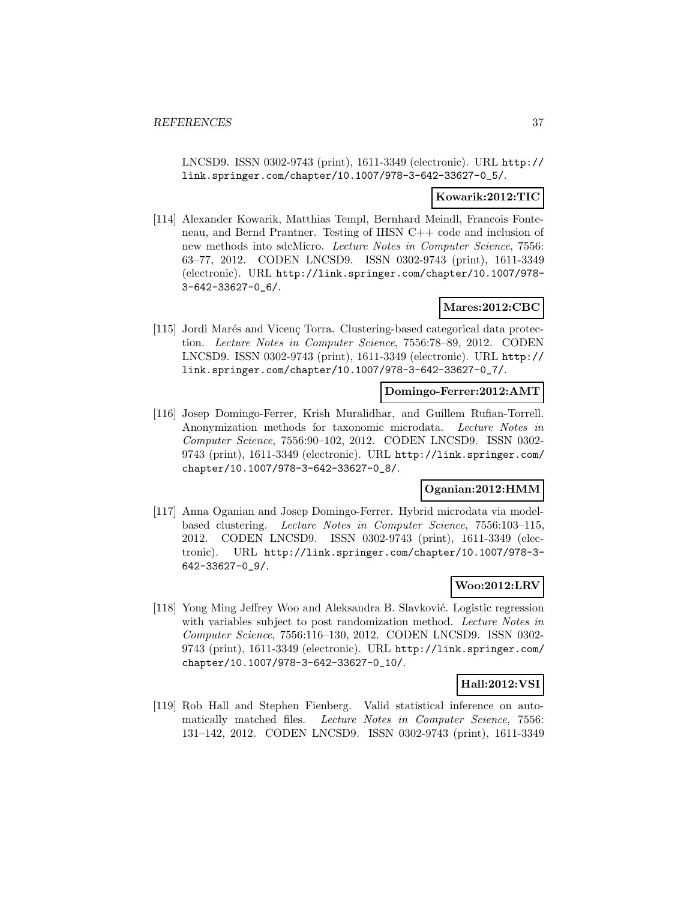LNCSD9. ISSN 0302-9743 (print), 1611-3349 (electronic). URL http://link.springer.com/chapter/10.1007/978-3-642-33627-0_5/.

**Kowarik:2012:TIC**

[114] Alexander Kowarik, Matthias Templ, Bernhard Meindl, Francois Fonteneau, and Bernd Prantner. Testing of IHSN C++ code and inclusion of new methods into sdcMicro. *Lecture Notes in Computer Science*, 7556: 63–77, 2012. CODEN LNCSD9. ISSN 0302-9743 (print), 1611-3349 (electronic). URL http://link.springer.com/chapter/10.1007/978-3-642-33627-0_6/.

**Mares:2012:CBC**

[115] Jordi Marés and Vicenç Torra. Clustering-based categorical data protection. *Lecture Notes in Computer Science*, 7556:78–89, 2012. CODEN LNCSD9. ISSN 0302-9743 (print), 1611-3349 (electronic). URL http://link.springer.com/chapter/10.1007/978-3-642-33627-0_7/.

**Domingo-Ferrer:2012:AMT**

[116] Josep Domingo-Ferrer, Krish Muralidhar, and Guillem Rufian-Torrell. Anonymization methods for taxonomic microdata. *Lecture Notes in Computer Science*, 7556:90–102, 2012. CODEN LNCSD9. ISSN 0302-9743 (print), 1611-3349 (electronic). URL http://link.springer.com/chapter/10.1007/978-3-642-33627-0_8/.

**Oganian:2012:HMM**

[117] Anna Oganian and Josep Domingo-Ferrer. Hybrid microdata via model-based clustering. *Lecture Notes in Computer Science*, 7556:103–115, 2012. CODEN LNCSD9. ISSN 0302-9743 (print), 1611-3349 (electronic). URL http://link.springer.com/chapter/10.1007/978-3-642-33627-0_9/.

**Woo:2012:LRV**

[118] Yong Ming Jeffrey Woo and Aleksandra B. Slavković. Logistic regression with variables subject to post randomization method. *Lecture Notes in Computer Science*, 7556:116–130, 2012. CODEN LNCSD9. ISSN 0302-9743 (print), 1611-3349 (electronic). URL http://link.springer.com/chapter/10.1007/978-3-642-33627-0_10/.

**Hall:2012:VSI**

[119] Rob Hall and Stephen Fienberg. Valid statistical inference on automatically matched files. *Lecture Notes in Computer Science*, 7556: 131–142, 2012. CODEN LNCSD9. ISSN 0302-9743 (print), 1611-3349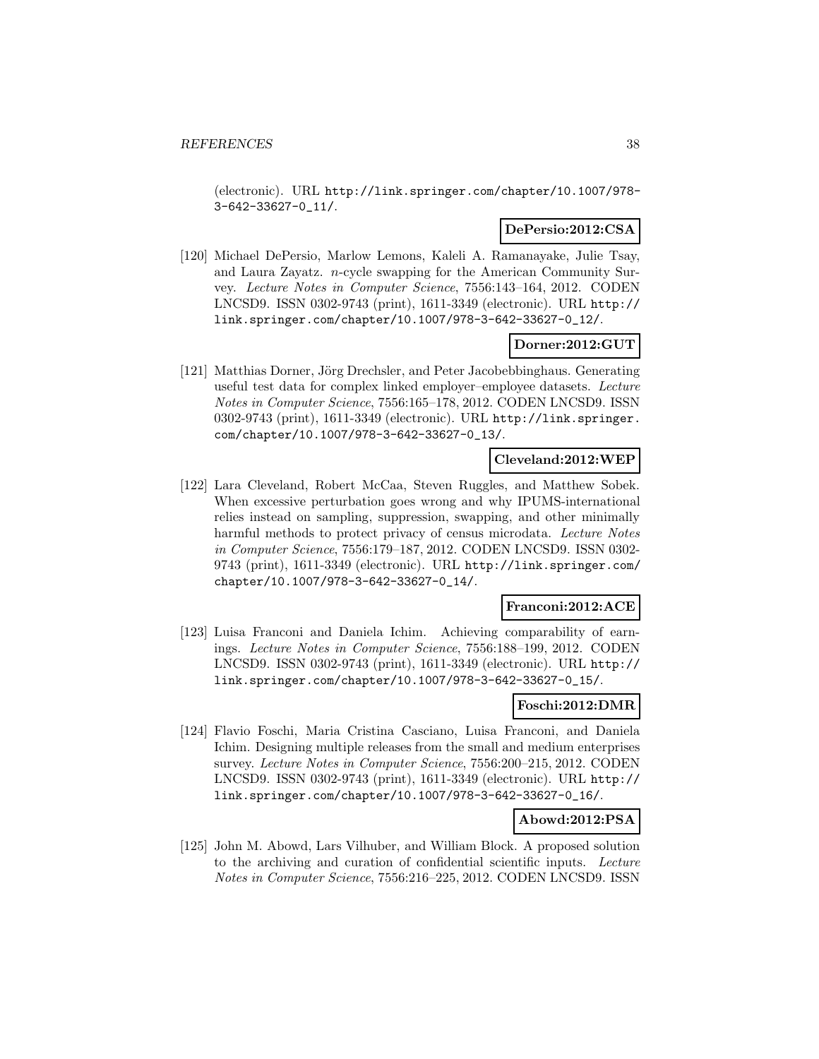(electronic). URL http://link.springer.com/chapter/10.1007/978-3-642-33627-0_11/.

**DePersio:2012:CSA**

[120] Michael DePersio, Marlow Lemons, Kaleli A. Ramanayake, Julie Tsay, and Laura Zayatz. $n$-cycle swapping for the American Community Survey. *Lecture Notes in Computer Science*, 7556:143–164, 2012. CODEN LNCSD9. ISSN 0302-9743 (print), 1611-3349 (electronic). URL http://link.springer.com/chapter/10.1007/978-3-642-33627-0_12/.

**Dorner:2012:GUT**

[121] Matthias Dorner, Jörg Drechsler, and Peter Jacobebbinghaus. Generating useful test data for complex linked employer–employee datasets. *Lecture Notes in Computer Science*, 7556:165–178, 2012. CODEN LNCSD9. ISSN 0302-9743 (print), 1611-3349 (electronic). URL http://link.springer.com/chapter/10.1007/978-3-642-33627-0_13/.

**Cleveland:2012:WEP**

[122] Lara Cleveland, Robert McCaa, Steven Ruggles, and Matthew Sobek. When excessive perturbation goes wrong and why IPUMS-international relies instead on sampling, suppression, swapping, and other minimally harmful methods to protect privacy of census microdata. *Lecture Notes in Computer Science*, 7556:179–187, 2012. CODEN LNCSD9. ISSN 0302-9743 (print), 1611-3349 (electronic). URL http://link.springer.com/chapter/10.1007/978-3-642-33627-0_14/.

**Franconi:2012:ACE**

[123] Luisa Franconi and Daniela Ichim. Achieving comparability of earnings. *Lecture Notes in Computer Science*, 7556:188–199, 2012. CODEN LNCSD9. ISSN 0302-9743 (print), 1611-3349 (electronic). URL http://link.springer.com/chapter/10.1007/978-3-642-33627-0_15/.

**Foschi:2012:DMR**

[124] Flavio Foschi, Maria Cristina Casciano, Luisa Franconi, and Daniela Ichim. Designing multiple releases from the small and medium enterprises survey. *Lecture Notes in Computer Science*, 7556:200–215, 2012. CODEN LNCSD9. ISSN 0302-9743 (print), 1611-3349 (electronic). URL http://link.springer.com/chapter/10.1007/978-3-642-33627-0_16/.

**Abowd:2012:PSA**

[125] John M. Abowd, Lars Vilhuber, and William Block. A proposed solution to the archiving and curation of confidential scientific inputs. *Lecture Notes in Computer Science*, 7556:216–225, 2012. CODEN LNCSD9. ISSN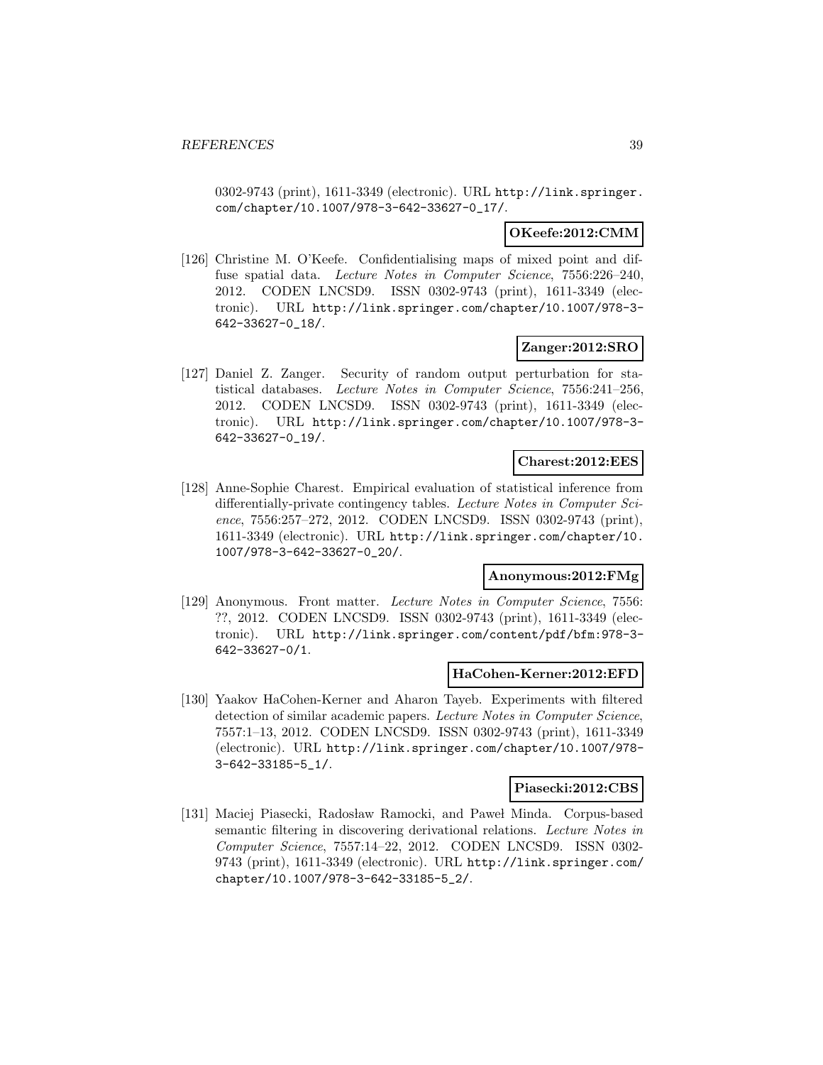0302-9743 (print), 1611-3349 (electronic). URL http://link.springer.com/chapter/10.1007/978-3-642-33627-0_17/.

**OKeefe:2012:CMM**

[126] Christine M. O'Keefe. Confidentialising maps of mixed point and diffuse spatial data. *Lecture Notes in Computer Science*, 7556:226–240, 2012. CODEN LNCSD9. ISSN 0302-9743 (print), 1611-3349 (electronic). URL http://link.springer.com/chapter/10.1007/978-3-642-33627-0_18/.

**Zanger:2012:SRO**

[127] Daniel Z. Zanger. Security of random output perturbation for statistical databases. *Lecture Notes in Computer Science*, 7556:241–256, 2012. CODEN LNCSD9. ISSN 0302-9743 (print), 1611-3349 (electronic). URL http://link.springer.com/chapter/10.1007/978-3-642-33627-0_19/.

**Charest:2012:EES**

[128] Anne-Sophie Charest. Empirical evaluation of statistical inference from differentially-private contingency tables. *Lecture Notes in Computer Science*, 7556:257–272, 2012. CODEN LNCSD9. ISSN 0302-9743 (print), 1611-3349 (electronic). URL http://link.springer.com/chapter/10.1007/978-3-642-33627-0_20/.

**Anonymous:2012:FMg**

[129] Anonymous. Front matter. *Lecture Notes in Computer Science*, 7556: ??, 2012. CODEN LNCSD9. ISSN 0302-9743 (print), 1611-3349 (electronic). URL http://link.springer.com/content/pdf/bfm:978-3-642-33627-0/1.

**HaCohen-Kerner:2012:EFD**

[130] Yaakov HaCohen-Kerner and Aharon Tayeb. Experiments with filtered detection of similar academic papers. *Lecture Notes in Computer Science*, 7557:1–13, 2012. CODEN LNCSD9. ISSN 0302-9743 (print), 1611-3349 (electronic). URL http://link.springer.com/chapter/10.1007/978-3-642-33185-5_1/.

**Piasecki:2012:CBS**

[131] Maciej Piasecki, Radosław Ramocki, and Paweł Minda. Corpus-based semantic filtering in discovering derivational relations. *Lecture Notes in Computer Science*, 7557:14–22, 2012. CODEN LNCSD9. ISSN 0302-9743 (print), 1611-3349 (electronic). URL http://link.springer.com/chapter/10.1007/978-3-642-33185-5_2/.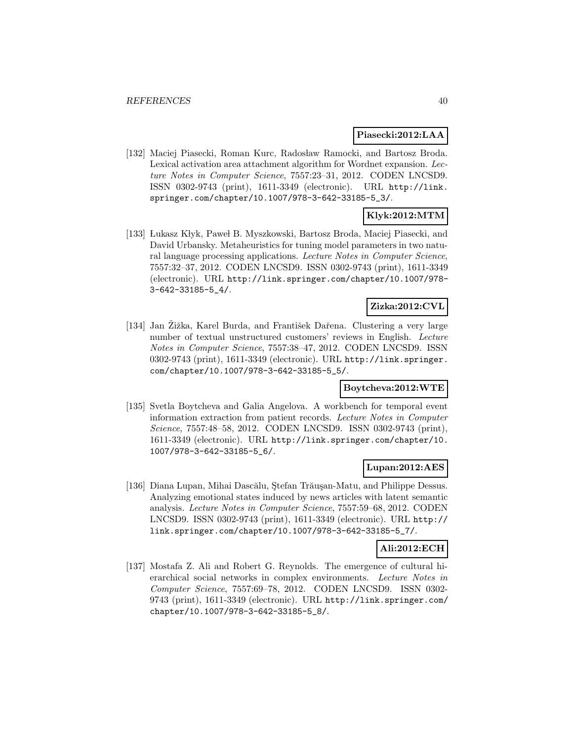**Piasecki:2012:LAA**

[132] Maciej Piasecki, Roman Kurc, Radosław Ramocki, and Bartosz Broda. Lexical activation area attachment algorithm for Wordnet expansion. *Lecture Notes in Computer Science*, 7557:23–31, 2012. CODEN LNCSD9. ISSN 0302-9743 (print), 1611-3349 (electronic). URL http://link.springer.com/chapter/10.1007/978-3-642-33185-5_3/.

**Klyk:2012:MTM**

[133] Łukasz Kłyk, Paweł B. Myszkowski, Bartosz Broda, Maciej Piasecki, and David Urbansky. Metaheuristics for tuning model parameters in two natural language processing applications. *Lecture Notes in Computer Science*, 7557:32–37, 2012. CODEN LNCSD9. ISSN 0302-9743 (print), 1611-3349 (electronic). URL http://link.springer.com/chapter/10.1007/978-3-642-33185-5_4/.

**Zizka:2012:CVL**

[134] Jan Žižka, Karel Burda, and František Dařena. Clustering a very large number of textual unstructured customers' reviews in English. *Lecture Notes in Computer Science*, 7557:38–47, 2012. CODEN LNCSD9. ISSN 0302-9743 (print), 1611-3349 (electronic). URL http://link.springer.com/chapter/10.1007/978-3-642-33185-5_5/.

**Boytcheva:2012:WTE**

[135] Svetla Boytcheva and Galia Angelova. A workbench for temporal event information extraction from patient records. *Lecture Notes in Computer Science*, 7557:48–58, 2012. CODEN LNCSD9. ISSN 0302-9743 (print), 1611-3349 (electronic). URL http://link.springer.com/chapter/10.1007/978-3-642-33185-5_6/.

**Lupan:2012:AES**

[136] Diana Lupan, Mihai Dascălu, Ştefan Trăuşan-Matu, and Philippe Dessus. Analyzing emotional states induced by news articles with latent semantic analysis. *Lecture Notes in Computer Science*, 7557:59–68, 2012. CODEN LNCSD9. ISSN 0302-9743 (print), 1611-3349 (electronic). URL http://link.springer.com/chapter/10.1007/978-3-642-33185-5_7/.

**Ali:2012:ECH**

[137] Mostafa Z. Ali and Robert G. Reynolds. The emergence of cultural hierarchical social networks in complex environments. *Lecture Notes in Computer Science*, 7557:69–78, 2012. CODEN LNCSD9. ISSN 0302-9743 (print), 1611-3349 (electronic). URL http://link.springer.com/chapter/10.1007/978-3-642-33185-5_8/.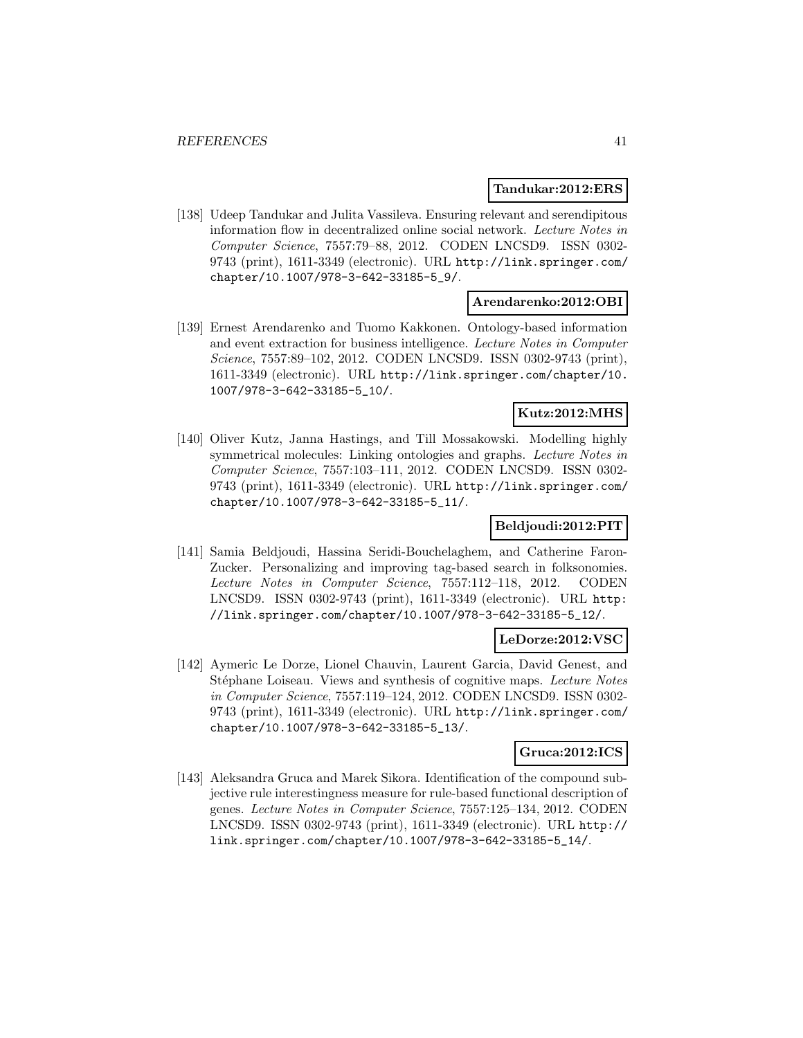**Tandukar:2012:ERS**

[138] Udeep Tandukar and Julita Vassileva. Ensuring relevant and serendipitous information flow in decentralized online social network. *Lecture Notes in Computer Science*, 7557:79–88, 2012. CODEN LNCSD9. ISSN 0302-9743 (print), 1611-3349 (electronic). URL http://link.springer.com/chapter/10.1007/978-3-642-33185-5_9/.

**Arendarenko:2012:OBI**

[139] Ernest Arendarenko and Tuomo Kakkonen. Ontology-based information and event extraction for business intelligence. *Lecture Notes in Computer Science*, 7557:89–102, 2012. CODEN LNCSD9. ISSN 0302-9743 (print), 1611-3349 (electronic). URL http://link.springer.com/chapter/10.1007/978-3-642-33185-5_10/.

**Kutz:2012:MHS**

[140] Oliver Kutz, Janna Hastings, and Till Mossakowski. Modelling highly symmetrical molecules: Linking ontologies and graphs. *Lecture Notes in Computer Science*, 7557:103–111, 2012. CODEN LNCSD9. ISSN 0302-9743 (print), 1611-3349 (electronic). URL http://link.springer.com/chapter/10.1007/978-3-642-33185-5_11/.

**Beldjoudi:2012:PIT**

[141] Samia Beldjoudi, Hassina Seridi-Bouchelaghem, and Catherine Faron-Zucker. Personalizing and improving tag-based search in folksonomies. *Lecture Notes in Computer Science*, 7557:112–118, 2012. CODEN LNCSD9. ISSN 0302-9743 (print), 1611-3349 (electronic). URL http://link.springer.com/chapter/10.1007/978-3-642-33185-5_12/.

**LeDorze:2012:VSC**

[142] Aymeric Le Dorze, Lionel Chauvin, Laurent Garcia, David Genest, and Stéphane Loiseau. Views and synthesis of cognitive maps. *Lecture Notes in Computer Science*, 7557:119–124, 2012. CODEN LNCSD9. ISSN 0302-9743 (print), 1611-3349 (electronic). URL http://link.springer.com/chapter/10.1007/978-3-642-33185-5_13/.

**Gruca:2012:ICS**

[143] Aleksandra Gruca and Marek Sikora. Identification of the compound subjective rule interestingness measure for rule-based functional description of genes. *Lecture Notes in Computer Science*, 7557:125–134, 2012. CODEN LNCSD9. ISSN 0302-9743 (print), 1611-3349 (electronic). URL http://link.springer.com/chapter/10.1007/978-3-642-33185-5_14/.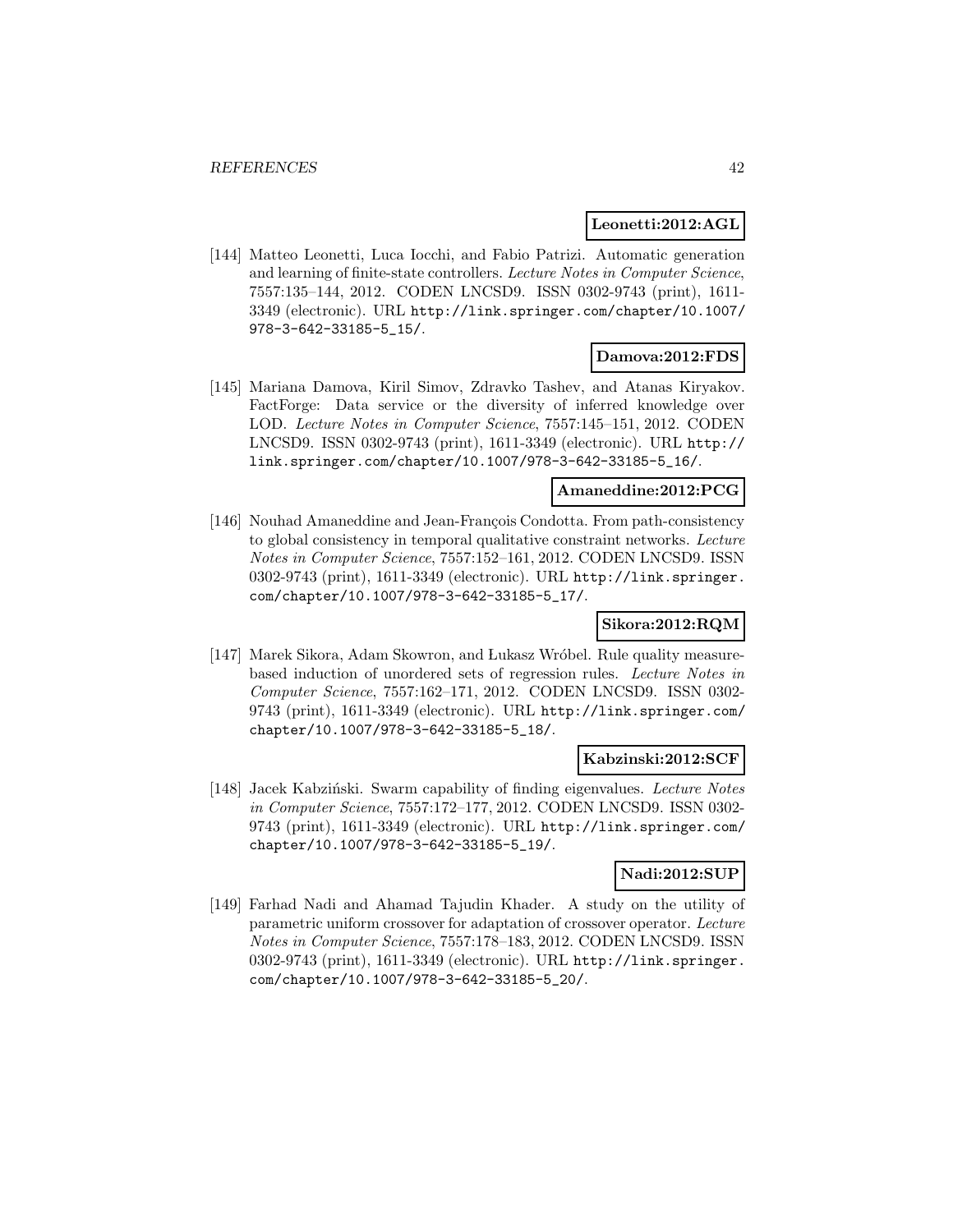**Leonetti:2012:AGL**

[144] Matteo Leonetti, Luca Iocchi, and Fabio Patrizi. Automatic generation and learning of finite-state controllers. *Lecture Notes in Computer Science*, 7557:135–144, 2012. CODEN LNCSD9. ISSN 0302-9743 (print), 1611-3349 (electronic). URL http://link.springer.com/chapter/10.1007/978-3-642-33185-5_15/.

**Damova:2012:FDS**

[145] Mariana Damova, Kiril Simov, Zdravko Tashev, and Atanas Kiryakov. FactForge: Data service or the diversity of inferred knowledge over LOD. *Lecture Notes in Computer Science*, 7557:145–151, 2012. CODEN LNCSD9. ISSN 0302-9743 (print), 1611-3349 (electronic). URL http://link.springer.com/chapter/10.1007/978-3-642-33185-5_16/.

**Amaneddine:2012:PCG**

[146] Nouhad Amaneddine and Jean-François Condotta. From path-consistency to global consistency in temporal qualitative constraint networks. *Lecture Notes in Computer Science*, 7557:152–161, 2012. CODEN LNCSD9. ISSN 0302-9743 (print), 1611-3349 (electronic). URL http://link.springer.com/chapter/10.1007/978-3-642-33185-5_17/.

**Sikora:2012:RQM**

[147] Marek Sikora, Adam Skowron, and Łukasz Wróbel. Rule quality measure-based induction of unordered sets of regression rules. *Lecture Notes in Computer Science*, 7557:162–171, 2012. CODEN LNCSD9. ISSN 0302-9743 (print), 1611-3349 (electronic). URL http://link.springer.com/chapter/10.1007/978-3-642-33185-5_18/.

**Kabzinski:2012:SCF**

[148] Jacek Kabziński. Swarm capability of finding eigenvalues. *Lecture Notes in Computer Science*, 7557:172–177, 2012. CODEN LNCSD9. ISSN 0302-9743 (print), 1611-3349 (electronic). URL http://link.springer.com/chapter/10.1007/978-3-642-33185-5_19/.

**Nadi:2012:SUP**

[149] Farhad Nadi and Ahamad Tajudin Khader. A study on the utility of parametric uniform crossover for adaptation of crossover operator. *Lecture Notes in Computer Science*, 7557:178–183, 2012. CODEN LNCSD9. ISSN 0302-9743 (print), 1611-3349 (electronic). URL http://link.springer.com/chapter/10.1007/978-3-642-33185-5_20/.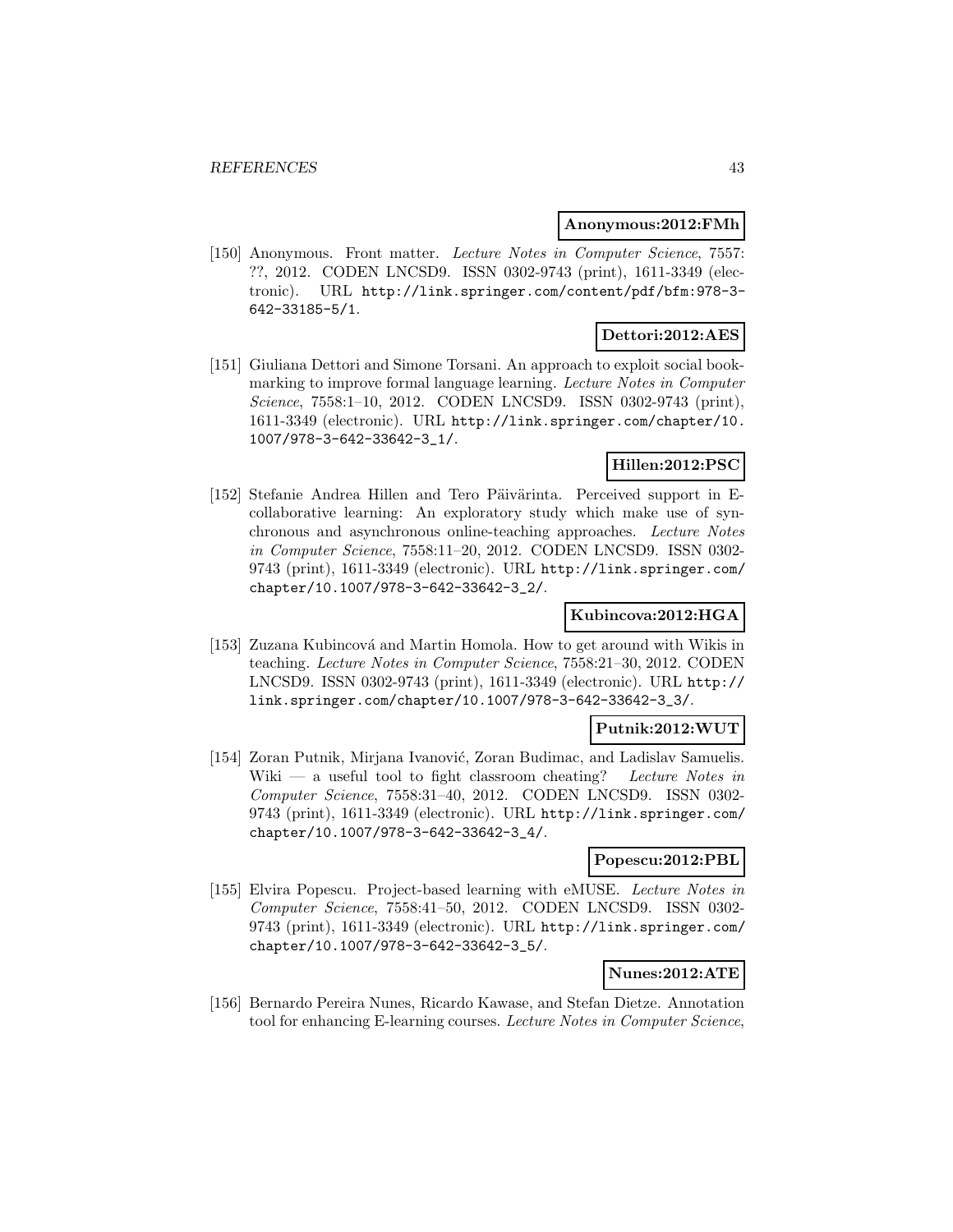**Anonymous:2012:FMh**

[150] Anonymous. Front matter. *Lecture Notes in Computer Science*, 7557: ??, 2012. CODEN LNCSD9. ISSN 0302-9743 (print), 1611-3349 (electronic). URL http://link.springer.com/content/pdf/bfm:978-3-642-33185-5/1.

**Dettori:2012:AES**

[151] Giuliana Dettori and Simone Torsani. An approach to exploit social bookmarking to improve formal language learning. *Lecture Notes in Computer Science*, 7558:1–10, 2012. CODEN LNCSD9. ISSN 0302-9743 (print), 1611-3349 (electronic). URL http://link.springer.com/chapter/10.1007/978-3-642-33642-3_1/.

**Hillen:2012:PSC**

[152] Stefanie Andrea Hillen and Tero Päivärinta. Perceived support in E-collaborative learning: An exploratory study which make use of synchronous and asynchronous online-teaching approaches. *Lecture Notes in Computer Science*, 7558:11–20, 2012. CODEN LNCSD9. ISSN 0302-9743 (print), 1611-3349 (electronic). URL http://link.springer.com/chapter/10.1007/978-3-642-33642-3_2/.

**Kubincova:2012:HGA**

[153] Zuzana Kubincová and Martin Homola. How to get around with Wikis in teaching. *Lecture Notes in Computer Science*, 7558:21–30, 2012. CODEN LNCSD9. ISSN 0302-9743 (print), 1611-3349 (electronic). URL http://link.springer.com/chapter/10.1007/978-3-642-33642-3_3/.

**Putnik:2012:WUT**

[154] Zoran Putnik, Mirjana Ivanović, Zoran Budimac, and Ladislav Samuelis. Wiki — a useful tool to fight classroom cheating? *Lecture Notes in Computer Science*, 7558:31–40, 2012. CODEN LNCSD9. ISSN 0302-9743 (print), 1611-3349 (electronic). URL http://link.springer.com/chapter/10.1007/978-3-642-33642-3_4/.

**Popescu:2012:PBL**

[155] Elvira Popescu. Project-based learning with eMUSE. *Lecture Notes in Computer Science*, 7558:41–50, 2012. CODEN LNCSD9. ISSN 0302-9743 (print), 1611-3349 (electronic). URL http://link.springer.com/chapter/10.1007/978-3-642-33642-3_5/.

**Nunes:2012:ATE**

[156] Bernardo Pereira Nunes, Ricardo Kawase, and Stefan Dietze. Annotation tool for enhancing E-learning courses. *Lecture Notes in Computer Science*,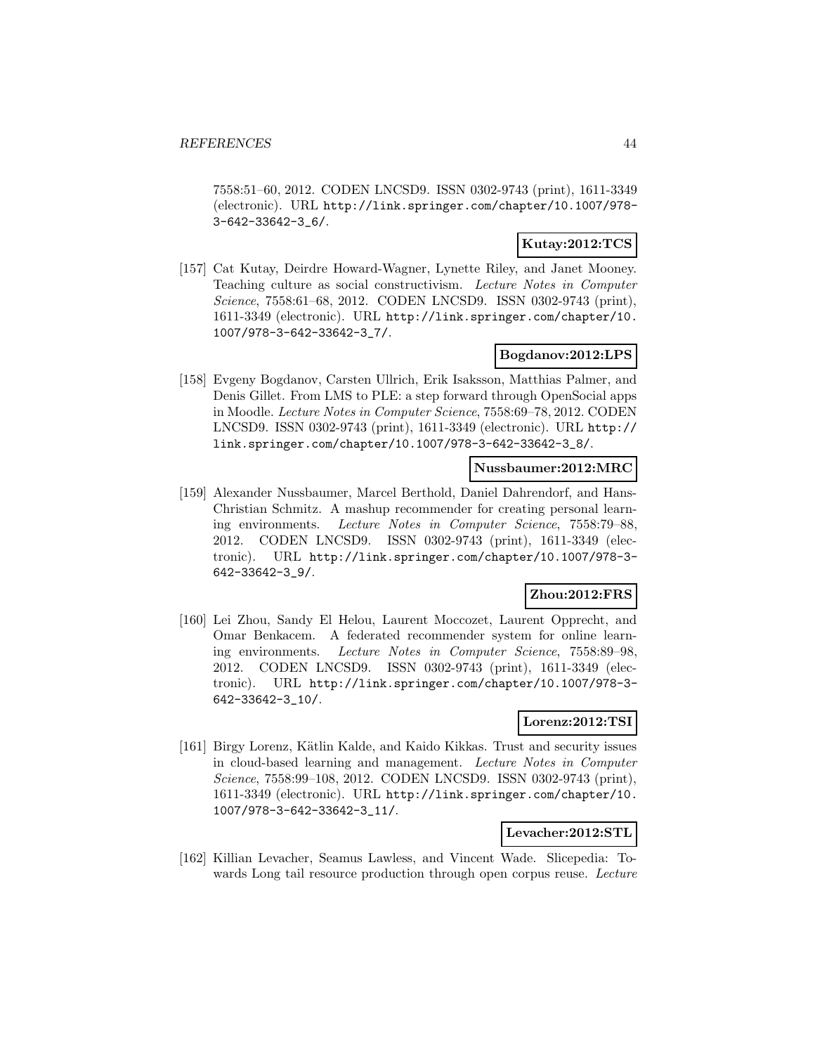7558:51–60, 2012. CODEN LNCSD9. ISSN 0302-9743 (print), 1611-3349 (electronic). URL http://link.springer.com/chapter/10.1007/978-3-642-33642-3_6/.

**Kutay:2012:TCS**

[157] Cat Kutay, Deirdre Howard-Wagner, Lynette Riley, and Janet Mooney. Teaching culture as social constructivism. *Lecture Notes in Computer Science*, 7558:61–68, 2012. CODEN LNCSD9. ISSN 0302-9743 (print), 1611-3349 (electronic). URL http://link.springer.com/chapter/10.1007/978-3-642-33642-3_7/.

**Bogdanov:2012:LPS**

[158] Evgeny Bogdanov, Carsten Ullrich, Erik Isaksson, Matthias Palmer, and Denis Gillet. From LMS to PLE: a step forward through OpenSocial apps in Moodle. *Lecture Notes in Computer Science*, 7558:69–78, 2012. CODEN LNCSD9. ISSN 0302-9743 (print), 1611-3349 (electronic). URL http://link.springer.com/chapter/10.1007/978-3-642-33642-3_8/.

**Nussbaumer:2012:MRC**

[159] Alexander Nussbaumer, Marcel Berthold, Daniel Dahrendorf, and Hans-Christian Schmitz. A mashup recommender for creating personal learning environments. *Lecture Notes in Computer Science*, 7558:79–88, 2012. CODEN LNCSD9. ISSN 0302-9743 (print), 1611-3349 (electronic). URL http://link.springer.com/chapter/10.1007/978-3-642-33642-3_9/.

**Zhou:2012:FRS**

[160] Lei Zhou, Sandy El Helou, Laurent Moccozet, Laurent Opprecht, and Omar Benkacem. A federated recommender system for online learning environments. *Lecture Notes in Computer Science*, 7558:89–98, 2012. CODEN LNCSD9. ISSN 0302-9743 (print), 1611-3349 (electronic). URL http://link.springer.com/chapter/10.1007/978-3-642-33642-3_10/.

**Lorenz:2012:TSI**

[161] Birgy Lorenz, Kätlin Kalde, and Kaido Kikkas. Trust and security issues in cloud-based learning and management. *Lecture Notes in Computer Science*, 7558:99–108, 2012. CODEN LNCSD9. ISSN 0302-9743 (print), 1611-3349 (electronic). URL http://link.springer.com/chapter/10.1007/978-3-642-33642-3_11/.

**Levacher:2012:STL**

[162] Killian Levacher, Seamus Lawless, and Vincent Wade. Slicepedia: Towards Long tail resource production through open corpus reuse. *Lecture*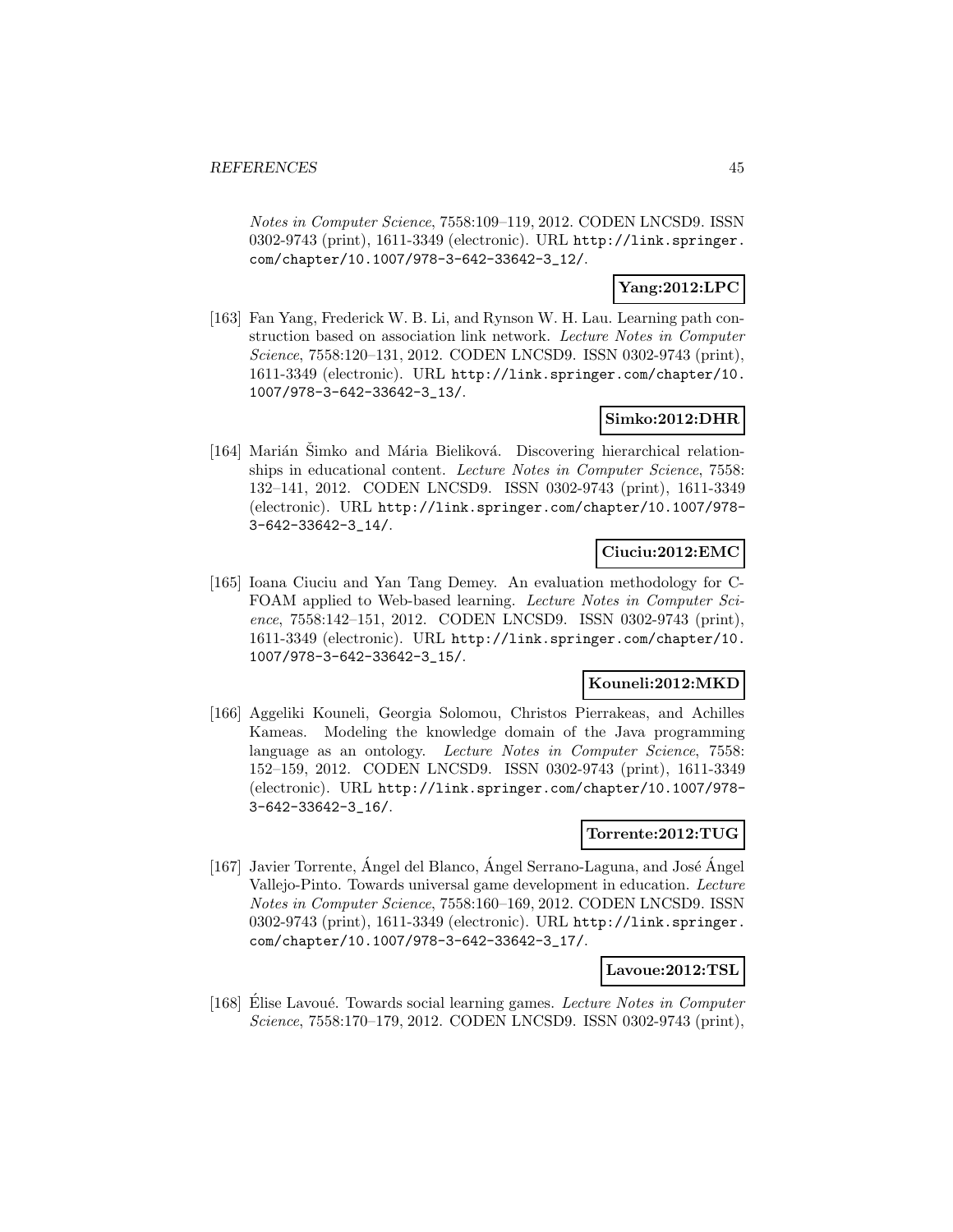*Notes in Computer Science*, 7558:109–119, 2012. CODEN LNCSD9. ISSN 0302-9743 (print), 1611-3349 (electronic). URL http://link.springer.com/chapter/10.1007/978-3-642-33642-3_12/.

**Yang:2012:LPC**

[163] Fan Yang, Frederick W. B. Li, and Rynson W. H. Lau. Learning path construction based on association link network. *Lecture Notes in Computer Science*, 7558:120–131, 2012. CODEN LNCSD9. ISSN 0302-9743 (print), 1611-3349 (electronic). URL http://link.springer.com/chapter/10.1007/978-3-642-33642-3_13/.

**Simko:2012:DHR**

[164] Marián Šimko and Mária Bieliková. Discovering hierarchical relationships in educational content. *Lecture Notes in Computer Science*, 7558: 132–141, 2012. CODEN LNCSD9. ISSN 0302-9743 (print), 1611-3349 (electronic). URL http://link.springer.com/chapter/10.1007/978-3-642-33642-3_14/.

**Ciuciu:2012:EMC**

[165] Ioana Ciuciu and Yan Tang Demey. An evaluation methodology for C-FOAM applied to Web-based learning. *Lecture Notes in Computer Science*, 7558:142–151, 2012. CODEN LNCSD9. ISSN 0302-9743 (print), 1611-3349 (electronic). URL http://link.springer.com/chapter/10.1007/978-3-642-33642-3_15/.

**Kouneli:2012:MKD**

[166] Aggeliki Kouneli, Georgia Solomou, Christos Pierrakeas, and Achilles Kameas. Modeling the knowledge domain of the Java programming language as an ontology. *Lecture Notes in Computer Science*, 7558: 152–159, 2012. CODEN LNCSD9. ISSN 0302-9743 (print), 1611-3349 (electronic). URL http://link.springer.com/chapter/10.1007/978-3-642-33642-3_16/.

**Torrente:2012:TUG**

[167] Javier Torrente, Ángel del Blanco, Ángel Serrano-Laguna, and José Ángel Vallejo-Pinto. Towards universal game development in education. *Lecture Notes in Computer Science*, 7558:160–169, 2012. CODEN LNCSD9. ISSN 0302-9743 (print), 1611-3349 (electronic). URL http://link.springer.com/chapter/10.1007/978-3-642-33642-3_17/.

**Lavoue:2012:TSL**

[168] Élise Lavoué. Towards social learning games. *Lecture Notes in Computer Science*, 7558:170–179, 2012. CODEN LNCSD9. ISSN 0302-9743 (print),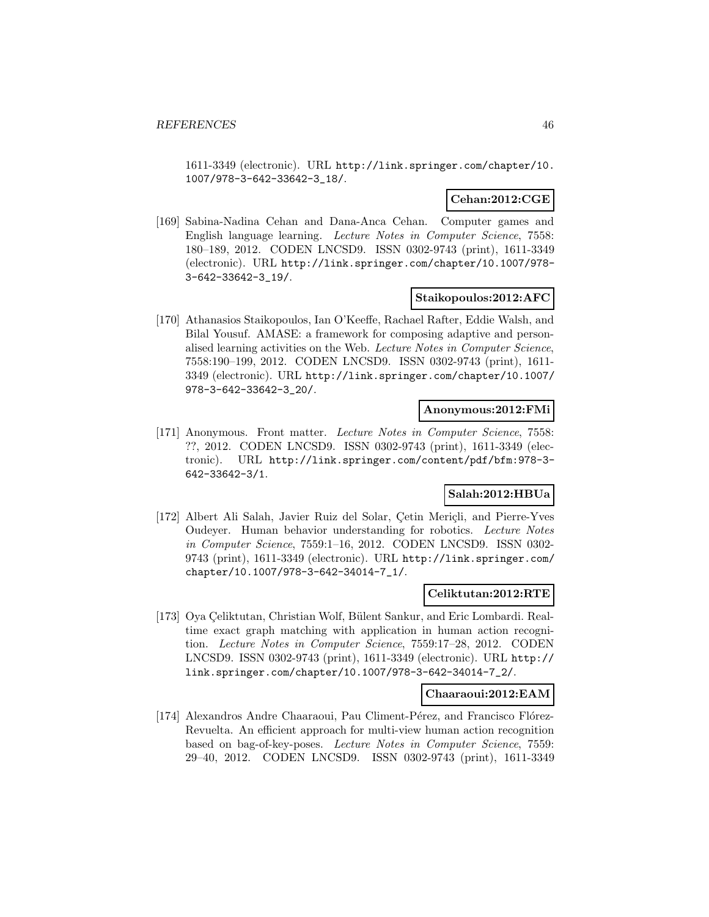1611-3349 (electronic). URL http://link.springer.com/chapter/10.1007/978-3-642-33642-3_18/.

**Cehan:2012:CGE**

[169] Sabina-Nadina Cehan and Dana-Anca Cehan. Computer games and English language learning. *Lecture Notes in Computer Science*, 7558: 180–189, 2012. CODEN LNCSD9. ISSN 0302-9743 (print), 1611-3349 (electronic). URL http://link.springer.com/chapter/10.1007/978-3-642-33642-3_19/.

**Staikopoulos:2012:AFC**

[170] Athanasios Staikopoulos, Ian O'Keeffe, Rachael Rafter, Eddie Walsh, and Bilal Yousuf. AMASE: a framework for composing adaptive and personalised learning activities on the Web. *Lecture Notes in Computer Science*, 7558:190–199, 2012. CODEN LNCSD9. ISSN 0302-9743 (print), 1611-3349 (electronic). URL http://link.springer.com/chapter/10.1007/978-3-642-33642-3_20/.

**Anonymous:2012:FMi**

[171] Anonymous. Front matter. *Lecture Notes in Computer Science*, 7558: ??, 2012. CODEN LNCSD9. ISSN 0302-9743 (print), 1611-3349 (electronic). URL http://link.springer.com/content/pdf/bfm:978-3-642-33642-3/1.

**Salah:2012:HBUa**

[172] Albert Ali Salah, Javier Ruiz del Solar, Çetin Meriçli, and Pierre-Yves Oudeyer. Human behavior understanding for robotics. *Lecture Notes in Computer Science*, 7559:1–16, 2012. CODEN LNCSD9. ISSN 0302-9743 (print), 1611-3349 (electronic). URL http://link.springer.com/chapter/10.1007/978-3-642-34014-7_1/.

**Celiktutan:2012:RTE**

[173] Oya Çeliktutan, Christian Wolf, Bülent Sankur, and Eric Lombardi. Real-time exact graph matching with application in human action recognition. *Lecture Notes in Computer Science*, 7559:17–28, 2012. CODEN LNCSD9. ISSN 0302-9743 (print), 1611-3349 (electronic). URL http://link.springer.com/chapter/10.1007/978-3-642-34014-7_2/.

**Chaaraoui:2012:EAM**

[174] Alexandros Andre Chaaraoui, Pau Climent-Pérez, and Francisco Flórez-Revuelta. An efficient approach for multi-view human action recognition based on bag-of-key-poses. *Lecture Notes in Computer Science*, 7559: 29–40, 2012. CODEN LNCSD9. ISSN 0302-9743 (print), 1611-3349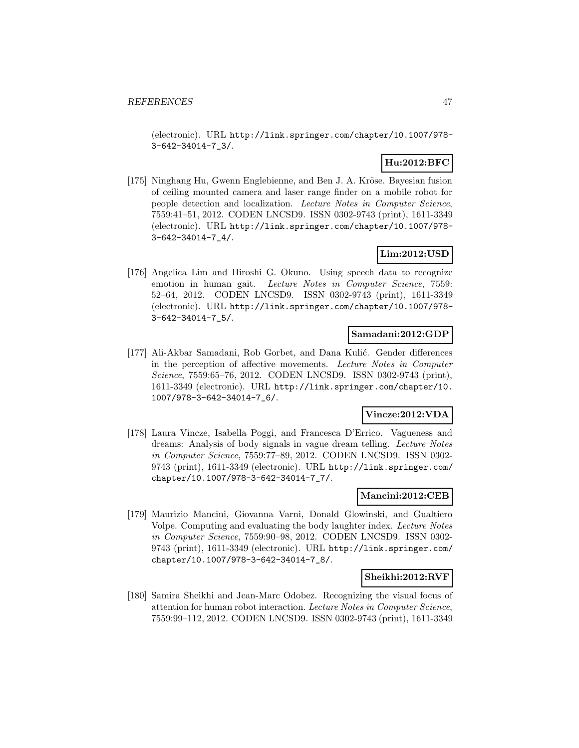(electronic). URL http://link.springer.com/chapter/10.1007/978-3-642-34014-7_3/.

**Hu:2012:BFC**

[175] Ninghang Hu, Gwenn Englebienne, and Ben J. A. Kröse. Bayesian fusion of ceiling mounted camera and laser range finder on a mobile robot for people detection and localization. *Lecture Notes in Computer Science*, 7559:41–51, 2012. CODEN LNCSD9. ISSN 0302-9743 (print), 1611-3349 (electronic). URL http://link.springer.com/chapter/10.1007/978-3-642-34014-7_4/.

**Lim:2012:USD**

[176] Angelica Lim and Hiroshi G. Okuno. Using speech data to recognize emotion in human gait. *Lecture Notes in Computer Science*, 7559: 52–64, 2012. CODEN LNCSD9. ISSN 0302-9743 (print), 1611-3349 (electronic). URL http://link.springer.com/chapter/10.1007/978-3-642-34014-7_5/.

**Samadani:2012:GDP**

[177] Ali-Akbar Samadani, Rob Gorbet, and Dana Kulić. Gender differences in the perception of affective movements. *Lecture Notes in Computer Science*, 7559:65–76, 2012. CODEN LNCSD9. ISSN 0302-9743 (print), 1611-3349 (electronic). URL http://link.springer.com/chapter/10.1007/978-3-642-34014-7_6/.

**Vincze:2012:VDA**

[178] Laura Vincze, Isabella Poggi, and Francesca D'Errico. Vagueness and dreams: Analysis of body signals in vague dream telling. *Lecture Notes in Computer Science*, 7559:77–89, 2012. CODEN LNCSD9. ISSN 0302-9743 (print), 1611-3349 (electronic). URL http://link.springer.com/chapter/10.1007/978-3-642-34014-7_7/.

**Mancini:2012:CEB**

[179] Maurizio Mancini, Giovanna Varni, Donald Glowinski, and Gualtiero Volpe. Computing and evaluating the body laughter index. *Lecture Notes in Computer Science*, 7559:90–98, 2012. CODEN LNCSD9. ISSN 0302-9743 (print), 1611-3349 (electronic). URL http://link.springer.com/chapter/10.1007/978-3-642-34014-7_8/.

**Sheikhi:2012:RVF**

[180] Samira Sheikhi and Jean-Marc Odobez. Recognizing the visual focus of attention for human robot interaction. *Lecture Notes in Computer Science*, 7559:99–112, 2012. CODEN LNCSD9. ISSN 0302-9743 (print), 1611-3349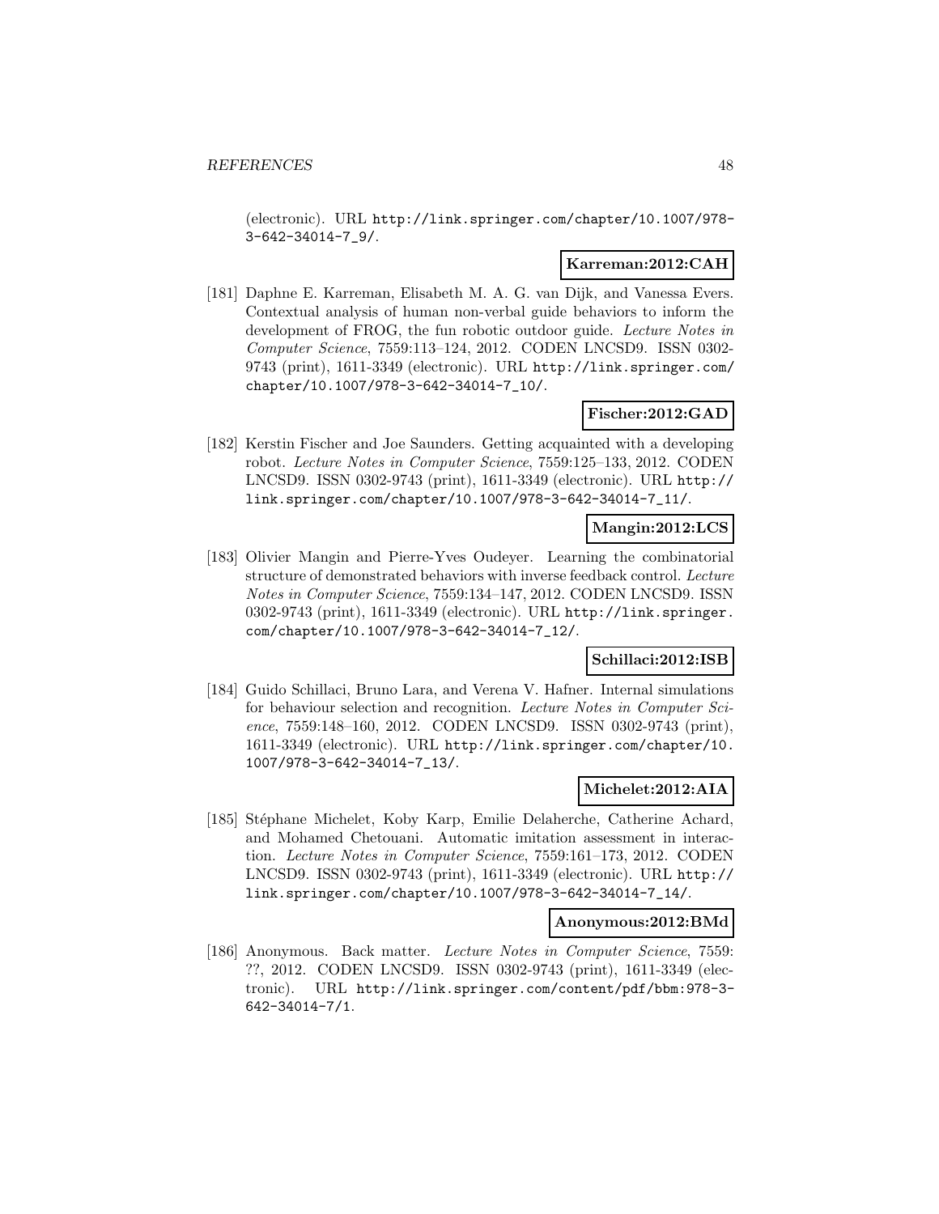(electronic). URL http://link.springer.com/chapter/10.1007/978-3-642-34014-7_9/.

**Karreman:2012:CAH**

[181] Daphne E. Karreman, Elisabeth M. A. G. van Dijk, and Vanessa Evers. Contextual analysis of human non-verbal guide behaviors to inform the development of FROG, the fun robotic outdoor guide. *Lecture Notes in Computer Science*, 7559:113–124, 2012. CODEN LNCSD9. ISSN 0302-9743 (print), 1611-3349 (electronic). URL http://link.springer.com/chapter/10.1007/978-3-642-34014-7_10/.

**Fischer:2012:GAD**

[182] Kerstin Fischer and Joe Saunders. Getting acquainted with a developing robot. *Lecture Notes in Computer Science*, 7559:125–133, 2012. CODEN LNCSD9. ISSN 0302-9743 (print), 1611-3349 (electronic). URL http://link.springer.com/chapter/10.1007/978-3-642-34014-7_11/.

**Mangin:2012:LCS**

[183] Olivier Mangin and Pierre-Yves Oudeyer. Learning the combinatorial structure of demonstrated behaviors with inverse feedback control. *Lecture Notes in Computer Science*, 7559:134–147, 2012. CODEN LNCSD9. ISSN 0302-9743 (print), 1611-3349 (electronic). URL http://link.springer.com/chapter/10.1007/978-3-642-34014-7_12/.

**Schillaci:2012:ISB**

[184] Guido Schillaci, Bruno Lara, and Verena V. Hafner. Internal simulations for behaviour selection and recognition. *Lecture Notes in Computer Science*, 7559:148–160, 2012. CODEN LNCSD9. ISSN 0302-9743 (print), 1611-3349 (electronic). URL http://link.springer.com/chapter/10.1007/978-3-642-34014-7_13/.

**Michelet:2012:AIA**

[185] Stéphane Michelet, Koby Karp, Emilie Delaherche, Catherine Achard, and Mohamed Chetouani. Automatic imitation assessment in interaction. *Lecture Notes in Computer Science*, 7559:161–173, 2012. CODEN LNCSD9. ISSN 0302-9743 (print), 1611-3349 (electronic). URL http://link.springer.com/chapter/10.1007/978-3-642-34014-7_14/.

**Anonymous:2012:BMd**

[186] Anonymous. Back matter. *Lecture Notes in Computer Science*, 7559: ??, 2012. CODEN LNCSD9. ISSN 0302-9743 (print), 1611-3349 (electronic). URL http://link.springer.com/content/pdf/bbm:978-3-642-34014-7/1.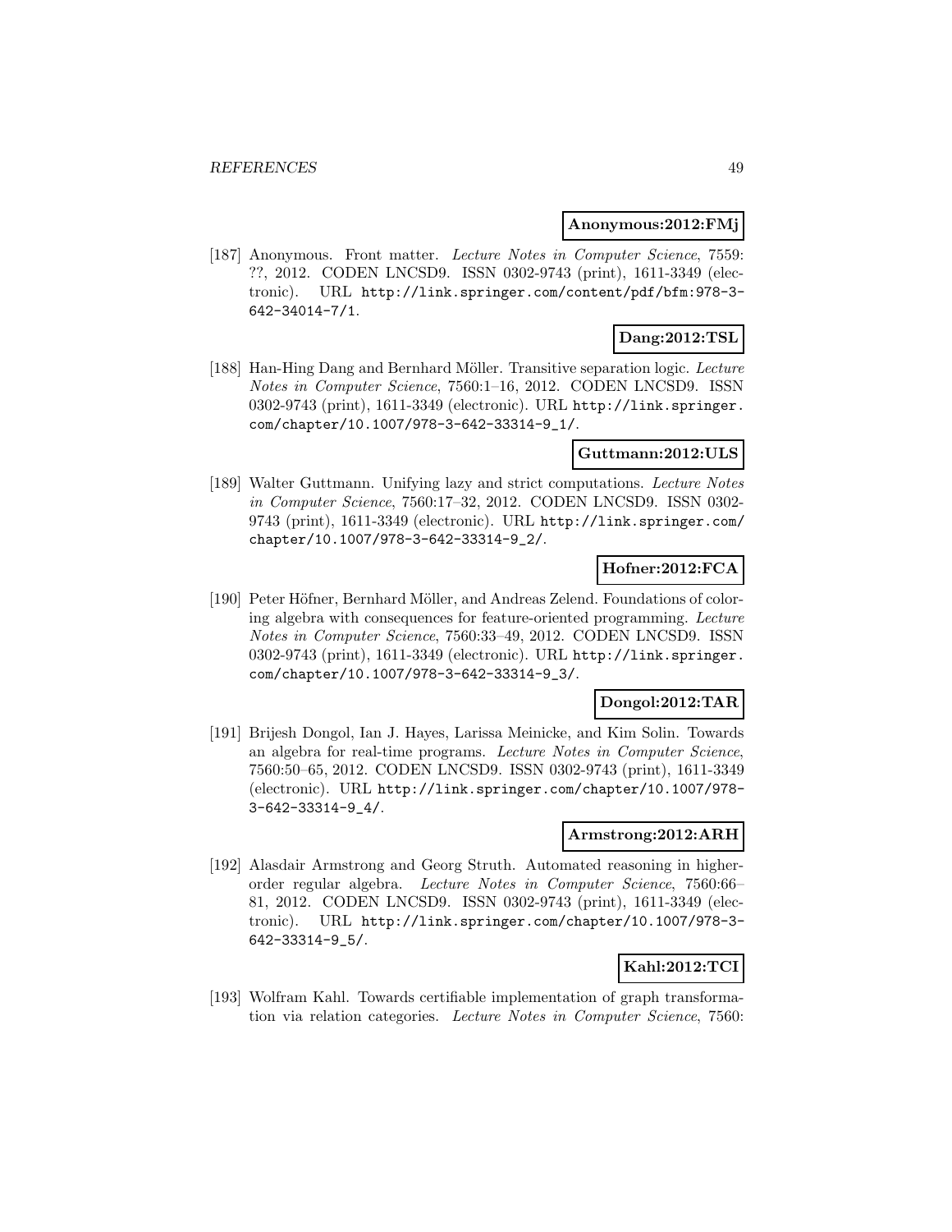**Anonymous:2012:FMj**

[187] Anonymous. Front matter. *Lecture Notes in Computer Science*, 7559: ??, 2012. CODEN LNCSD9. ISSN 0302-9743 (print), 1611-3349 (electronic). URL http://link.springer.com/content/pdf/bfm:978-3-642-34014-7/1.

**Dang:2012:TSL**

[188] Han-Hing Dang and Bernhard Möller. Transitive separation logic. *Lecture Notes in Computer Science*, 7560:1–16, 2012. CODEN LNCSD9. ISSN 0302-9743 (print), 1611-3349 (electronic). URL http://link.springer.com/chapter/10.1007/978-3-642-33314-9_1/.

**Guttmann:2012:ULS**

[189] Walter Guttmann. Unifying lazy and strict computations. *Lecture Notes in Computer Science*, 7560:17–32, 2012. CODEN LNCSD9. ISSN 0302-9743 (print), 1611-3349 (electronic). URL http://link.springer.com/chapter/10.1007/978-3-642-33314-9_2/.

**Hofner:2012:FCA**

[190] Peter Höfner, Bernhard Möller, and Andreas Zelend. Foundations of coloring algebra with consequences for feature-oriented programming. *Lecture Notes in Computer Science*, 7560:33–49, 2012. CODEN LNCSD9. ISSN 0302-9743 (print), 1611-3349 (electronic). URL http://link.springer.com/chapter/10.1007/978-3-642-33314-9_3/.

**Dongol:2012:TAR**

[191] Brijesh Dongol, Ian J. Hayes, Larissa Meinicke, and Kim Solin. Towards an algebra for real-time programs. *Lecture Notes in Computer Science*, 7560:50–65, 2012. CODEN LNCSD9. ISSN 0302-9743 (print), 1611-3349 (electronic). URL http://link.springer.com/chapter/10.1007/978-3-642-33314-9_4/.

**Armstrong:2012:ARH**

[192] Alasdair Armstrong and Georg Struth. Automated reasoning in higher-order regular algebra. *Lecture Notes in Computer Science*, 7560:66–81, 2012. CODEN LNCSD9. ISSN 0302-9743 (print), 1611-3349 (electronic). URL http://link.springer.com/chapter/10.1007/978-3-642-33314-9_5/.

**Kahl:2012:TCI**

[193] Wolfram Kahl. Towards certifiable implementation of graph transformation via relation categories. *Lecture Notes in Computer Science*, 7560: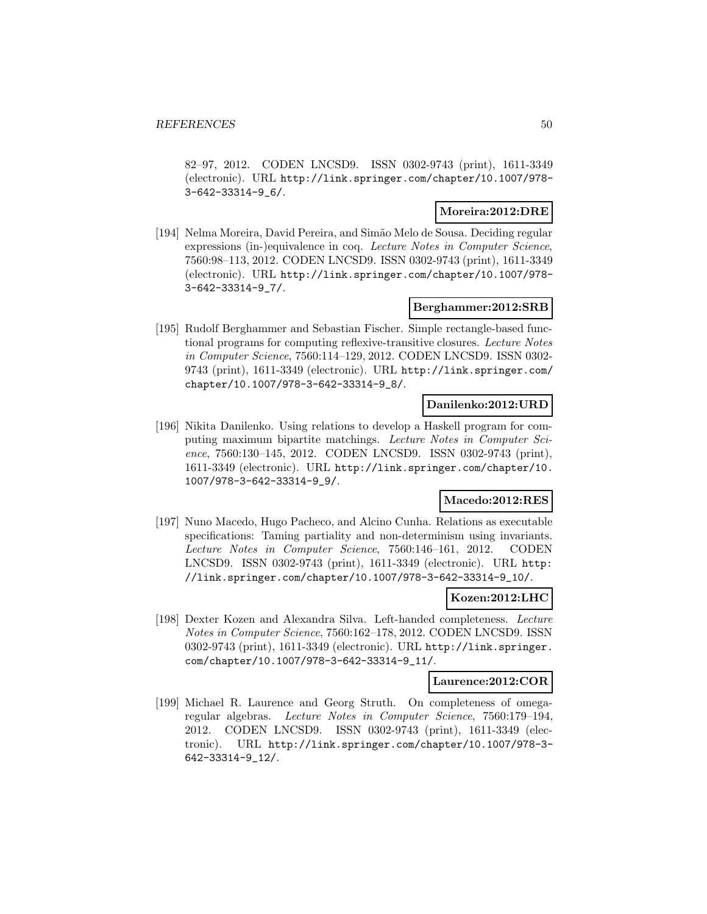82–97, 2012. CODEN LNCSD9. ISSN 0302-9743 (print), 1611-3349 (electronic). URL http://link.springer.com/chapter/10.1007/978-3-642-33314-9_6/.

**Moreira:2012:DRE**

[194] Nelma Moreira, David Pereira, and Simão Melo de Sousa. Deciding regular expressions (in-)equivalence in coq. *Lecture Notes in Computer Science*, 7560:98–113, 2012. CODEN LNCSD9. ISSN 0302-9743 (print), 1611-3349 (electronic). URL http://link.springer.com/chapter/10.1007/978-3-642-33314-9_7/.

**Berghammer:2012:SRB**

[195] Rudolf Berghammer and Sebastian Fischer. Simple rectangle-based functional programs for computing reflexive-transitive closures. *Lecture Notes in Computer Science*, 7560:114–129, 2012. CODEN LNCSD9. ISSN 0302-9743 (print), 1611-3349 (electronic). URL http://link.springer.com/chapter/10.1007/978-3-642-33314-9_8/.

**Danilenko:2012:URD**

[196] Nikita Danilenko. Using relations to develop a Haskell program for computing maximum bipartite matchings. *Lecture Notes in Computer Science*, 7560:130–145, 2012. CODEN LNCSD9. ISSN 0302-9743 (print), 1611-3349 (electronic). URL http://link.springer.com/chapter/10.1007/978-3-642-33314-9_9/.

**Macedo:2012:RES**

[197] Nuno Macedo, Hugo Pacheco, and Alcino Cunha. Relations as executable specifications: Taming partiality and non-determinism using invariants. *Lecture Notes in Computer Science*, 7560:146–161, 2012. CODEN LNCSD9. ISSN 0302-9743 (print), 1611-3349 (electronic). URL http://link.springer.com/chapter/10.1007/978-3-642-33314-9_10/.

**Kozen:2012:LHC**

[198] Dexter Kozen and Alexandra Silva. Left-handed completeness. *Lecture Notes in Computer Science*, 7560:162–178, 2012. CODEN LNCSD9. ISSN 0302-9743 (print), 1611-3349 (electronic). URL http://link.springer.com/chapter/10.1007/978-3-642-33314-9_11/.

**Laurence:2012:COR**

[199] Michael R. Laurence and Georg Struth. On completeness of omega-regular algebras. *Lecture Notes in Computer Science*, 7560:179–194, 2012. CODEN LNCSD9. ISSN 0302-9743 (print), 1611-3349 (electronic). URL http://link.springer.com/chapter/10.1007/978-3-642-33314-9_12/.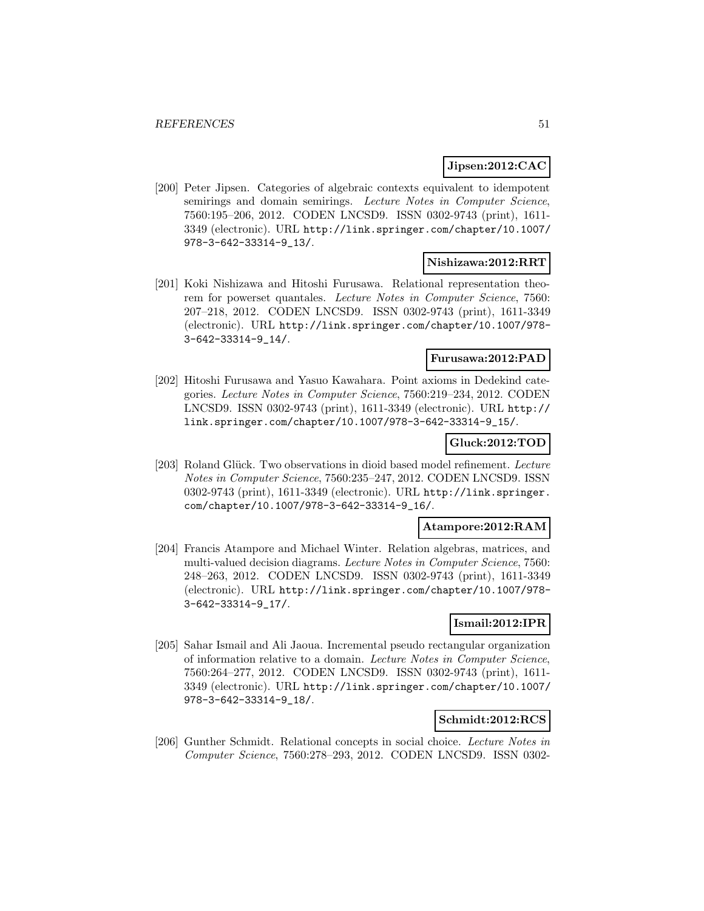**Jipsen:2012:CAC**

[200] Peter Jipsen. Categories of algebraic contexts equivalent to idempotent semirings and domain semirings. *Lecture Notes in Computer Science*, 7560:195–206, 2012. CODEN LNCSD9. ISSN 0302-9743 (print), 1611-3349 (electronic). URL http://link.springer.com/chapter/10.1007/978-3-642-33314-9_13/.

**Nishizawa:2012:RRT**

[201] Koki Nishizawa and Hitoshi Furusawa. Relational representation theorem for powerset quantales. *Lecture Notes in Computer Science*, 7560: 207–218, 2012. CODEN LNCSD9. ISSN 0302-9743 (print), 1611-3349 (electronic). URL http://link.springer.com/chapter/10.1007/978-3-642-33314-9_14/.

**Furusawa:2012:PAD**

[202] Hitoshi Furusawa and Yasuo Kawahara. Point axioms in Dedekind categories. *Lecture Notes in Computer Science*, 7560:219–234, 2012. CODEN LNCSD9. ISSN 0302-9743 (print), 1611-3349 (electronic). URL http://link.springer.com/chapter/10.1007/978-3-642-33314-9_15/.

**Gluck:2012:TOD**

[203] Roland Glück. Two observations in dioid based model refinement. *Lecture Notes in Computer Science*, 7560:235–247, 2012. CODEN LNCSD9. ISSN 0302-9743 (print), 1611-3349 (electronic). URL http://link.springer.com/chapter/10.1007/978-3-642-33314-9_16/.

**Atampore:2012:RAM**

[204] Francis Atampore and Michael Winter. Relation algebras, matrices, and multi-valued decision diagrams. *Lecture Notes in Computer Science*, 7560: 248–263, 2012. CODEN LNCSD9. ISSN 0302-9743 (print), 1611-3349 (electronic). URL http://link.springer.com/chapter/10.1007/978-3-642-33314-9_17/.

**Ismail:2012:IPR**

[205] Sahar Ismail and Ali Jaoua. Incremental pseudo rectangular organization of information relative to a domain. *Lecture Notes in Computer Science*, 7560:264–277, 2012. CODEN LNCSD9. ISSN 0302-9743 (print), 1611-3349 (electronic). URL http://link.springer.com/chapter/10.1007/978-3-642-33314-9_18/.

**Schmidt:2012:RCS**

[206] Gunther Schmidt. Relational concepts in social choice. *Lecture Notes in Computer Science*, 7560:278–293, 2012. CODEN LNCSD9. ISSN 0302-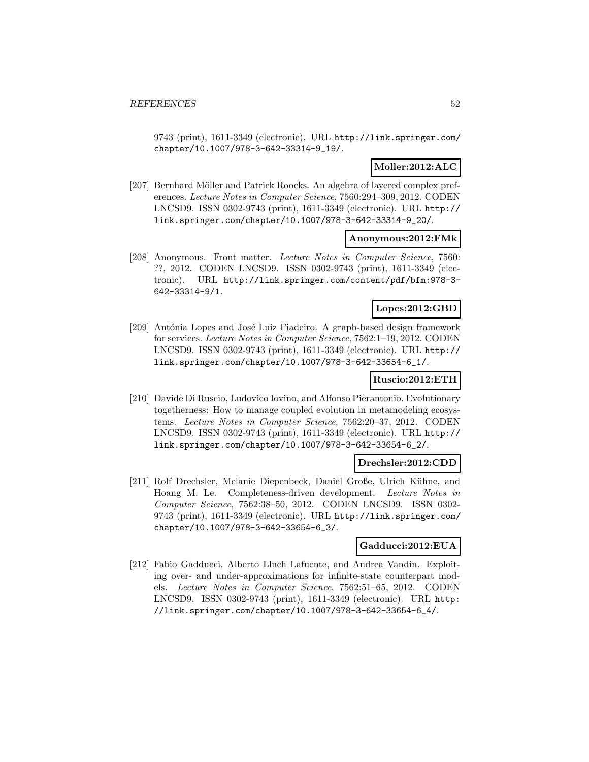9743 (print), 1611-3349 (electronic). URL http://link.springer.com/chapter/10.1007/978-3-642-33314-9_19/.

**Moller:2012:ALC**

[207] Bernhard Möller and Patrick Roocks. An algebra of layered complex preferences. *Lecture Notes in Computer Science*, 7560:294–309, 2012. CODEN LNCSD9. ISSN 0302-9743 (print), 1611-3349 (electronic). URL http://link.springer.com/chapter/10.1007/978-3-642-33314-9_20/.

**Anonymous:2012:FMk**

[208] Anonymous. Front matter. *Lecture Notes in Computer Science*, 7560: ??, 2012. CODEN LNCSD9. ISSN 0302-9743 (print), 1611-3349 (electronic). URL http://link.springer.com/content/pdf/bfm:978-3-642-33314-9/1.

**Lopes:2012:GBD**

[209] Antónia Lopes and José Luiz Fiadeiro. A graph-based design framework for services. *Lecture Notes in Computer Science*, 7562:1–19, 2012. CODEN LNCSD9. ISSN 0302-9743 (print), 1611-3349 (electronic). URL http://link.springer.com/chapter/10.1007/978-3-642-33654-6_1/.

**Ruscio:2012:ETH**

[210] Davide Di Ruscio, Ludovico Iovino, and Alfonso Pierantonio. Evolutionary togetherness: How to manage coupled evolution in metamodeling ecosystems. *Lecture Notes in Computer Science*, 7562:20–37, 2012. CODEN LNCSD9. ISSN 0302-9743 (print), 1611-3349 (electronic). URL http://link.springer.com/chapter/10.1007/978-3-642-33654-6_2/.

**Drechsler:2012:CDD**

[211] Rolf Drechsler, Melanie Diepenbeck, Daniel Große, Ulrich Kühne, and Hoang M. Le. Completeness-driven development. *Lecture Notes in Computer Science*, 7562:38–50, 2012. CODEN LNCSD9. ISSN 0302-9743 (print), 1611-3349 (electronic). URL http://link.springer.com/chapter/10.1007/978-3-642-33654-6_3/.

**Gadducci:2012:EUA**

[212] Fabio Gadducci, Alberto Lluch Lafuente, and Andrea Vandin. Exploiting over- and under-approximations for infinite-state counterpart models. *Lecture Notes in Computer Science*, 7562:51–65, 2012. CODEN LNCSD9. ISSN 0302-9743 (print), 1611-3349 (electronic). URL http://link.springer.com/chapter/10.1007/978-3-642-33654-6_4/.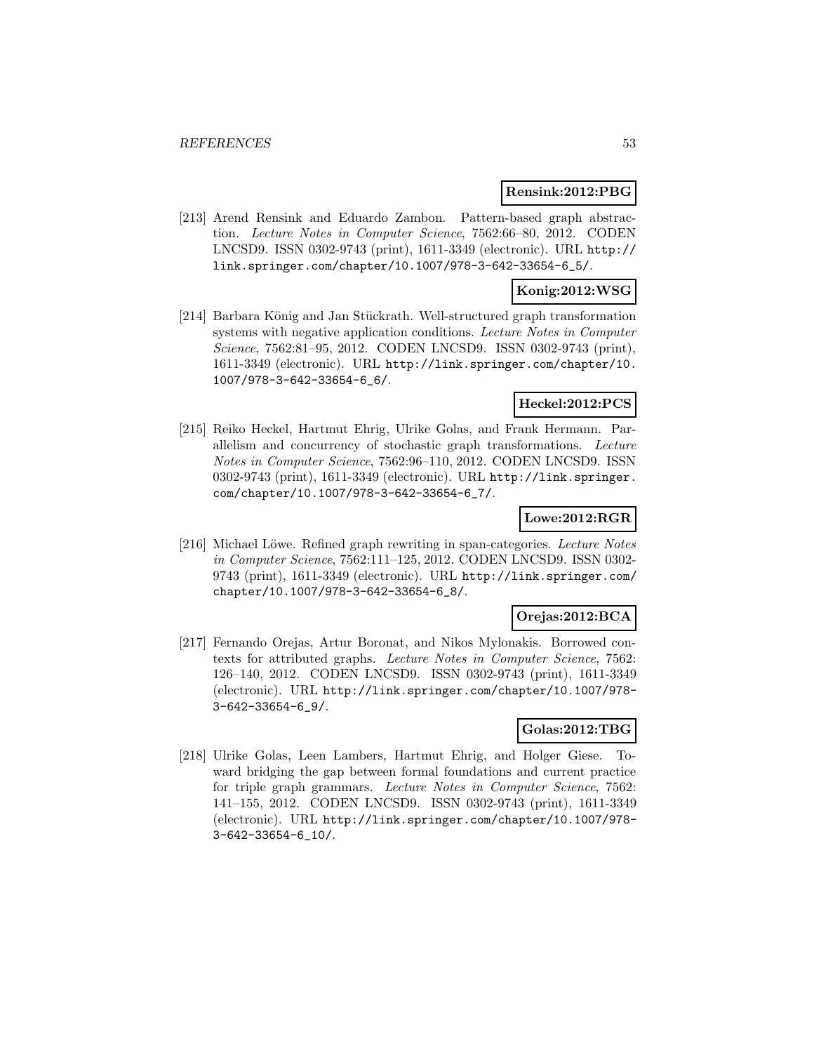**Rensink:2012:PBG**

[213] Arend Rensink and Eduardo Zambon. Pattern-based graph abstraction. *Lecture Notes in Computer Science*, 7562:66–80, 2012. CODEN LNCSD9. ISSN 0302-9743 (print), 1611-3349 (electronic). URL http://link.springer.com/chapter/10.1007/978-3-642-33654-6_5/.

**Konig:2012:WSG**

[214] Barbara König and Jan Stückrath. Well-structured graph transformation systems with negative application conditions. *Lecture Notes in Computer Science*, 7562:81–95, 2012. CODEN LNCSD9. ISSN 0302-9743 (print), 1611-3349 (electronic). URL http://link.springer.com/chapter/10.1007/978-3-642-33654-6_6/.

**Heckel:2012:PCS**

[215] Reiko Heckel, Hartmut Ehrig, Ulrike Golas, and Frank Hermann. Parallelism and concurrency of stochastic graph transformations. *Lecture Notes in Computer Science*, 7562:96–110, 2012. CODEN LNCSD9. ISSN 0302-9743 (print), 1611-3349 (electronic). URL http://link.springer.com/chapter/10.1007/978-3-642-33654-6_7/.

**Lowe:2012:RGR**

[216] Michael Löwe. Refined graph rewriting in span-categories. *Lecture Notes in Computer Science*, 7562:111–125, 2012. CODEN LNCSD9. ISSN 0302-9743 (print), 1611-3349 (electronic). URL http://link.springer.com/chapter/10.1007/978-3-642-33654-6_8/.

**Orejas:2012:BCA**

[217] Fernando Orejas, Artur Boronat, and Nikos Mylonakis. Borrowed contexts for attributed graphs. *Lecture Notes in Computer Science*, 7562:126–140, 2012. CODEN LNCSD9. ISSN 0302-9743 (print), 1611-3349 (electronic). URL http://link.springer.com/chapter/10.1007/978-3-642-33654-6_9/.

**Golas:2012:TBG**

[218] Ulrike Golas, Leen Lambers, Hartmut Ehrig, and Holger Giese. Toward bridging the gap between formal foundations and current practice for triple graph grammars. *Lecture Notes in Computer Science*, 7562:141–155, 2012. CODEN LNCSD9. ISSN 0302-9743 (print), 1611-3349 (electronic). URL http://link.springer.com/chapter/10.1007/978-3-642-33654-6_10/.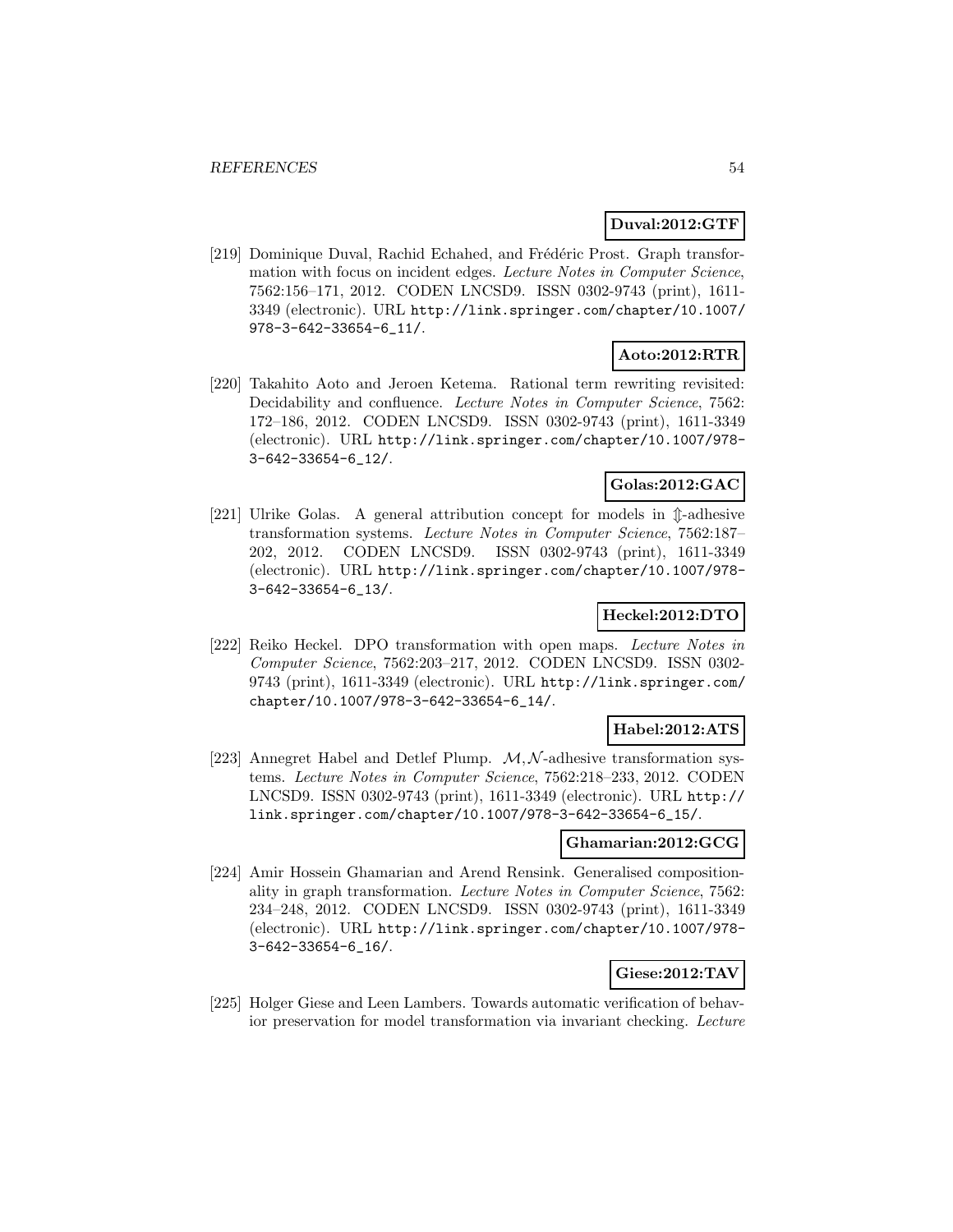**Duval:2012:GTF**

[219] Dominique Duval, Rachid Echahed, and Frédéric Prost. Graph transformation with focus on incident edges. *Lecture Notes in Computer Science*, 7562:156–171, 2012. CODEN LNCSD9. ISSN 0302-9743 (print), 1611-3349 (electronic). URL http://link.springer.com/chapter/10.1007/978-3-642-33654-6_11/.

**Aoto:2012:RTR**

[220] Takahito Aoto and Jeroen Ketema. Rational term rewriting revisited: Decidability and confluence. *Lecture Notes in Computer Science*, 7562:172–186, 2012. CODEN LNCSD9. ISSN 0302-9743 (print), 1611-3349 (electronic). URL http://link.springer.com/chapter/10.1007/978-3-642-33654-6_12/.

**Golas:2012:GAC**

[221] Ulrike Golas. A general attribution concept for models in $\Updownarrow$-adhesive transformation systems. *Lecture Notes in Computer Science*, 7562:187–202, 2012. CODEN LNCSD9. ISSN 0302-9743 (print), 1611-3349 (electronic). URL http://link.springer.com/chapter/10.1007/978-3-642-33654-6_13/.

**Heckel:2012:DTO**

[222] Reiko Heckel. DPO transformation with open maps. *Lecture Notes in Computer Science*, 7562:203–217, 2012. CODEN LNCSD9. ISSN 0302-9743 (print), 1611-3349 (electronic). URL http://link.springer.com/chapter/10.1007/978-3-642-33654-6_14/.

**Habel:2012:ATS**

[223] Annegret Habel and Detlef Plump. $\mathcal{M},\mathcal{N}$-adhesive transformation systems. *Lecture Notes in Computer Science*, 7562:218–233, 2012. CODEN LNCSD9. ISSN 0302-9743 (print), 1611-3349 (electronic). URL http://link.springer.com/chapter/10.1007/978-3-642-33654-6_15/.

**Ghamarian:2012:GCG**

[224] Amir Hossein Ghamarian and Arend Rensink. Generalised compositionality in graph transformation. *Lecture Notes in Computer Science*, 7562:234–248, 2012. CODEN LNCSD9. ISSN 0302-9743 (print), 1611-3349 (electronic). URL http://link.springer.com/chapter/10.1007/978-3-642-33654-6_16/.

**Giese:2012:TAV**

[225] Holger Giese and Leen Lambers. Towards automatic verification of behavior preservation for model transformation via invariant checking. *Lecture*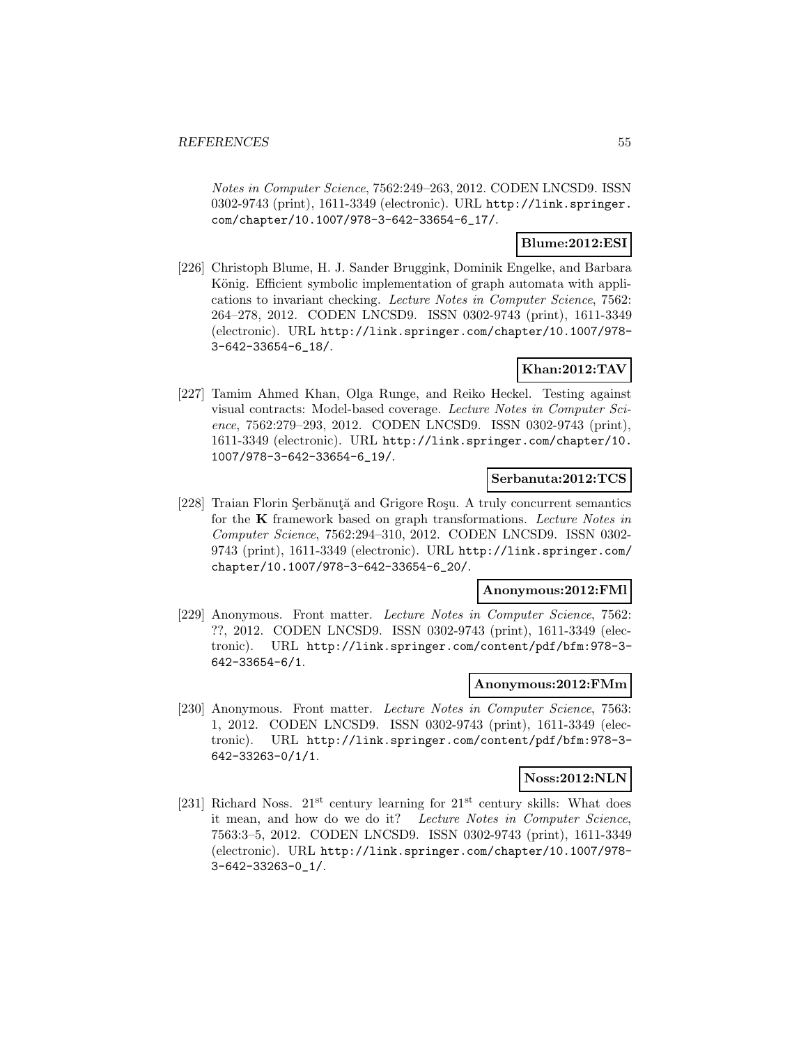*Notes in Computer Science*, 7562:249–263, 2012. CODEN LNCSD9. ISSN 0302-9743 (print), 1611-3349 (electronic). URL http://link.springer.com/chapter/10.1007/978-3-642-33654-6_17/.

**Blume:2012:ESI**

[226] Christoph Blume, H. J. Sander Bruggink, Dominik Engelke, and Barbara König. Efficient symbolic implementation of graph automata with applications to invariant checking. *Lecture Notes in Computer Science*, 7562: 264–278, 2012. CODEN LNCSD9. ISSN 0302-9743 (print), 1611-3349 (electronic). URL http://link.springer.com/chapter/10.1007/978-3-642-33654-6_18/.

**Khan:2012:TAV**

[227] Tamim Ahmed Khan, Olga Runge, and Reiko Heckel. Testing against visual contracts: Model-based coverage. *Lecture Notes in Computer Science*, 7562:279–293, 2012. CODEN LNCSD9. ISSN 0302-9743 (print), 1611-3349 (electronic). URL http://link.springer.com/chapter/10.1007/978-3-642-33654-6_19/.

**Serbanuta:2012:TCS**

[228] Traian Florin Şerbănuţă and Grigore Roşu. A truly concurrent semantics for the **K** framework based on graph transformations. *Lecture Notes in Computer Science*, 7562:294–310, 2012. CODEN LNCSD9. ISSN 0302-9743 (print), 1611-3349 (electronic). URL http://link.springer.com/chapter/10.1007/978-3-642-33654-6_20/.

**Anonymous:2012:FMl**

[229] Anonymous. Front matter. *Lecture Notes in Computer Science*, 7562: ??, 2012. CODEN LNCSD9. ISSN 0302-9743 (print), 1611-3349 (electronic). URL http://link.springer.com/content/pdf/bfm:978-3-642-33654-6/1.

**Anonymous:2012:FMm**

[230] Anonymous. Front matter. *Lecture Notes in Computer Science*, 7563: 1, 2012. CODEN LNCSD9. ISSN 0302-9743 (print), 1611-3349 (electronic). URL http://link.springer.com/content/pdf/bfm:978-3-642-33263-0/1/1.

**Noss:2012:NLN**

[231] Richard Noss. 21$^{st}$ century learning for 21$^{st}$ century skills: What does it mean, and how do we do it? *Lecture Notes in Computer Science*, 7563:3–5, 2012. CODEN LNCSD9. ISSN 0302-9743 (print), 1611-3349 (electronic). URL http://link.springer.com/chapter/10.1007/978-3-642-33263-0_1/.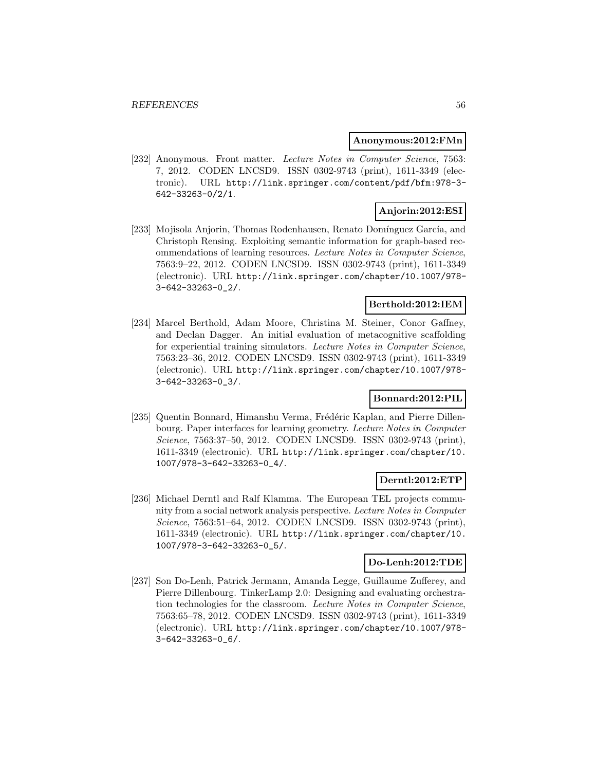**Anonymous:2012:FMn**

[232] Anonymous. Front matter. *Lecture Notes in Computer Science*, 7563: 7, 2012. CODEN LNCSD9. ISSN 0302-9743 (print), 1611-3349 (electronic). URL http://link.springer.com/content/pdf/bfm:978-3-642-33263-0/2/1.

**Anjorin:2012:ESI**

[233] Mojisola Anjorin, Thomas Rodenhausen, Renato Domínguez García, and Christoph Rensing. Exploiting semantic information for graph-based recommendations of learning resources. *Lecture Notes in Computer Science*, 7563:9–22, 2012. CODEN LNCSD9. ISSN 0302-9743 (print), 1611-3349 (electronic). URL http://link.springer.com/chapter/10.1007/978-3-642-33263-0_2/.

**Berthold:2012:IEM**

[234] Marcel Berthold, Adam Moore, Christina M. Steiner, Conor Gaffney, and Declan Dagger. An initial evaluation of metacognitive scaffolding for experiential training simulators. *Lecture Notes in Computer Science*, 7563:23–36, 2012. CODEN LNCSD9. ISSN 0302-9743 (print), 1611-3349 (electronic). URL http://link.springer.com/chapter/10.1007/978-3-642-33263-0_3/.

**Bonnard:2012:PIL**

[235] Quentin Bonnard, Himanshu Verma, Frédéric Kaplan, and Pierre Dillenbourg. Paper interfaces for learning geometry. *Lecture Notes in Computer Science*, 7563:37–50, 2012. CODEN LNCSD9. ISSN 0302-9743 (print), 1611-3349 (electronic). URL http://link.springer.com/chapter/10.1007/978-3-642-33263-0_4/.

**Derntl:2012:ETP**

[236] Michael Derntl and Ralf Klamma. The European TEL projects community from a social network analysis perspective. *Lecture Notes in Computer Science*, 7563:51–64, 2012. CODEN LNCSD9. ISSN 0302-9743 (print), 1611-3349 (electronic). URL http://link.springer.com/chapter/10.1007/978-3-642-33263-0_5/.

**Do-Lenh:2012:TDE**

[237] Son Do-Lenh, Patrick Jermann, Amanda Legge, Guillaume Zufferey, and Pierre Dillenbourg. TinkerLamp 2.0: Designing and evaluating orchestration technologies for the classroom. *Lecture Notes in Computer Science*, 7563:65–78, 2012. CODEN LNCSD9. ISSN 0302-9743 (print), 1611-3349 (electronic). URL http://link.springer.com/chapter/10.1007/978-3-642-33263-0_6/.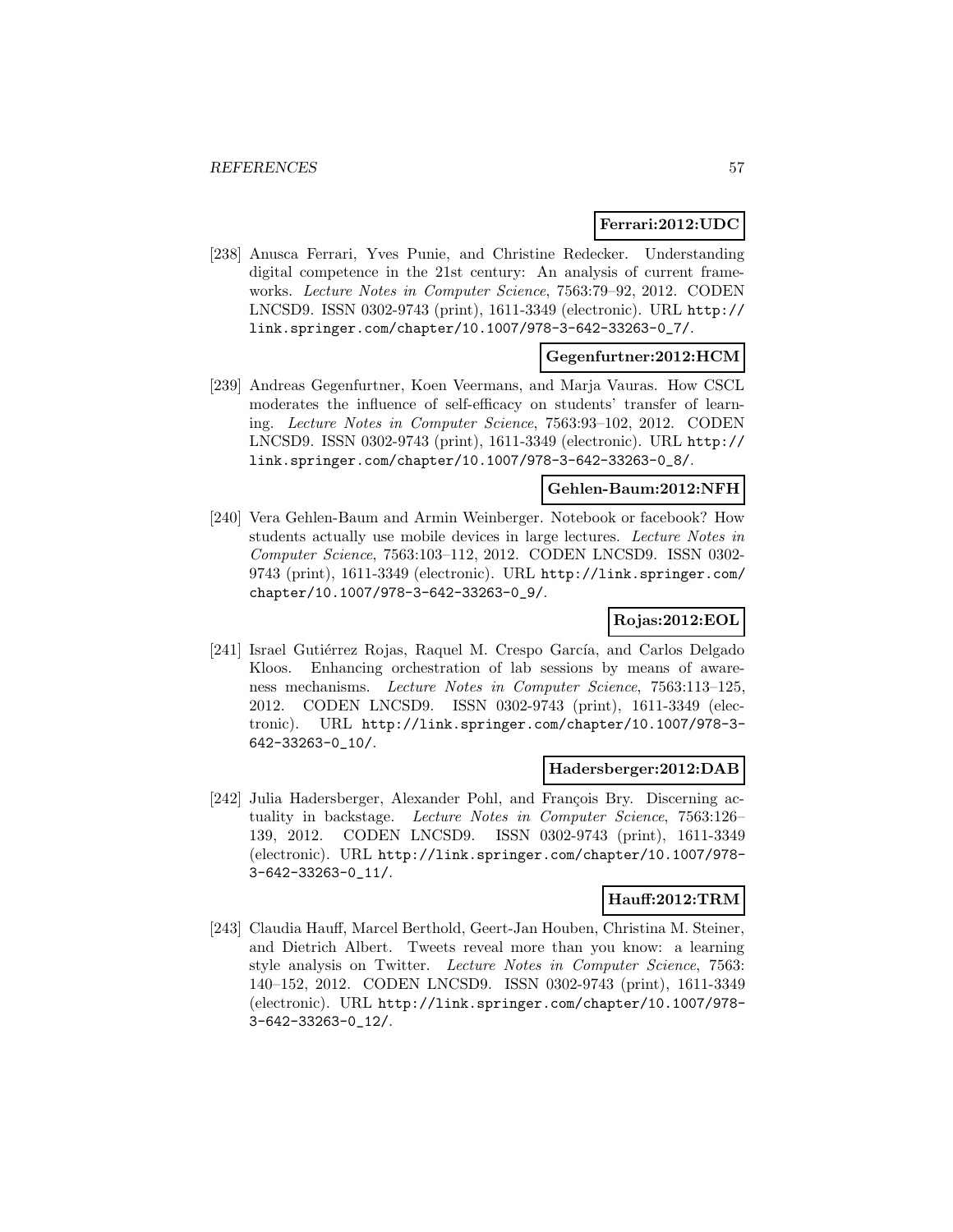**Ferrari:2012:UDC**

[238] Anusca Ferrari, Yves Punie, and Christine Redecker. Understanding digital competence in the 21st century: An analysis of current frameworks. *Lecture Notes in Computer Science*, 7563:79–92, 2012. CODEN LNCSD9. ISSN 0302-9743 (print), 1611-3349 (electronic). URL http://link.springer.com/chapter/10.1007/978-3-642-33263-0_7/.

**Gegenfurtner:2012:HCM**

[239] Andreas Gegenfurtner, Koen Veermans, and Marja Vauras. How CSCL moderates the influence of self-efficacy on students' transfer of learning. *Lecture Notes in Computer Science*, 7563:93–102, 2012. CODEN LNCSD9. ISSN 0302-9743 (print), 1611-3349 (electronic). URL http://link.springer.com/chapter/10.1007/978-3-642-33263-0_8/.

**Gehlen-Baum:2012:NFH**

[240] Vera Gehlen-Baum and Armin Weinberger. Notebook or facebook? How students actually use mobile devices in large lectures. *Lecture Notes in Computer Science*, 7563:103–112, 2012. CODEN LNCSD9. ISSN 0302-9743 (print), 1611-3349 (electronic). URL http://link.springer.com/chapter/10.1007/978-3-642-33263-0_9/.

**Rojas:2012:EOL**

[241] Israel Gutiérrez Rojas, Raquel M. Crespo García, and Carlos Delgado Kloos. Enhancing orchestration of lab sessions by means of awareness mechanisms. *Lecture Notes in Computer Science*, 7563:113–125, 2012. CODEN LNCSD9. ISSN 0302-9743 (print), 1611-3349 (electronic). URL http://link.springer.com/chapter/10.1007/978-3-642-33263-0_10/.

**Hadersberger:2012:DAB**

[242] Julia Hadersberger, Alexander Pohl, and François Bry. Discerning actuality in backstage. *Lecture Notes in Computer Science*, 7563:126–139, 2012. CODEN LNCSD9. ISSN 0302-9743 (print), 1611-3349 (electronic). URL http://link.springer.com/chapter/10.1007/978-3-642-33263-0_11/.

**Hauff:2012:TRM**

[243] Claudia Hauff, Marcel Berthold, Geert-Jan Houben, Christina M. Steiner, and Dietrich Albert. Tweets reveal more than you know: a learning style analysis on Twitter. *Lecture Notes in Computer Science*, 7563: 140–152, 2012. CODEN LNCSD9. ISSN 0302-9743 (print), 1611-3349 (electronic). URL http://link.springer.com/chapter/10.1007/978-3-642-33263-0_12/.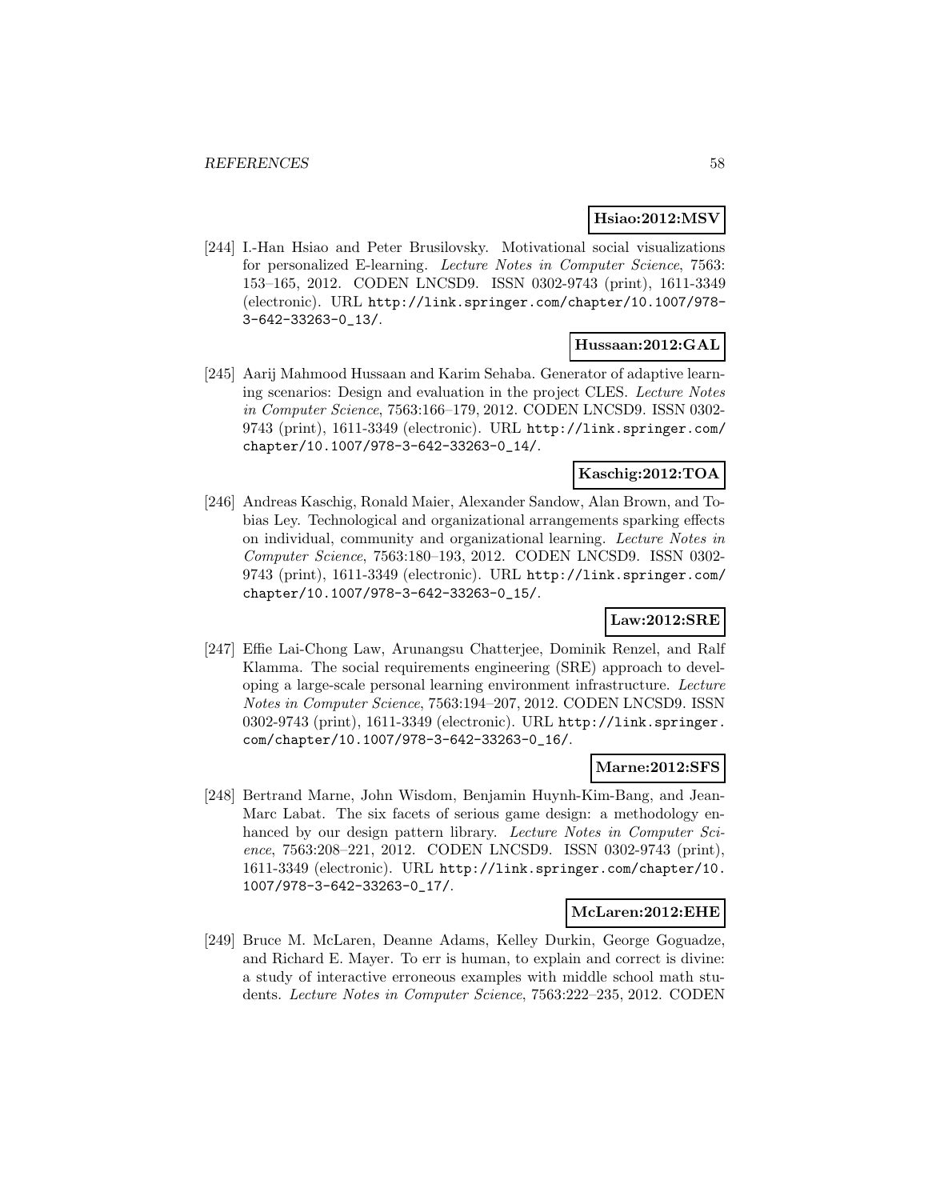**Hsiao:2012:MSV**

[244] I.-Han Hsiao and Peter Brusilovsky. Motivational social visualizations for personalized E-learning. *Lecture Notes in Computer Science*, 7563: 153–165, 2012. CODEN LNCSD9. ISSN 0302-9743 (print), 1611-3349 (electronic). URL `http://link.springer.com/chapter/10.1007/978-3-642-33263-0_13/`.

**Hussaan:2012:GAL**

[245] Aarij Mahmood Hussaan and Karim Sehaba. Generator of adaptive learning scenarios: Design and evaluation in the project CLES. *Lecture Notes in Computer Science*, 7563:166–179, 2012. CODEN LNCSD9. ISSN 0302-9743 (print), 1611-3349 (electronic). URL `http://link.springer.com/chapter/10.1007/978-3-642-33263-0_14/`.

**Kaschig:2012:TOA**

[246] Andreas Kaschig, Ronald Maier, Alexander Sandow, Alan Brown, and Tobias Ley. Technological and organizational arrangements sparking effects on individual, community and organizational learning. *Lecture Notes in Computer Science*, 7563:180–193, 2012. CODEN LNCSD9. ISSN 0302-9743 (print), 1611-3349 (electronic). URL `http://link.springer.com/chapter/10.1007/978-3-642-33263-0_15/`.

**Law:2012:SRE**

[247] Effie Lai-Chong Law, Arunangsu Chatterjee, Dominik Renzel, and Ralf Klamma. The social requirements engineering (SRE) approach to developing a large-scale personal learning environment infrastructure. *Lecture Notes in Computer Science*, 7563:194–207, 2012. CODEN LNCSD9. ISSN 0302-9743 (print), 1611-3349 (electronic). URL `http://link.springer.com/chapter/10.1007/978-3-642-33263-0_16/`.

**Marne:2012:SFS**

[248] Bertrand Marne, John Wisdom, Benjamin Huynh-Kim-Bang, and Jean-Marc Labat. The six facets of serious game design: a methodology enhanced by our design pattern library. *Lecture Notes in Computer Science*, 7563:208–221, 2012. CODEN LNCSD9. ISSN 0302-9743 (print), 1611-3349 (electronic). URL `http://link.springer.com/chapter/10.1007/978-3-642-33263-0_17/`.

**McLaren:2012:EHE**

[249] Bruce M. McLaren, Deanne Adams, Kelley Durkin, George Goguadze, and Richard E. Mayer. To err is human, to explain and correct is divine: a study of interactive erroneous examples with middle school math students. *Lecture Notes in Computer Science*, 7563:222–235, 2012. CODEN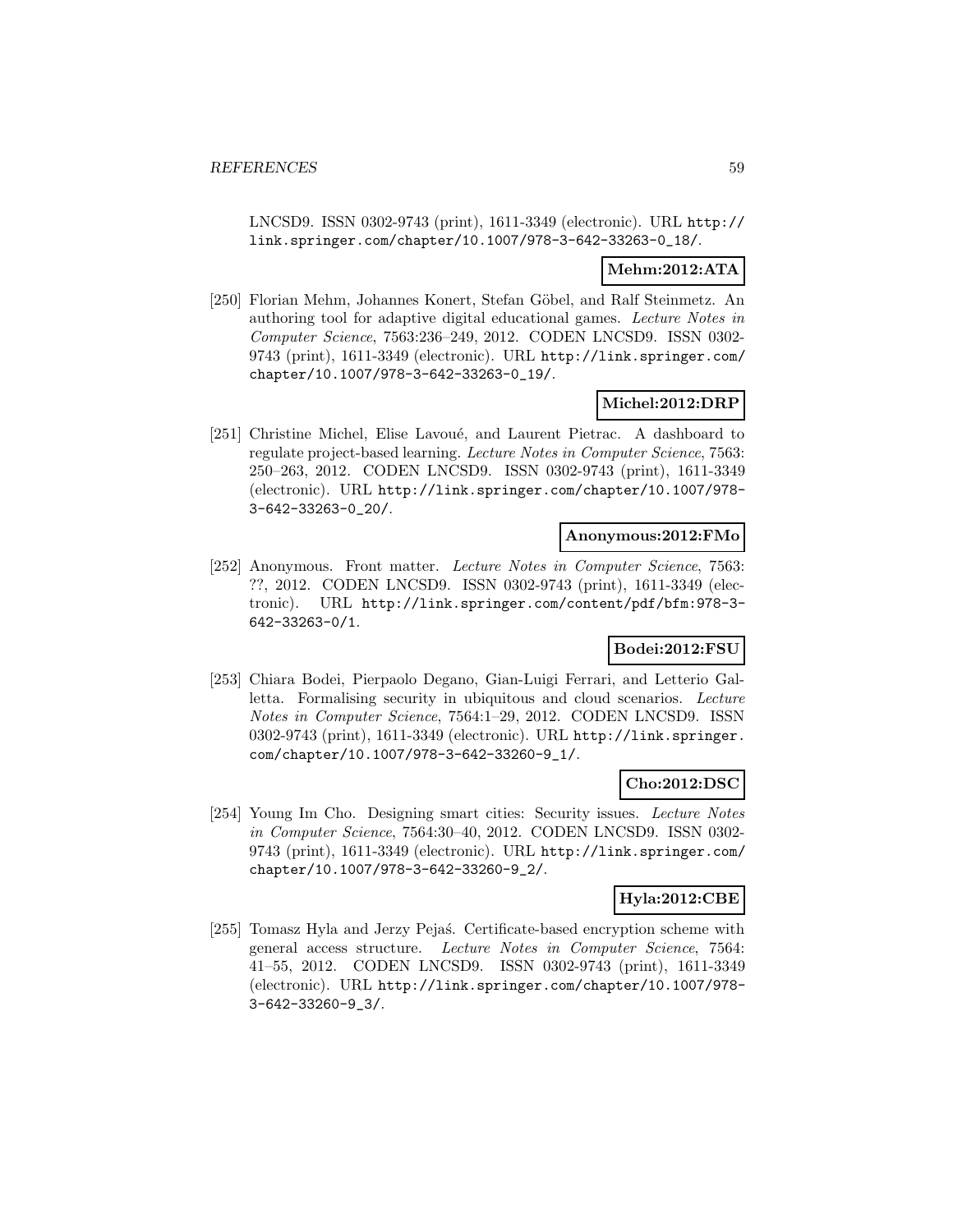LNCSD9. ISSN 0302-9743 (print), 1611-3349 (electronic). URL http://link.springer.com/chapter/10.1007/978-3-642-33263-0_18/.

**Mehm:2012:ATA**

[250] Florian Mehm, Johannes Konert, Stefan Göbel, and Ralf Steinmetz. An authoring tool for adaptive digital educational games. *Lecture Notes in Computer Science*, 7563:236–249, 2012. CODEN LNCSD9. ISSN 0302-9743 (print), 1611-3349 (electronic). URL http://link.springer.com/chapter/10.1007/978-3-642-33263-0_19/.

**Michel:2012:DRP**

[251] Christine Michel, Elise Lavoué, and Laurent Pietrac. A dashboard to regulate project-based learning. *Lecture Notes in Computer Science*, 7563: 250–263, 2012. CODEN LNCSD9. ISSN 0302-9743 (print), 1611-3349 (electronic). URL http://link.springer.com/chapter/10.1007/978-3-642-33263-0_20/.

**Anonymous:2012:FMo**

[252] Anonymous. Front matter. *Lecture Notes in Computer Science*, 7563: ??, 2012. CODEN LNCSD9. ISSN 0302-9743 (print), 1611-3349 (electronic). URL http://link.springer.com/content/pdf/bfm:978-3-642-33263-0/1.

**Bodei:2012:FSU**

[253] Chiara Bodei, Pierpaolo Degano, Gian-Luigi Ferrari, and Letterio Galletta. Formalising security in ubiquitous and cloud scenarios. *Lecture Notes in Computer Science*, 7564:1–29, 2012. CODEN LNCSD9. ISSN 0302-9743 (print), 1611-3349 (electronic). URL http://link.springer.com/chapter/10.1007/978-3-642-33260-9_1/.

**Cho:2012:DSC**

[254] Young Im Cho. Designing smart cities: Security issues. *Lecture Notes in Computer Science*, 7564:30–40, 2012. CODEN LNCSD9. ISSN 0302-9743 (print), 1611-3349 (electronic). URL http://link.springer.com/chapter/10.1007/978-3-642-33260-9_2/.

**Hyla:2012:CBE**

[255] Tomasz Hyla and Jerzy Pejaś. Certificate-based encryption scheme with general access structure. *Lecture Notes in Computer Science*, 7564: 41–55, 2012. CODEN LNCSD9. ISSN 0302-9743 (print), 1611-3349 (electronic). URL http://link.springer.com/chapter/10.1007/978-3-642-33260-9_3/.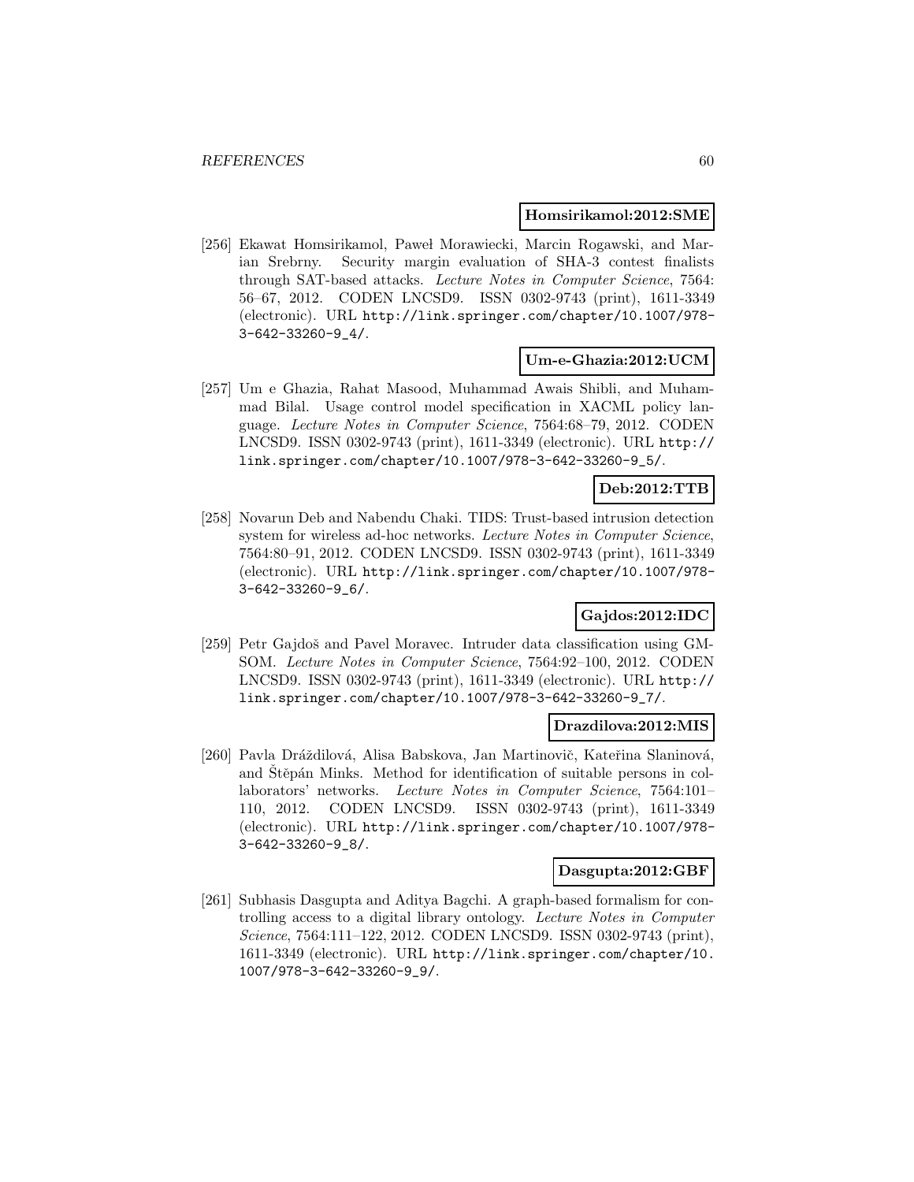**Homsirikamol:2012:SME**

[256] Ekawat Homsirikamol, Paweł Morawiecki, Marcin Rogawski, and Marian Srebrny. Security margin evaluation of SHA-3 contest finalists through SAT-based attacks. *Lecture Notes in Computer Science*, 7564: 56–67, 2012. CODEN LNCSD9. ISSN 0302-9743 (print), 1611-3349 (electronic). URL http://link.springer.com/chapter/10.1007/978-3-642-33260-9_4/.

**Um-e-Ghazia:2012:UCM**

[257] Um e Ghazia, Rahat Masood, Muhammad Awais Shibli, and Muhammad Bilal. Usage control model specification in XACML policy language. *Lecture Notes in Computer Science*, 7564:68–79, 2012. CODEN LNCSD9. ISSN 0302-9743 (print), 1611-3349 (electronic). URL http://link.springer.com/chapter/10.1007/978-3-642-33260-9_5/.

**Deb:2012:TTB**

[258] Novarun Deb and Nabendu Chaki. TIDS: Trust-based intrusion detection system for wireless ad-hoc networks. *Lecture Notes in Computer Science*, 7564:80–91, 2012. CODEN LNCSD9. ISSN 0302-9743 (print), 1611-3349 (electronic). URL http://link.springer.com/chapter/10.1007/978-3-642-33260-9_6/.

**Gajdos:2012:IDC**

[259] Petr Gajdoš and Pavel Moravec. Intruder data classification using GM-SOM. *Lecture Notes in Computer Science*, 7564:92–100, 2012. CODEN LNCSD9. ISSN 0302-9743 (print), 1611-3349 (electronic). URL http://link.springer.com/chapter/10.1007/978-3-642-33260-9_7/.

**Drazdilova:2012:MIS**

[260] Pavla Dráždilová, Alisa Babskova, Jan Martinovič, Kateřina Slaninová, and Štěpán Minks. Method for identification of suitable persons in collaborators' networks. *Lecture Notes in Computer Science*, 7564:101–110, 2012. CODEN LNCSD9. ISSN 0302-9743 (print), 1611-3349 (electronic). URL http://link.springer.com/chapter/10.1007/978-3-642-33260-9_8/.

**Dasgupta:2012:GBF**

[261] Subhasis Dasgupta and Aditya Bagchi. A graph-based formalism for controlling access to a digital library ontology. *Lecture Notes in Computer Science*, 7564:111–122, 2012. CODEN LNCSD9. ISSN 0302-9743 (print), 1611-3349 (electronic). URL http://link.springer.com/chapter/10.1007/978-3-642-33260-9_9/.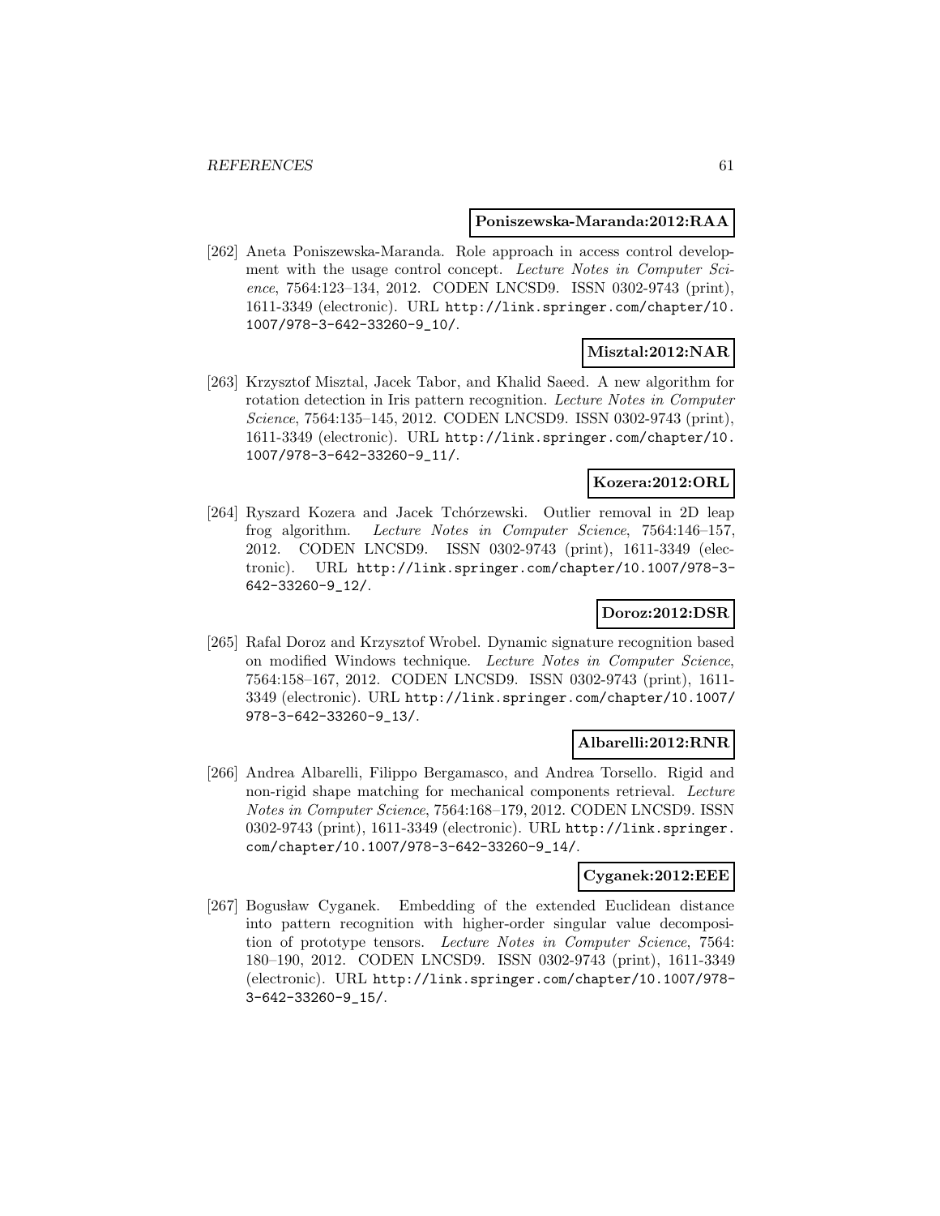**Poniszewska-Maranda:2012:RAA**

[262] Aneta Poniszewska-Maranda. Role approach in access control development with the usage control concept. *Lecture Notes in Computer Science*, 7564:123–134, 2012. CODEN LNCSD9. ISSN 0302-9743 (print), 1611-3349 (electronic). URL http://link.springer.com/chapter/10.1007/978-3-642-33260-9_10/.

**Misztal:2012:NAR**

[263] Krzysztof Misztal, Jacek Tabor, and Khalid Saeed. A new algorithm for rotation detection in Iris pattern recognition. *Lecture Notes in Computer Science*, 7564:135–145, 2012. CODEN LNCSD9. ISSN 0302-9743 (print), 1611-3349 (electronic). URL http://link.springer.com/chapter/10.1007/978-3-642-33260-9_11/.

**Kozera:2012:ORL**

[264] Ryszard Kozera and Jacek Tchórzewski. Outlier removal in 2D leap frog algorithm. *Lecture Notes in Computer Science*, 7564:146–157, 2012. CODEN LNCSD9. ISSN 0302-9743 (print), 1611-3349 (electronic). URL http://link.springer.com/chapter/10.1007/978-3-642-33260-9_12/.

**Doroz:2012:DSR**

[265] Rafal Doroz and Krzysztof Wrobel. Dynamic signature recognition based on modified Windows technique. *Lecture Notes in Computer Science*, 7564:158–167, 2012. CODEN LNCSD9. ISSN 0302-9743 (print), 1611-3349 (electronic). URL http://link.springer.com/chapter/10.1007/978-3-642-33260-9_13/.

**Albarelli:2012:RNR**

[266] Andrea Albarelli, Filippo Bergamasco, and Andrea Torsello. Rigid and non-rigid shape matching for mechanical components retrieval. *Lecture Notes in Computer Science*, 7564:168–179, 2012. CODEN LNCSD9. ISSN 0302-9743 (print), 1611-3349 (electronic). URL http://link.springer.com/chapter/10.1007/978-3-642-33260-9_14/.

**Cyganek:2012:EEE**

[267] Bogusław Cyganek. Embedding of the extended Euclidean distance into pattern recognition with higher-order singular value decomposition of prototype tensors. *Lecture Notes in Computer Science*, 7564:180–190, 2012. CODEN LNCSD9. ISSN 0302-9743 (print), 1611-3349 (electronic). URL http://link.springer.com/chapter/10.1007/978-3-642-33260-9_15/.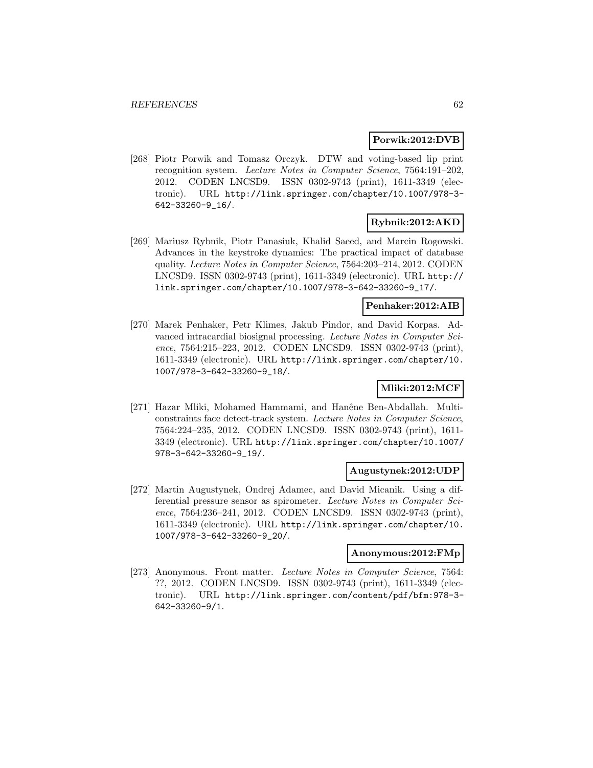**Porwik:2012:DVB**

[268] Piotr Porwik and Tomasz Orczyk. DTW and voting-based lip print recognition system. *Lecture Notes in Computer Science*, 7564:191–202, 2012. CODEN LNCSD9. ISSN 0302-9743 (print), 1611-3349 (electronic). URL http://link.springer.com/chapter/10.1007/978-3-642-33260-9_16/.

**Rybnik:2012:AKD**

[269] Mariusz Rybnik, Piotr Panasiuk, Khalid Saeed, and Marcin Rogowski. Advances in the keystroke dynamics: The practical impact of database quality. *Lecture Notes in Computer Science*, 7564:203–214, 2012. CODEN LNCSD9. ISSN 0302-9743 (print), 1611-3349 (electronic). URL http://link.springer.com/chapter/10.1007/978-3-642-33260-9_17/.

**Penhaker:2012:AIB**

[270] Marek Penhaker, Petr Klimes, Jakub Pindor, and David Korpas. Advanced intracardial biosignal processing. *Lecture Notes in Computer Science*, 7564:215–223, 2012. CODEN LNCSD9. ISSN 0302-9743 (print), 1611-3349 (electronic). URL http://link.springer.com/chapter/10.1007/978-3-642-33260-9_18/.

**Mliki:2012:MCF**

[271] Hazar Mliki, Mohamed Hammami, and Hanêne Ben-Abdallah. Multi-constraints face detect-track system. *Lecture Notes in Computer Science*, 7564:224–235, 2012. CODEN LNCSD9. ISSN 0302-9743 (print), 1611-3349 (electronic). URL http://link.springer.com/chapter/10.1007/978-3-642-33260-9_19/.

**Augustynek:2012:UDP**

[272] Martin Augustynek, Ondrej Adamec, and David Micanik. Using a differential pressure sensor as spirometer. *Lecture Notes in Computer Science*, 7564:236–241, 2012. CODEN LNCSD9. ISSN 0302-9743 (print), 1611-3349 (electronic). URL http://link.springer.com/chapter/10.1007/978-3-642-33260-9_20/.

**Anonymous:2012:FMp**

[273] Anonymous. Front matter. *Lecture Notes in Computer Science*, 7564: ??, 2012. CODEN LNCSD9. ISSN 0302-9743 (print), 1611-3349 (electronic). URL http://link.springer.com/content/pdf/bfm:978-3-642-33260-9/1.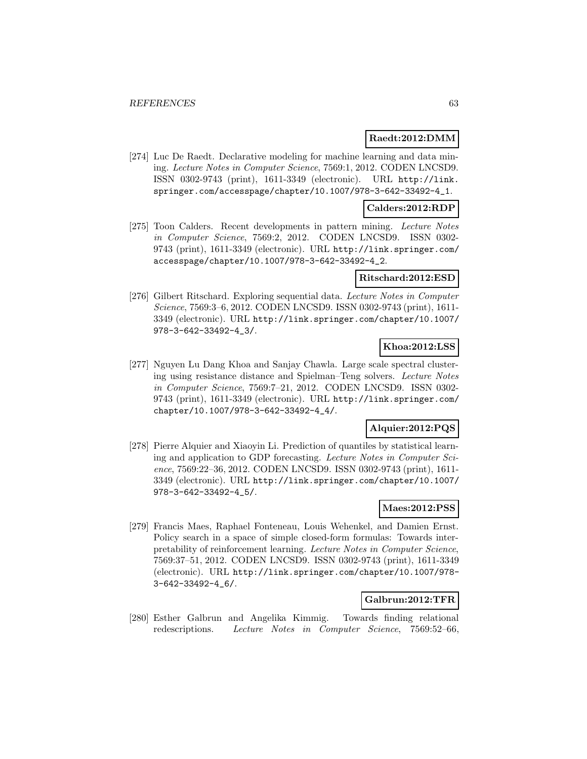**Raedt:2012:DMM**

[274] Luc De Raedt. Declarative modeling for machine learning and data mining. *Lecture Notes in Computer Science*, 7569:1, 2012. CODEN LNCSD9. ISSN 0302-9743 (print), 1611-3349 (electronic). URL http://link.springer.com/accesspage/chapter/10.1007/978-3-642-33492-4_1.

**Calders:2012:RDP**

[275] Toon Calders. Recent developments in pattern mining. *Lecture Notes in Computer Science*, 7569:2, 2012. CODEN LNCSD9. ISSN 0302-9743 (print), 1611-3349 (electronic). URL http://link.springer.com/accesspage/chapter/10.1007/978-3-642-33492-4_2.

**Ritschard:2012:ESD**

[276] Gilbert Ritschard. Exploring sequential data. *Lecture Notes in Computer Science*, 7569:3–6, 2012. CODEN LNCSD9. ISSN 0302-9743 (print), 1611-3349 (electronic). URL http://link.springer.com/chapter/10.1007/978-3-642-33492-4_3/.

**Khoa:2012:LSS**

[277] Nguyen Lu Dang Khoa and Sanjay Chawla. Large scale spectral clustering using resistance distance and Spielman–Teng solvers. *Lecture Notes in Computer Science*, 7569:7–21, 2012. CODEN LNCSD9. ISSN 0302-9743 (print), 1611-3349 (electronic). URL http://link.springer.com/chapter/10.1007/978-3-642-33492-4_4/.

**Alquier:2012:PQS**

[278] Pierre Alquier and Xiaoyin Li. Prediction of quantiles by statistical learning and application to GDP forecasting. *Lecture Notes in Computer Science*, 7569:22–36, 2012. CODEN LNCSD9. ISSN 0302-9743 (print), 1611-3349 (electronic). URL http://link.springer.com/chapter/10.1007/978-3-642-33492-4_5/.

**Maes:2012:PSS**

[279] Francis Maes, Raphael Fonteneau, Louis Wehenkel, and Damien Ernst. Policy search in a space of simple closed-form formulas: Towards interpretability of reinforcement learning. *Lecture Notes in Computer Science*, 7569:37–51, 2012. CODEN LNCSD9. ISSN 0302-9743 (print), 1611-3349 (electronic). URL http://link.springer.com/chapter/10.1007/978-3-642-33492-4_6/.

**Galbrun:2012:TFR**

[280] Esther Galbrun and Angelika Kimmig. Towards finding relational redescriptions. *Lecture Notes in Computer Science*, 7569:52–66,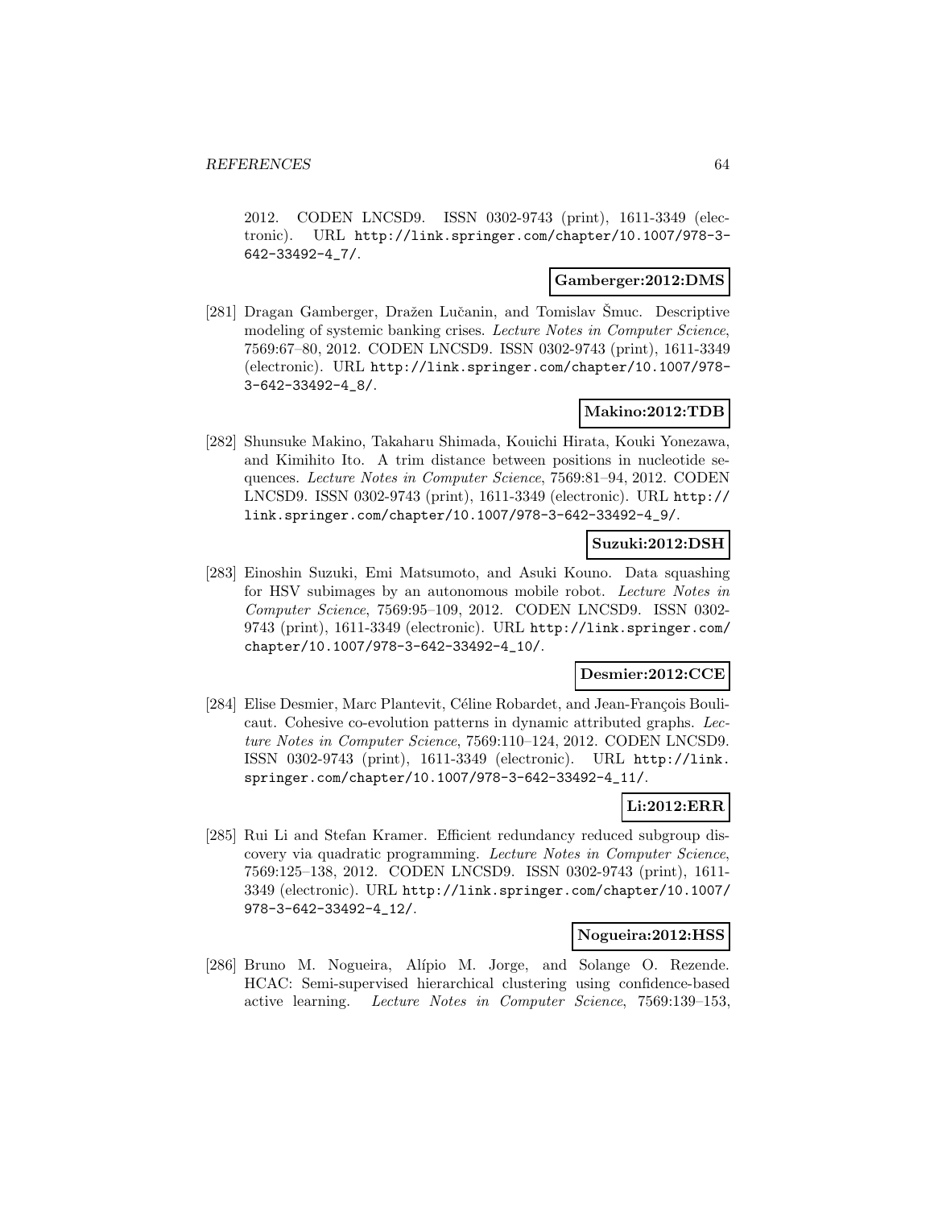2012. CODEN LNCSD9. ISSN 0302-9743 (print), 1611-3349 (electronic). URL http://link.springer.com/chapter/10.1007/978-3-642-33492-4_7/.

**Gamberger:2012:DMS**

[281] Dragan Gamberger, Dražen Lučanin, and Tomislav Šmuc. Descriptive modeling of systemic banking crises. *Lecture Notes in Computer Science*, 7569:67–80, 2012. CODEN LNCSD9. ISSN 0302-9743 (print), 1611-3349 (electronic). URL http://link.springer.com/chapter/10.1007/978-3-642-33492-4_8/.

**Makino:2012:TDB**

[282] Shunsuke Makino, Takaharu Shimada, Kouichi Hirata, Kouki Yonezawa, and Kimihito Ito. A trim distance between positions in nucleotide sequences. *Lecture Notes in Computer Science*, 7569:81–94, 2012. CODEN LNCSD9. ISSN 0302-9743 (print), 1611-3349 (electronic). URL http://link.springer.com/chapter/10.1007/978-3-642-33492-4_9/.

**Suzuki:2012:DSH**

[283] Einoshin Suzuki, Emi Matsumoto, and Asuki Kouno. Data squashing for HSV subimages by an autonomous mobile robot. *Lecture Notes in Computer Science*, 7569:95–109, 2012. CODEN LNCSD9. ISSN 0302-9743 (print), 1611-3349 (electronic). URL http://link.springer.com/chapter/10.1007/978-3-642-33492-4_10/.

**Desmier:2012:CCE**

[284] Elise Desmier, Marc Plantevit, Céline Robardet, and Jean-François Boulicaut. Cohesive co-evolution patterns in dynamic attributed graphs. *Lecture Notes in Computer Science*, 7569:110–124, 2012. CODEN LNCSD9. ISSN 0302-9743 (print), 1611-3349 (electronic). URL http://link.springer.com/chapter/10.1007/978-3-642-33492-4_11/.

**Li:2012:ERR**

[285] Rui Li and Stefan Kramer. Efficient redundancy reduced subgroup discovery via quadratic programming. *Lecture Notes in Computer Science*, 7569:125–138, 2012. CODEN LNCSD9. ISSN 0302-9743 (print), 1611-3349 (electronic). URL http://link.springer.com/chapter/10.1007/978-3-642-33492-4_12/.

**Nogueira:2012:HSS**

[286] Bruno M. Nogueira, Alípio M. Jorge, and Solange O. Rezende. HCAC: Semi-supervised hierarchical clustering using confidence-based active learning. *Lecture Notes in Computer Science*, 7569:139–153,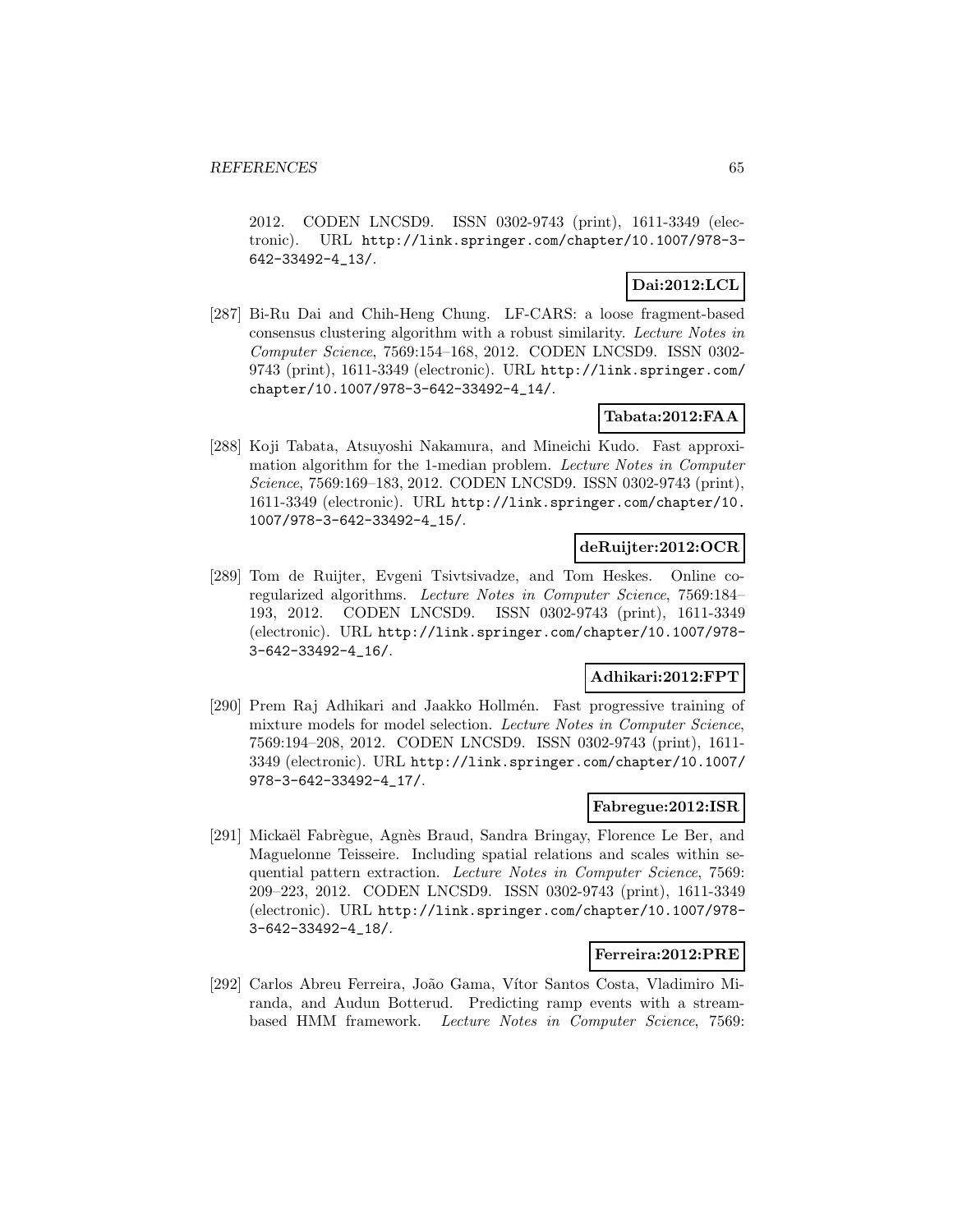2012. CODEN LNCSD9. ISSN 0302-9743 (print), 1611-3349 (electronic). URL http://link.springer.com/chapter/10.1007/978-3-642-33492-4_13/.

**Dai:2012:LCL**

[287] Bi-Ru Dai and Chih-Heng Chung. LF-CARS: a loose fragment-based consensus clustering algorithm with a robust similarity. *Lecture Notes in Computer Science*, 7569:154–168, 2012. CODEN LNCSD9. ISSN 0302-9743 (print), 1611-3349 (electronic). URL http://link.springer.com/chapter/10.1007/978-3-642-33492-4_14/.

**Tabata:2012:FAA**

[288] Koji Tabata, Atsuyoshi Nakamura, and Mineichi Kudo. Fast approximation algorithm for the 1-median problem. *Lecture Notes in Computer Science*, 7569:169–183, 2012. CODEN LNCSD9. ISSN 0302-9743 (print), 1611-3349 (electronic). URL http://link.springer.com/chapter/10.1007/978-3-642-33492-4_15/.

**deRuijter:2012:OCR**

[289] Tom de Ruijter, Evgeni Tsivtsivadze, and Tom Heskes. Online co-regularized algorithms. *Lecture Notes in Computer Science*, 7569:184–193, 2012. CODEN LNCSD9. ISSN 0302-9743 (print), 1611-3349 (electronic). URL http://link.springer.com/chapter/10.1007/978-3-642-33492-4_16/.

**Adhikari:2012:FPT**

[290] Prem Raj Adhikari and Jaakko Hollmén. Fast progressive training of mixture models for model selection. *Lecture Notes in Computer Science*, 7569:194–208, 2012. CODEN LNCSD9. ISSN 0302-9743 (print), 1611-3349 (electronic). URL http://link.springer.com/chapter/10.1007/978-3-642-33492-4_17/.

**Fabregue:2012:ISR**

[291] Mickaël Fabrègue, Agnès Braud, Sandra Bringay, Florence Le Ber, and Maguelonne Teisseire. Including spatial relations and scales within sequential pattern extraction. *Lecture Notes in Computer Science*, 7569:209–223, 2012. CODEN LNCSD9. ISSN 0302-9743 (print), 1611-3349 (electronic). URL http://link.springer.com/chapter/10.1007/978-3-642-33492-4_18/.

**Ferreira:2012:PRE**

[292] Carlos Abreu Ferreira, João Gama, Vítor Santos Costa, Vladimiro Miranda, and Audun Botterud. Predicting ramp events with a stream-based HMM framework. *Lecture Notes in Computer Science*, 7569: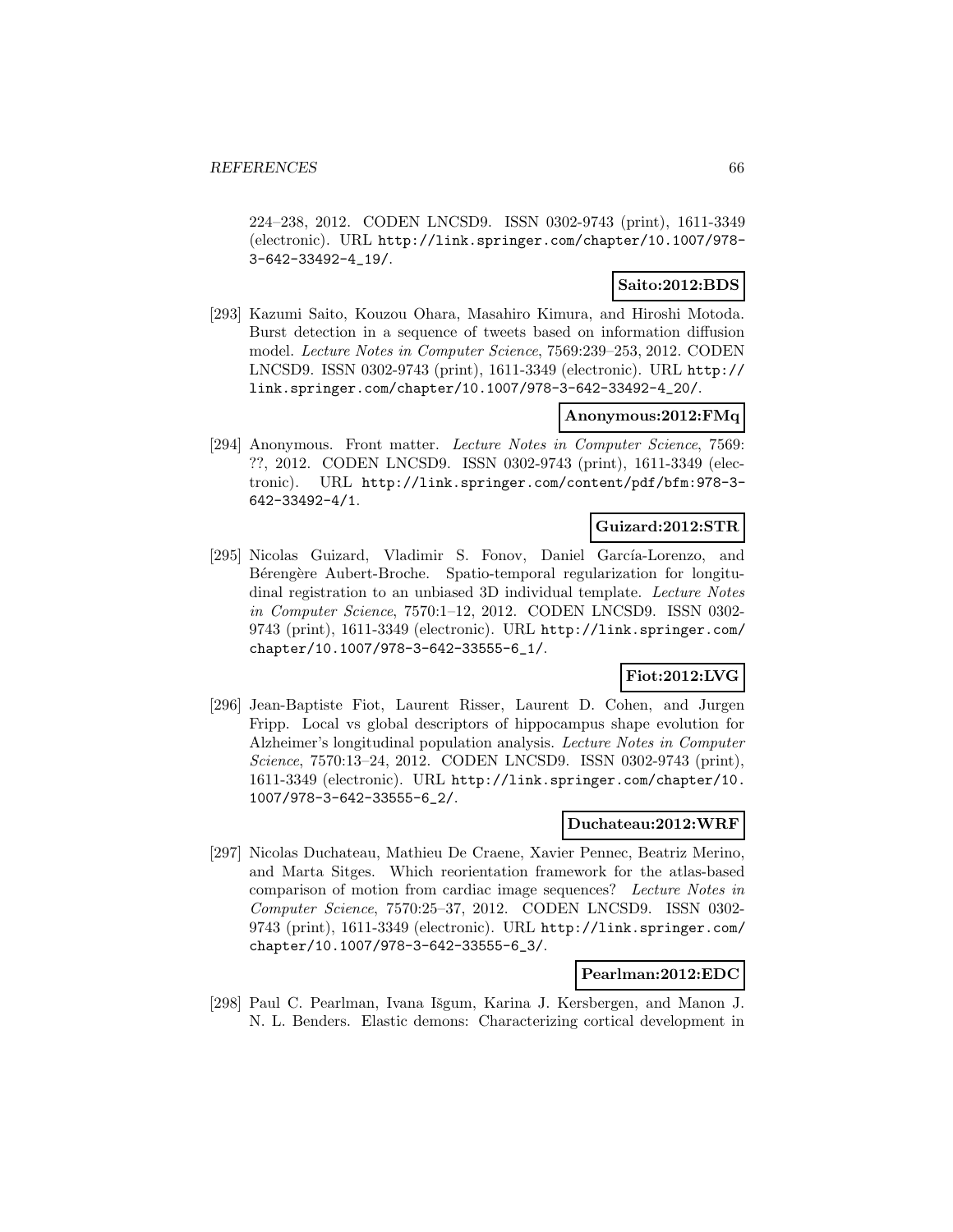224–238, 2012. CODEN LNCSD9. ISSN 0302-9743 (print), 1611-3349 (electronic). URL http://link.springer.com/chapter/10.1007/978-3-642-33492-4_19/.

**Saito:2012:BDS**

[293] Kazumi Saito, Kouzou Ohara, Masahiro Kimura, and Hiroshi Motoda. Burst detection in a sequence of tweets based on information diffusion model. *Lecture Notes in Computer Science*, 7569:239–253, 2012. CODEN LNCSD9. ISSN 0302-9743 (print), 1611-3349 (electronic). URL http://link.springer.com/chapter/10.1007/978-3-642-33492-4_20/.

**Anonymous:2012:FMq**

[294] Anonymous. Front matter. *Lecture Notes in Computer Science*, 7569: ??, 2012. CODEN LNCSD9. ISSN 0302-9743 (print), 1611-3349 (electronic). URL http://link.springer.com/content/pdf/bfm:978-3-642-33492-4/1.

**Guizard:2012:STR**

[295] Nicolas Guizard, Vladimir S. Fonov, Daniel García-Lorenzo, and Bérengère Aubert-Broche. Spatio-temporal regularization for longitudinal registration to an unbiased 3D individual template. *Lecture Notes in Computer Science*, 7570:1–12, 2012. CODEN LNCSD9. ISSN 0302-9743 (print), 1611-3349 (electronic). URL http://link.springer.com/chapter/10.1007/978-3-642-33555-6_1/.

**Fiot:2012:LVG**

[296] Jean-Baptiste Fiot, Laurent Risser, Laurent D. Cohen, and Jurgen Fripp. Local vs global descriptors of hippocampus shape evolution for Alzheimer's longitudinal population analysis. *Lecture Notes in Computer Science*, 7570:13–24, 2012. CODEN LNCSD9. ISSN 0302-9743 (print), 1611-3349 (electronic). URL http://link.springer.com/chapter/10.1007/978-3-642-33555-6_2/.

**Duchateau:2012:WRF**

[297] Nicolas Duchateau, Mathieu De Craene, Xavier Pennec, Beatriz Merino, and Marta Sitges. Which reorientation framework for the atlas-based comparison of motion from cardiac image sequences? *Lecture Notes in Computer Science*, 7570:25–37, 2012. CODEN LNCSD9. ISSN 0302-9743 (print), 1611-3349 (electronic). URL http://link.springer.com/chapter/10.1007/978-3-642-33555-6_3/.

**Pearlman:2012:EDC**

[298] Paul C. Pearlman, Ivana Išgum, Karina J. Kersbergen, and Manon J. N. L. Benders. Elastic demons: Characterizing cortical development in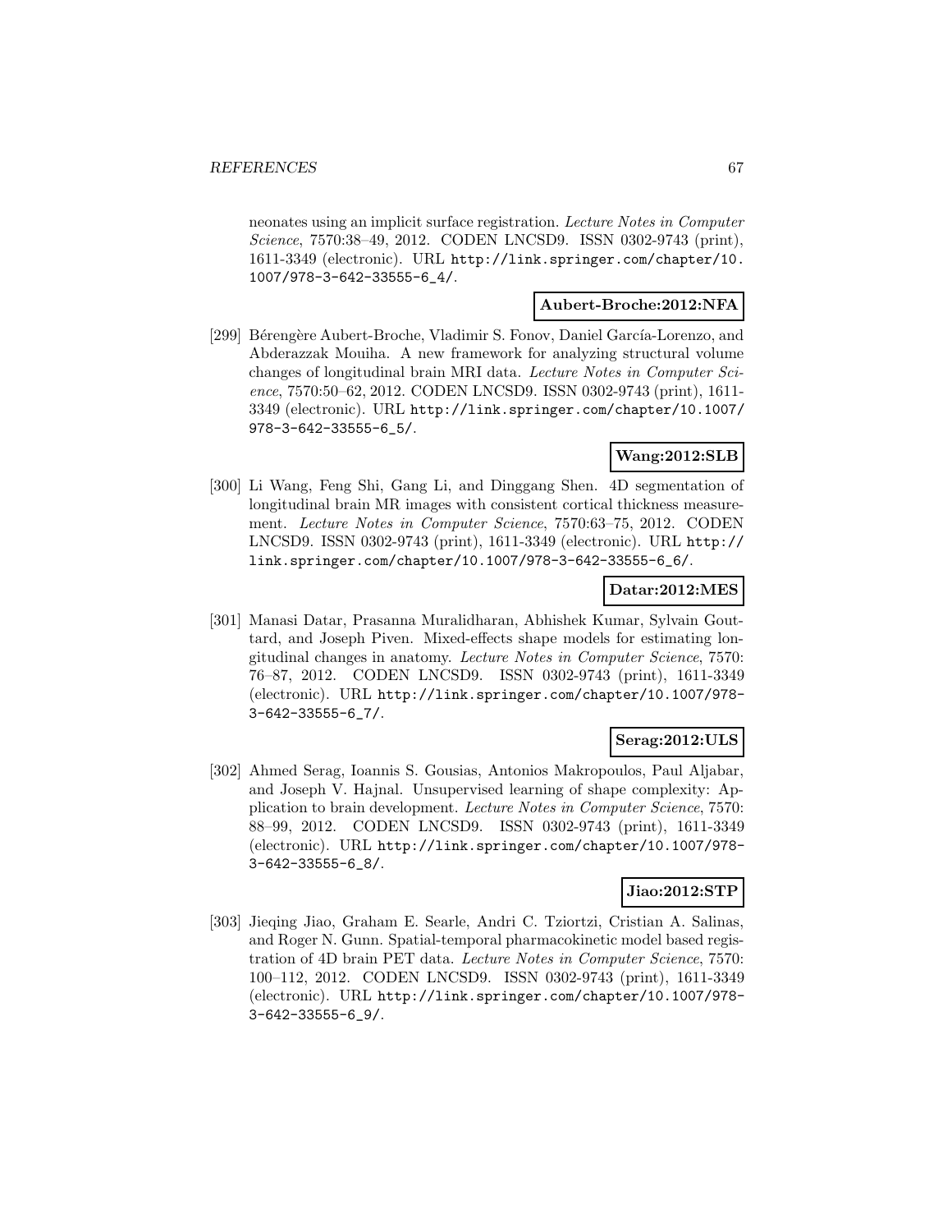neonates using an implicit surface registration. *Lecture Notes in Computer Science*, 7570:38–49, 2012. CODEN LNCSD9. ISSN 0302-9743 (print), 1611-3349 (electronic). URL http://link.springer.com/chapter/10.1007/978-3-642-33555-6_4/.

**Aubert-Broche:2012:NFA**

[299] Bérengère Aubert-Broche, Vladimir S. Fonov, Daniel García-Lorenzo, and Abderazzak Mouiha. A new framework for analyzing structural volume changes of longitudinal brain MRI data. *Lecture Notes in Computer Science*, 7570:50–62, 2012. CODEN LNCSD9. ISSN 0302-9743 (print), 1611-3349 (electronic). URL http://link.springer.com/chapter/10.1007/978-3-642-33555-6_5/.

**Wang:2012:SLB**

[300] Li Wang, Feng Shi, Gang Li, and Dinggang Shen. 4D segmentation of longitudinal brain MR images with consistent cortical thickness measurement. *Lecture Notes in Computer Science*, 7570:63–75, 2012. CODEN LNCSD9. ISSN 0302-9743 (print), 1611-3349 (electronic). URL http://link.springer.com/chapter/10.1007/978-3-642-33555-6_6/.

**Datar:2012:MES**

[301] Manasi Datar, Prasanna Muralidharan, Abhishek Kumar, Sylvain Gouttard, and Joseph Piven. Mixed-effects shape models for estimating longitudinal changes in anatomy. *Lecture Notes in Computer Science*, 7570:76–87, 2012. CODEN LNCSD9. ISSN 0302-9743 (print), 1611-3349 (electronic). URL http://link.springer.com/chapter/10.1007/978-3-642-33555-6_7/.

**Serag:2012:ULS**

[302] Ahmed Serag, Ioannis S. Gousias, Antonios Makropoulos, Paul Aljabar, and Joseph V. Hajnal. Unsupervised learning of shape complexity: Application to brain development. *Lecture Notes in Computer Science*, 7570:88–99, 2012. CODEN LNCSD9. ISSN 0302-9743 (print), 1611-3349 (electronic). URL http://link.springer.com/chapter/10.1007/978-3-642-33555-6_8/.

**Jiao:2012:STP**

[303] Jieqing Jiao, Graham E. Searle, Andri C. Tziortzi, Cristian A. Salinas, and Roger N. Gunn. Spatial-temporal pharmacokinetic model based registration of 4D brain PET data. *Lecture Notes in Computer Science*, 7570:100–112, 2012. CODEN LNCSD9. ISSN 0302-9743 (print), 1611-3349 (electronic). URL http://link.springer.com/chapter/10.1007/978-3-642-33555-6_9/.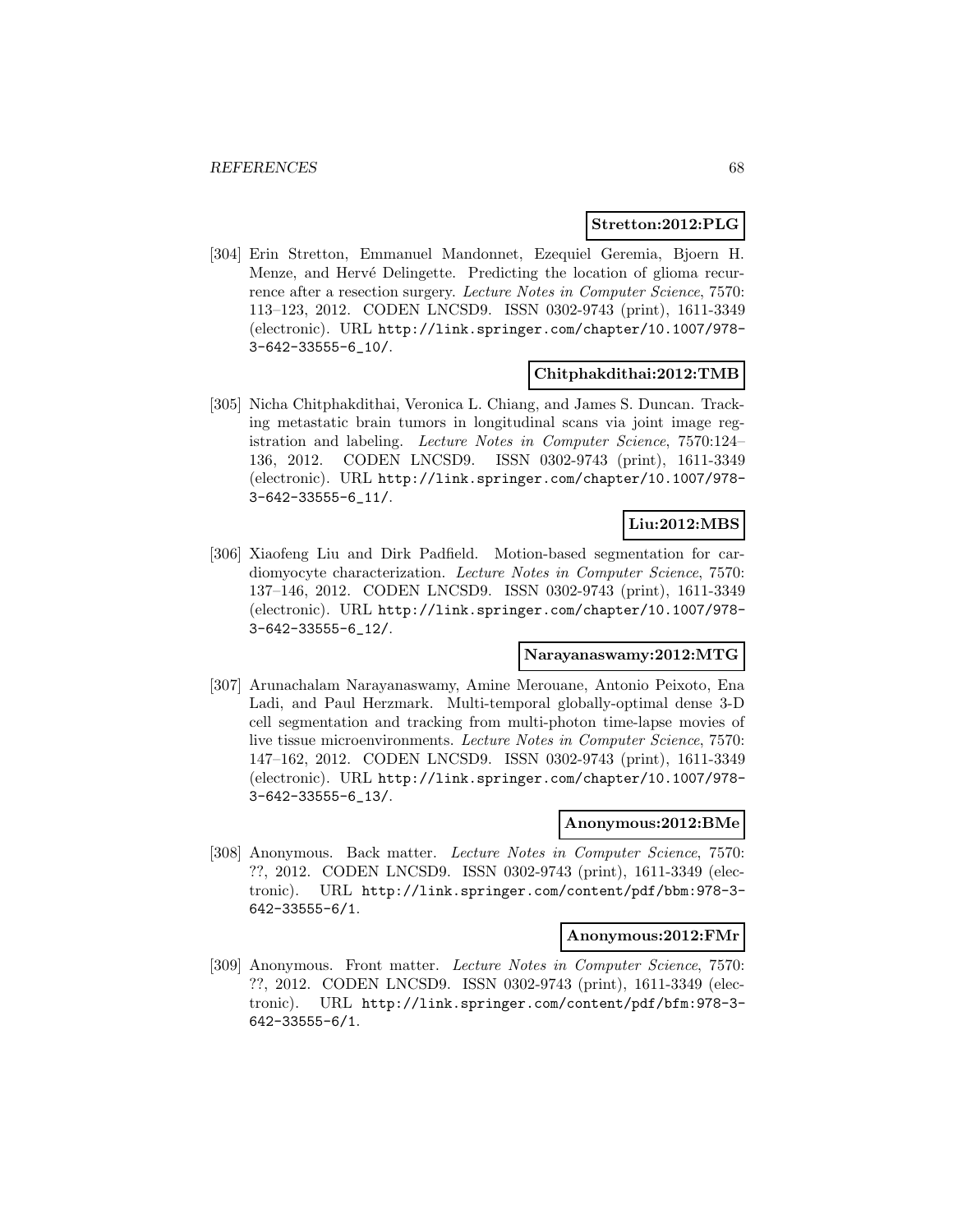**Stretton:2012:PLG**

[304] Erin Stretton, Emmanuel Mandonnet, Ezequiel Geremia, Bjoern H. Menze, and Hervé Delingette. Predicting the location of glioma recurrence after a resection surgery. *Lecture Notes in Computer Science*, 7570: 113–123, 2012. CODEN LNCSD9. ISSN 0302-9743 (print), 1611-3349 (electronic). URL http://link.springer.com/chapter/10.1007/978-3-642-33555-6_10/.

**Chitphakdithai:2012:TMB**

[305] Nicha Chitphakdithai, Veronica L. Chiang, and James S. Duncan. Tracking metastatic brain tumors in longitudinal scans via joint image registration and labeling. *Lecture Notes in Computer Science*, 7570:124–136, 2012. CODEN LNCSD9. ISSN 0302-9743 (print), 1611-3349 (electronic). URL http://link.springer.com/chapter/10.1007/978-3-642-33555-6_11/.

**Liu:2012:MBS**

[306] Xiaofeng Liu and Dirk Padfield. Motion-based segmentation for cardiomyocyte characterization. *Lecture Notes in Computer Science*, 7570: 137–146, 2012. CODEN LNCSD9. ISSN 0302-9743 (print), 1611-3349 (electronic). URL http://link.springer.com/chapter/10.1007/978-3-642-33555-6_12/.

**Narayanaswamy:2012:MTG**

[307] Arunachalam Narayanaswamy, Amine Merouane, Antonio Peixoto, Ena Ladi, and Paul Herzmark. Multi-temporal globally-optimal dense 3-D cell segmentation and tracking from multi-photon time-lapse movies of live tissue microenvironments. *Lecture Notes in Computer Science*, 7570: 147–162, 2012. CODEN LNCSD9. ISSN 0302-9743 (print), 1611-3349 (electronic). URL http://link.springer.com/chapter/10.1007/978-3-642-33555-6_13/.

**Anonymous:2012:BMe**

[308] Anonymous. Back matter. *Lecture Notes in Computer Science*, 7570: ??, 2012. CODEN LNCSD9. ISSN 0302-9743 (print), 1611-3349 (electronic). URL http://link.springer.com/content/pdf/bbm:978-3-642-33555-6/1.

**Anonymous:2012:FMr**

[309] Anonymous. Front matter. *Lecture Notes in Computer Science*, 7570: ??, 2012. CODEN LNCSD9. ISSN 0302-9743 (print), 1611-3349 (electronic). URL http://link.springer.com/content/pdf/bfm:978-3-642-33555-6/1.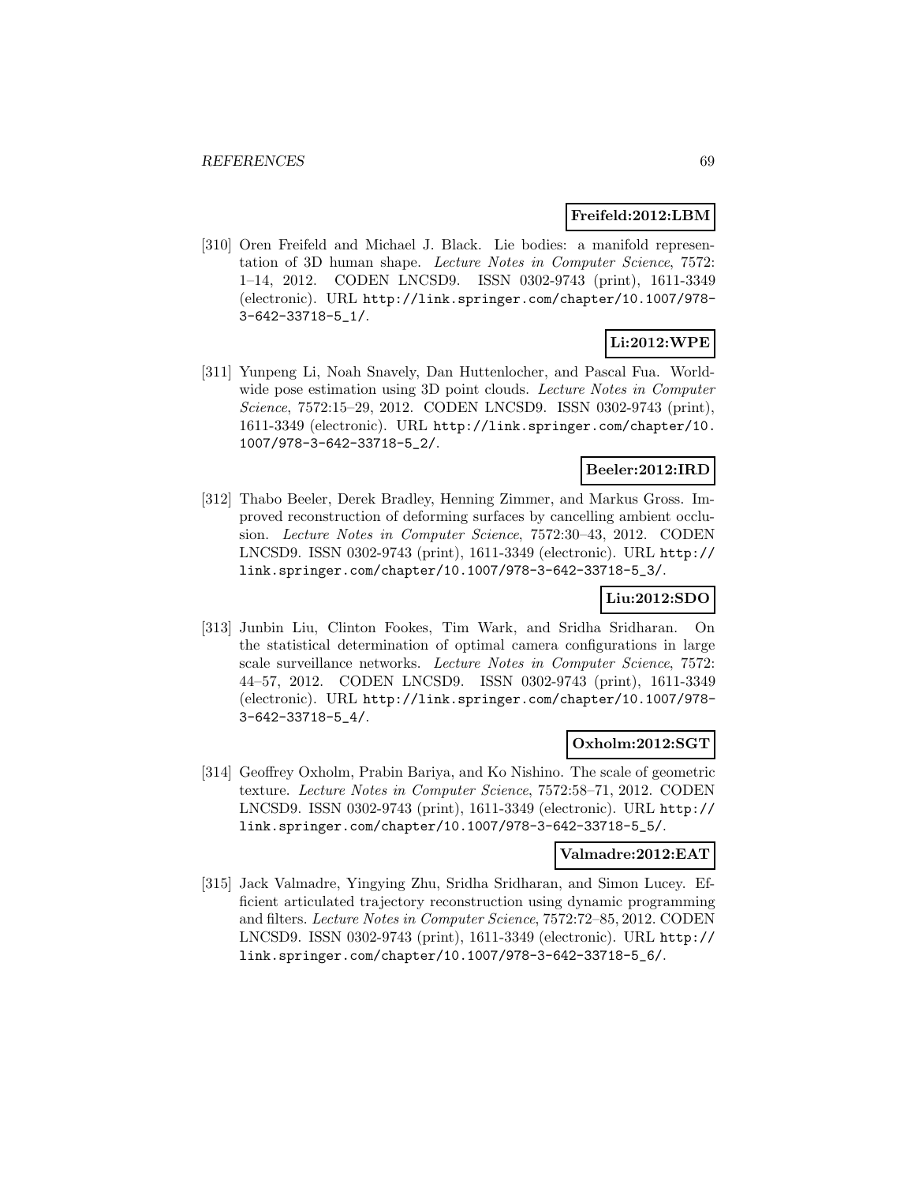**Freifeld:2012:LBM**

[310] Oren Freifeld and Michael J. Black. Lie bodies: a manifold representation of 3D human shape. *Lecture Notes in Computer Science*, 7572: 1–14, 2012. CODEN LNCSD9. ISSN 0302-9743 (print), 1611-3349 (electronic). URL http://link.springer.com/chapter/10.1007/978-3-642-33718-5_1/.

**Li:2012:WPE**

[311] Yunpeng Li, Noah Snavely, Dan Huttenlocher, and Pascal Fua. Worldwide pose estimation using 3D point clouds. *Lecture Notes in Computer Science*, 7572:15–29, 2012. CODEN LNCSD9. ISSN 0302-9743 (print), 1611-3349 (electronic). URL http://link.springer.com/chapter/10.1007/978-3-642-33718-5_2/.

**Beeler:2012:IRD**

[312] Thabo Beeler, Derek Bradley, Henning Zimmer, and Markus Gross. Improved reconstruction of deforming surfaces by cancelling ambient occlusion. *Lecture Notes in Computer Science*, 7572:30–43, 2012. CODEN LNCSD9. ISSN 0302-9743 (print), 1611-3349 (electronic). URL http://link.springer.com/chapter/10.1007/978-3-642-33718-5_3/.

**Liu:2012:SDO**

[313] Junbin Liu, Clinton Fookes, Tim Wark, and Sridha Sridharan. On the statistical determination of optimal camera configurations in large scale surveillance networks. *Lecture Notes in Computer Science*, 7572: 44–57, 2012. CODEN LNCSD9. ISSN 0302-9743 (print), 1611-3349 (electronic). URL http://link.springer.com/chapter/10.1007/978-3-642-33718-5_4/.

**Oxholm:2012:SGT**

[314] Geoffrey Oxholm, Prabin Bariya, and Ko Nishino. The scale of geometric texture. *Lecture Notes in Computer Science*, 7572:58–71, 2012. CODEN LNCSD9. ISSN 0302-9743 (print), 1611-3349 (electronic). URL http://link.springer.com/chapter/10.1007/978-3-642-33718-5_5/.

**Valmadre:2012:EAT**

[315] Jack Valmadre, Yingying Zhu, Sridha Sridharan, and Simon Lucey. Efficient articulated trajectory reconstruction using dynamic programming and filters. *Lecture Notes in Computer Science*, 7572:72–85, 2012. CODEN LNCSD9. ISSN 0302-9743 (print), 1611-3349 (electronic). URL http://link.springer.com/chapter/10.1007/978-3-642-33718-5_6/.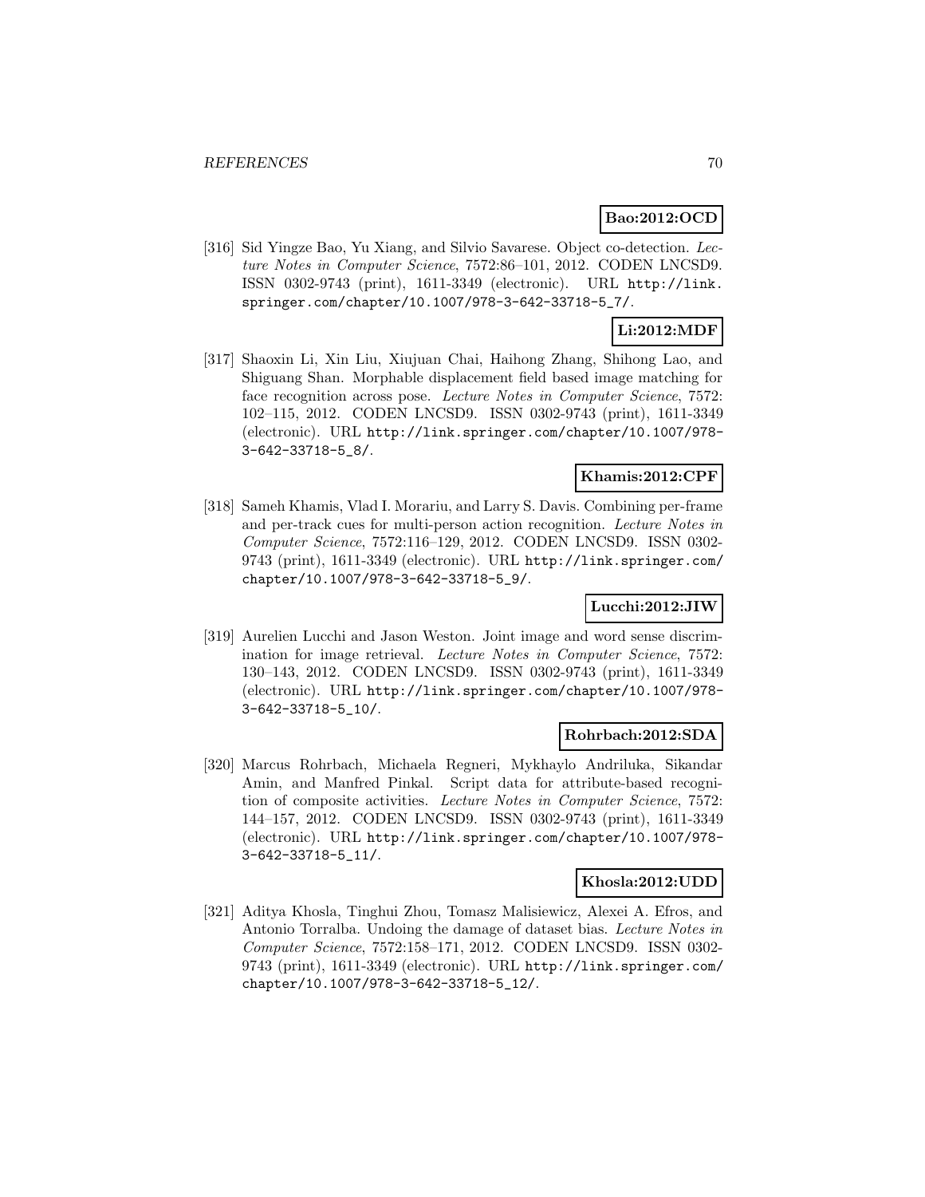**Bao:2012:OCD**

[316] Sid Yingze Bao, Yu Xiang, and Silvio Savarese. Object co-detection. *Lecture Notes in Computer Science*, 7572:86–101, 2012. CODEN LNCSD9. ISSN 0302-9743 (print), 1611-3349 (electronic). URL http://link.springer.com/chapter/10.1007/978-3-642-33718-5_7/.

**Li:2012:MDF**

[317] Shaoxin Li, Xin Liu, Xiujuan Chai, Haihong Zhang, Shihong Lao, and Shiguang Shan. Morphable displacement field based image matching for face recognition across pose. *Lecture Notes in Computer Science*, 7572: 102–115, 2012. CODEN LNCSD9. ISSN 0302-9743 (print), 1611-3349 (electronic). URL http://link.springer.com/chapter/10.1007/978-3-642-33718-5_8/.

**Khamis:2012:CPF**

[318] Sameh Khamis, Vlad I. Morariu, and Larry S. Davis. Combining per-frame and per-track cues for multi-person action recognition. *Lecture Notes in Computer Science*, 7572:116–129, 2012. CODEN LNCSD9. ISSN 0302-9743 (print), 1611-3349 (electronic). URL http://link.springer.com/chapter/10.1007/978-3-642-33718-5_9/.

**Lucchi:2012:JIW**

[319] Aurelien Lucchi and Jason Weston. Joint image and word sense discrimination for image retrieval. *Lecture Notes in Computer Science*, 7572: 130–143, 2012. CODEN LNCSD9. ISSN 0302-9743 (print), 1611-3349 (electronic). URL http://link.springer.com/chapter/10.1007/978-3-642-33718-5_10/.

**Rohrbach:2012:SDA**

[320] Marcus Rohrbach, Michaela Regneri, Mykhaylo Andriluka, Sikandar Amin, and Manfred Pinkal. Script data for attribute-based recognition of composite activities. *Lecture Notes in Computer Science*, 7572: 144–157, 2012. CODEN LNCSD9. ISSN 0302-9743 (print), 1611-3349 (electronic). URL http://link.springer.com/chapter/10.1007/978-3-642-33718-5_11/.

**Khosla:2012:UDD**

[321] Aditya Khosla, Tinghui Zhou, Tomasz Malisiewicz, Alexei A. Efros, and Antonio Torralba. Undoing the damage of dataset bias. *Lecture Notes in Computer Science*, 7572:158–171, 2012. CODEN LNCSD9. ISSN 0302-9743 (print), 1611-3349 (electronic). URL http://link.springer.com/chapter/10.1007/978-3-642-33718-5_12/.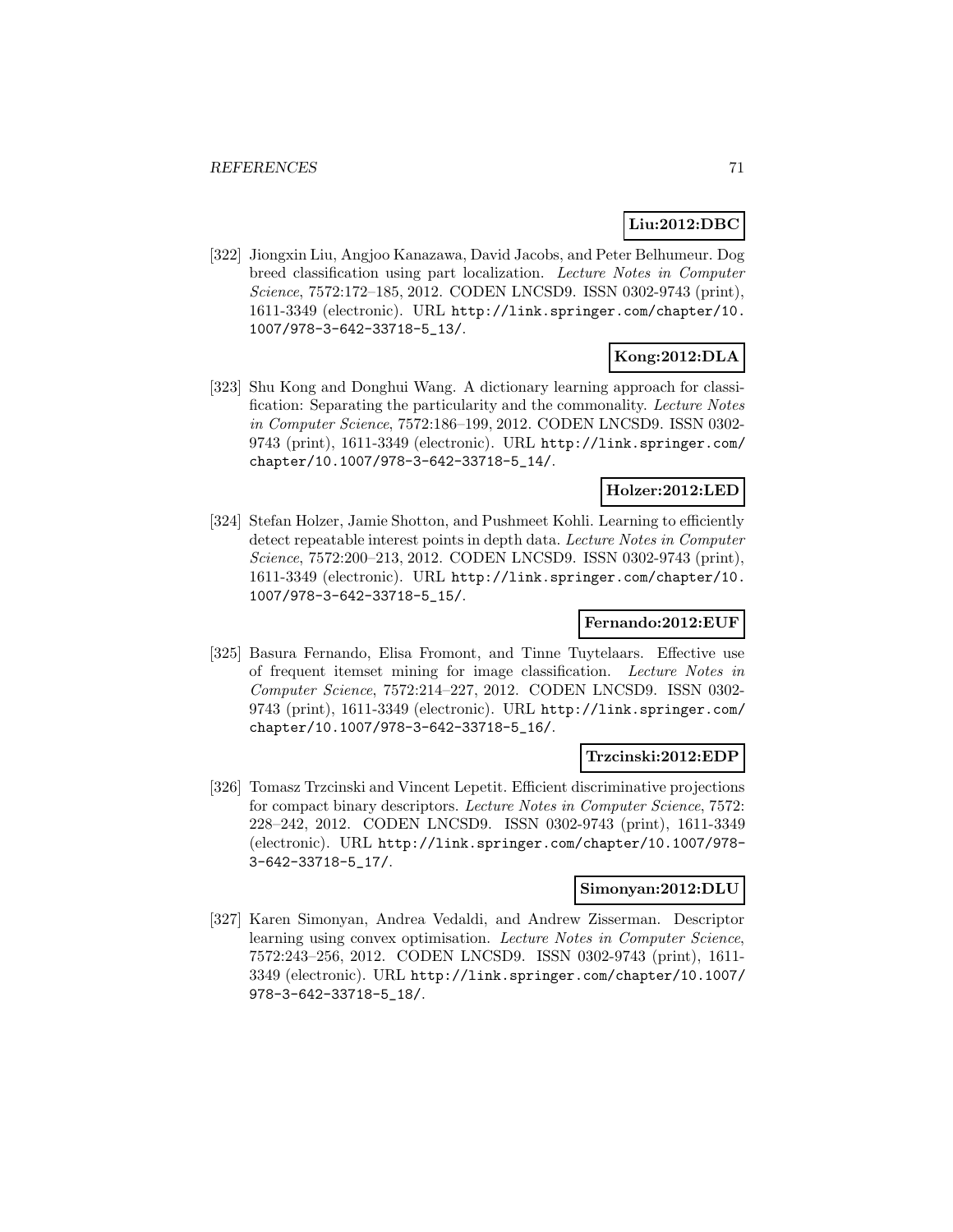**Liu:2012:DBC**

[322] Jiongxin Liu, Angjoo Kanazawa, David Jacobs, and Peter Belhumeur. Dog breed classification using part localization. *Lecture Notes in Computer Science*, 7572:172–185, 2012. CODEN LNCSD9. ISSN 0302-9743 (print), 1611-3349 (electronic). URL http://link.springer.com/chapter/10.1007/978-3-642-33718-5_13/.

**Kong:2012:DLA**

[323] Shu Kong and Donghui Wang. A dictionary learning approach for classification: Separating the particularity and the commonality. *Lecture Notes in Computer Science*, 7572:186–199, 2012. CODEN LNCSD9. ISSN 0302-9743 (print), 1611-3349 (electronic). URL http://link.springer.com/chapter/10.1007/978-3-642-33718-5_14/.

**Holzer:2012:LED**

[324] Stefan Holzer, Jamie Shotton, and Pushmeet Kohli. Learning to efficiently detect repeatable interest points in depth data. *Lecture Notes in Computer Science*, 7572:200–213, 2012. CODEN LNCSD9. ISSN 0302-9743 (print), 1611-3349 (electronic). URL http://link.springer.com/chapter/10.1007/978-3-642-33718-5_15/.

**Fernando:2012:EUF**

[325] Basura Fernando, Elisa Fromont, and Tinne Tuytelaars. Effective use of frequent itemset mining for image classification. *Lecture Notes in Computer Science*, 7572:214–227, 2012. CODEN LNCSD9. ISSN 0302-9743 (print), 1611-3349 (electronic). URL http://link.springer.com/chapter/10.1007/978-3-642-33718-5_16/.

**Trzcinski:2012:EDP**

[326] Tomasz Trzcinski and Vincent Lepetit. Efficient discriminative projections for compact binary descriptors. *Lecture Notes in Computer Science*, 7572: 228–242, 2012. CODEN LNCSD9. ISSN 0302-9743 (print), 1611-3349 (electronic). URL http://link.springer.com/chapter/10.1007/978-3-642-33718-5_17/.

**Simonyan:2012:DLU**

[327] Karen Simonyan, Andrea Vedaldi, and Andrew Zisserman. Descriptor learning using convex optimisation. *Lecture Notes in Computer Science*, 7572:243–256, 2012. CODEN LNCSD9. ISSN 0302-9743 (print), 1611-3349 (electronic). URL http://link.springer.com/chapter/10.1007/978-3-642-33718-5_18/.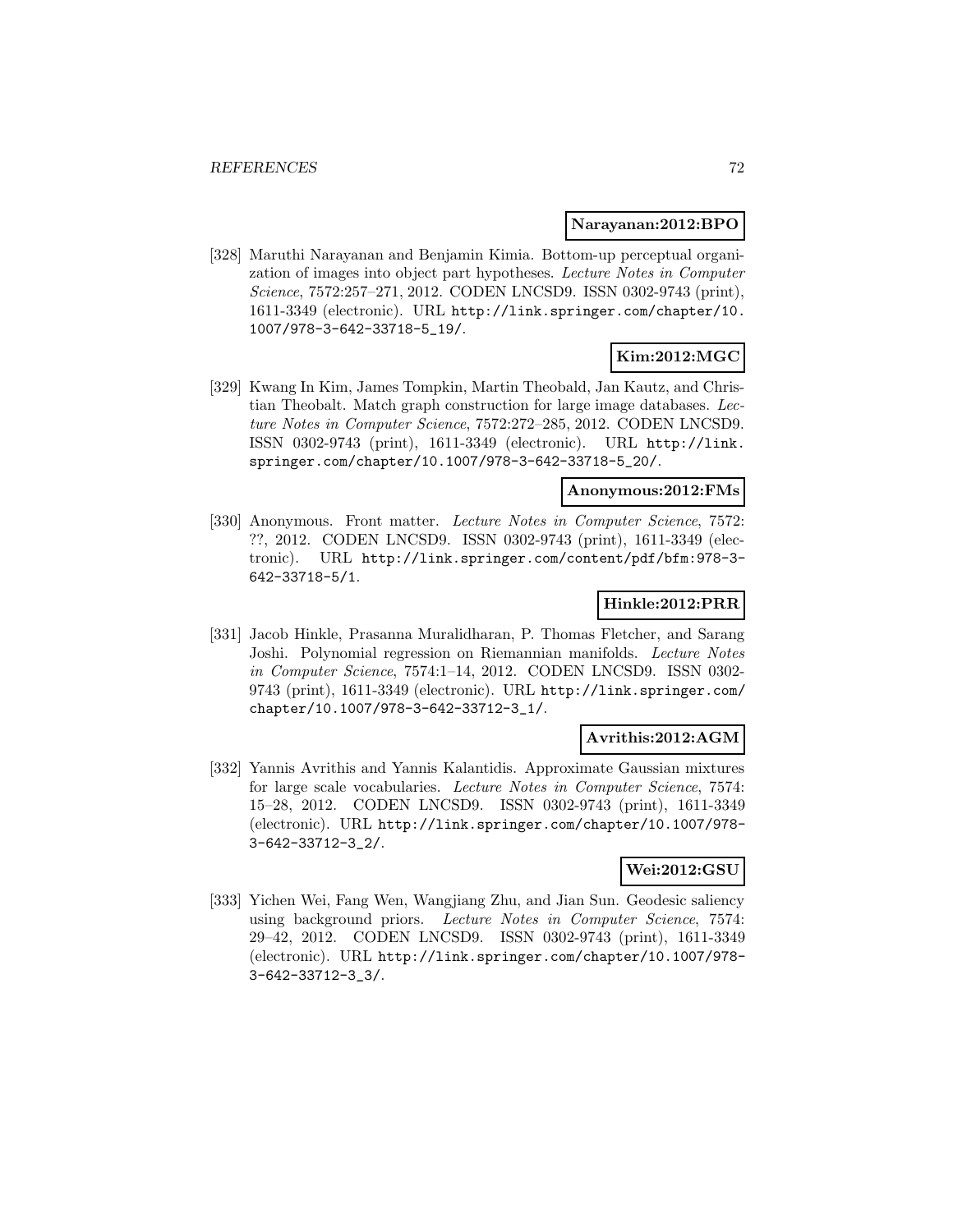**Narayanan:2012:BPO**

[328] Maruthi Narayanan and Benjamin Kimia. Bottom-up perceptual organization of images into object part hypotheses. *Lecture Notes in Computer Science*, 7572:257–271, 2012. CODEN LNCSD9. ISSN 0302-9743 (print), 1611-3349 (electronic). URL http://link.springer.com/chapter/10.1007/978-3-642-33718-5_19/.

**Kim:2012:MGC**

[329] Kwang In Kim, James Tompkin, Martin Theobald, Jan Kautz, and Christian Theobalt. Match graph construction for large image databases. *Lecture Notes in Computer Science*, 7572:272–285, 2012. CODEN LNCSD9. ISSN 0302-9743 (print), 1611-3349 (electronic). URL http://link.springer.com/chapter/10.1007/978-3-642-33718-5_20/.

**Anonymous:2012:FMs**

[330] Anonymous. Front matter. *Lecture Notes in Computer Science*, 7572: ??, 2012. CODEN LNCSD9. ISSN 0302-9743 (print), 1611-3349 (electronic). URL http://link.springer.com/content/pdf/bfm:978-3-642-33718-5/1.

**Hinkle:2012:PRR**

[331] Jacob Hinkle, Prasanna Muralidharan, P. Thomas Fletcher, and Sarang Joshi. Polynomial regression on Riemannian manifolds. *Lecture Notes in Computer Science*, 7574:1–14, 2012. CODEN LNCSD9. ISSN 0302-9743 (print), 1611-3349 (electronic). URL http://link.springer.com/chapter/10.1007/978-3-642-33712-3_1/.

**Avrithis:2012:AGM**

[332] Yannis Avrithis and Yannis Kalantidis. Approximate Gaussian mixtures for large scale vocabularies. *Lecture Notes in Computer Science*, 7574: 15–28, 2012. CODEN LNCSD9. ISSN 0302-9743 (print), 1611-3349 (electronic). URL http://link.springer.com/chapter/10.1007/978-3-642-33712-3_2/.

**Wei:2012:GSU**

[333] Yichen Wei, Fang Wen, Wangjiang Zhu, and Jian Sun. Geodesic saliency using background priors. *Lecture Notes in Computer Science*, 7574: 29–42, 2012. CODEN LNCSD9. ISSN 0302-9743 (print), 1611-3349 (electronic). URL http://link.springer.com/chapter/10.1007/978-3-642-33712-3_3/.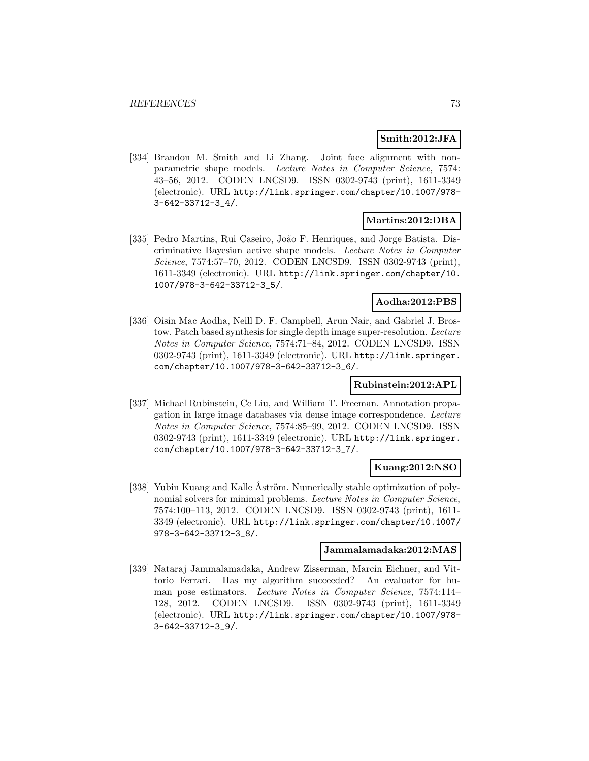**Smith:2012:JFA**

[334] Brandon M. Smith and Li Zhang. Joint face alignment with non-parametric shape models. *Lecture Notes in Computer Science*, 7574: 43–56, 2012. CODEN LNCSD9. ISSN 0302-9743 (print), 1611-3349 (electronic). URL http://link.springer.com/chapter/10.1007/978-3-642-33712-3_4/.

**Martins:2012:DBA**

[335] Pedro Martins, Rui Caseiro, João F. Henriques, and Jorge Batista. Discriminative Bayesian active shape models. *Lecture Notes in Computer Science*, 7574:57–70, 2012. CODEN LNCSD9. ISSN 0302-9743 (print), 1611-3349 (electronic). URL http://link.springer.com/chapter/10.1007/978-3-642-33712-3_5/.

**Aodha:2012:PBS**

[336] Oisin Mac Aodha, Neill D. F. Campbell, Arun Nair, and Gabriel J. Brostow. Patch based synthesis for single depth image super-resolution. *Lecture Notes in Computer Science*, 7574:71–84, 2012. CODEN LNCSD9. ISSN 0302-9743 (print), 1611-3349 (electronic). URL http://link.springer.com/chapter/10.1007/978-3-642-33712-3_6/.

**Rubinstein:2012:APL**

[337] Michael Rubinstein, Ce Liu, and William T. Freeman. Annotation propagation in large image databases via dense image correspondence. *Lecture Notes in Computer Science*, 7574:85–99, 2012. CODEN LNCSD9. ISSN 0302-9743 (print), 1611-3349 (electronic). URL http://link.springer.com/chapter/10.1007/978-3-642-33712-3_7/.

**Kuang:2012:NSO**

[338] Yubin Kuang and Kalle Åström. Numerically stable optimization of polynomial solvers for minimal problems. *Lecture Notes in Computer Science*, 7574:100–113, 2012. CODEN LNCSD9. ISSN 0302-9743 (print), 1611-3349 (electronic). URL http://link.springer.com/chapter/10.1007/978-3-642-33712-3_8/.

**Jammalamadaka:2012:MAS**

[339] Nataraj Jammalamadaka, Andrew Zisserman, Marcin Eichner, and Vittorio Ferrari. Has my algorithm succeeded? An evaluator for human pose estimators. *Lecture Notes in Computer Science*, 7574:114–128, 2012. CODEN LNCSD9. ISSN 0302-9743 (print), 1611-3349 (electronic). URL http://link.springer.com/chapter/10.1007/978-3-642-33712-3_9/.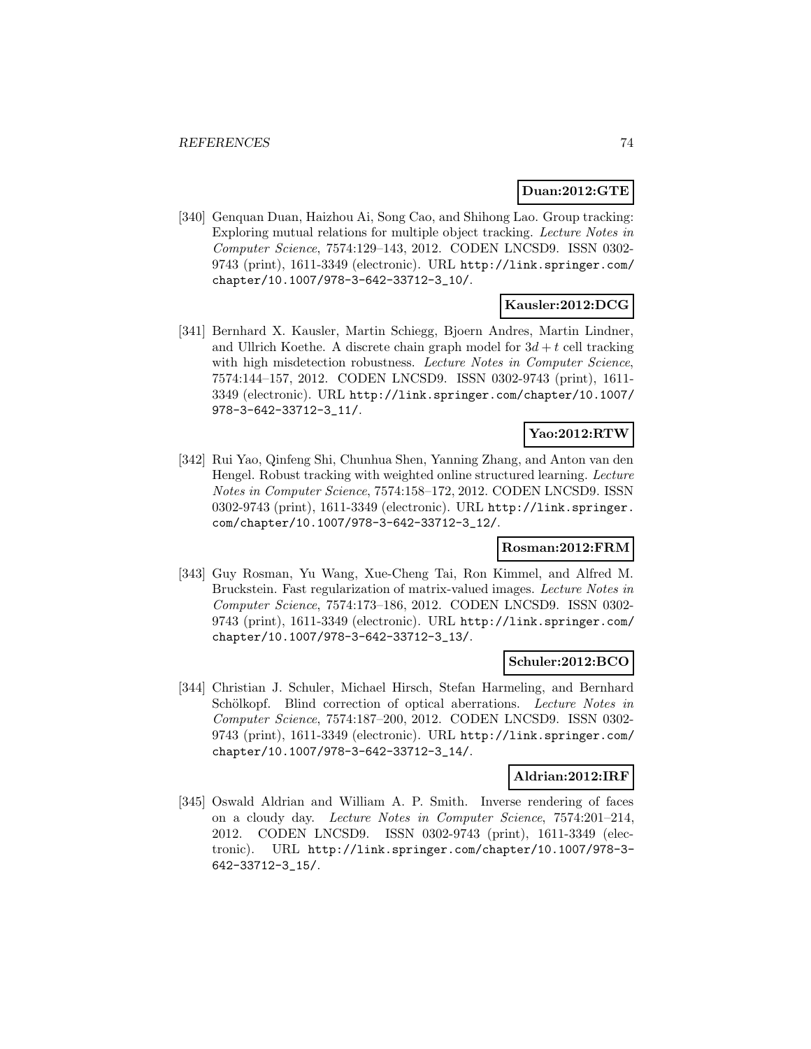**Duan:2012:GTE**

[340] Genquan Duan, Haizhou Ai, Song Cao, and Shihong Lao. Group tracking: Exploring mutual relations for multiple object tracking. *Lecture Notes in Computer Science*, 7574:129–143, 2012. CODEN LNCSD9. ISSN 0302-9743 (print), 1611-3349 (electronic). URL http://link.springer.com/chapter/10.1007/978-3-642-33712-3_10/.

**Kausler:2012:DCG**

[341] Bernhard X. Kausler, Martin Schiegg, Bjoern Andres, Martin Lindner, and Ullrich Koethe. A discrete chain graph model for $3d + t$ cell tracking with high misdetection robustness. *Lecture Notes in Computer Science*, 7574:144–157, 2012. CODEN LNCSD9. ISSN 0302-9743 (print), 1611-3349 (electronic). URL http://link.springer.com/chapter/10.1007/978-3-642-33712-3_11/.

**Yao:2012:RTW**

[342] Rui Yao, Qinfeng Shi, Chunhua Shen, Yanning Zhang, and Anton van den Hengel. Robust tracking with weighted online structured learning. *Lecture Notes in Computer Science*, 7574:158–172, 2012. CODEN LNCSD9. ISSN 0302-9743 (print), 1611-3349 (electronic). URL http://link.springer.com/chapter/10.1007/978-3-642-33712-3_12/.

**Rosman:2012:FRM**

[343] Guy Rosman, Yu Wang, Xue-Cheng Tai, Ron Kimmel, and Alfred M. Bruckstein. Fast regularization of matrix-valued images. *Lecture Notes in Computer Science*, 7574:173–186, 2012. CODEN LNCSD9. ISSN 0302-9743 (print), 1611-3349 (electronic). URL http://link.springer.com/chapter/10.1007/978-3-642-33712-3_13/.

**Schuler:2012:BCO**

[344] Christian J. Schuler, Michael Hirsch, Stefan Harmeling, and Bernhard Schölkopf. Blind correction of optical aberrations. *Lecture Notes in Computer Science*, 7574:187–200, 2012. CODEN LNCSD9. ISSN 0302-9743 (print), 1611-3349 (electronic). URL http://link.springer.com/chapter/10.1007/978-3-642-33712-3_14/.

**Aldrian:2012:IRF**

[345] Oswald Aldrian and William A. P. Smith. Inverse rendering of faces on a cloudy day. *Lecture Notes in Computer Science*, 7574:201–214, 2012. CODEN LNCSD9. ISSN 0302-9743 (print), 1611-3349 (electronic). URL http://link.springer.com/chapter/10.1007/978-3-642-33712-3_15/.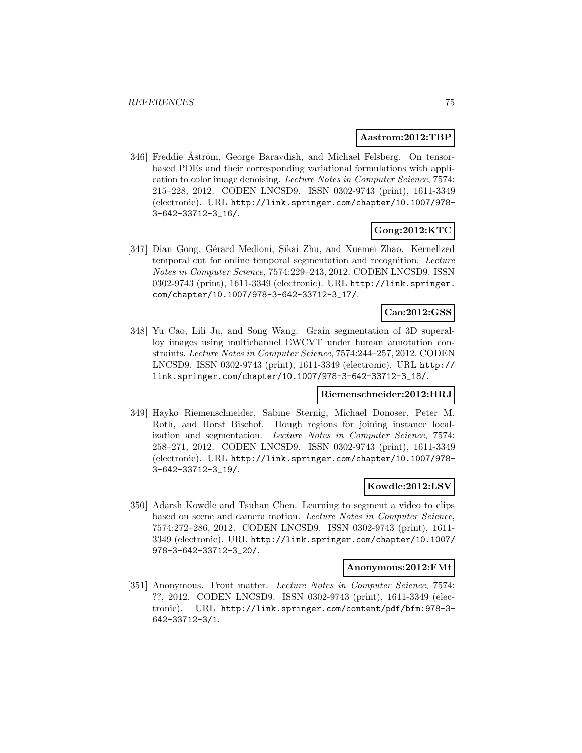**Aastrom:2012:TBP**

[346] Freddie Åström, George Baravdish, and Michael Felsberg. On tensor-based PDEs and their corresponding variational formulations with application to color image denoising. *Lecture Notes in Computer Science*, 7574: 215–228, 2012. CODEN LNCSD9. ISSN 0302-9743 (print), 1611-3349 (electronic). URL http://link.springer.com/chapter/10.1007/978-3-642-33712-3_16/.

**Gong:2012:KTC**

[347] Dian Gong, Gérard Medioni, Sikai Zhu, and Xuemei Zhao. Kernelized temporal cut for online temporal segmentation and recognition. *Lecture Notes in Computer Science*, 7574:229–243, 2012. CODEN LNCSD9. ISSN 0302-9743 (print), 1611-3349 (electronic). URL http://link.springer.com/chapter/10.1007/978-3-642-33712-3_17/.

**Cao:2012:GSS**

[348] Yu Cao, Lili Ju, and Song Wang. Grain segmentation of 3D superalloy images using multichannel EWCVT under human annotation constraints. *Lecture Notes in Computer Science*, 7574:244–257, 2012. CODEN LNCSD9. ISSN 0302-9743 (print), 1611-3349 (electronic). URL http://link.springer.com/chapter/10.1007/978-3-642-33712-3_18/.

**Riemenschneider:2012:HRJ**

[349] Hayko Riemenschneider, Sabine Sternig, Michael Donoser, Peter M. Roth, and Horst Bischof. Hough regions for joining instance localization and segmentation. *Lecture Notes in Computer Science*, 7574: 258–271, 2012. CODEN LNCSD9. ISSN 0302-9743 (print), 1611-3349 (electronic). URL http://link.springer.com/chapter/10.1007/978-3-642-33712-3_19/.

**Kowdle:2012:LSV**

[350] Adarsh Kowdle and Tsuhan Chen. Learning to segment a video to clips based on scene and camera motion. *Lecture Notes in Computer Science*, 7574:272–286, 2012. CODEN LNCSD9. ISSN 0302-9743 (print), 1611-3349 (electronic). URL http://link.springer.com/chapter/10.1007/978-3-642-33712-3_20/.

**Anonymous:2012:FMt**

[351] Anonymous. Front matter. *Lecture Notes in Computer Science*, 7574: ??, 2012. CODEN LNCSD9. ISSN 0302-9743 (print), 1611-3349 (electronic). URL http://link.springer.com/content/pdf/bfm:978-3-642-33712-3/1.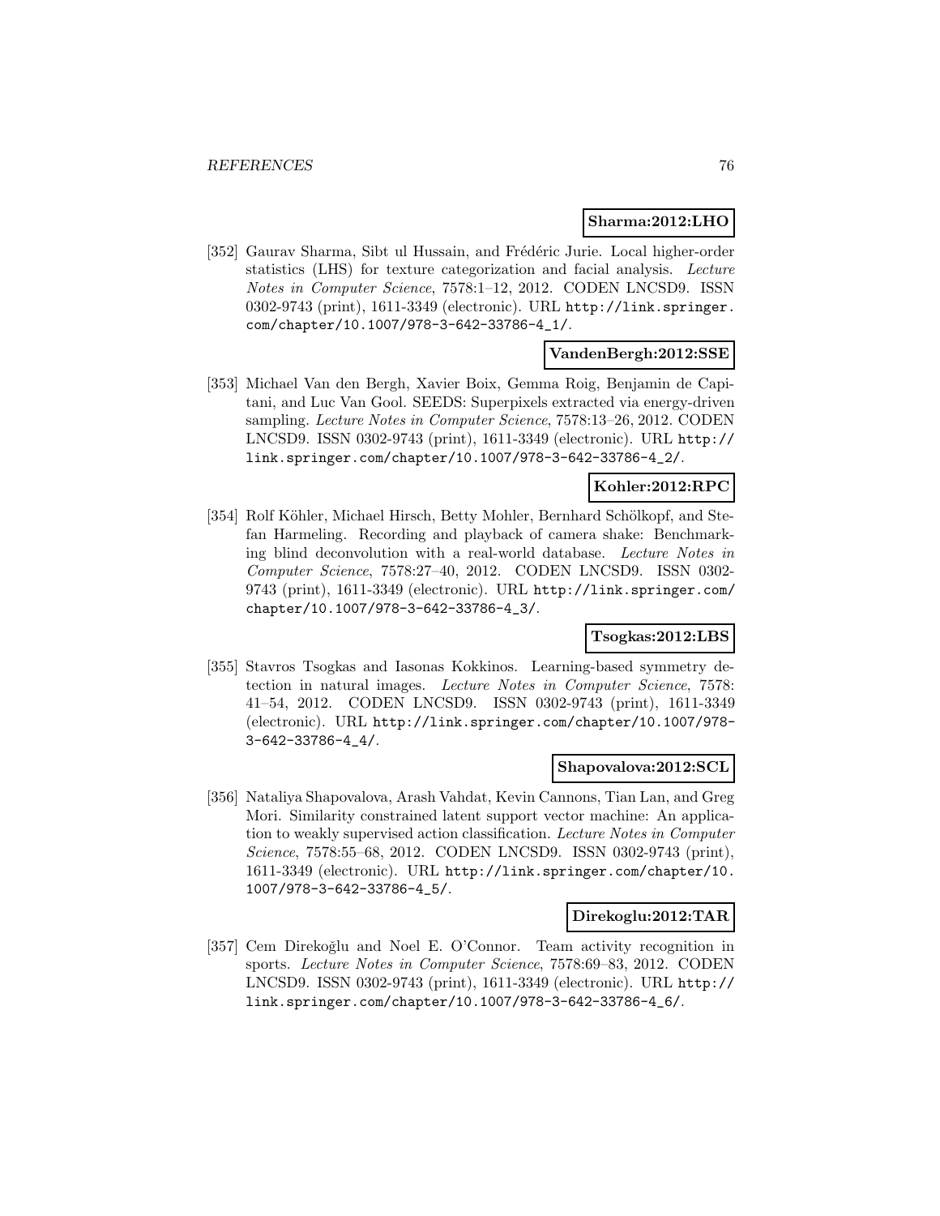**Sharma:2012:LHO**

[352] Gaurav Sharma, Sibt ul Hussain, and Frédéric Jurie. Local higher-order statistics (LHS) for texture categorization and facial analysis. *Lecture Notes in Computer Science*, 7578:1–12, 2012. CODEN LNCSD9. ISSN 0302-9743 (print), 1611-3349 (electronic). URL http://link.springer.com/chapter/10.1007/978-3-642-33786-4_1/.

**VandenBergh:2012:SSE**

[353] Michael Van den Bergh, Xavier Boix, Gemma Roig, Benjamin de Capitani, and Luc Van Gool. SEEDS: Superpixels extracted via energy-driven sampling. *Lecture Notes in Computer Science*, 7578:13–26, 2012. CODEN LNCSD9. ISSN 0302-9743 (print), 1611-3349 (electronic). URL http://link.springer.com/chapter/10.1007/978-3-642-33786-4_2/.

**Kohler:2012:RPC**

[354] Rolf Köhler, Michael Hirsch, Betty Mohler, Bernhard Schölkopf, and Stefan Harmeling. Recording and playback of camera shake: Benchmarking blind deconvolution with a real-world database. *Lecture Notes in Computer Science*, 7578:27–40, 2012. CODEN LNCSD9. ISSN 0302-9743 (print), 1611-3349 (electronic). URL http://link.springer.com/chapter/10.1007/978-3-642-33786-4_3/.

**Tsogkas:2012:LBS**

[355] Stavros Tsogkas and Iasonas Kokkinos. Learning-based symmetry detection in natural images. *Lecture Notes in Computer Science*, 7578: 41–54, 2012. CODEN LNCSD9. ISSN 0302-9743 (print), 1611-3349 (electronic). URL http://link.springer.com/chapter/10.1007/978-3-642-33786-4_4/.

**Shapovalova:2012:SCL**

[356] Nataliya Shapovalova, Arash Vahdat, Kevin Cannons, Tian Lan, and Greg Mori. Similarity constrained latent support vector machine: An application to weakly supervised action classification. *Lecture Notes in Computer Science*, 7578:55–68, 2012. CODEN LNCSD9. ISSN 0302-9743 (print), 1611-3349 (electronic). URL http://link.springer.com/chapter/10.1007/978-3-642-33786-4_5/.

**Direkoglu:2012:TAR**

[357] Cem Direkoğlu and Noel E. O'Connor. Team activity recognition in sports. *Lecture Notes in Computer Science*, 7578:69–83, 2012. CODEN LNCSD9. ISSN 0302-9743 (print), 1611-3349 (electronic). URL http://link.springer.com/chapter/10.1007/978-3-642-33786-4_6/.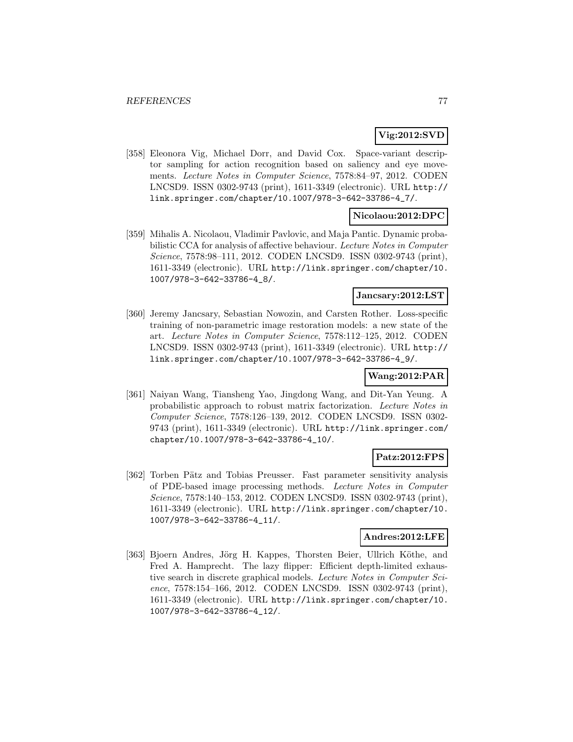**Vig:2012:SVD**

[358] Eleonora Vig, Michael Dorr, and David Cox. Space-variant descriptor sampling for action recognition based on saliency and eye movements. *Lecture Notes in Computer Science*, 7578:84–97, 2012. CODEN LNCSD9. ISSN 0302-9743 (print), 1611-3349 (electronic). URL http://link.springer.com/chapter/10.1007/978-3-642-33786-4_7/.

**Nicolaou:2012:DPC**

[359] Mihalis A. Nicolaou, Vladimir Pavlovic, and Maja Pantic. Dynamic probabilistic CCA for analysis of affective behaviour. *Lecture Notes in Computer Science*, 7578:98–111, 2012. CODEN LNCSD9. ISSN 0302-9743 (print), 1611-3349 (electronic). URL http://link.springer.com/chapter/10.1007/978-3-642-33786-4_8/.

**Jancsary:2012:LST**

[360] Jeremy Jancsary, Sebastian Nowozin, and Carsten Rother. Loss-specific training of non-parametric image restoration models: a new state of the art. *Lecture Notes in Computer Science*, 7578:112–125, 2012. CODEN LNCSD9. ISSN 0302-9743 (print), 1611-3349 (electronic). URL http://link.springer.com/chapter/10.1007/978-3-642-33786-4_9/.

**Wang:2012:PAR**

[361] Naiyan Wang, Tiansheng Yao, Jingdong Wang, and Dit-Yan Yeung. A probabilistic approach to robust matrix factorization. *Lecture Notes in Computer Science*, 7578:126–139, 2012. CODEN LNCSD9. ISSN 0302-9743 (print), 1611-3349 (electronic). URL http://link.springer.com/chapter/10.1007/978-3-642-33786-4_10/.

**Patz:2012:FPS**

[362] Torben Pätz and Tobias Preusser. Fast parameter sensitivity analysis of PDE-based image processing methods. *Lecture Notes in Computer Science*, 7578:140–153, 2012. CODEN LNCSD9. ISSN 0302-9743 (print), 1611-3349 (electronic). URL http://link.springer.com/chapter/10.1007/978-3-642-33786-4_11/.

**Andres:2012:LFE**

[363] Bjoern Andres, Jörg H. Kappes, Thorsten Beier, Ullrich Köthe, and Fred A. Hamprecht. The lazy flipper: Efficient depth-limited exhaustive search in discrete graphical models. *Lecture Notes in Computer Science*, 7578:154–166, 2012. CODEN LNCSD9. ISSN 0302-9743 (print), 1611-3349 (electronic). URL http://link.springer.com/chapter/10.1007/978-3-642-33786-4_12/.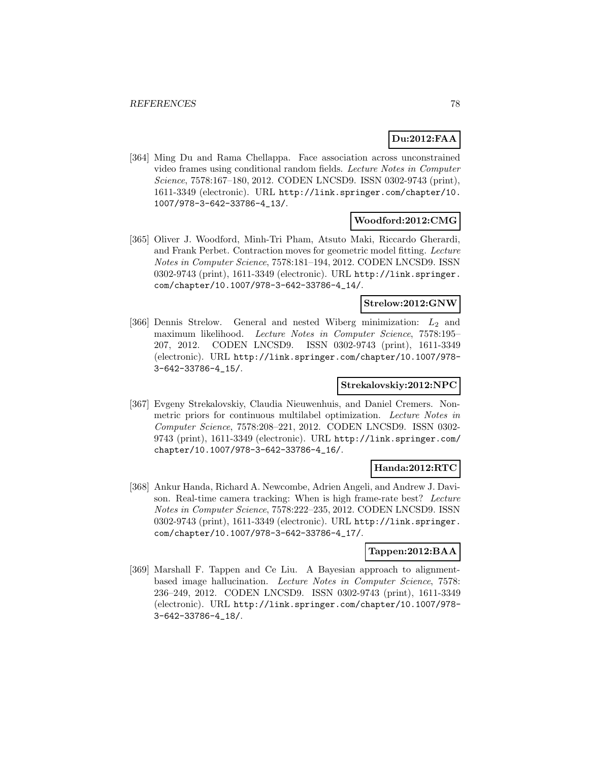**Du:2012:FAA**

[364] Ming Du and Rama Chellappa. Face association across unconstrained video frames using conditional random fields. *Lecture Notes in Computer Science*, 7578:167–180, 2012. CODEN LNCSD9. ISSN 0302-9743 (print), 1611-3349 (electronic). URL http://link.springer.com/chapter/10.1007/978-3-642-33786-4_13/.

**Woodford:2012:CMG**

[365] Oliver J. Woodford, Minh-Tri Pham, Atsuto Maki, Riccardo Gherardi, and Frank Perbet. Contraction moves for geometric model fitting. *Lecture Notes in Computer Science*, 7578:181–194, 2012. CODEN LNCSD9. ISSN 0302-9743 (print), 1611-3349 (electronic). URL http://link.springer.com/chapter/10.1007/978-3-642-33786-4_14/.

**Strelow:2012:GNW**

[366] Dennis Strelow. General and nested Wiberg minimization: $L_2$ and maximum likelihood. *Lecture Notes in Computer Science*, 7578:195–207, 2012. CODEN LNCSD9. ISSN 0302-9743 (print), 1611-3349 (electronic). URL http://link.springer.com/chapter/10.1007/978-3-642-33786-4_15/.

**Strekalovskiy:2012:NPC**

[367] Evgeny Strekalovskiy, Claudia Nieuwenhuis, and Daniel Cremers. Nonmetric priors for continuous multilabel optimization. *Lecture Notes in Computer Science*, 7578:208–221, 2012. CODEN LNCSD9. ISSN 0302-9743 (print), 1611-3349 (electronic). URL http://link.springer.com/chapter/10.1007/978-3-642-33786-4_16/.

**Handa:2012:RTC**

[368] Ankur Handa, Richard A. Newcombe, Adrien Angeli, and Andrew J. Davison. Real-time camera tracking: When is high frame-rate best? *Lecture Notes in Computer Science*, 7578:222–235, 2012. CODEN LNCSD9. ISSN 0302-9743 (print), 1611-3349 (electronic). URL http://link.springer.com/chapter/10.1007/978-3-642-33786-4_17/.

**Tappen:2012:BAA**

[369] Marshall F. Tappen and Ce Liu. A Bayesian approach to alignment-based image hallucination. *Lecture Notes in Computer Science*, 7578:236–249, 2012. CODEN LNCSD9. ISSN 0302-9743 (print), 1611-3349 (electronic). URL http://link.springer.com/chapter/10.1007/978-3-642-33786-4_18/.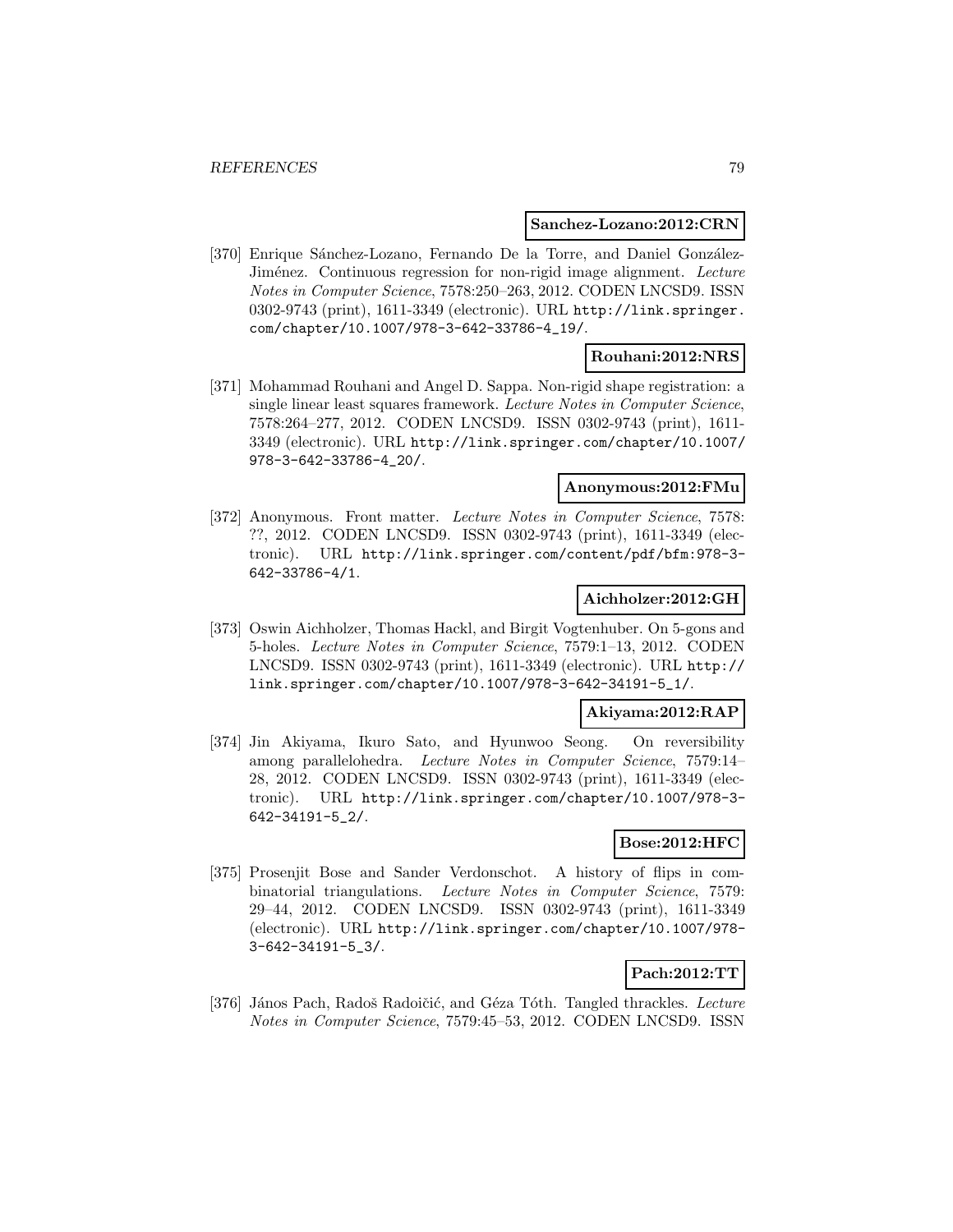**Sanchez-Lozano:2012:CRN**

[370] Enrique Sánchez-Lozano, Fernando De la Torre, and Daniel González-Jiménez. Continuous regression for non-rigid image alignment. *Lecture Notes in Computer Science*, 7578:250–263, 2012. CODEN LNCSD9. ISSN 0302-9743 (print), 1611-3349 (electronic). URL http://link.springer.com/chapter/10.1007/978-3-642-33786-4_19/.

**Rouhani:2012:NRS**

[371] Mohammad Rouhani and Angel D. Sappa. Non-rigid shape registration: a single linear least squares framework. *Lecture Notes in Computer Science*, 7578:264–277, 2012. CODEN LNCSD9. ISSN 0302-9743 (print), 1611-3349 (electronic). URL http://link.springer.com/chapter/10.1007/978-3-642-33786-4_20/.

**Anonymous:2012:FMu**

[372] Anonymous. Front matter. *Lecture Notes in Computer Science*, 7578: ??, 2012. CODEN LNCSD9. ISSN 0302-9743 (print), 1611-3349 (electronic). URL http://link.springer.com/content/pdf/bfm:978-3-642-33786-4/1.

**Aichholzer:2012:GH**

[373] Oswin Aichholzer, Thomas Hackl, and Birgit Vogtenhuber. On 5-gons and 5-holes. *Lecture Notes in Computer Science*, 7579:1–13, 2012. CODEN LNCSD9. ISSN 0302-9743 (print), 1611-3349 (electronic). URL http://link.springer.com/chapter/10.1007/978-3-642-34191-5_1/.

**Akiyama:2012:RAP**

[374] Jin Akiyama, Ikuro Sato, and Hyunwoo Seong. On reversibility among parallelohedra. *Lecture Notes in Computer Science*, 7579:14–28, 2012. CODEN LNCSD9. ISSN 0302-9743 (print), 1611-3349 (electronic). URL http://link.springer.com/chapter/10.1007/978-3-642-34191-5_2/.

**Bose:2012:HFC**

[375] Prosenjit Bose and Sander Verdonschot. A history of flips in combinatorial triangulations. *Lecture Notes in Computer Science*, 7579: 29–44, 2012. CODEN LNCSD9. ISSN 0302-9743 (print), 1611-3349 (electronic). URL http://link.springer.com/chapter/10.1007/978-3-642-34191-5_3/.

**Pach:2012:TT**

[376] János Pach, Radoš Radoičić, and Géza Tóth. Tangled thrackles. *Lecture Notes in Computer Science*, 7579:45–53, 2012. CODEN LNCSD9. ISSN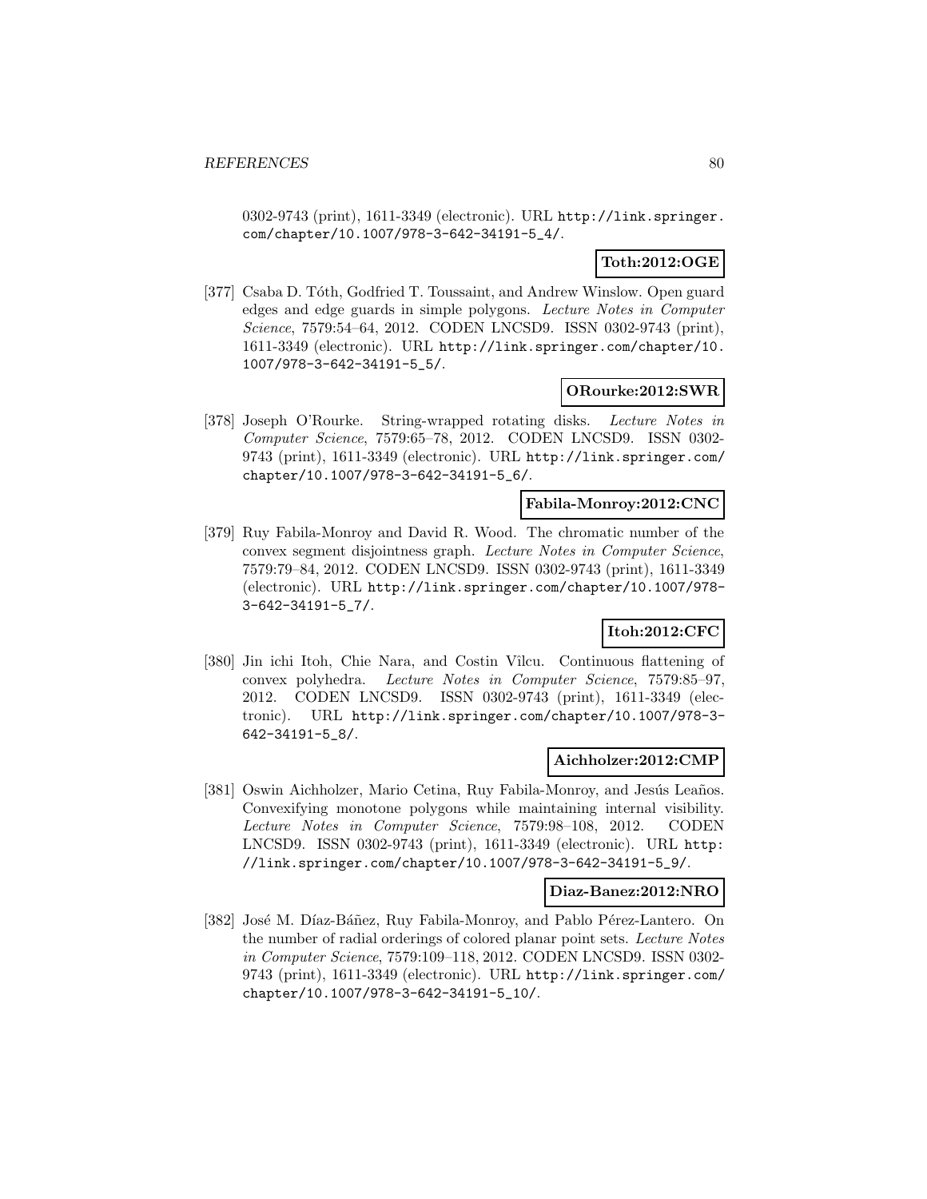0302-9743 (print), 1611-3349 (electronic). URL http://link.springer.com/chapter/10.1007/978-3-642-34191-5_4/.

**Toth:2012:OGE**

[377] Csaba D. Tóth, Godfried T. Toussaint, and Andrew Winslow. Open guard edges and edge guards in simple polygons. *Lecture Notes in Computer Science*, 7579:54–64, 2012. CODEN LNCSD9. ISSN 0302-9743 (print), 1611-3349 (electronic). URL http://link.springer.com/chapter/10.1007/978-3-642-34191-5_5/.

**ORourke:2012:SWR**

[378] Joseph O'Rourke. String-wrapped rotating disks. *Lecture Notes in Computer Science*, 7579:65–78, 2012. CODEN LNCSD9. ISSN 0302-9743 (print), 1611-3349 (electronic). URL http://link.springer.com/chapter/10.1007/978-3-642-34191-5_6/.

**Fabila-Monroy:2012:CNC**

[379] Ruy Fabila-Monroy and David R. Wood. The chromatic number of the convex segment disjointness graph. *Lecture Notes in Computer Science*, 7579:79–84, 2012. CODEN LNCSD9. ISSN 0302-9743 (print), 1611-3349 (electronic). URL http://link.springer.com/chapter/10.1007/978-3-642-34191-5_7/.

**Itoh:2012:CFC**

[380] Jin ichi Itoh, Chie Nara, and Costin Vîlcu. Continuous flattening of convex polyhedra. *Lecture Notes in Computer Science*, 7579:85–97, 2012. CODEN LNCSD9. ISSN 0302-9743 (print), 1611-3349 (electronic). URL http://link.springer.com/chapter/10.1007/978-3-642-34191-5_8/.

**Aichholzer:2012:CMP**

[381] Oswin Aichholzer, Mario Cetina, Ruy Fabila-Monroy, and Jesús Leaños. Convexifying monotone polygons while maintaining internal visibility. *Lecture Notes in Computer Science*, 7579:98–108, 2012. CODEN LNCSD9. ISSN 0302-9743 (print), 1611-3349 (electronic). URL http://link.springer.com/chapter/10.1007/978-3-642-34191-5_9/.

**Diaz-Banez:2012:NRO**

[382] José M. Díaz-Báñez, Ruy Fabila-Monroy, and Pablo Pérez-Lantero. On the number of radial orderings of colored planar point sets. *Lecture Notes in Computer Science*, 7579:109–118, 2012. CODEN LNCSD9. ISSN 0302-9743 (print), 1611-3349 (electronic). URL http://link.springer.com/chapter/10.1007/978-3-642-34191-5_10/.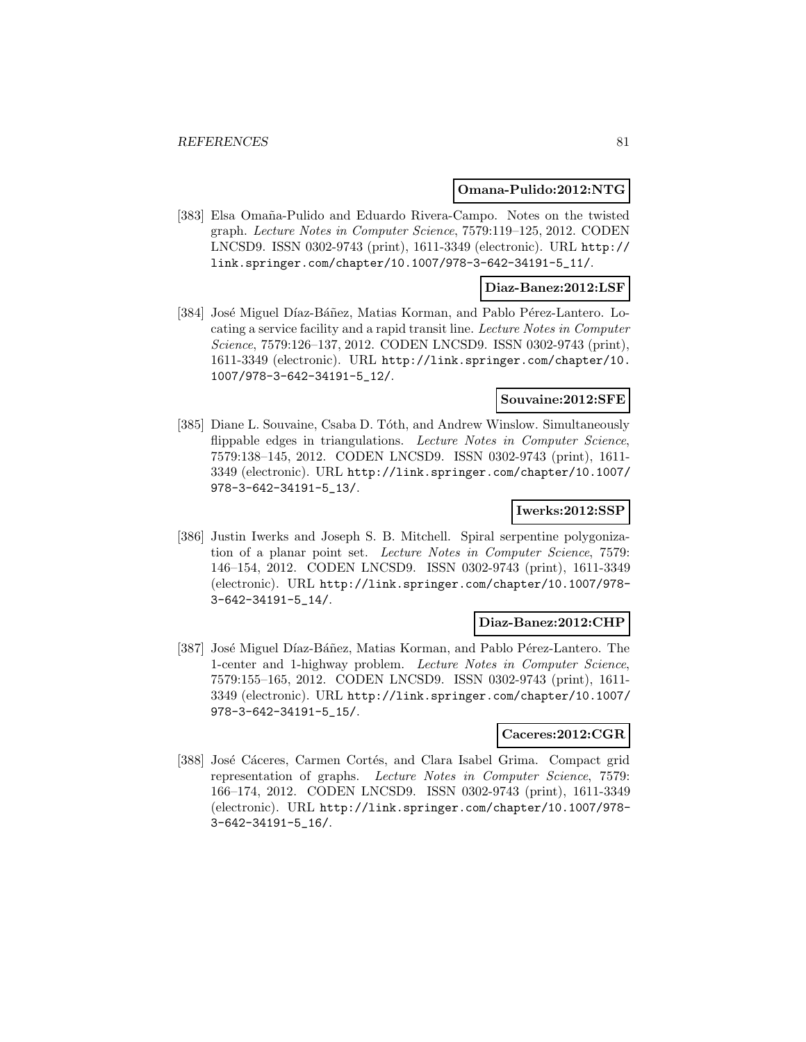**Omana-Pulido:2012:NTG**

[383] Elsa Omaña-Pulido and Eduardo Rivera-Campo. Notes on the twisted graph. *Lecture Notes in Computer Science*, 7579:119–125, 2012. CODEN LNCSD9. ISSN 0302-9743 (print), 1611-3349 (electronic). URL `http://link.springer.com/chapter/10.1007/978-3-642-34191-5_11/`.

**Diaz-Banez:2012:LSF**

[384] José Miguel Díaz-Báñez, Matias Korman, and Pablo Pérez-Lantero. Locating a service facility and a rapid transit line. *Lecture Notes in Computer Science*, 7579:126–137, 2012. CODEN LNCSD9. ISSN 0302-9743 (print), 1611-3349 (electronic). URL `http://link.springer.com/chapter/10.1007/978-3-642-34191-5_12/`.

**Souvaine:2012:SFE**

[385] Diane L. Souvaine, Csaba D. Tóth, and Andrew Winslow. Simultaneously flippable edges in triangulations. *Lecture Notes in Computer Science*, 7579:138–145, 2012. CODEN LNCSD9. ISSN 0302-9743 (print), 1611-3349 (electronic). URL `http://link.springer.com/chapter/10.1007/978-3-642-34191-5_13/`.

**Iwerks:2012:SSP**

[386] Justin Iwerks and Joseph S. B. Mitchell. Spiral serpentine polygonization of a planar point set. *Lecture Notes in Computer Science*, 7579:146–154, 2012. CODEN LNCSD9. ISSN 0302-9743 (print), 1611-3349 (electronic). URL `http://link.springer.com/chapter/10.1007/978-3-642-34191-5_14/`.

**Diaz-Banez:2012:CHP**

[387] José Miguel Díaz-Báñez, Matias Korman, and Pablo Pérez-Lantero. The 1-center and 1-highway problem. *Lecture Notes in Computer Science*, 7579:155–165, 2012. CODEN LNCSD9. ISSN 0302-9743 (print), 1611-3349 (electronic). URL `http://link.springer.com/chapter/10.1007/978-3-642-34191-5_15/`.

**Caceres:2012:CGR**

[388] José Cáceres, Carmen Cortés, and Clara Isabel Grima. Compact grid representation of graphs. *Lecture Notes in Computer Science*, 7579:166–174, 2012. CODEN LNCSD9. ISSN 0302-9743 (print), 1611-3349 (electronic). URL `http://link.springer.com/chapter/10.1007/978-3-642-34191-5_16/`.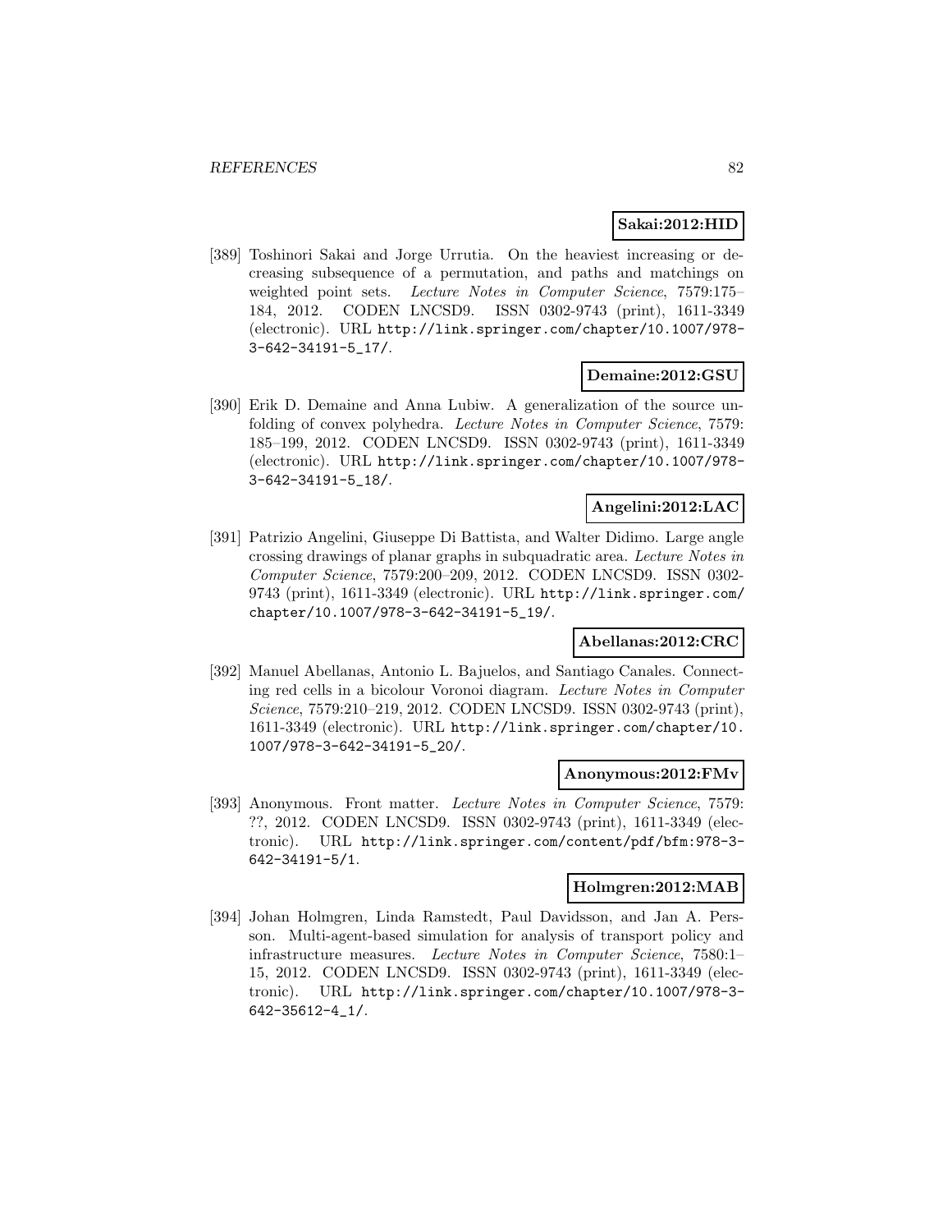**Sakai:2012:HID**

[389] Toshinori Sakai and Jorge Urrutia. On the heaviest increasing or decreasing subsequence of a permutation, and paths and matchings on weighted point sets. *Lecture Notes in Computer Science*, 7579:175–184, 2012. CODEN LNCSD9. ISSN 0302-9743 (print), 1611-3349 (electronic). URL `http://link.springer.com/chapter/10.1007/978-3-642-34191-5_17/`.

**Demaine:2012:GSU**

[390] Erik D. Demaine and Anna Lubiw. A generalization of the source unfolding of convex polyhedra. *Lecture Notes in Computer Science*, 7579:185–199, 2012. CODEN LNCSD9. ISSN 0302-9743 (print), 1611-3349 (electronic). URL `http://link.springer.com/chapter/10.1007/978-3-642-34191-5_18/`.

**Angelini:2012:LAC**

[391] Patrizio Angelini, Giuseppe Di Battista, and Walter Didimo. Large angle crossing drawings of planar graphs in subquadratic area. *Lecture Notes in Computer Science*, 7579:200–209, 2012. CODEN LNCSD9. ISSN 0302-9743 (print), 1611-3349 (electronic). URL `http://link.springer.com/chapter/10.1007/978-3-642-34191-5_19/`.

**Abellanas:2012:CRC**

[392] Manuel Abellanas, Antonio L. Bajuelos, and Santiago Canales. Connecting red cells in a bicolour Voronoi diagram. *Lecture Notes in Computer Science*, 7579:210–219, 2012. CODEN LNCSD9. ISSN 0302-9743 (print), 1611-3349 (electronic). URL `http://link.springer.com/chapter/10.1007/978-3-642-34191-5_20/`.

**Anonymous:2012:FMv**

[393] Anonymous. Front matter. *Lecture Notes in Computer Science*, 7579: ??, 2012. CODEN LNCSD9. ISSN 0302-9743 (print), 1611-3349 (electronic). URL `http://link.springer.com/content/pdf/bfm:978-3-642-34191-5/1`.

**Holmgren:2012:MAB**

[394] Johan Holmgren, Linda Ramstedt, Paul Davidsson, and Jan A. Persson. Multi-agent-based simulation for analysis of transport policy and infrastructure measures. *Lecture Notes in Computer Science*, 7580:1–15, 2012. CODEN LNCSD9. ISSN 0302-9743 (print), 1611-3349 (electronic). URL `http://link.springer.com/chapter/10.1007/978-3-642-35612-4_1/`.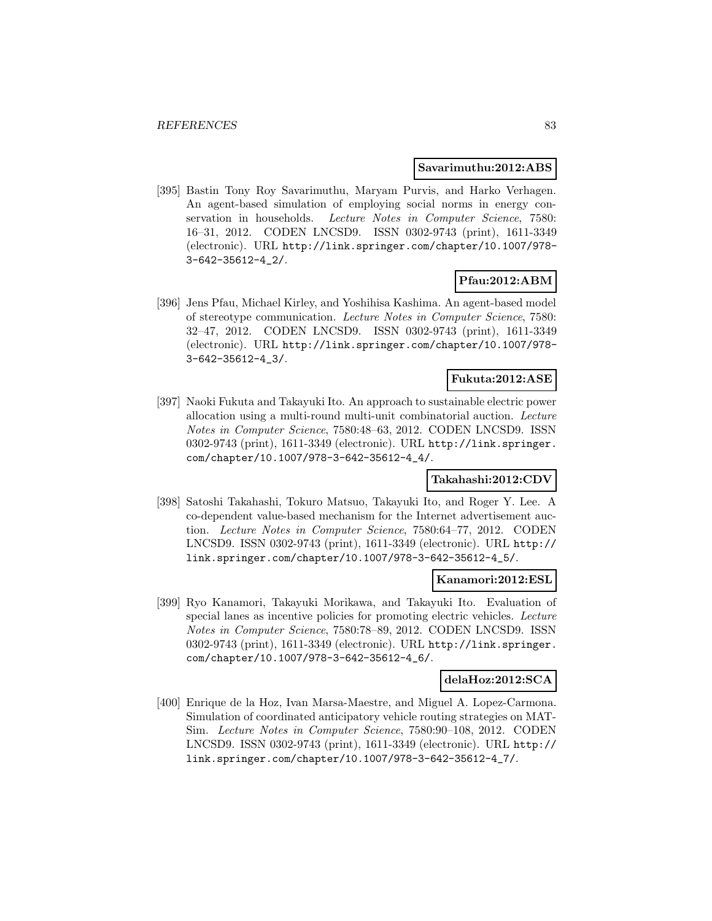**Savarimuthu:2012:ABS**

[395] Bastin Tony Roy Savarimuthu, Maryam Purvis, and Harko Verhagen. An agent-based simulation of employing social norms in energy conservation in households. *Lecture Notes in Computer Science*, 7580: 16–31, 2012. CODEN LNCSD9. ISSN 0302-9743 (print), 1611-3349 (electronic). URL http://link.springer.com/chapter/10.1007/978-3-642-35612-4_2/.

**Pfau:2012:ABM**

[396] Jens Pfau, Michael Kirley, and Yoshihisa Kashima. An agent-based model of stereotype communication. *Lecture Notes in Computer Science*, 7580: 32–47, 2012. CODEN LNCSD9. ISSN 0302-9743 (print), 1611-3349 (electronic). URL http://link.springer.com/chapter/10.1007/978-3-642-35612-4_3/.

**Fukuta:2012:ASE**

[397] Naoki Fukuta and Takayuki Ito. An approach to sustainable electric power allocation using a multi-round multi-unit combinatorial auction. *Lecture Notes in Computer Science*, 7580:48–63, 2012. CODEN LNCSD9. ISSN 0302-9743 (print), 1611-3349 (electronic). URL http://link.springer.com/chapter/10.1007/978-3-642-35612-4_4/.

**Takahashi:2012:CDV**

[398] Satoshi Takahashi, Tokuro Matsuo, Takayuki Ito, and Roger Y. Lee. A co-dependent value-based mechanism for the Internet advertisement auction. *Lecture Notes in Computer Science*, 7580:64–77, 2012. CODEN LNCSD9. ISSN 0302-9743 (print), 1611-3349 (electronic). URL http://link.springer.com/chapter/10.1007/978-3-642-35612-4_5/.

**Kanamori:2012:ESL**

[399] Ryo Kanamori, Takayuki Morikawa, and Takayuki Ito. Evaluation of special lanes as incentive policies for promoting electric vehicles. *Lecture Notes in Computer Science*, 7580:78–89, 2012. CODEN LNCSD9. ISSN 0302-9743 (print), 1611-3349 (electronic). URL http://link.springer.com/chapter/10.1007/978-3-642-35612-4_6/.

**delaHoz:2012:SCA**

[400] Enrique de la Hoz, Ivan Marsa-Maestre, and Miguel A. Lopez-Carmona. Simulation of coordinated anticipatory vehicle routing strategies on MATSim. *Lecture Notes in Computer Science*, 7580:90–108, 2012. CODEN LNCSD9. ISSN 0302-9743 (print), 1611-3349 (electronic). URL http://link.springer.com/chapter/10.1007/978-3-642-35612-4_7/.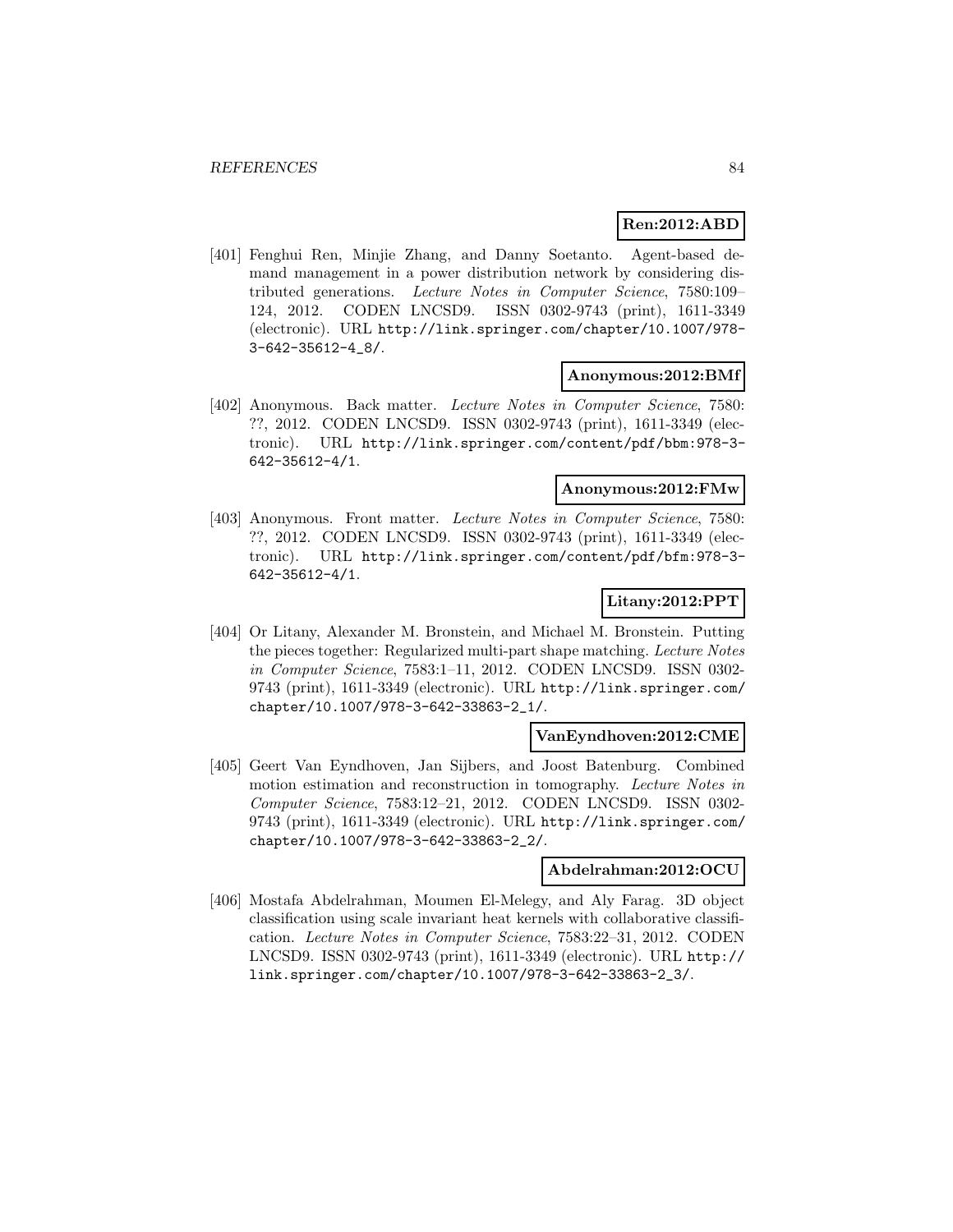**Ren:2012:ABD**

[401] Fenghui Ren, Minjie Zhang, and Danny Soetanto. Agent-based demand management in a power distribution network by considering distributed generations. *Lecture Notes in Computer Science*, 7580:109–124, 2012. CODEN LNCSD9. ISSN 0302-9743 (print), 1611-3349 (electronic). URL http://link.springer.com/chapter/10.1007/978-3-642-35612-4_8/.

**Anonymous:2012:BMf**

[402] Anonymous. Back matter. *Lecture Notes in Computer Science*, 7580: ??, 2012. CODEN LNCSD9. ISSN 0302-9743 (print), 1611-3349 (electronic). URL http://link.springer.com/content/pdf/bbm:978-3-642-35612-4/1.

**Anonymous:2012:FMw**

[403] Anonymous. Front matter. *Lecture Notes in Computer Science*, 7580: ??, 2012. CODEN LNCSD9. ISSN 0302-9743 (print), 1611-3349 (electronic). URL http://link.springer.com/content/pdf/bfm:978-3-642-35612-4/1.

**Litany:2012:PPT**

[404] Or Litany, Alexander M. Bronstein, and Michael M. Bronstein. Putting the pieces together: Regularized multi-part shape matching. *Lecture Notes in Computer Science*, 7583:1–11, 2012. CODEN LNCSD9. ISSN 0302-9743 (print), 1611-3349 (electronic). URL http://link.springer.com/chapter/10.1007/978-3-642-33863-2_1/.

**VanEyndhoven:2012:CME**

[405] Geert Van Eyndhoven, Jan Sijbers, and Joost Batenburg. Combined motion estimation and reconstruction in tomography. *Lecture Notes in Computer Science*, 7583:12–21, 2012. CODEN LNCSD9. ISSN 0302-9743 (print), 1611-3349 (electronic). URL http://link.springer.com/chapter/10.1007/978-3-642-33863-2_2/.

**Abdelrahman:2012:OCU**

[406] Mostafa Abdelrahman, Moumen El-Melegy, and Aly Farag. 3D object classification using scale invariant heat kernels with collaborative classification. *Lecture Notes in Computer Science*, 7583:22–31, 2012. CODEN LNCSD9. ISSN 0302-9743 (print), 1611-3349 (electronic). URL http://link.springer.com/chapter/10.1007/978-3-642-33863-2_3/.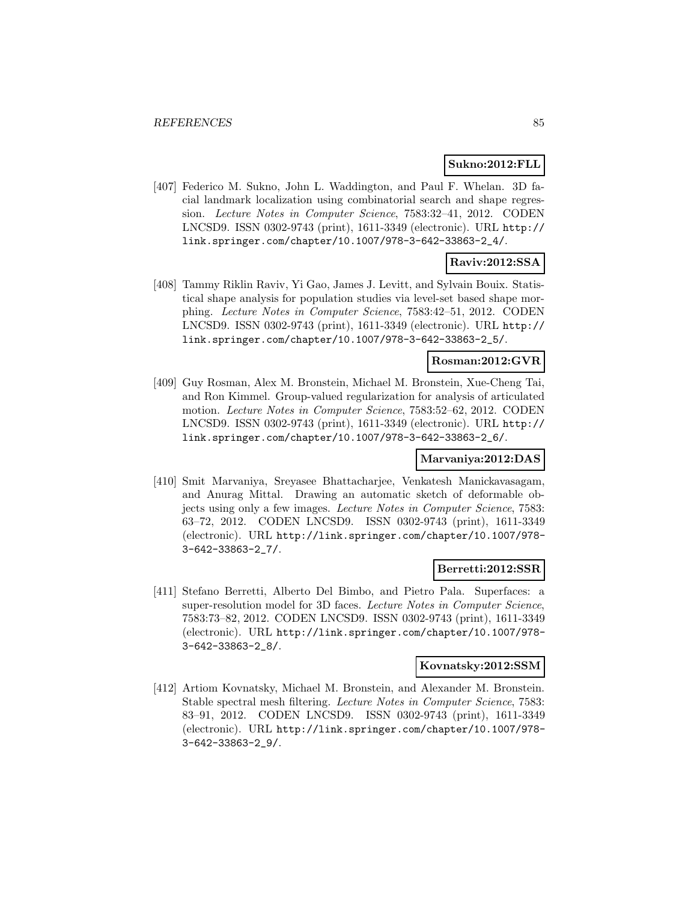**Sukno:2012:FLL**

[407] Federico M. Sukno, John L. Waddington, and Paul F. Whelan. 3D facial landmark localization using combinatorial search and shape regression. *Lecture Notes in Computer Science*, 7583:32–41, 2012. CODEN LNCSD9. ISSN 0302-9743 (print), 1611-3349 (electronic). URL http://link.springer.com/chapter/10.1007/978-3-642-33863-2_4/.

**Raviv:2012:SSA**

[408] Tammy Riklin Raviv, Yi Gao, James J. Levitt, and Sylvain Bouix. Statistical shape analysis for population studies via level-set based shape morphing. *Lecture Notes in Computer Science*, 7583:42–51, 2012. CODEN LNCSD9. ISSN 0302-9743 (print), 1611-3349 (electronic). URL http://link.springer.com/chapter/10.1007/978-3-642-33863-2_5/.

**Rosman:2012:GVR**

[409] Guy Rosman, Alex M. Bronstein, Michael M. Bronstein, Xue-Cheng Tai, and Ron Kimmel. Group-valued regularization for analysis of articulated motion. *Lecture Notes in Computer Science*, 7583:52–62, 2012. CODEN LNCSD9. ISSN 0302-9743 (print), 1611-3349 (electronic). URL http://link.springer.com/chapter/10.1007/978-3-642-33863-2_6/.

**Marvaniya:2012:DAS**

[410] Smit Marvaniya, Sreyasee Bhattacharjee, Venkatesh Manickavasagam, and Anurag Mittal. Drawing an automatic sketch of deformable objects using only a few images. *Lecture Notes in Computer Science*, 7583:63–72, 2012. CODEN LNCSD9. ISSN 0302-9743 (print), 1611-3349 (electronic). URL http://link.springer.com/chapter/10.1007/978-3-642-33863-2_7/.

**Berretti:2012:SSR**

[411] Stefano Berretti, Alberto Del Bimbo, and Pietro Pala. Superfaces: a super-resolution model for 3D faces. *Lecture Notes in Computer Science*, 7583:73–82, 2012. CODEN LNCSD9. ISSN 0302-9743 (print), 1611-3349 (electronic). URL http://link.springer.com/chapter/10.1007/978-3-642-33863-2_8/.

**Kovnatsky:2012:SSM**

[412] Artiom Kovnatsky, Michael M. Bronstein, and Alexander M. Bronstein. Stable spectral mesh filtering. *Lecture Notes in Computer Science*, 7583:83–91, 2012. CODEN LNCSD9. ISSN 0302-9743 (print), 1611-3349 (electronic). URL http://link.springer.com/chapter/10.1007/978-3-642-33863-2_9/.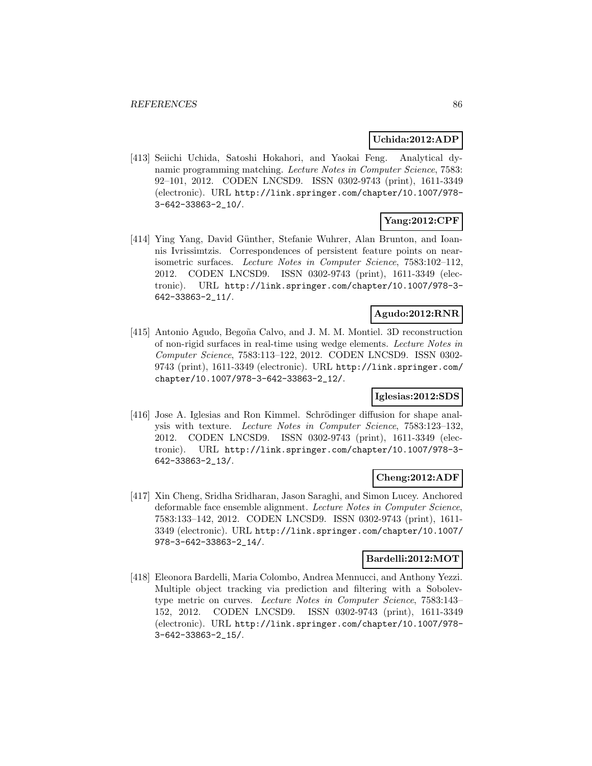**Uchida:2012:ADP**

[413] Seiichi Uchida, Satoshi Hokahori, and Yaokai Feng. Analytical dynamic programming matching. *Lecture Notes in Computer Science*, 7583: 92–101, 2012. CODEN LNCSD9. ISSN 0302-9743 (print), 1611-3349 (electronic). URL http://link.springer.com/chapter/10.1007/978-3-642-33863-2_10/.

**Yang:2012:CPF**

[414] Ying Yang, David Günther, Stefanie Wuhrer, Alan Brunton, and Ioannis Ivrissimtzis. Correspondences of persistent feature points on near-isometric surfaces. *Lecture Notes in Computer Science*, 7583:102–112, 2012. CODEN LNCSD9. ISSN 0302-9743 (print), 1611-3349 (electronic). URL http://link.springer.com/chapter/10.1007/978-3-642-33863-2_11/.

**Agudo:2012:RNR**

[415] Antonio Agudo, Begoña Calvo, and J. M. M. Montiel. 3D reconstruction of non-rigid surfaces in real-time using wedge elements. *Lecture Notes in Computer Science*, 7583:113–122, 2012. CODEN LNCSD9. ISSN 0302-9743 (print), 1611-3349 (electronic). URL http://link.springer.com/chapter/10.1007/978-3-642-33863-2_12/.

**Iglesias:2012:SDS**

[416] Jose A. Iglesias and Ron Kimmel. Schrödinger diffusion for shape analysis with texture. *Lecture Notes in Computer Science*, 7583:123–132, 2012. CODEN LNCSD9. ISSN 0302-9743 (print), 1611-3349 (electronic). URL http://link.springer.com/chapter/10.1007/978-3-642-33863-2_13/.

**Cheng:2012:ADF**

[417] Xin Cheng, Sridha Sridharan, Jason Saraghi, and Simon Lucey. Anchored deformable face ensemble alignment. *Lecture Notes in Computer Science*, 7583:133–142, 2012. CODEN LNCSD9. ISSN 0302-9743 (print), 1611-3349 (electronic). URL http://link.springer.com/chapter/10.1007/978-3-642-33863-2_14/.

**Bardelli:2012:MOT**

[418] Eleonora Bardelli, Maria Colombo, Andrea Mennucci, and Anthony Yezzi. Multiple object tracking via prediction and filtering with a Sobolev-type metric on curves. *Lecture Notes in Computer Science*, 7583:143–152, 2012. CODEN LNCSD9. ISSN 0302-9743 (print), 1611-3349 (electronic). URL http://link.springer.com/chapter/10.1007/978-3-642-33863-2_15/.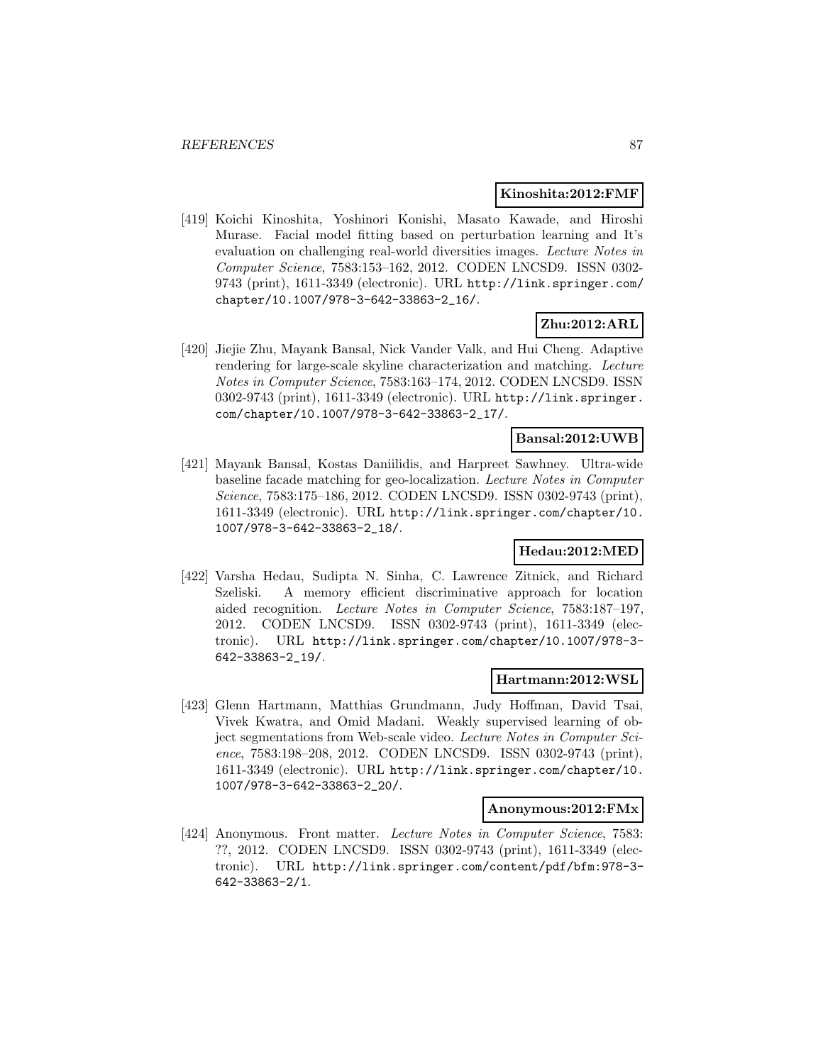**Kinoshita:2012:FMF**

[419] Koichi Kinoshita, Yoshinori Konishi, Masato Kawade, and Hiroshi Murase. Facial model fitting based on perturbation learning and It's evaluation on challenging real-world diversities images. *Lecture Notes in Computer Science*, 7583:153–162, 2012. CODEN LNCSD9. ISSN 0302-9743 (print), 1611-3349 (electronic). URL `http://link.springer.com/chapter/10.1007/978-3-642-33863-2_16/`.

**Zhu:2012:ARL**

[420] Jiejie Zhu, Mayank Bansal, Nick Vander Valk, and Hui Cheng. Adaptive rendering for large-scale skyline characterization and matching. *Lecture Notes in Computer Science*, 7583:163–174, 2012. CODEN LNCSD9. ISSN 0302-9743 (print), 1611-3349 (electronic). URL `http://link.springer.com/chapter/10.1007/978-3-642-33863-2_17/`.

**Bansal:2012:UWB**

[421] Mayank Bansal, Kostas Daniilidis, and Harpreet Sawhney. Ultra-wide baseline facade matching for geo-localization. *Lecture Notes in Computer Science*, 7583:175–186, 2012. CODEN LNCSD9. ISSN 0302-9743 (print), 1611-3349 (electronic). URL `http://link.springer.com/chapter/10.1007/978-3-642-33863-2_18/`.

**Hedau:2012:MED**

[422] Varsha Hedau, Sudipta N. Sinha, C. Lawrence Zitnick, and Richard Szeliski. A memory efficient discriminative approach for location aided recognition. *Lecture Notes in Computer Science*, 7583:187–197, 2012. CODEN LNCSD9. ISSN 0302-9743 (print), 1611-3349 (electronic). URL `http://link.springer.com/chapter/10.1007/978-3-642-33863-2_19/`.

**Hartmann:2012:WSL**

[423] Glenn Hartmann, Matthias Grundmann, Judy Hoffman, David Tsai, Vivek Kwatra, and Omid Madani. Weakly supervised learning of object segmentations from Web-scale video. *Lecture Notes in Computer Science*, 7583:198–208, 2012. CODEN LNCSD9. ISSN 0302-9743 (print), 1611-3349 (electronic). URL `http://link.springer.com/chapter/10.1007/978-3-642-33863-2_20/`.

**Anonymous:2012:FMx**

[424] Anonymous. Front matter. *Lecture Notes in Computer Science*, 7583: ??, 2012. CODEN LNCSD9. ISSN 0302-9743 (print), 1611-3349 (electronic). URL `http://link.springer.com/content/pdf/bfm:978-3-642-33863-2/1`.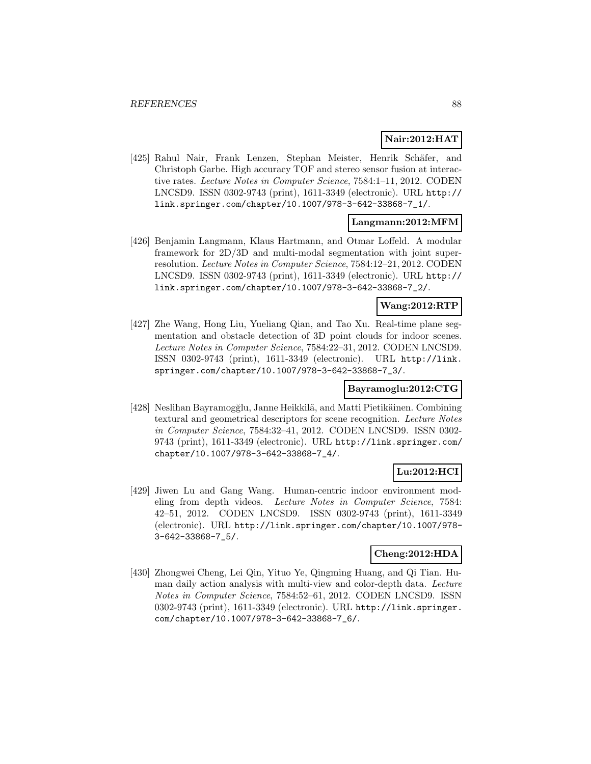**Nair:2012:HAT**

[425] Rahul Nair, Frank Lenzen, Stephan Meister, Henrik Schäfer, and Christoph Garbe. High accuracy TOF and stereo sensor fusion at interactive rates. *Lecture Notes in Computer Science*, 7584:1–11, 2012. CODEN LNCSD9. ISSN 0302-9743 (print), 1611-3349 (electronic). URL http://link.springer.com/chapter/10.1007/978-3-642-33868-7_1/.

**Langmann:2012:MFM**

[426] Benjamin Langmann, Klaus Hartmann, and Otmar Loffeld. A modular framework for 2D/3D and multi-modal segmentation with joint super-resolution. *Lecture Notes in Computer Science*, 7584:12–21, 2012. CODEN LNCSD9. ISSN 0302-9743 (print), 1611-3349 (electronic). URL http://link.springer.com/chapter/10.1007/978-3-642-33868-7_2/.

**Wang:2012:RTP**

[427] Zhe Wang, Hong Liu, Yueliang Qian, and Tao Xu. Real-time plane segmentation and obstacle detection of 3D point clouds for indoor scenes. *Lecture Notes in Computer Science*, 7584:22–31, 2012. CODEN LNCSD9. ISSN 0302-9743 (print), 1611-3349 (electronic). URL http://link.springer.com/chapter/10.1007/978-3-642-33868-7_3/.

**Bayramoglu:2012:CTG**

[428] Neslihan Bayramogğlu, Janne Heikkilä, and Matti Pietikäinen. Combining textural and geometrical descriptors for scene recognition. *Lecture Notes in Computer Science*, 7584:32–41, 2012. CODEN LNCSD9. ISSN 0302-9743 (print), 1611-3349 (electronic). URL http://link.springer.com/chapter/10.1007/978-3-642-33868-7_4/.

**Lu:2012:HCI**

[429] Jiwen Lu and Gang Wang. Human-centric indoor environment modeling from depth videos. *Lecture Notes in Computer Science*, 7584: 42–51, 2012. CODEN LNCSD9. ISSN 0302-9743 (print), 1611-3349 (electronic). URL http://link.springer.com/chapter/10.1007/978-3-642-33868-7_5/.

**Cheng:2012:HDA**

[430] Zhongwei Cheng, Lei Qin, Yituo Ye, Qingming Huang, and Qi Tian. Human daily action analysis with multi-view and color-depth data. *Lecture Notes in Computer Science*, 7584:52–61, 2012. CODEN LNCSD9. ISSN 0302-9743 (print), 1611-3349 (electronic). URL http://link.springer.com/chapter/10.1007/978-3-642-33868-7_6/.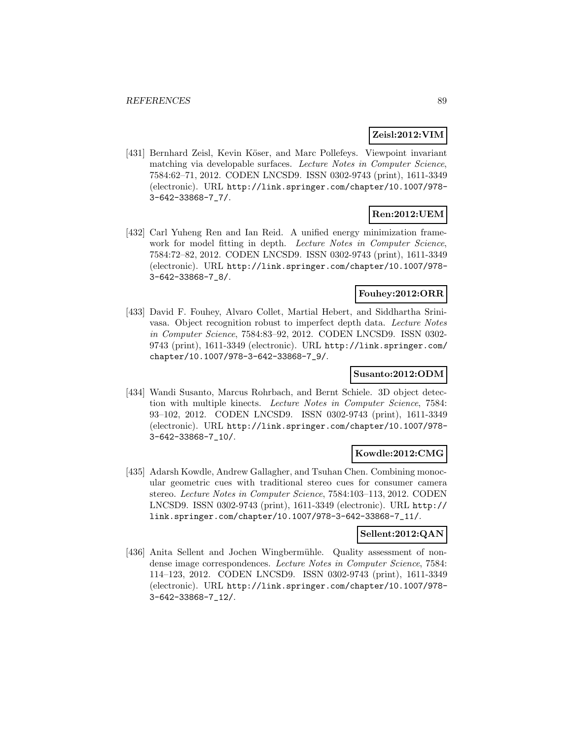**Zeisl:2012:VIM**

[431] Bernhard Zeisl, Kevin Köser, and Marc Pollefeys. Viewpoint invariant matching via developable surfaces. *Lecture Notes in Computer Science*, 7584:62–71, 2012. CODEN LNCSD9. ISSN 0302-9743 (print), 1611-3349 (electronic). URL `http://link.springer.com/chapter/10.1007/978-3-642-33868-7_7/`.

**Ren:2012:UEM**

[432] Carl Yuheng Ren and Ian Reid. A unified energy minimization framework for model fitting in depth. *Lecture Notes in Computer Science*, 7584:72–82, 2012. CODEN LNCSD9. ISSN 0302-9743 (print), 1611-3349 (electronic). URL `http://link.springer.com/chapter/10.1007/978-3-642-33868-7_8/`.

**Fouhey:2012:ORR**

[433] David F. Fouhey, Alvaro Collet, Martial Hebert, and Siddhartha Srinivasa. Object recognition robust to imperfect depth data. *Lecture Notes in Computer Science*, 7584:83–92, 2012. CODEN LNCSD9. ISSN 0302-9743 (print), 1611-3349 (electronic). URL `http://link.springer.com/chapter/10.1007/978-3-642-33868-7_9/`.

**Susanto:2012:ODM**

[434] Wandi Susanto, Marcus Rohrbach, and Bernt Schiele. 3D object detection with multiple kinects. *Lecture Notes in Computer Science*, 7584: 93–102, 2012. CODEN LNCSD9. ISSN 0302-9743 (print), 1611-3349 (electronic). URL `http://link.springer.com/chapter/10.1007/978-3-642-33868-7_10/`.

**Kowdle:2012:CMG**

[435] Adarsh Kowdle, Andrew Gallagher, and Tsuhan Chen. Combining monocular geometric cues with traditional stereo cues for consumer camera stereo. *Lecture Notes in Computer Science*, 7584:103–113, 2012. CODEN LNCSD9. ISSN 0302-9743 (print), 1611-3349 (electronic). URL `http://link.springer.com/chapter/10.1007/978-3-642-33868-7_11/`.

**Sellent:2012:QAN**

[436] Anita Sellent and Jochen Wingbermühle. Quality assessment of non-dense image correspondences. *Lecture Notes in Computer Science*, 7584: 114–123, 2012. CODEN LNCSD9. ISSN 0302-9743 (print), 1611-3349 (electronic). URL `http://link.springer.com/chapter/10.1007/978-3-642-33868-7_12/`.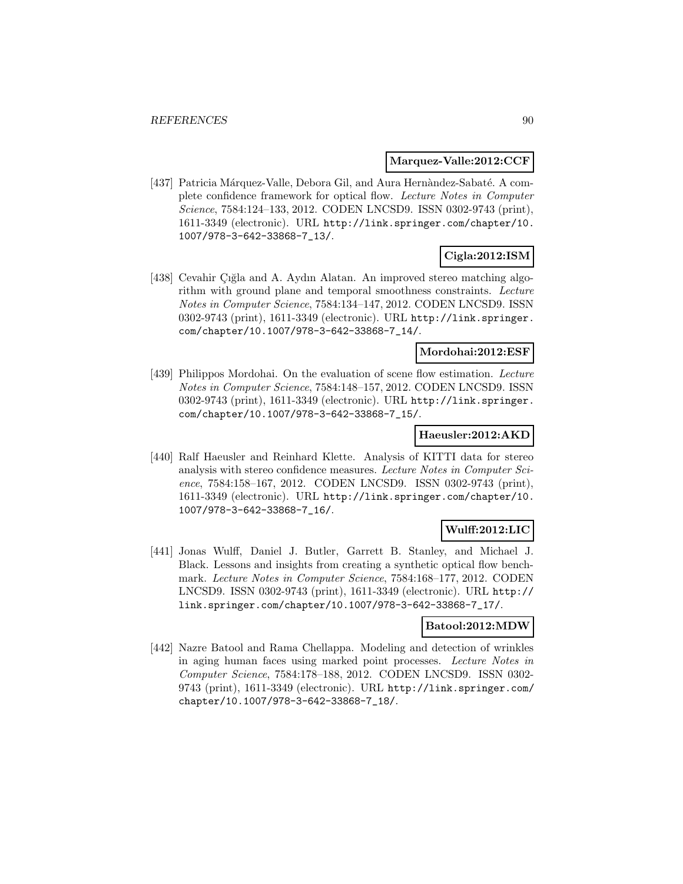**Marquez-Valle:2012:CCF**

[437] Patricia Márquez-Valle, Debora Gil, and Aura Hernàndez-Sabaté. A complete confidence framework for optical flow. *Lecture Notes in Computer Science*, 7584:124–133, 2012. CODEN LNCSD9. ISSN 0302-9743 (print), 1611-3349 (electronic). URL http://link.springer.com/chapter/10.1007/978-3-642-33868-7_13/.

**Cigla:2012:ISM**

[438] Cevahir Çığla and A. Aydın Alatan. An improved stereo matching algorithm with ground plane and temporal smoothness constraints. *Lecture Notes in Computer Science*, 7584:134–147, 2012. CODEN LNCSD9. ISSN 0302-9743 (print), 1611-3349 (electronic). URL http://link.springer.com/chapter/10.1007/978-3-642-33868-7_14/.

**Mordohai:2012:ESF**

[439] Philippos Mordohai. On the evaluation of scene flow estimation. *Lecture Notes in Computer Science*, 7584:148–157, 2012. CODEN LNCSD9. ISSN 0302-9743 (print), 1611-3349 (electronic). URL http://link.springer.com/chapter/10.1007/978-3-642-33868-7_15/.

**Haeusler:2012:AKD**

[440] Ralf Haeusler and Reinhard Klette. Analysis of KITTI data for stereo analysis with stereo confidence measures. *Lecture Notes in Computer Science*, 7584:158–167, 2012. CODEN LNCSD9. ISSN 0302-9743 (print), 1611-3349 (electronic). URL http://link.springer.com/chapter/10.1007/978-3-642-33868-7_16/.

**Wulff:2012:LIC**

[441] Jonas Wulff, Daniel J. Butler, Garrett B. Stanley, and Michael J. Black. Lessons and insights from creating a synthetic optical flow benchmark. *Lecture Notes in Computer Science*, 7584:168–177, 2012. CODEN LNCSD9. ISSN 0302-9743 (print), 1611-3349 (electronic). URL http://link.springer.com/chapter/10.1007/978-3-642-33868-7_17/.

**Batool:2012:MDW**

[442] Nazre Batool and Rama Chellappa. Modeling and detection of wrinkles in aging human faces using marked point processes. *Lecture Notes in Computer Science*, 7584:178–188, 2012. CODEN LNCSD9. ISSN 0302-9743 (print), 1611-3349 (electronic). URL http://link.springer.com/chapter/10.1007/978-3-642-33868-7_18/.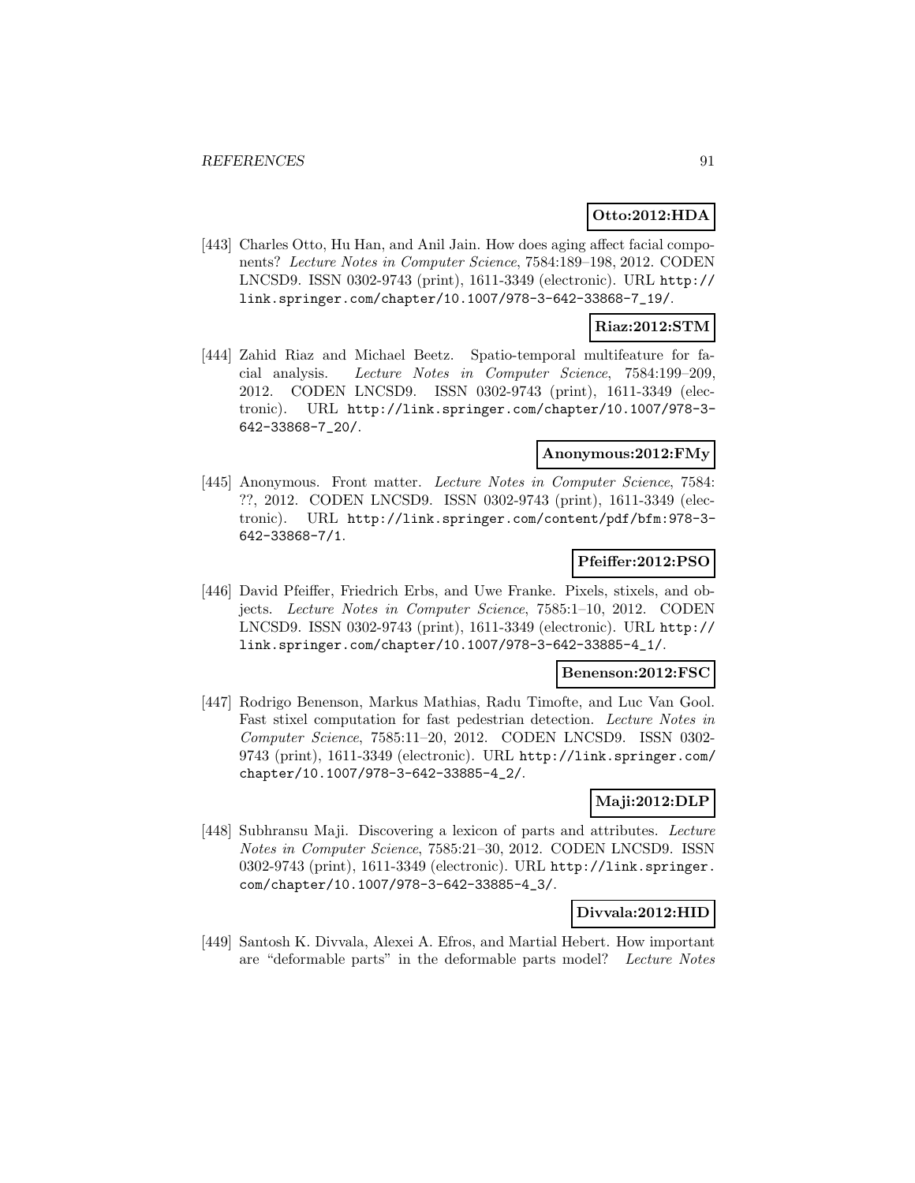**Otto:2012:HDA**

[443] Charles Otto, Hu Han, and Anil Jain. How does aging affect facial components? *Lecture Notes in Computer Science*, 7584:189–198, 2012. CODEN LNCSD9. ISSN 0302-9743 (print), 1611-3349 (electronic). URL http://link.springer.com/chapter/10.1007/978-3-642-33868-7_19/.

**Riaz:2012:STM**

[444] Zahid Riaz and Michael Beetz. Spatio-temporal multifeature for facial analysis. *Lecture Notes in Computer Science*, 7584:199–209, 2012. CODEN LNCSD9. ISSN 0302-9743 (print), 1611-3349 (electronic). URL http://link.springer.com/chapter/10.1007/978-3-642-33868-7_20/.

**Anonymous:2012:FMy**

[445] Anonymous. Front matter. *Lecture Notes in Computer Science*, 7584: ??, 2012. CODEN LNCSD9. ISSN 0302-9743 (print), 1611-3349 (electronic). URL http://link.springer.com/content/pdf/bfm:978-3-642-33868-7/1.

**Pfeiffer:2012:PSO**

[446] David Pfeiffer, Friedrich Erbs, and Uwe Franke. Pixels, stixels, and objects. *Lecture Notes in Computer Science*, 7585:1–10, 2012. CODEN LNCSD9. ISSN 0302-9743 (print), 1611-3349 (electronic). URL http://link.springer.com/chapter/10.1007/978-3-642-33885-4_1/.

**Benenson:2012:FSC**

[447] Rodrigo Benenson, Markus Mathias, Radu Timofte, and Luc Van Gool. Fast stixel computation for fast pedestrian detection. *Lecture Notes in Computer Science*, 7585:11–20, 2012. CODEN LNCSD9. ISSN 0302-9743 (print), 1611-3349 (electronic). URL http://link.springer.com/chapter/10.1007/978-3-642-33885-4_2/.

**Maji:2012:DLP**

[448] Subhransu Maji. Discovering a lexicon of parts and attributes. *Lecture Notes in Computer Science*, 7585:21–30, 2012. CODEN LNCSD9. ISSN 0302-9743 (print), 1611-3349 (electronic). URL http://link.springer.com/chapter/10.1007/978-3-642-33885-4_3/.

**Divvala:2012:HID**

[449] Santosh K. Divvala, Alexei A. Efros, and Martial Hebert. How important are "deformable parts" in the deformable parts model? *Lecture Notes*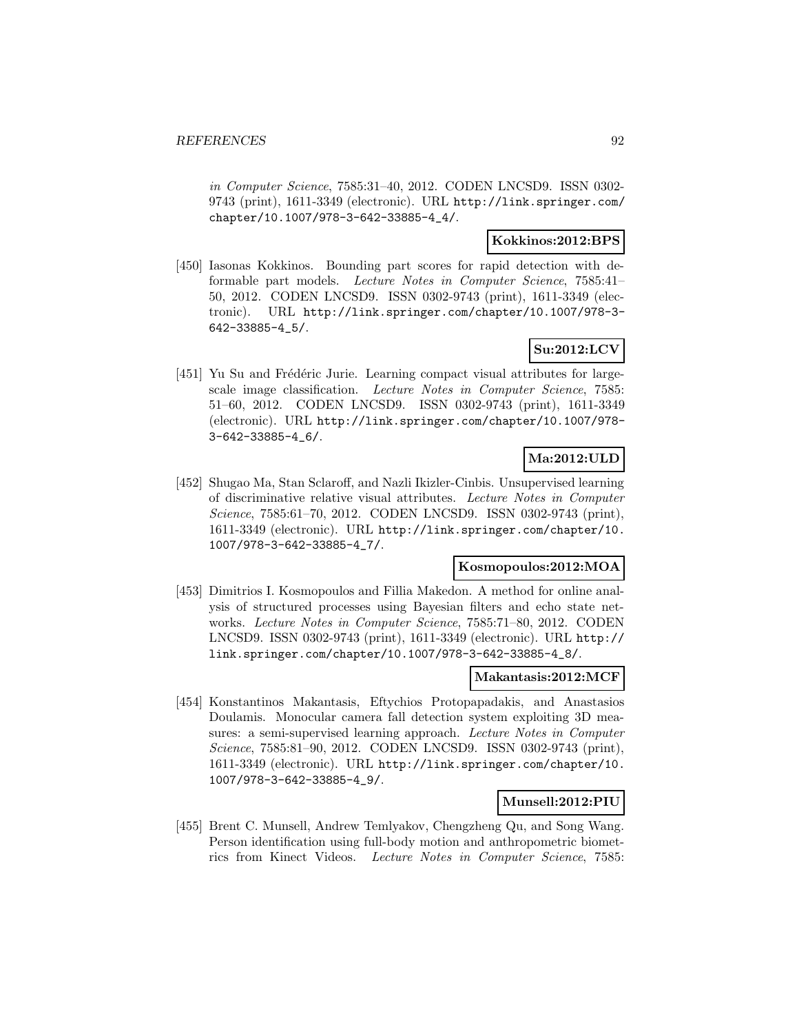*in Computer Science*, 7585:31–40, 2012. CODEN LNCSD9. ISSN 0302-9743 (print), 1611-3349 (electronic). URL http://link.springer.com/chapter/10.1007/978-3-642-33885-4_4/.

**Kokkinos:2012:BPS**

[450] Iasonas Kokkinos. Bounding part scores for rapid detection with deformable part models. *Lecture Notes in Computer Science*, 7585:41–50, 2012. CODEN LNCSD9. ISSN 0302-9743 (print), 1611-3349 (electronic). URL http://link.springer.com/chapter/10.1007/978-3-642-33885-4_5/.

**Su:2012:LCV**

[451] Yu Su and Frédéric Jurie. Learning compact visual attributes for large-scale image classification. *Lecture Notes in Computer Science*, 7585:51–60, 2012. CODEN LNCSD9. ISSN 0302-9743 (print), 1611-3349 (electronic). URL http://link.springer.com/chapter/10.1007/978-3-642-33885-4_6/.

**Ma:2012:ULD**

[452] Shugao Ma, Stan Sclaroff, and Nazli Ikizler-Cinbis. Unsupervised learning of discriminative relative visual attributes. *Lecture Notes in Computer Science*, 7585:61–70, 2012. CODEN LNCSD9. ISSN 0302-9743 (print), 1611-3349 (electronic). URL http://link.springer.com/chapter/10.1007/978-3-642-33885-4_7/.

**Kosmopoulos:2012:MOA**

[453] Dimitrios I. Kosmopoulos and Fillia Makedon. A method for online analysis of structured processes using Bayesian filters and echo state networks. *Lecture Notes in Computer Science*, 7585:71–80, 2012. CODEN LNCSD9. ISSN 0302-9743 (print), 1611-3349 (electronic). URL http://link.springer.com/chapter/10.1007/978-3-642-33885-4_8/.

**Makantasis:2012:MCF**

[454] Konstantinos Makantasis, Eftychios Protopapadakis, and Anastasios Doulamis. Monocular camera fall detection system exploiting 3D measures: a semi-supervised learning approach. *Lecture Notes in Computer Science*, 7585:81–90, 2012. CODEN LNCSD9. ISSN 0302-9743 (print), 1611-3349 (electronic). URL http://link.springer.com/chapter/10.1007/978-3-642-33885-4_9/.

**Munsell:2012:PIU**

[455] Brent C. Munsell, Andrew Temlyakov, Chengzheng Qu, and Song Wang. Person identification using full-body motion and anthropometric biometrics from Kinect Videos. *Lecture Notes in Computer Science*, 7585: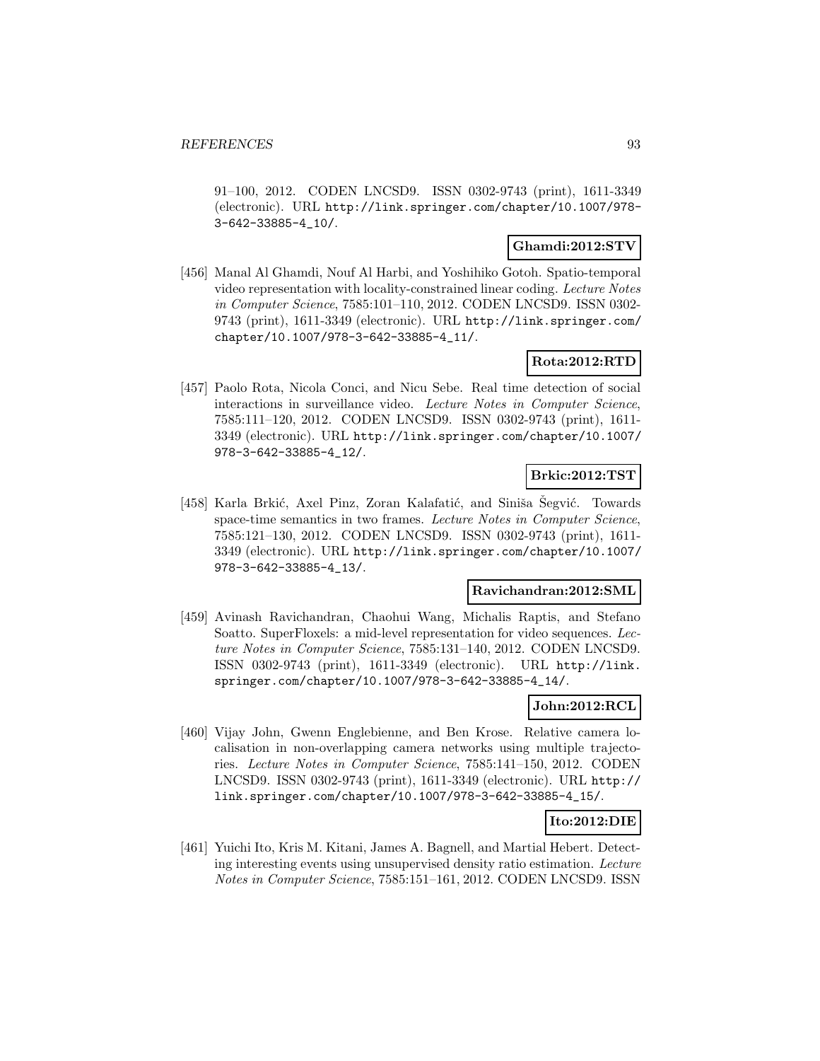91–100, 2012. CODEN LNCSD9. ISSN 0302-9743 (print), 1611-3349 (electronic). URL http://link.springer.com/chapter/10.1007/978-3-642-33885-4_10/.

**Ghamdi:2012:STV**

[456] Manal Al Ghamdi, Nouf Al Harbi, and Yoshihiko Gotoh. Spatio-temporal video representation with locality-constrained linear coding. *Lecture Notes in Computer Science*, 7585:101–110, 2012. CODEN LNCSD9. ISSN 0302-9743 (print), 1611-3349 (electronic). URL http://link.springer.com/chapter/10.1007/978-3-642-33885-4_11/.

**Rota:2012:RTD**

[457] Paolo Rota, Nicola Conci, and Nicu Sebe. Real time detection of social interactions in surveillance video. *Lecture Notes in Computer Science*, 7585:111–120, 2012. CODEN LNCSD9. ISSN 0302-9743 (print), 1611-3349 (electronic). URL http://link.springer.com/chapter/10.1007/978-3-642-33885-4_12/.

**Brkic:2012:TST**

[458] Karla Brkić, Axel Pinz, Zoran Kalafatić, and Siniša Šegvić. Towards space-time semantics in two frames. *Lecture Notes in Computer Science*, 7585:121–130, 2012. CODEN LNCSD9. ISSN 0302-9743 (print), 1611-3349 (electronic). URL http://link.springer.com/chapter/10.1007/978-3-642-33885-4_13/.

**Ravichandran:2012:SML**

[459] Avinash Ravichandran, Chaohui Wang, Michalis Raptis, and Stefano Soatto. SuperFloxels: a mid-level representation for video sequences. *Lecture Notes in Computer Science*, 7585:131–140, 2012. CODEN LNCSD9. ISSN 0302-9743 (print), 1611-3349 (electronic). URL http://link.springer.com/chapter/10.1007/978-3-642-33885-4_14/.

**John:2012:RCL**

[460] Vijay John, Gwenn Englebienne, and Ben Krose. Relative camera localisation in non-overlapping camera networks using multiple trajectories. *Lecture Notes in Computer Science*, 7585:141–150, 2012. CODEN LNCSD9. ISSN 0302-9743 (print), 1611-3349 (electronic). URL http://link.springer.com/chapter/10.1007/978-3-642-33885-4_15/.

**Ito:2012:DIE**

[461] Yuichi Ito, Kris M. Kitani, James A. Bagnell, and Martial Hebert. Detecting interesting events using unsupervised density ratio estimation. *Lecture Notes in Computer Science*, 7585:151–161, 2012. CODEN LNCSD9. ISSN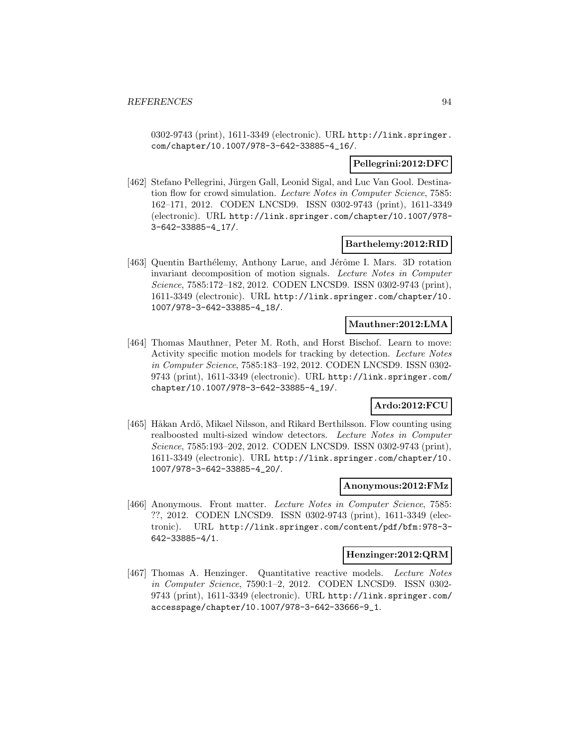0302-9743 (print), 1611-3349 (electronic). URL http://link.springer.com/chapter/10.1007/978-3-642-33885-4_16/.

**Pellegrini:2012:DFC**

[462] Stefano Pellegrini, Jürgen Gall, Leonid Sigal, and Luc Van Gool. Destination flow for crowd simulation. *Lecture Notes in Computer Science*, 7585: 162–171, 2012. CODEN LNCSD9. ISSN 0302-9743 (print), 1611-3349 (electronic). URL http://link.springer.com/chapter/10.1007/978-3-642-33885-4_17/.

**Barthelemy:2012:RID**

[463] Quentin Barthélemy, Anthony Larue, and Jérôme I. Mars. 3D rotation invariant decomposition of motion signals. *Lecture Notes in Computer Science*, 7585:172–182, 2012. CODEN LNCSD9. ISSN 0302-9743 (print), 1611-3349 (electronic). URL http://link.springer.com/chapter/10.1007/978-3-642-33885-4_18/.

**Mauthner:2012:LMA**

[464] Thomas Mauthner, Peter M. Roth, and Horst Bischof. Learn to move: Activity specific motion models for tracking by detection. *Lecture Notes in Computer Science*, 7585:183–192, 2012. CODEN LNCSD9. ISSN 0302-9743 (print), 1611-3349 (electronic). URL http://link.springer.com/chapter/10.1007/978-3-642-33885-4_19/.

**Ardo:2012:FCU**

[465] Håkan Ardö, Mikael Nilsson, and Rikard Berthilsson. Flow counting using realboosted multi-sized window detectors. *Lecture Notes in Computer Science*, 7585:193–202, 2012. CODEN LNCSD9. ISSN 0302-9743 (print), 1611-3349 (electronic). URL http://link.springer.com/chapter/10.1007/978-3-642-33885-4_20/.

**Anonymous:2012:FMz**

[466] Anonymous. Front matter. *Lecture Notes in Computer Science*, 7585: ??, 2012. CODEN LNCSD9. ISSN 0302-9743 (print), 1611-3349 (electronic). URL http://link.springer.com/content/pdf/bfm:978-3-642-33885-4/1.

**Henzinger:2012:QRM**

[467] Thomas A. Henzinger. Quantitative reactive models. *Lecture Notes in Computer Science*, 7590:1–2, 2012. CODEN LNCSD9. ISSN 0302-9743 (print), 1611-3349 (electronic). URL http://link.springer.com/accesspage/chapter/10.1007/978-3-642-33666-9_1.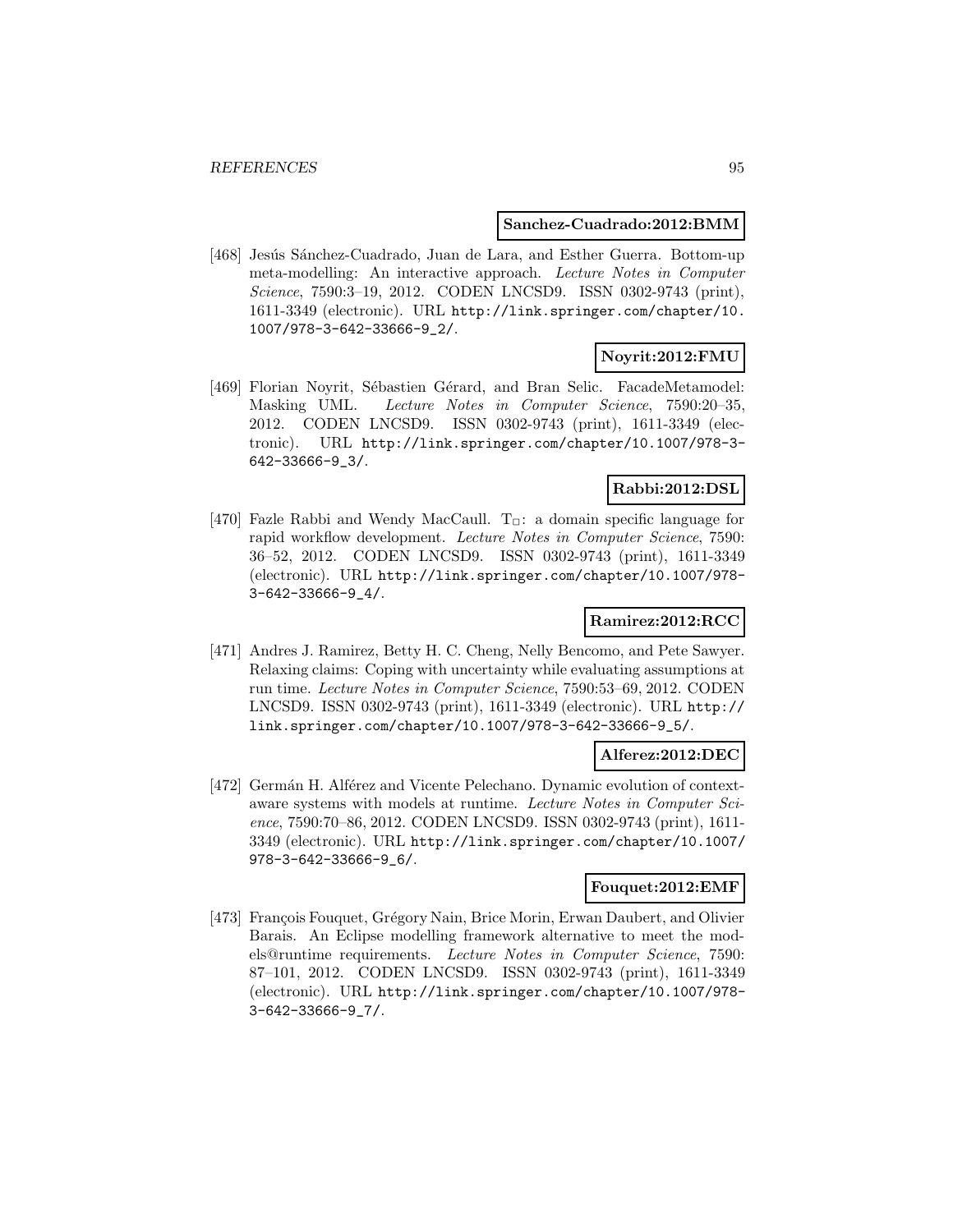**Sanchez-Cuadrado:2012:BMM**

[468] Jesús Sánchez-Cuadrado, Juan de Lara, and Esther Guerra. Bottom-up meta-modelling: An interactive approach. *Lecture Notes in Computer Science*, 7590:3–19, 2012. CODEN LNCSD9. ISSN 0302-9743 (print), 1611-3349 (electronic). URL http://link.springer.com/chapter/10.1007/978-3-642-33666-9_2/.

**Noyrit:2012:FMU**

[469] Florian Noyrit, Sébastien Gérard, and Bran Selic. FacadeMetamodel: Masking UML. *Lecture Notes in Computer Science*, 7590:20–35, 2012. CODEN LNCSD9. ISSN 0302-9743 (print), 1611-3349 (electronic). URL http://link.springer.com/chapter/10.1007/978-3-642-33666-9_3/.

**Rabbi:2012:DSL**

[470] Fazle Rabbi and Wendy MacCaull. $T_{\Box}$: a domain specific language for rapid workflow development. *Lecture Notes in Computer Science*, 7590: 36–52, 2012. CODEN LNCSD9. ISSN 0302-9743 (print), 1611-3349 (electronic). URL http://link.springer.com/chapter/10.1007/978-3-642-33666-9_4/.

**Ramirez:2012:RCC**

[471] Andres J. Ramirez, Betty H. C. Cheng, Nelly Bencomo, and Pete Sawyer. Relaxing claims: Coping with uncertainty while evaluating assumptions at run time. *Lecture Notes in Computer Science*, 7590:53–69, 2012. CODEN LNCSD9. ISSN 0302-9743 (print), 1611-3349 (electronic). URL http://link.springer.com/chapter/10.1007/978-3-642-33666-9_5/.

**Alferez:2012:DEC**

[472] Germán H. Alférez and Vicente Pelechano. Dynamic evolution of context-aware systems with models at runtime. *Lecture Notes in Computer Science*, 7590:70–86, 2012. CODEN LNCSD9. ISSN 0302-9743 (print), 1611-3349 (electronic). URL http://link.springer.com/chapter/10.1007/978-3-642-33666-9_6/.

**Fouquet:2012:EMF**

[473] François Fouquet, Grégory Nain, Brice Morin, Erwan Daubert, and Olivier Barais. An Eclipse modelling framework alternative to meet the models@runtime requirements. *Lecture Notes in Computer Science*, 7590: 87–101, 2012. CODEN LNCSD9. ISSN 0302-9743 (print), 1611-3349 (electronic). URL http://link.springer.com/chapter/10.1007/978-3-642-33666-9_7/.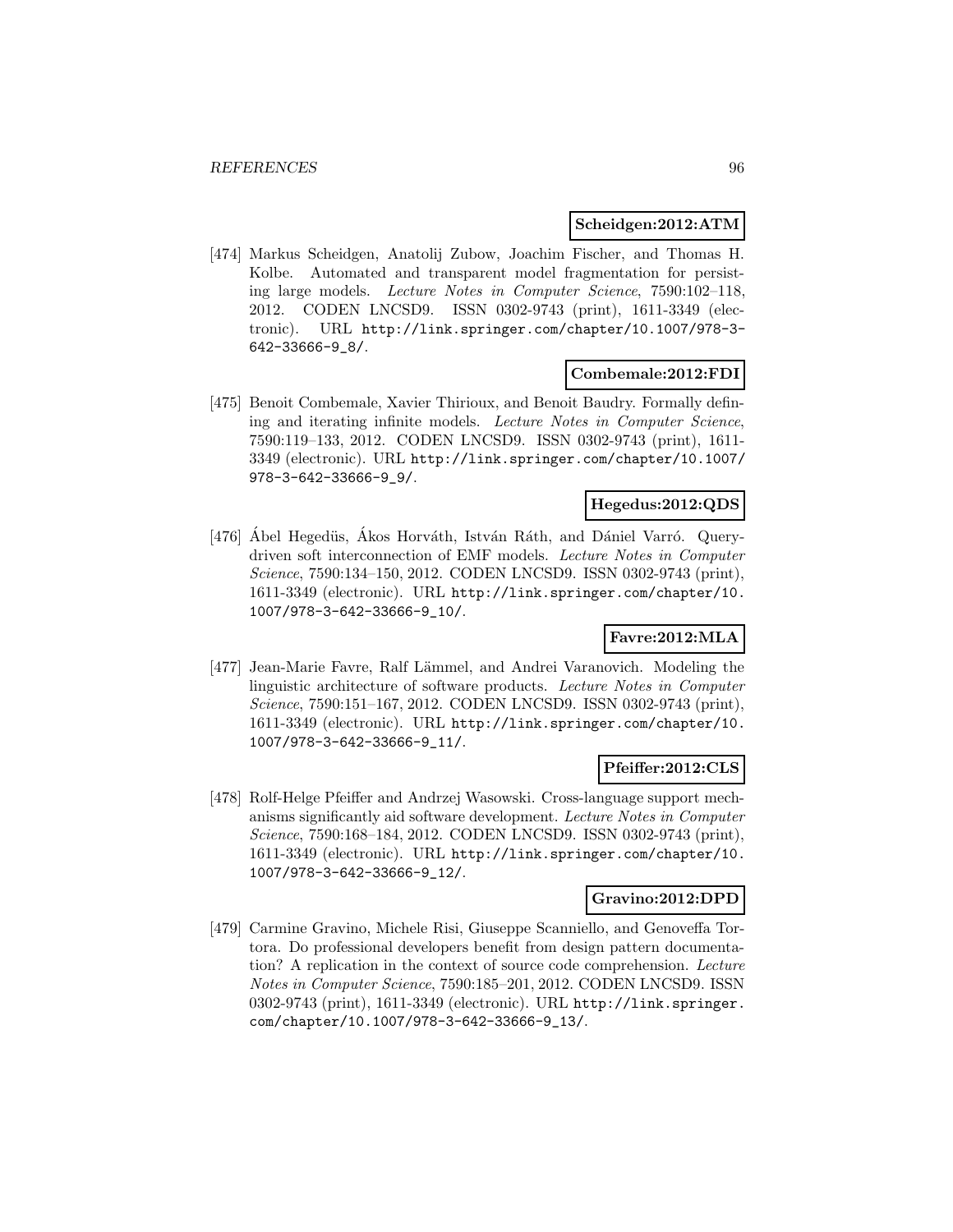**Scheidgen:2012:ATM**

[474] Markus Scheidgen, Anatolij Zubow, Joachim Fischer, and Thomas H. Kolbe. Automated and transparent model fragmentation for persisting large models. *Lecture Notes in Computer Science*, 7590:102–118, 2012. CODEN LNCSD9. ISSN 0302-9743 (print), 1611-3349 (electronic). URL http://link.springer.com/chapter/10.1007/978-3-642-33666-9_8/.

**Combemale:2012:FDI**

[475] Benoit Combemale, Xavier Thirioux, and Benoit Baudry. Formally defining and iterating infinite models. *Lecture Notes in Computer Science*, 7590:119–133, 2012. CODEN LNCSD9. ISSN 0302-9743 (print), 1611-3349 (electronic). URL http://link.springer.com/chapter/10.1007/978-3-642-33666-9_9/.

**Hegedus:2012:QDS**

[476] Ábel Hegedüs, Ákos Horváth, István Ráth, and Dániel Varró. Query-driven soft interconnection of EMF models. *Lecture Notes in Computer Science*, 7590:134–150, 2012. CODEN LNCSD9. ISSN 0302-9743 (print), 1611-3349 (electronic). URL http://link.springer.com/chapter/10.1007/978-3-642-33666-9_10/.

**Favre:2012:MLA**

[477] Jean-Marie Favre, Ralf Lämmel, and Andrei Varanovich. Modeling the linguistic architecture of software products. *Lecture Notes in Computer Science*, 7590:151–167, 2012. CODEN LNCSD9. ISSN 0302-9743 (print), 1611-3349 (electronic). URL http://link.springer.com/chapter/10.1007/978-3-642-33666-9_11/.

**Pfeiffer:2012:CLS**

[478] Rolf-Helge Pfeiffer and Andrzej Wasowski. Cross-language support mechanisms significantly aid software development. *Lecture Notes in Computer Science*, 7590:168–184, 2012. CODEN LNCSD9. ISSN 0302-9743 (print), 1611-3349 (electronic). URL http://link.springer.com/chapter/10.1007/978-3-642-33666-9_12/.

**Gravino:2012:DPD**

[479] Carmine Gravino, Michele Risi, Giuseppe Scanniello, and Genoveffa Tortora. Do professional developers benefit from design pattern documentation? A replication in the context of source code comprehension. *Lecture Notes in Computer Science*, 7590:185–201, 2012. CODEN LNCSD9. ISSN 0302-9743 (print), 1611-3349 (electronic). URL http://link.springer.com/chapter/10.1007/978-3-642-33666-9_13/.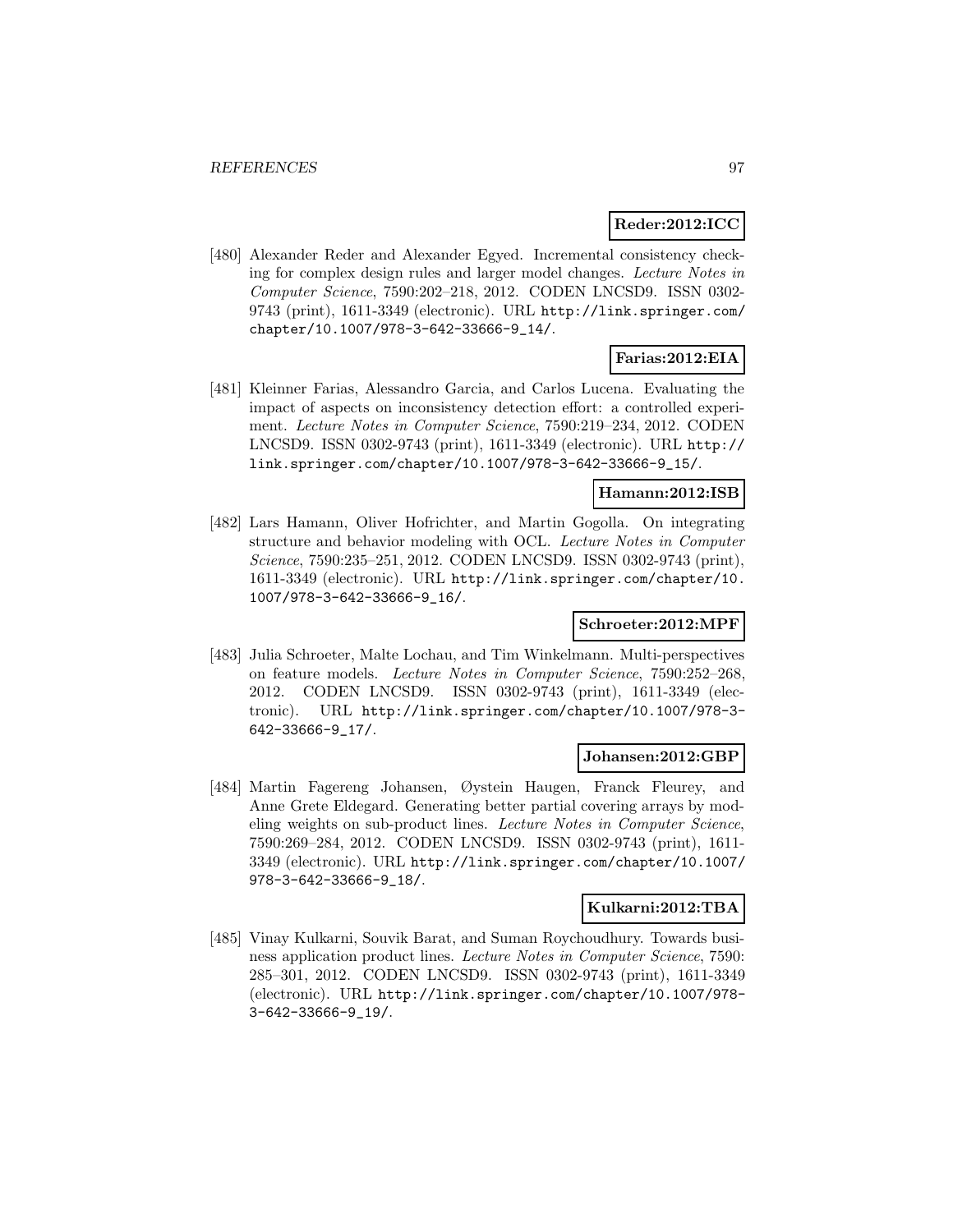**Reder:2012:ICC**

[480] Alexander Reder and Alexander Egyed. Incremental consistency checking for complex design rules and larger model changes. *Lecture Notes in Computer Science*, 7590:202–218, 2012. CODEN LNCSD9. ISSN 0302-9743 (print), 1611-3349 (electronic). URL http://link.springer.com/chapter/10.1007/978-3-642-33666-9_14/.

**Farias:2012:EIA**

[481] Kleinner Farias, Alessandro Garcia, and Carlos Lucena. Evaluating the impact of aspects on inconsistency detection effort: a controlled experiment. *Lecture Notes in Computer Science*, 7590:219–234, 2012. CODEN LNCSD9. ISSN 0302-9743 (print), 1611-3349 (electronic). URL http://link.springer.com/chapter/10.1007/978-3-642-33666-9_15/.

**Hamann:2012:ISB**

[482] Lars Hamann, Oliver Hofrichter, and Martin Gogolla. On integrating structure and behavior modeling with OCL. *Lecture Notes in Computer Science*, 7590:235–251, 2012. CODEN LNCSD9. ISSN 0302-9743 (print), 1611-3349 (electronic). URL http://link.springer.com/chapter/10.1007/978-3-642-33666-9_16/.

**Schroeter:2012:MPF**

[483] Julia Schroeter, Malte Lochau, and Tim Winkelmann. Multi-perspectives on feature models. *Lecture Notes in Computer Science*, 7590:252–268, 2012. CODEN LNCSD9. ISSN 0302-9743 (print), 1611-3349 (electronic). URL http://link.springer.com/chapter/10.1007/978-3-642-33666-9_17/.

**Johansen:2012:GBP**

[484] Martin Fagereng Johansen, Øystein Haugen, Franck Fleurey, and Anne Grete Eldegard. Generating better partial covering arrays by modeling weights on sub-product lines. *Lecture Notes in Computer Science*, 7590:269–284, 2012. CODEN LNCSD9. ISSN 0302-9743 (print), 1611-3349 (electronic). URL http://link.springer.com/chapter/10.1007/978-3-642-33666-9_18/.

**Kulkarni:2012:TBA**

[485] Vinay Kulkarni, Souvik Barat, and Suman Roychoudhury. Towards business application product lines. *Lecture Notes in Computer Science*, 7590:285–301, 2012. CODEN LNCSD9. ISSN 0302-9743 (print), 1611-3349 (electronic). URL http://link.springer.com/chapter/10.1007/978-3-642-33666-9_19/.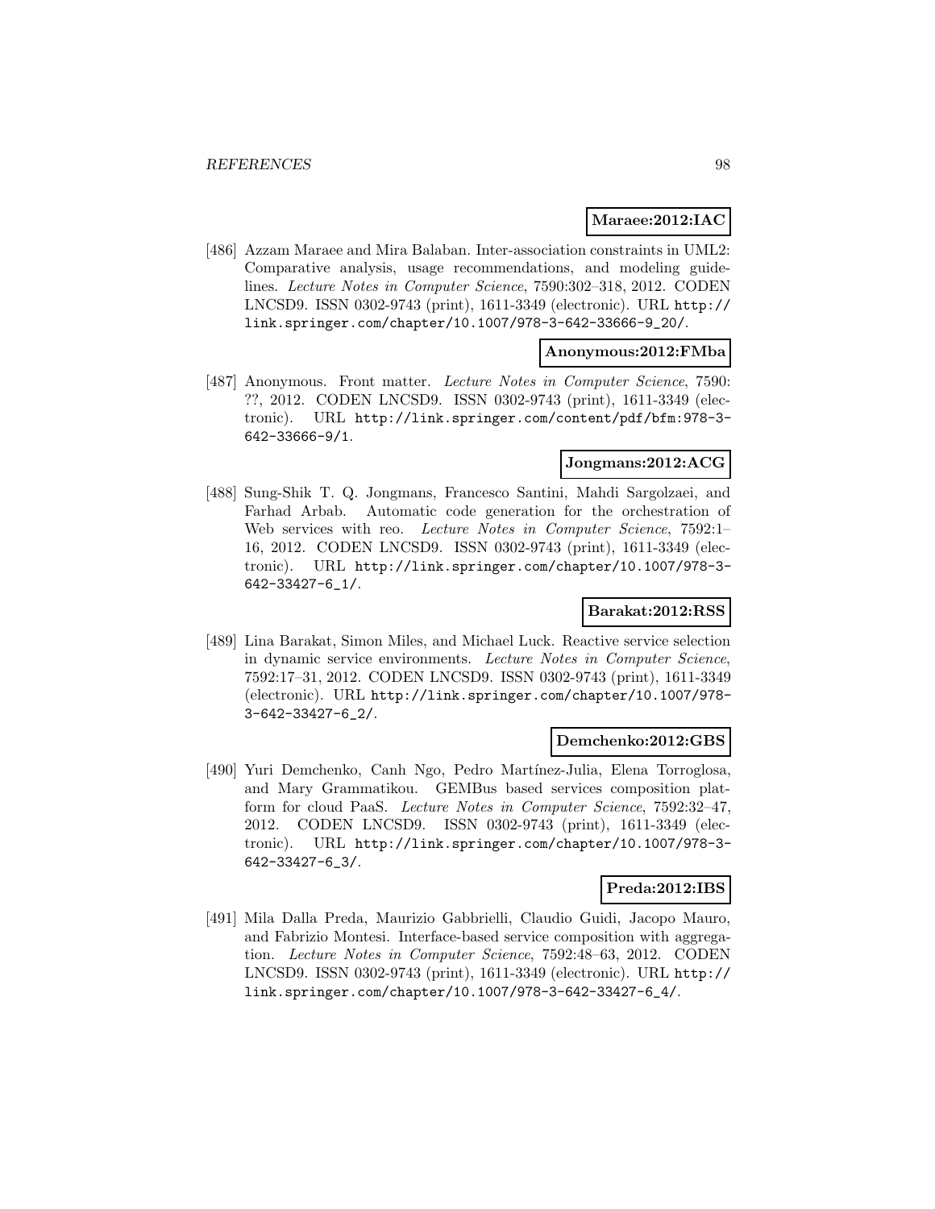**Maraee:2012:IAC**

[486] Azzam Maraee and Mira Balaban. Inter-association constraints in UML2: Comparative analysis, usage recommendations, and modeling guidelines. *Lecture Notes in Computer Science*, 7590:302–318, 2012. CODEN LNCSD9. ISSN 0302-9743 (print), 1611-3349 (electronic). URL http://link.springer.com/chapter/10.1007/978-3-642-33666-9_20/.

**Anonymous:2012:FMba**

[487] Anonymous. Front matter. *Lecture Notes in Computer Science*, 7590: ??, 2012. CODEN LNCSD9. ISSN 0302-9743 (print), 1611-3349 (electronic). URL http://link.springer.com/content/pdf/bfm:978-3-642-33666-9/1.

**Jongmans:2012:ACG**

[488] Sung-Shik T. Q. Jongmans, Francesco Santini, Mahdi Sargolzaei, and Farhad Arbab. Automatic code generation for the orchestration of Web services with reo. *Lecture Notes in Computer Science*, 7592:1–16, 2012. CODEN LNCSD9. ISSN 0302-9743 (print), 1611-3349 (electronic). URL http://link.springer.com/chapter/10.1007/978-3-642-33427-6_1/.

**Barakat:2012:RSS**

[489] Lina Barakat, Simon Miles, and Michael Luck. Reactive service selection in dynamic service environments. *Lecture Notes in Computer Science*, 7592:17–31, 2012. CODEN LNCSD9. ISSN 0302-9743 (print), 1611-3349 (electronic). URL http://link.springer.com/chapter/10.1007/978-3-642-33427-6_2/.

**Demchenko:2012:GBS**

[490] Yuri Demchenko, Canh Ngo, Pedro Martínez-Julia, Elena Torroglosa, and Mary Grammatikou. GEMBus based services composition platform for cloud PaaS. *Lecture Notes in Computer Science*, 7592:32–47, 2012. CODEN LNCSD9. ISSN 0302-9743 (print), 1611-3349 (electronic). URL http://link.springer.com/chapter/10.1007/978-3-642-33427-6_3/.

**Preda:2012:IBS**

[491] Mila Dalla Preda, Maurizio Gabbrielli, Claudio Guidi, Jacopo Mauro, and Fabrizio Montesi. Interface-based service composition with aggregation. *Lecture Notes in Computer Science*, 7592:48–63, 2012. CODEN LNCSD9. ISSN 0302-9743 (print), 1611-3349 (electronic). URL http://link.springer.com/chapter/10.1007/978-3-642-33427-6_4/.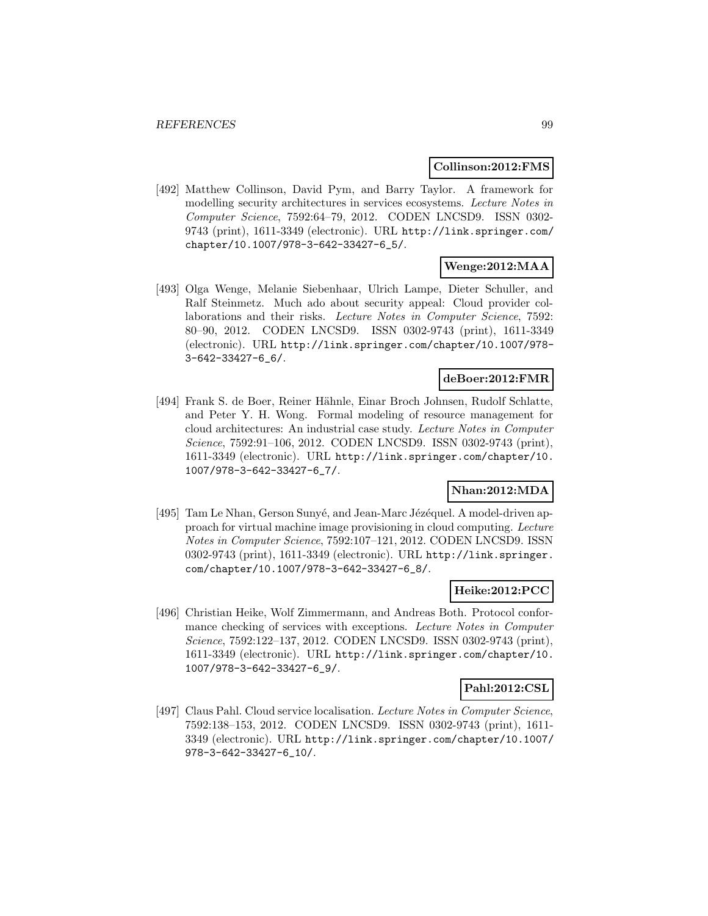**Collinson:2012:FMS**

[492] Matthew Collinson, David Pym, and Barry Taylor. A framework for modelling security architectures in services ecosystems. *Lecture Notes in Computer Science*, 7592:64–79, 2012. CODEN LNCSD9. ISSN 0302-9743 (print), 1611-3349 (electronic). URL http://link.springer.com/chapter/10.1007/978-3-642-33427-6_5/.

**Wenge:2012:MAA**

[493] Olga Wenge, Melanie Siebenhaar, Ulrich Lampe, Dieter Schuller, and Ralf Steinmetz. Much ado about security appeal: Cloud provider collaborations and their risks. *Lecture Notes in Computer Science*, 7592: 80–90, 2012. CODEN LNCSD9. ISSN 0302-9743 (print), 1611-3349 (electronic). URL http://link.springer.com/chapter/10.1007/978-3-642-33427-6_6/.

**deBoer:2012:FMR**

[494] Frank S. de Boer, Reiner Hähnle, Einar Broch Johnsen, Rudolf Schlatte, and Peter Y. H. Wong. Formal modeling of resource management for cloud architectures: An industrial case study. *Lecture Notes in Computer Science*, 7592:91–106, 2012. CODEN LNCSD9. ISSN 0302-9743 (print), 1611-3349 (electronic). URL http://link.springer.com/chapter/10.1007/978-3-642-33427-6_7/.

**Nhan:2012:MDA**

[495] Tam Le Nhan, Gerson Sunyé, and Jean-Marc Jézéquel. A model-driven approach for virtual machine image provisioning in cloud computing. *Lecture Notes in Computer Science*, 7592:107–121, 2012. CODEN LNCSD9. ISSN 0302-9743 (print), 1611-3349 (electronic). URL http://link.springer.com/chapter/10.1007/978-3-642-33427-6_8/.

**Heike:2012:PCC**

[496] Christian Heike, Wolf Zimmermann, and Andreas Both. Protocol conformance checking of services with exceptions. *Lecture Notes in Computer Science*, 7592:122–137, 2012. CODEN LNCSD9. ISSN 0302-9743 (print), 1611-3349 (electronic). URL http://link.springer.com/chapter/10.1007/978-3-642-33427-6_9/.

**Pahl:2012:CSL**

[497] Claus Pahl. Cloud service localisation. *Lecture Notes in Computer Science*, 7592:138–153, 2012. CODEN LNCSD9. ISSN 0302-9743 (print), 1611-3349 (electronic). URL http://link.springer.com/chapter/10.1007/978-3-642-33427-6_10/.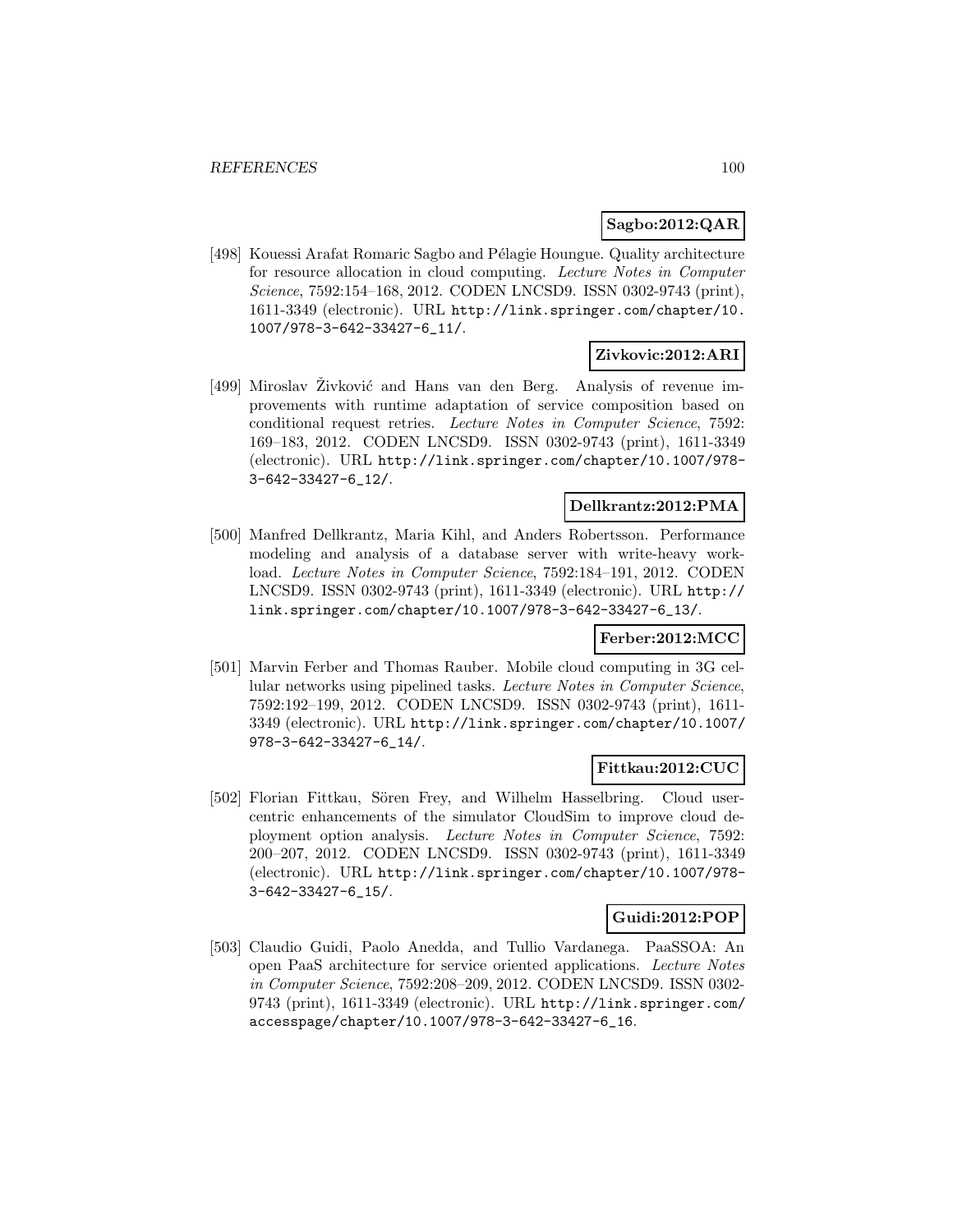**Sagbo:2012:QAR**

[498] Kouessi Arafat Romaric Sagbo and Pélagie Houngue. Quality architecture for resource allocation in cloud computing. *Lecture Notes in Computer Science*, 7592:154–168, 2012. CODEN LNCSD9. ISSN 0302-9743 (print), 1611-3349 (electronic). URL http://link.springer.com/chapter/10.1007/978-3-642-33427-6_11/.

**Zivkovic:2012:ARI**

[499] Miroslav Živković and Hans van den Berg. Analysis of revenue improvements with runtime adaptation of service composition based on conditional request retries. *Lecture Notes in Computer Science*, 7592: 169–183, 2012. CODEN LNCSD9. ISSN 0302-9743 (print), 1611-3349 (electronic). URL http://link.springer.com/chapter/10.1007/978-3-642-33427-6_12/.

**Dellkrantz:2012:PMA**

[500] Manfred Dellkrantz, Maria Kihl, and Anders Robertsson. Performance modeling and analysis of a database server with write-heavy workload. *Lecture Notes in Computer Science*, 7592:184–191, 2012. CODEN LNCSD9. ISSN 0302-9743 (print), 1611-3349 (electronic). URL http://link.springer.com/chapter/10.1007/978-3-642-33427-6_13/.

**Ferber:2012:MCC**

[501] Marvin Ferber and Thomas Rauber. Mobile cloud computing in 3G cellular networks using pipelined tasks. *Lecture Notes in Computer Science*, 7592:192–199, 2012. CODEN LNCSD9. ISSN 0302-9743 (print), 1611-3349 (electronic). URL http://link.springer.com/chapter/10.1007/978-3-642-33427-6_14/.

**Fittkau:2012:CUC**

[502] Florian Fittkau, Sören Frey, and Wilhelm Hasselbring. Cloud user-centric enhancements of the simulator CloudSim to improve cloud deployment option analysis. *Lecture Notes in Computer Science*, 7592: 200–207, 2012. CODEN LNCSD9. ISSN 0302-9743 (print), 1611-3349 (electronic). URL http://link.springer.com/chapter/10.1007/978-3-642-33427-6_15/.

**Guidi:2012:POP**

[503] Claudio Guidi, Paolo Anedda, and Tullio Vardanega. PaaSSOA: An open PaaS architecture for service oriented applications. *Lecture Notes in Computer Science*, 7592:208–209, 2012. CODEN LNCSD9. ISSN 0302-9743 (print), 1611-3349 (electronic). URL http://link.springer.com/accesspage/chapter/10.1007/978-3-642-33427-6_16.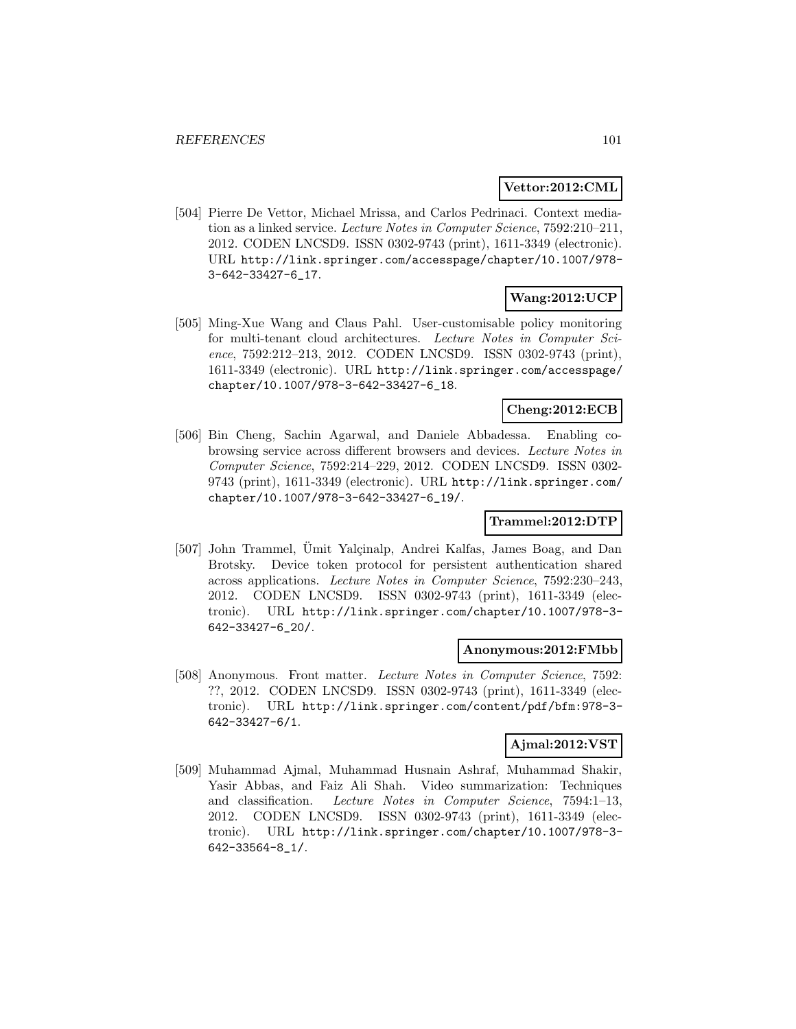**Vettor:2012:CML**

[504] Pierre De Vettor, Michael Mrissa, and Carlos Pedrinaci. Context mediation as a linked service. *Lecture Notes in Computer Science*, 7592:210–211, 2012. CODEN LNCSD9. ISSN 0302-9743 (print), 1611-3349 (electronic). URL http://link.springer.com/accesspage/chapter/10.1007/978-3-642-33427-6_17.

**Wang:2012:UCP**

[505] Ming-Xue Wang and Claus Pahl. User-customisable policy monitoring for multi-tenant cloud architectures. *Lecture Notes in Computer Science*, 7592:212–213, 2012. CODEN LNCSD9. ISSN 0302-9743 (print), 1611-3349 (electronic). URL http://link.springer.com/accesspage/chapter/10.1007/978-3-642-33427-6_18.

**Cheng:2012:ECB**

[506] Bin Cheng, Sachin Agarwal, and Daniele Abbadessa. Enabling co-browsing service across different browsers and devices. *Lecture Notes in Computer Science*, 7592:214–229, 2012. CODEN LNCSD9. ISSN 0302-9743 (print), 1611-3349 (electronic). URL http://link.springer.com/chapter/10.1007/978-3-642-33427-6_19/.

**Trammel:2012:DTP**

[507] John Trammel, Ümit Yalçinalp, Andrei Kalfas, James Boag, and Dan Brotsky. Device token protocol for persistent authentication shared across applications. *Lecture Notes in Computer Science*, 7592:230–243, 2012. CODEN LNCSD9. ISSN 0302-9743 (print), 1611-3349 (electronic). URL http://link.springer.com/chapter/10.1007/978-3-642-33427-6_20/.

**Anonymous:2012:FMbb**

[508] Anonymous. Front matter. *Lecture Notes in Computer Science*, 7592: ??, 2012. CODEN LNCSD9. ISSN 0302-9743 (print), 1611-3349 (electronic). URL http://link.springer.com/content/pdf/bfm:978-3-642-33427-6/1.

**Ajmal:2012:VST**

[509] Muhammad Ajmal, Muhammad Husnain Ashraf, Muhammad Shakir, Yasir Abbas, and Faiz Ali Shah. Video summarization: Techniques and classification. *Lecture Notes in Computer Science*, 7594:1–13, 2012. CODEN LNCSD9. ISSN 0302-9743 (print), 1611-3349 (electronic). URL http://link.springer.com/chapter/10.1007/978-3-642-33564-8_1/.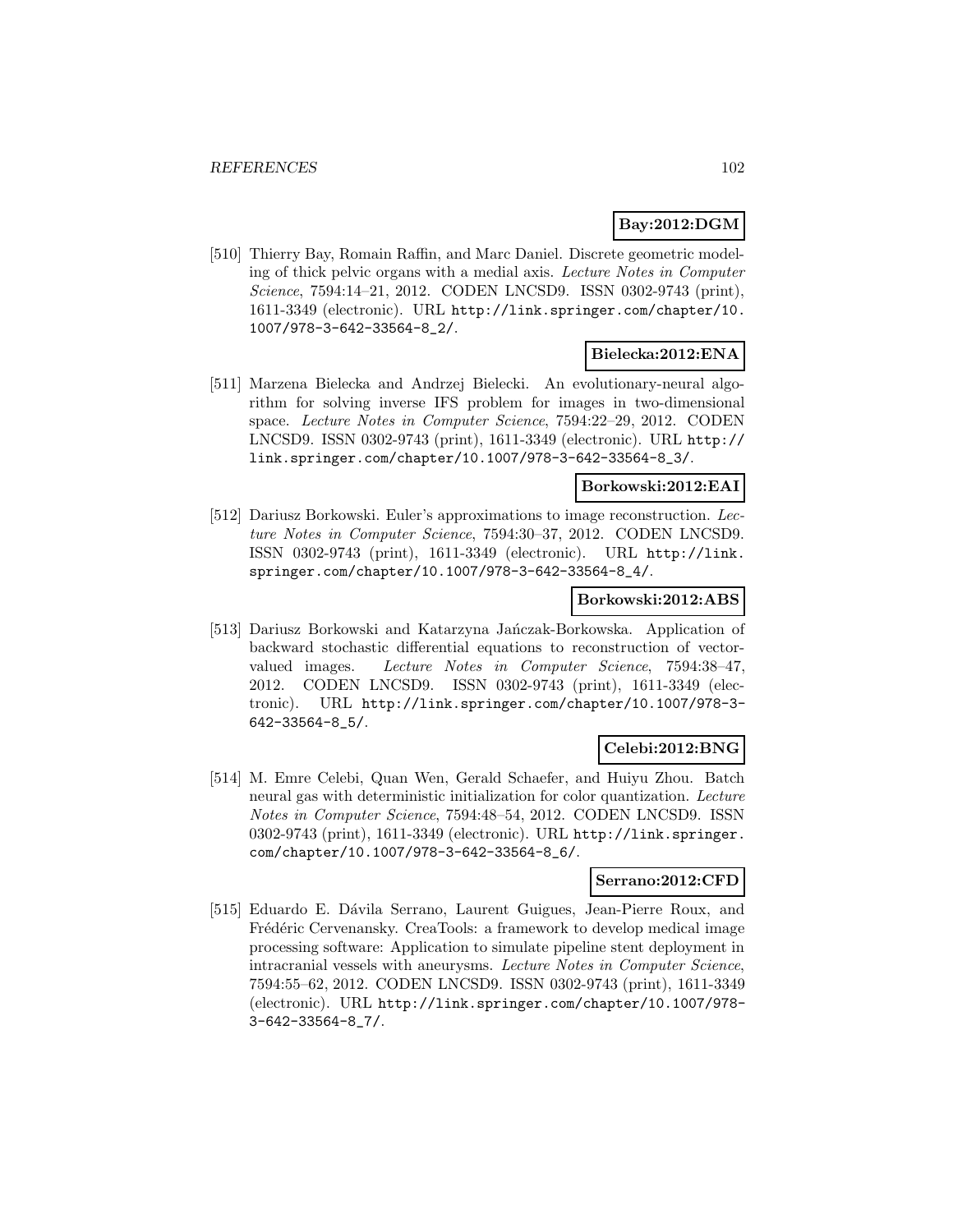**Bay:2012:DGM**

[510] Thierry Bay, Romain Raffin, and Marc Daniel. Discrete geometric modeling of thick pelvic organs with a medial axis. *Lecture Notes in Computer Science*, 7594:14–21, 2012. CODEN LNCSD9. ISSN 0302-9743 (print), 1611-3349 (electronic). URL http://link.springer.com/chapter/10.1007/978-3-642-33564-8_2/.

**Bielecka:2012:ENA**

[511] Marzena Bielecka and Andrzej Bielecki. An evolutionary-neural algorithm for solving inverse IFS problem for images in two-dimensional space. *Lecture Notes in Computer Science*, 7594:22–29, 2012. CODEN LNCSD9. ISSN 0302-9743 (print), 1611-3349 (electronic). URL http://link.springer.com/chapter/10.1007/978-3-642-33564-8_3/.

**Borkowski:2012:EAI**

[512] Dariusz Borkowski. Euler's approximations to image reconstruction. *Lecture Notes in Computer Science*, 7594:30–37, 2012. CODEN LNCSD9. ISSN 0302-9743 (print), 1611-3349 (electronic). URL http://link.springer.com/chapter/10.1007/978-3-642-33564-8_4/.

**Borkowski:2012:ABS**

[513] Dariusz Borkowski and Katarzyna Jańczak-Borkowska. Application of backward stochastic differential equations to reconstruction of vector-valued images. *Lecture Notes in Computer Science*, 7594:38–47, 2012. CODEN LNCSD9. ISSN 0302-9743 (print), 1611-3349 (electronic). URL http://link.springer.com/chapter/10.1007/978-3-642-33564-8_5/.

**Celebi:2012:BNG**

[514] M. Emre Celebi, Quan Wen, Gerald Schaefer, and Huiyu Zhou. Batch neural gas with deterministic initialization for color quantization. *Lecture Notes in Computer Science*, 7594:48–54, 2012. CODEN LNCSD9. ISSN 0302-9743 (print), 1611-3349 (electronic). URL http://link.springer.com/chapter/10.1007/978-3-642-33564-8_6/.

**Serrano:2012:CFD**

[515] Eduardo E. Dávila Serrano, Laurent Guigues, Jean-Pierre Roux, and Frédéric Cervenansky. CreaTools: a framework to develop medical image processing software: Application to simulate pipeline stent deployment in intracranial vessels with aneurysms. *Lecture Notes in Computer Science*, 7594:55–62, 2012. CODEN LNCSD9. ISSN 0302-9743 (print), 1611-3349 (electronic). URL http://link.springer.com/chapter/10.1007/978-3-642-33564-8_7/.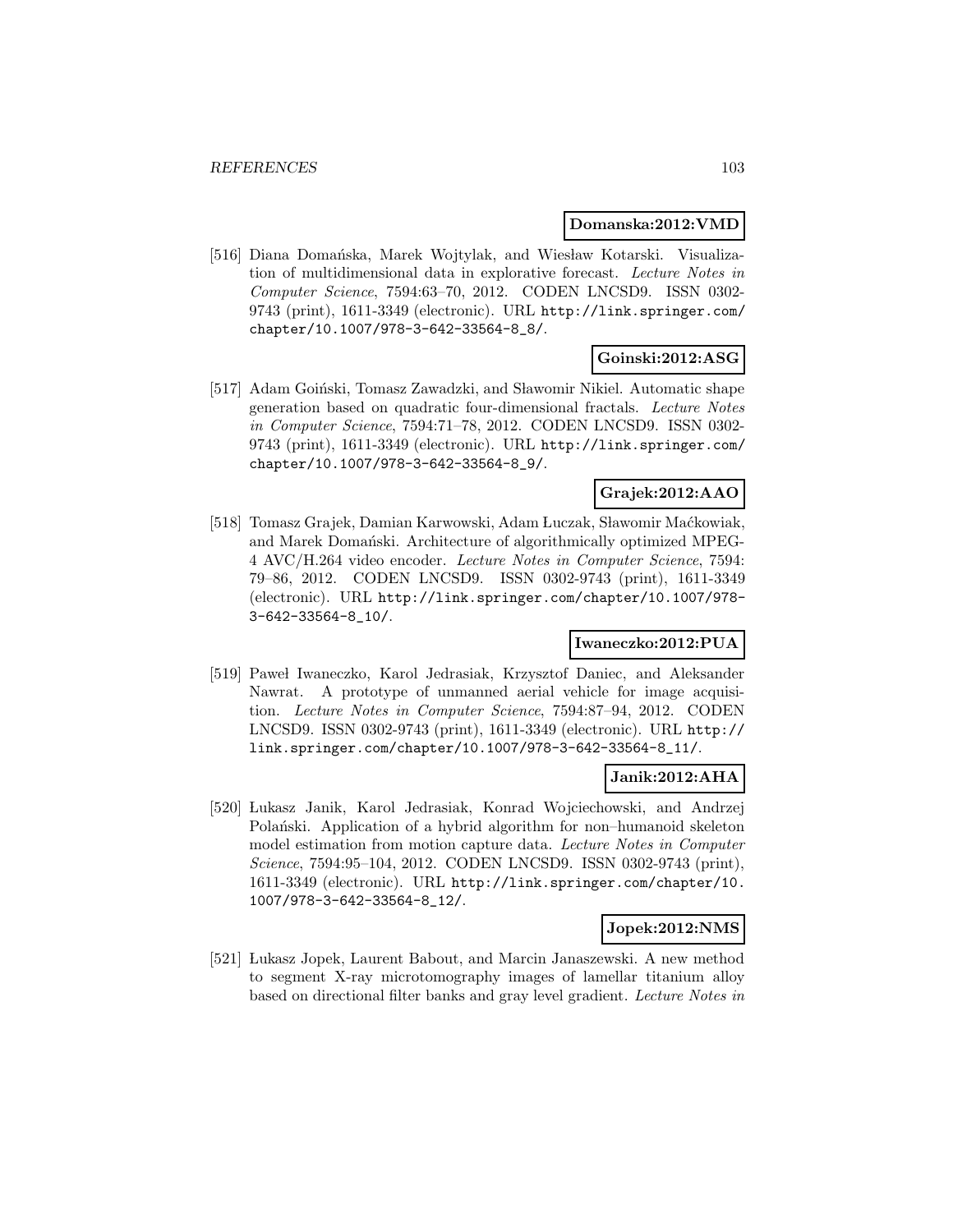**Domanska:2012:VMD**

[516] Diana Domańska, Marek Wojtylak, and Wiesław Kotarski. Visualization of multidimensional data in explorative forecast. *Lecture Notes in Computer Science*, 7594:63–70, 2012. CODEN LNCSD9. ISSN 0302-9743 (print), 1611-3349 (electronic). URL http://link.springer.com/chapter/10.1007/978-3-642-33564-8_8/.

**Goinski:2012:ASG**

[517] Adam Goiński, Tomasz Zawadzki, and Sławomir Nikiel. Automatic shape generation based on quadratic four-dimensional fractals. *Lecture Notes in Computer Science*, 7594:71–78, 2012. CODEN LNCSD9. ISSN 0302-9743 (print), 1611-3349 (electronic). URL http://link.springer.com/chapter/10.1007/978-3-642-33564-8_9/.

**Grajek:2012:AAO**

[518] Tomasz Grajek, Damian Karwowski, Adam Łuczak, Sławomir Maćkowiak, and Marek Domański. Architecture of algorithmically optimized MPEG-4 AVC/H.264 video encoder. *Lecture Notes in Computer Science*, 7594: 79–86, 2012. CODEN LNCSD9. ISSN 0302-9743 (print), 1611-3349 (electronic). URL http://link.springer.com/chapter/10.1007/978-3-642-33564-8_10/.

**Iwaneczko:2012:PUA**

[519] Paweł Iwaneczko, Karol Jedrasiak, Krzysztof Daniec, and Aleksander Nawrat. A prototype of unmanned aerial vehicle for image acquisition. *Lecture Notes in Computer Science*, 7594:87–94, 2012. CODEN LNCSD9. ISSN 0302-9743 (print), 1611-3349 (electronic). URL http://link.springer.com/chapter/10.1007/978-3-642-33564-8_11/.

**Janik:2012:AHA**

[520] Łukasz Janik, Karol Jedrasiak, Konrad Wojciechowski, and Andrzej Polański. Application of a hybrid algorithm for non–humanoid skeleton model estimation from motion capture data. *Lecture Notes in Computer Science*, 7594:95–104, 2012. CODEN LNCSD9. ISSN 0302-9743 (print), 1611-3349 (electronic). URL http://link.springer.com/chapter/10.1007/978-3-642-33564-8_12/.

**Jopek:2012:NMS**

[521] Łukasz Jopek, Laurent Babout, and Marcin Janaszewski. A new method to segment X-ray microtomography images of lamellar titanium alloy based on directional filter banks and gray level gradient. *Lecture Notes in*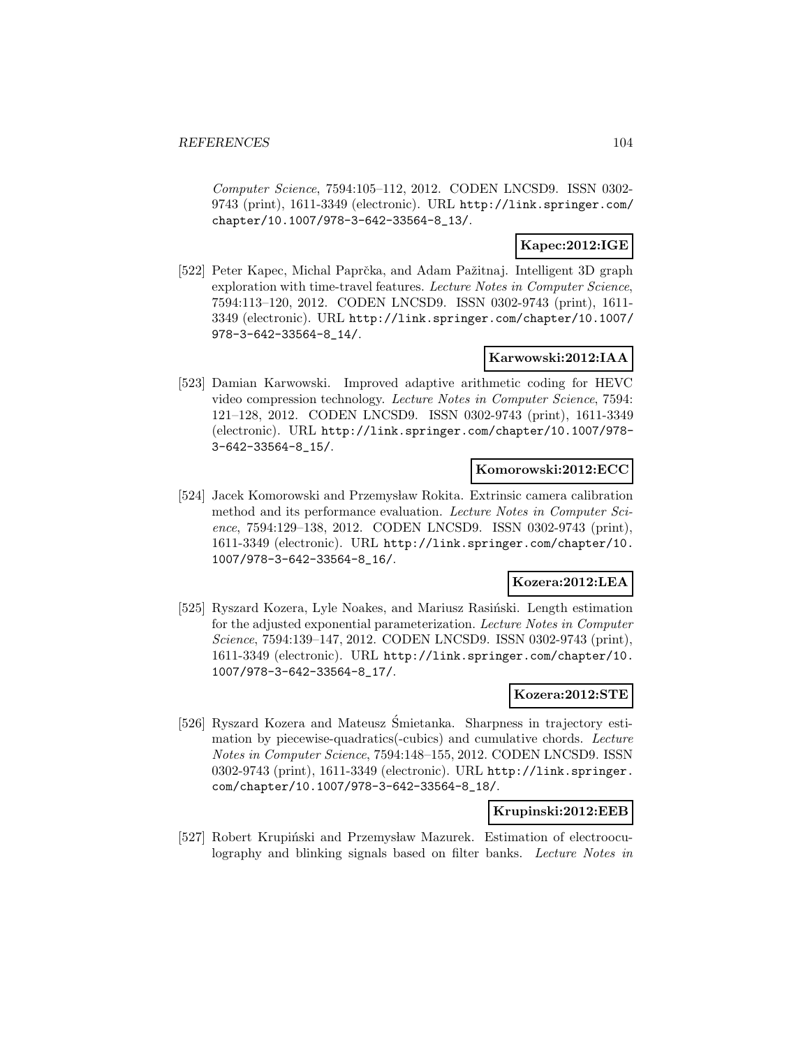*Computer Science*, 7594:105–112, 2012. CODEN LNCSD9. ISSN 0302-9743 (print), 1611-3349 (electronic). URL http://link.springer.com/chapter/10.1007/978-3-642-33564-8_13/.

**Kapec:2012:IGE**

[522] Peter Kapec, Michal Paprčka, and Adam Pažitnaj. Intelligent 3D graph exploration with time-travel features. *Lecture Notes in Computer Science*, 7594:113–120, 2012. CODEN LNCSD9. ISSN 0302-9743 (print), 1611-3349 (electronic). URL http://link.springer.com/chapter/10.1007/978-3-642-33564-8_14/.

**Karwowski:2012:IAA**

[523] Damian Karwowski. Improved adaptive arithmetic coding for HEVC video compression technology. *Lecture Notes in Computer Science*, 7594:121–128, 2012. CODEN LNCSD9. ISSN 0302-9743 (print), 1611-3349 (electronic). URL http://link.springer.com/chapter/10.1007/978-3-642-33564-8_15/.

**Komorowski:2012:ECC**

[524] Jacek Komorowski and Przemysław Rokita. Extrinsic camera calibration method and its performance evaluation. *Lecture Notes in Computer Science*, 7594:129–138, 2012. CODEN LNCSD9. ISSN 0302-9743 (print), 1611-3349 (electronic). URL http://link.springer.com/chapter/10.1007/978-3-642-33564-8_16/.

**Kozera:2012:LEA**

[525] Ryszard Kozera, Lyle Noakes, and Mariusz Rasiński. Length estimation for the adjusted exponential parameterization. *Lecture Notes in Computer Science*, 7594:139–147, 2012. CODEN LNCSD9. ISSN 0302-9743 (print), 1611-3349 (electronic). URL http://link.springer.com/chapter/10.1007/978-3-642-33564-8_17/.

**Kozera:2012:STE**

[526] Ryszard Kozera and Mateusz Śmietanka. Sharpness in trajectory estimation by piecewise-quadratics(-cubics) and cumulative chords. *Lecture Notes in Computer Science*, 7594:148–155, 2012. CODEN LNCSD9. ISSN 0302-9743 (print), 1611-3349 (electronic). URL http://link.springer.com/chapter/10.1007/978-3-642-33564-8_18/.

**Krupinski:2012:EEB**

[527] Robert Krupiński and Przemysław Mazurek. Estimation of electrooculography and blinking signals based on filter banks. *Lecture Notes in*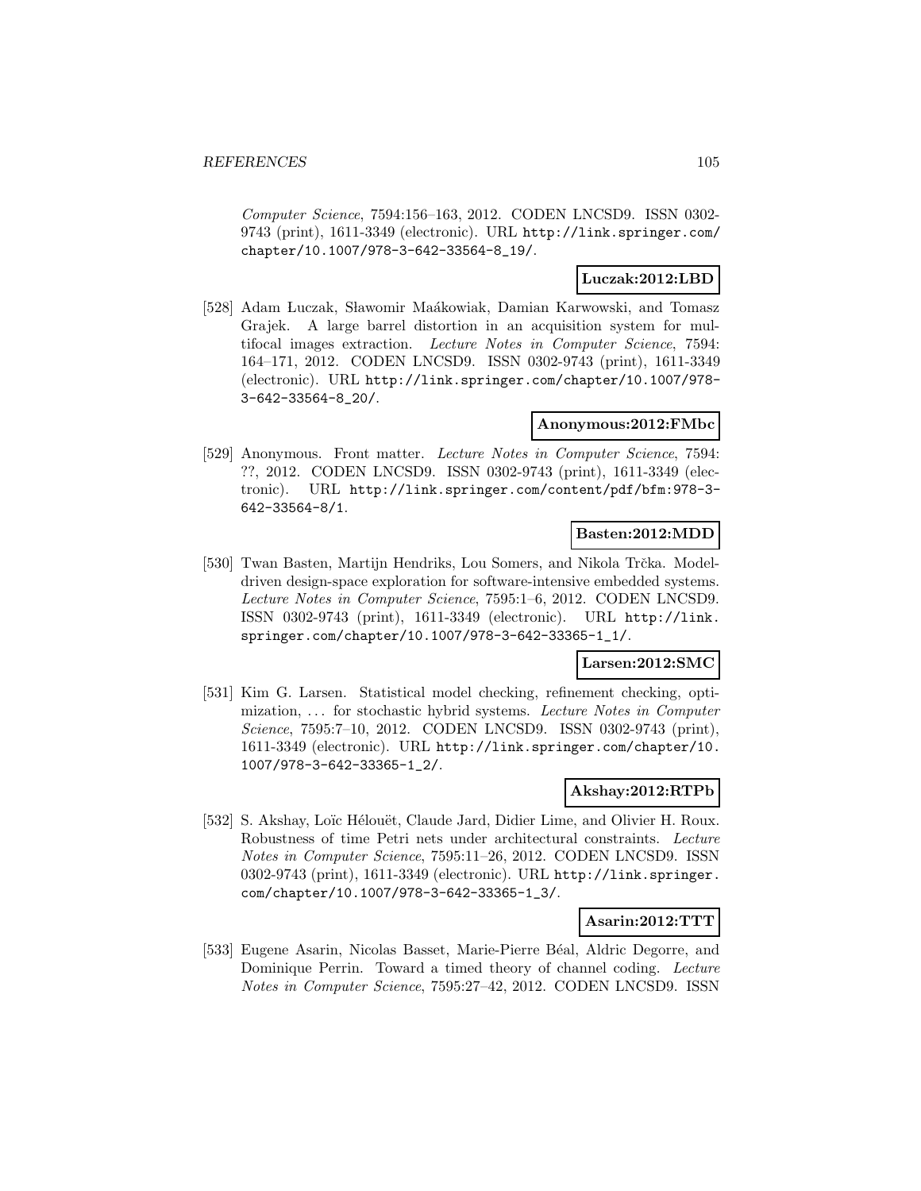*Computer Science*, 7594:156–163, 2012. CODEN LNCSD9. ISSN 0302-9743 (print), 1611-3349 (electronic). URL http://link.springer.com/chapter/10.1007/978-3-642-33564-8_19/.

**Luczak:2012:LBD**

[528] Adam Łuczak, Sławomir Maákowiak, Damian Karwowski, and Tomasz Grajek. A large barrel distortion in an acquisition system for multifocal images extraction. *Lecture Notes in Computer Science*, 7594: 164–171, 2012. CODEN LNCSD9. ISSN 0302-9743 (print), 1611-3349 (electronic). URL http://link.springer.com/chapter/10.1007/978-3-642-33564-8_20/.

**Anonymous:2012:FMbc**

[529] Anonymous. Front matter. *Lecture Notes in Computer Science*, 7594: ??, 2012. CODEN LNCSD9. ISSN 0302-9743 (print), 1611-3349 (electronic). URL http://link.springer.com/content/pdf/bfm:978-3-642-33564-8/1.

**Basten:2012:MDD**

[530] Twan Basten, Martijn Hendriks, Lou Somers, and Nikola Trčka. Model-driven design-space exploration for software-intensive embedded systems. *Lecture Notes in Computer Science*, 7595:1–6, 2012. CODEN LNCSD9. ISSN 0302-9743 (print), 1611-3349 (electronic). URL http://link.springer.com/chapter/10.1007/978-3-642-33365-1_1/.

**Larsen:2012:SMC**

[531] Kim G. Larsen. Statistical model checking, refinement checking, optimization, ... for stochastic hybrid systems. *Lecture Notes in Computer Science*, 7595:7–10, 2012. CODEN LNCSD9. ISSN 0302-9743 (print), 1611-3349 (electronic). URL http://link.springer.com/chapter/10.1007/978-3-642-33365-1_2/.

**Akshay:2012:RTPb**

[532] S. Akshay, Loïc Hélouët, Claude Jard, Didier Lime, and Olivier H. Roux. Robustness of time Petri nets under architectural constraints. *Lecture Notes in Computer Science*, 7595:11–26, 2012. CODEN LNCSD9. ISSN 0302-9743 (print), 1611-3349 (electronic). URL http://link.springer.com/chapter/10.1007/978-3-642-33365-1_3/.

**Asarin:2012:TTT**

[533] Eugene Asarin, Nicolas Basset, Marie-Pierre Béal, Aldric Degorre, and Dominique Perrin. Toward a timed theory of channel coding. *Lecture Notes in Computer Science*, 7595:27–42, 2012. CODEN LNCSD9. ISSN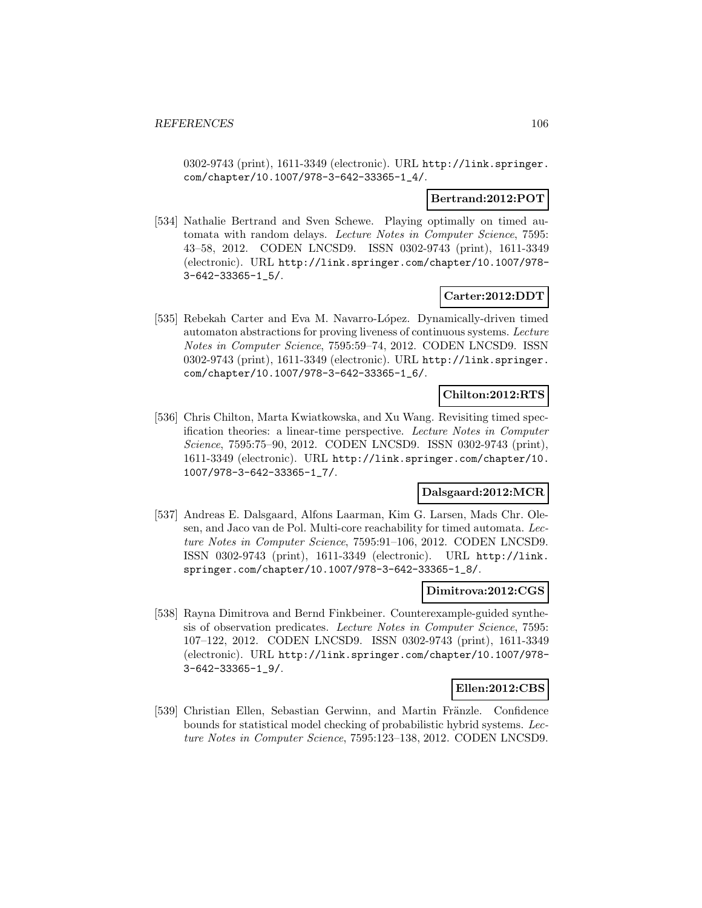0302-9743 (print), 1611-3349 (electronic). URL http://link.springer.com/chapter/10.1007/978-3-642-33365-1_4/.

**Bertrand:2012:POT**

[534] Nathalie Bertrand and Sven Schewe. Playing optimally on timed automata with random delays. *Lecture Notes in Computer Science*, 7595: 43–58, 2012. CODEN LNCSD9. ISSN 0302-9743 (print), 1611-3349 (electronic). URL http://link.springer.com/chapter/10.1007/978-3-642-33365-1_5/.

**Carter:2012:DDT**

[535] Rebekah Carter and Eva M. Navarro-López. Dynamically-driven timed automaton abstractions for proving liveness of continuous systems. *Lecture Notes in Computer Science*, 7595:59–74, 2012. CODEN LNCSD9. ISSN 0302-9743 (print), 1611-3349 (electronic). URL http://link.springer.com/chapter/10.1007/978-3-642-33365-1_6/.

**Chilton:2012:RTS**

[536] Chris Chilton, Marta Kwiatkowska, and Xu Wang. Revisiting timed specification theories: a linear-time perspective. *Lecture Notes in Computer Science*, 7595:75–90, 2012. CODEN LNCSD9. ISSN 0302-9743 (print), 1611-3349 (electronic). URL http://link.springer.com/chapter/10.1007/978-3-642-33365-1_7/.

**Dalsgaard:2012:MCR**

[537] Andreas E. Dalsgaard, Alfons Laarman, Kim G. Larsen, Mads Chr. Olesen, and Jaco van de Pol. Multi-core reachability for timed automata. *Lecture Notes in Computer Science*, 7595:91–106, 2012. CODEN LNCSD9. ISSN 0302-9743 (print), 1611-3349 (electronic). URL http://link.springer.com/chapter/10.1007/978-3-642-33365-1_8/.

**Dimitrova:2012:CGS**

[538] Rayna Dimitrova and Bernd Finkbeiner. Counterexample-guided synthesis of observation predicates. *Lecture Notes in Computer Science*, 7595: 107–122, 2012. CODEN LNCSD9. ISSN 0302-9743 (print), 1611-3349 (electronic). URL http://link.springer.com/chapter/10.1007/978-3-642-33365-1_9/.

**Ellen:2012:CBS**

[539] Christian Ellen, Sebastian Gerwinn, and Martin Fränzle. Confidence bounds for statistical model checking of probabilistic hybrid systems. *Lecture Notes in Computer Science*, 7595:123–138, 2012. CODEN LNCSD9.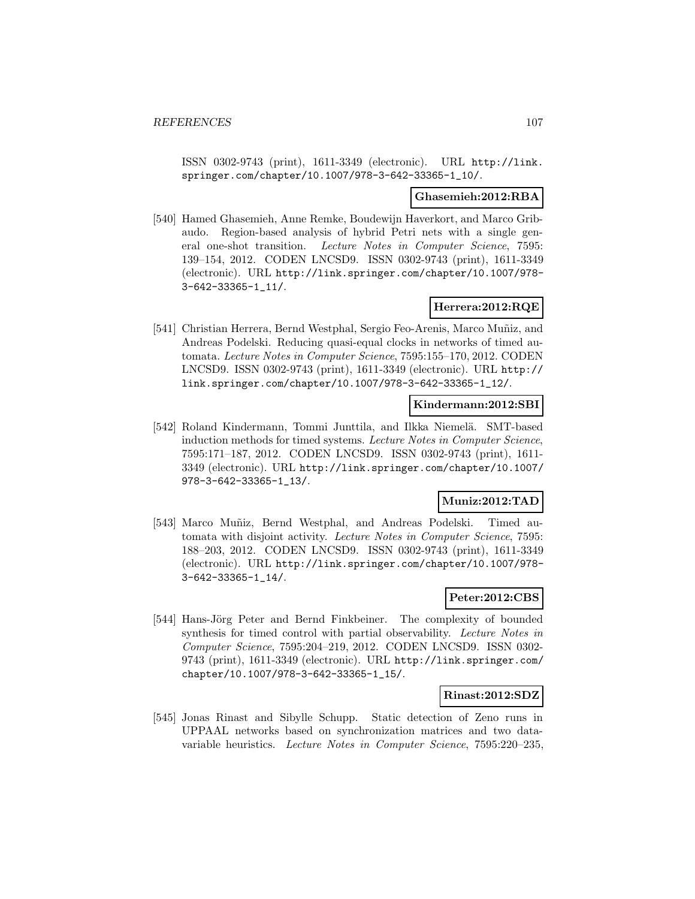ISSN 0302-9743 (print), 1611-3349 (electronic). URL http://link.springer.com/chapter/10.1007/978-3-642-33365-1_10/.

**Ghasemieh:2012:RBA**

[540] Hamed Ghasemieh, Anne Remke, Boudewijn Haverkort, and Marco Gribaudo. Region-based analysis of hybrid Petri nets with a single general one-shot transition. *Lecture Notes in Computer Science*, 7595: 139–154, 2012. CODEN LNCSD9. ISSN 0302-9743 (print), 1611-3349 (electronic). URL http://link.springer.com/chapter/10.1007/978-3-642-33365-1_11/.

**Herrera:2012:RQE**

[541] Christian Herrera, Bernd Westphal, Sergio Feo-Arenis, Marco Muñiz, and Andreas Podelski. Reducing quasi-equal clocks in networks of timed automata. *Lecture Notes in Computer Science*, 7595:155–170, 2012. CODEN LNCSD9. ISSN 0302-9743 (print), 1611-3349 (electronic). URL http://link.springer.com/chapter/10.1007/978-3-642-33365-1_12/.

**Kindermann:2012:SBI**

[542] Roland Kindermann, Tommi Junttila, and Ilkka Niemelä. SMT-based induction methods for timed systems. *Lecture Notes in Computer Science*, 7595:171–187, 2012. CODEN LNCSD9. ISSN 0302-9743 (print), 1611-3349 (electronic). URL http://link.springer.com/chapter/10.1007/978-3-642-33365-1_13/.

**Muniz:2012:TAD**

[543] Marco Muñiz, Bernd Westphal, and Andreas Podelski. Timed automata with disjoint activity. *Lecture Notes in Computer Science*, 7595: 188–203, 2012. CODEN LNCSD9. ISSN 0302-9743 (print), 1611-3349 (electronic). URL http://link.springer.com/chapter/10.1007/978-3-642-33365-1_14/.

**Peter:2012:CBS**

[544] Hans-Jörg Peter and Bernd Finkbeiner. The complexity of bounded synthesis for timed control with partial observability. *Lecture Notes in Computer Science*, 7595:204–219, 2012. CODEN LNCSD9. ISSN 0302-9743 (print), 1611-3349 (electronic). URL http://link.springer.com/chapter/10.1007/978-3-642-33365-1_15/.

**Rinast:2012:SDZ**

[545] Jonas Rinast and Sibylle Schupp. Static detection of Zeno runs in UPPAAL networks based on synchronization matrices and two data-variable heuristics. *Lecture Notes in Computer Science*, 7595:220–235,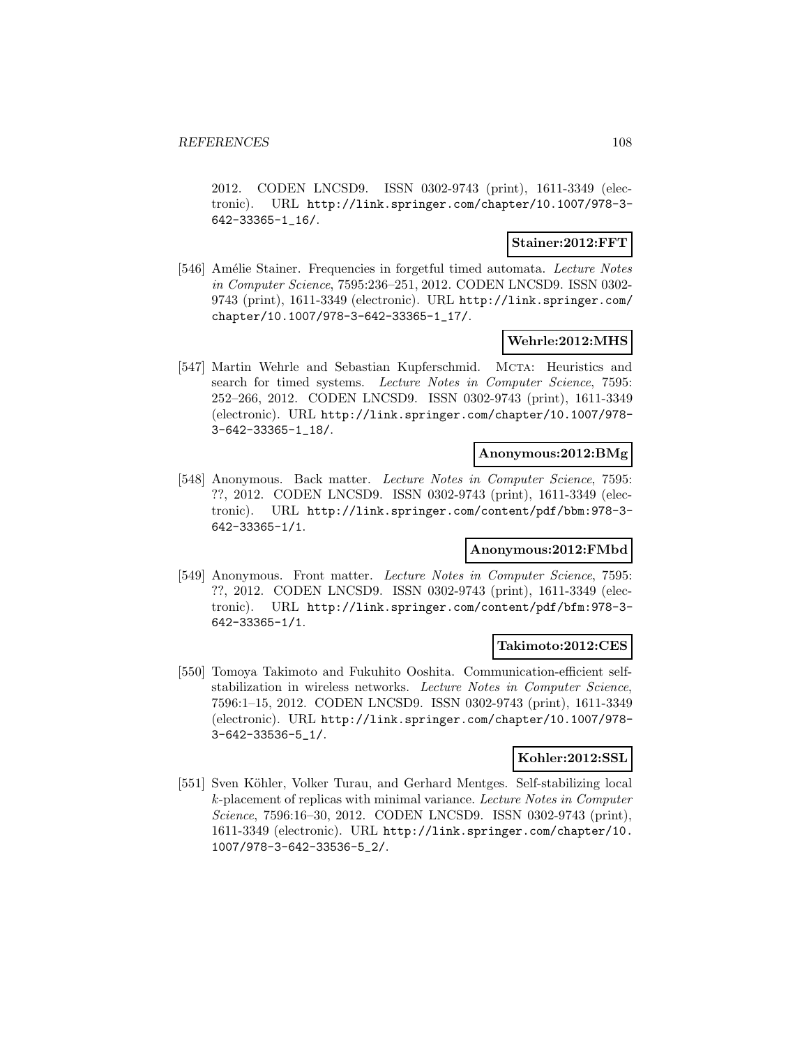2012. CODEN LNCSD9. ISSN 0302-9743 (print), 1611-3349 (electronic). URL http://link.springer.com/chapter/10.1007/978-3-642-33365-1_16/.

**Stainer:2012:FFT**

[546] Amélie Stainer. Frequencies in forgetful timed automata. *Lecture Notes in Computer Science*, 7595:236–251, 2012. CODEN LNCSD9. ISSN 0302-9743 (print), 1611-3349 (electronic). URL http://link.springer.com/chapter/10.1007/978-3-642-33365-1_17/.

**Wehrle:2012:MHS**

[547] Martin Wehrle and Sebastian Kupferschmid. MCTA: Heuristics and search for timed systems. *Lecture Notes in Computer Science*, 7595: 252–266, 2012. CODEN LNCSD9. ISSN 0302-9743 (print), 1611-3349 (electronic). URL http://link.springer.com/chapter/10.1007/978-3-642-33365-1_18/.

**Anonymous:2012:BMg**

[548] Anonymous. Back matter. *Lecture Notes in Computer Science*, 7595: ??, 2012. CODEN LNCSD9. ISSN 0302-9743 (print), 1611-3349 (electronic). URL http://link.springer.com/content/pdf/bbm:978-3-642-33365-1/1.

**Anonymous:2012:FMbd**

[549] Anonymous. Front matter. *Lecture Notes in Computer Science*, 7595: ??, 2012. CODEN LNCSD9. ISSN 0302-9743 (print), 1611-3349 (electronic). URL http://link.springer.com/content/pdf/bfm:978-3-642-33365-1/1.

**Takimoto:2012:CES**

[550] Tomoya Takimoto and Fukuhito Ooshita. Communication-efficient self-stabilization in wireless networks. *Lecture Notes in Computer Science*, 7596:1–15, 2012. CODEN LNCSD9. ISSN 0302-9743 (print), 1611-3349 (electronic). URL http://link.springer.com/chapter/10.1007/978-3-642-33536-5_1/.

**Kohler:2012:SSL**

[551] Sven Köhler, Volker Turau, and Gerhard Mentges. Self-stabilizing local $k$-placement of replicas with minimal variance. *Lecture Notes in Computer Science*, 7596:16–30, 2012. CODEN LNCSD9. ISSN 0302-9743 (print), 1611-3349 (electronic). URL http://link.springer.com/chapter/10.1007/978-3-642-33536-5_2/.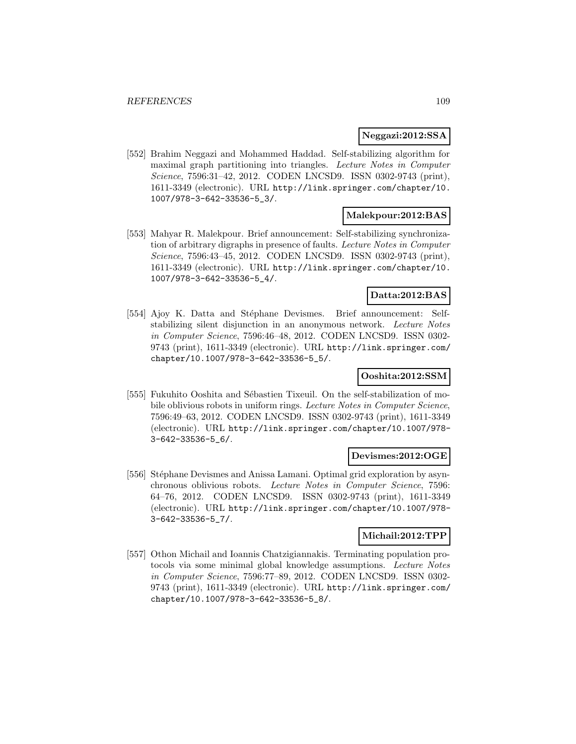**Neggazi:2012:SSA**

[552] Brahim Neggazi and Mohammed Haddad. Self-stabilizing algorithm for maximal graph partitioning into triangles. *Lecture Notes in Computer Science*, 7596:31–42, 2012. CODEN LNCSD9. ISSN 0302-9743 (print), 1611-3349 (electronic). URL http://link.springer.com/chapter/10.1007/978-3-642-33536-5_3/.

**Malekpour:2012:BAS**

[553] Mahyar R. Malekpour. Brief announcement: Self-stabilizing synchronization of arbitrary digraphs in presence of faults. *Lecture Notes in Computer Science*, 7596:43–45, 2012. CODEN LNCSD9. ISSN 0302-9743 (print), 1611-3349 (electronic). URL http://link.springer.com/chapter/10.1007/978-3-642-33536-5_4/.

**Datta:2012:BAS**

[554] Ajoy K. Datta and Stéphane Devismes. Brief announcement: Self-stabilizing silent disjunction in an anonymous network. *Lecture Notes in Computer Science*, 7596:46–48, 2012. CODEN LNCSD9. ISSN 0302-9743 (print), 1611-3349 (electronic). URL http://link.springer.com/chapter/10.1007/978-3-642-33536-5_5/.

**Ooshita:2012:SSM**

[555] Fukuhito Ooshita and Sébastien Tixeuil. On the self-stabilization of mobile oblivious robots in uniform rings. *Lecture Notes in Computer Science*, 7596:49–63, 2012. CODEN LNCSD9. ISSN 0302-9743 (print), 1611-3349 (electronic). URL http://link.springer.com/chapter/10.1007/978-3-642-33536-5_6/.

**Devismes:2012:OGE**

[556] Stéphane Devismes and Anissa Lamani. Optimal grid exploration by asynchronous oblivious robots. *Lecture Notes in Computer Science*, 7596: 64–76, 2012. CODEN LNCSD9. ISSN 0302-9743 (print), 1611-3349 (electronic). URL http://link.springer.com/chapter/10.1007/978-3-642-33536-5_7/.

**Michail:2012:TPP**

[557] Othon Michail and Ioannis Chatzigiannakis. Terminating population protocols via some minimal global knowledge assumptions. *Lecture Notes in Computer Science*, 7596:77–89, 2012. CODEN LNCSD9. ISSN 0302-9743 (print), 1611-3349 (electronic). URL http://link.springer.com/chapter/10.1007/978-3-642-33536-5_8/.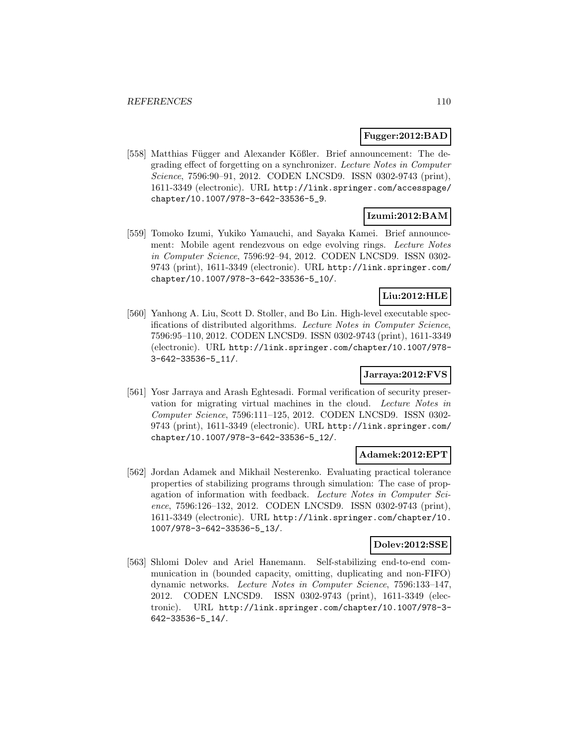**Fugger:2012:BAD**

[558] Matthias Függer and Alexander Kößler. Brief announcement: The degrading effect of forgetting on a synchronizer. *Lecture Notes in Computer Science*, 7596:90–91, 2012. CODEN LNCSD9. ISSN 0302-9743 (print), 1611-3349 (electronic). URL http://link.springer.com/accesspage/chapter/10.1007/978-3-642-33536-5_9.

**Izumi:2012:BAM**

[559] Tomoko Izumi, Yukiko Yamauchi, and Sayaka Kamei. Brief announcement: Mobile agent rendezvous on edge evolving rings. *Lecture Notes in Computer Science*, 7596:92–94, 2012. CODEN LNCSD9. ISSN 0302-9743 (print), 1611-3349 (electronic). URL http://link.springer.com/chapter/10.1007/978-3-642-33536-5_10/.

**Liu:2012:HLE**

[560] Yanhong A. Liu, Scott D. Stoller, and Bo Lin. High-level executable specifications of distributed algorithms. *Lecture Notes in Computer Science*, 7596:95–110, 2012. CODEN LNCSD9. ISSN 0302-9743 (print), 1611-3349 (electronic). URL http://link.springer.com/chapter/10.1007/978-3-642-33536-5_11/.

**Jarraya:2012:FVS**

[561] Yosr Jarraya and Arash Eghtesadi. Formal verification of security preservation for migrating virtual machines in the cloud. *Lecture Notes in Computer Science*, 7596:111–125, 2012. CODEN LNCSD9. ISSN 0302-9743 (print), 1611-3349 (electronic). URL http://link.springer.com/chapter/10.1007/978-3-642-33536-5_12/.

**Adamek:2012:EPT**

[562] Jordan Adamek and Mikhail Nesterenko. Evaluating practical tolerance properties of stabilizing programs through simulation: The case of propagation of information with feedback. *Lecture Notes in Computer Science*, 7596:126–132, 2012. CODEN LNCSD9. ISSN 0302-9743 (print), 1611-3349 (electronic). URL http://link.springer.com/chapter/10.1007/978-3-642-33536-5_13/.

**Dolev:2012:SSE**

[563] Shlomi Dolev and Ariel Hanemann. Self-stabilizing end-to-end communication in (bounded capacity, omitting, duplicating and non-FIFO) dynamic networks. *Lecture Notes in Computer Science*, 7596:133–147, 2012. CODEN LNCSD9. ISSN 0302-9743 (print), 1611-3349 (electronic). URL http://link.springer.com/chapter/10.1007/978-3-642-33536-5_14/.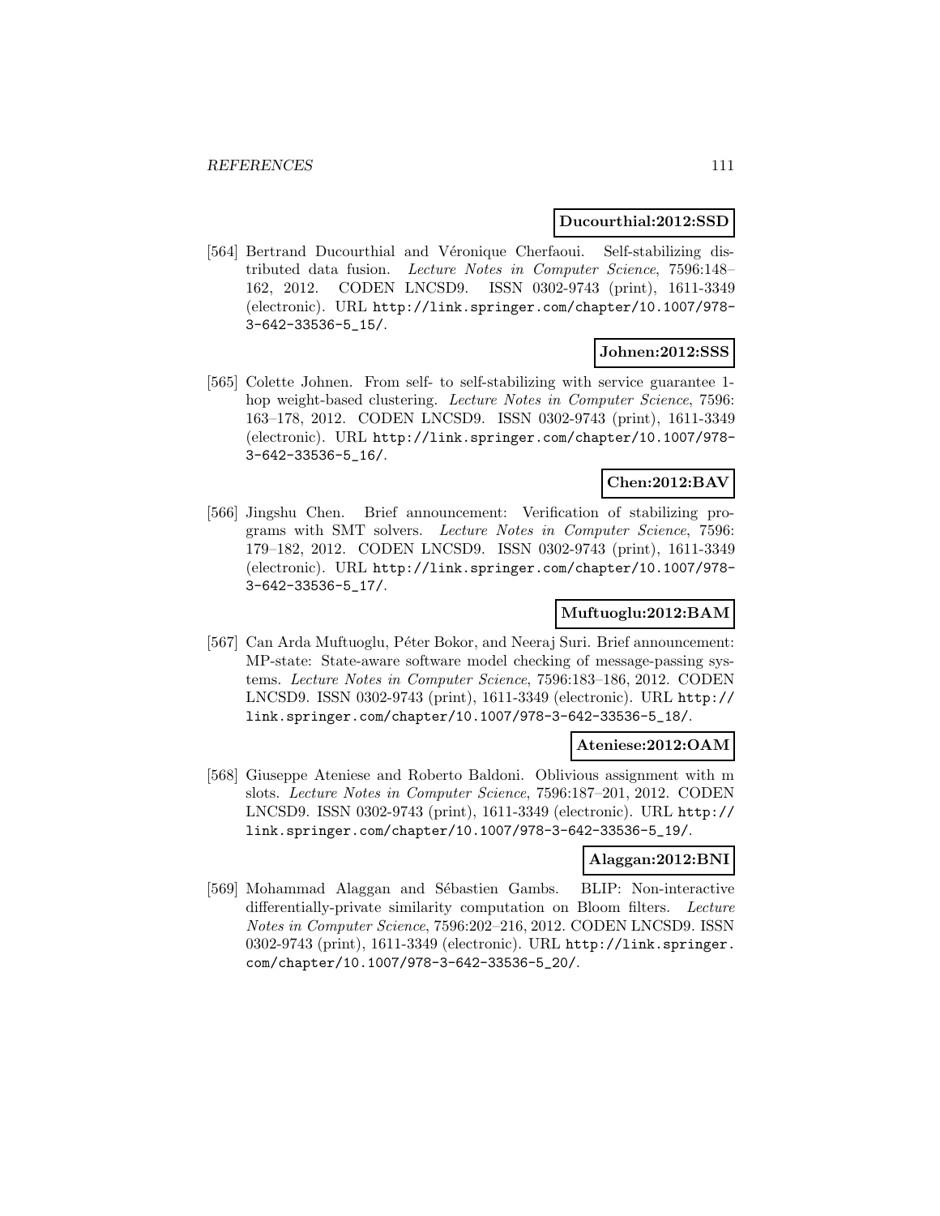**Ducourthial:2012:SSD**

[564] Bertrand Ducourthial and Véronique Cherfaoui. Self-stabilizing distributed data fusion. *Lecture Notes in Computer Science*, 7596:148–162, 2012. CODEN LNCSD9. ISSN 0302-9743 (print), 1611-3349 (electronic). URL http://link.springer.com/chapter/10.1007/978-3-642-33536-5_15/.

**Johnen:2012:SSS**

[565] Colette Johnen. From self- to self-stabilizing with service guarantee 1-hop weight-based clustering. *Lecture Notes in Computer Science*, 7596: 163–178, 2012. CODEN LNCSD9. ISSN 0302-9743 (print), 1611-3349 (electronic). URL http://link.springer.com/chapter/10.1007/978-3-642-33536-5_16/.

**Chen:2012:BAV**

[566] Jingshu Chen. Brief announcement: Verification of stabilizing programs with SMT solvers. *Lecture Notes in Computer Science*, 7596: 179–182, 2012. CODEN LNCSD9. ISSN 0302-9743 (print), 1611-3349 (electronic). URL http://link.springer.com/chapter/10.1007/978-3-642-33536-5_17/.

**Muftuoglu:2012:BAM**

[567] Can Arda Muftuoglu, Péter Bokor, and Neeraj Suri. Brief announcement: MP-state: State-aware software model checking of message-passing systems. *Lecture Notes in Computer Science*, 7596:183–186, 2012. CODEN LNCSD9. ISSN 0302-9743 (print), 1611-3349 (electronic). URL http://link.springer.com/chapter/10.1007/978-3-642-33536-5_18/.

**Ateniese:2012:OAM**

[568] Giuseppe Ateniese and Roberto Baldoni. Oblivious assignment with m slots. *Lecture Notes in Computer Science*, 7596:187–201, 2012. CODEN LNCSD9. ISSN 0302-9743 (print), 1611-3349 (electronic). URL http://link.springer.com/chapter/10.1007/978-3-642-33536-5_19/.

**Alaggan:2012:BNI**

[569] Mohammad Alaggan and Sébastien Gambs. BLIP: Non-interactive differentially-private similarity computation on Bloom filters. *Lecture Notes in Computer Science*, 7596:202–216, 2012. CODEN LNCSD9. ISSN 0302-9743 (print), 1611-3349 (electronic). URL http://link.springer.com/chapter/10.1007/978-3-642-33536-5_20/.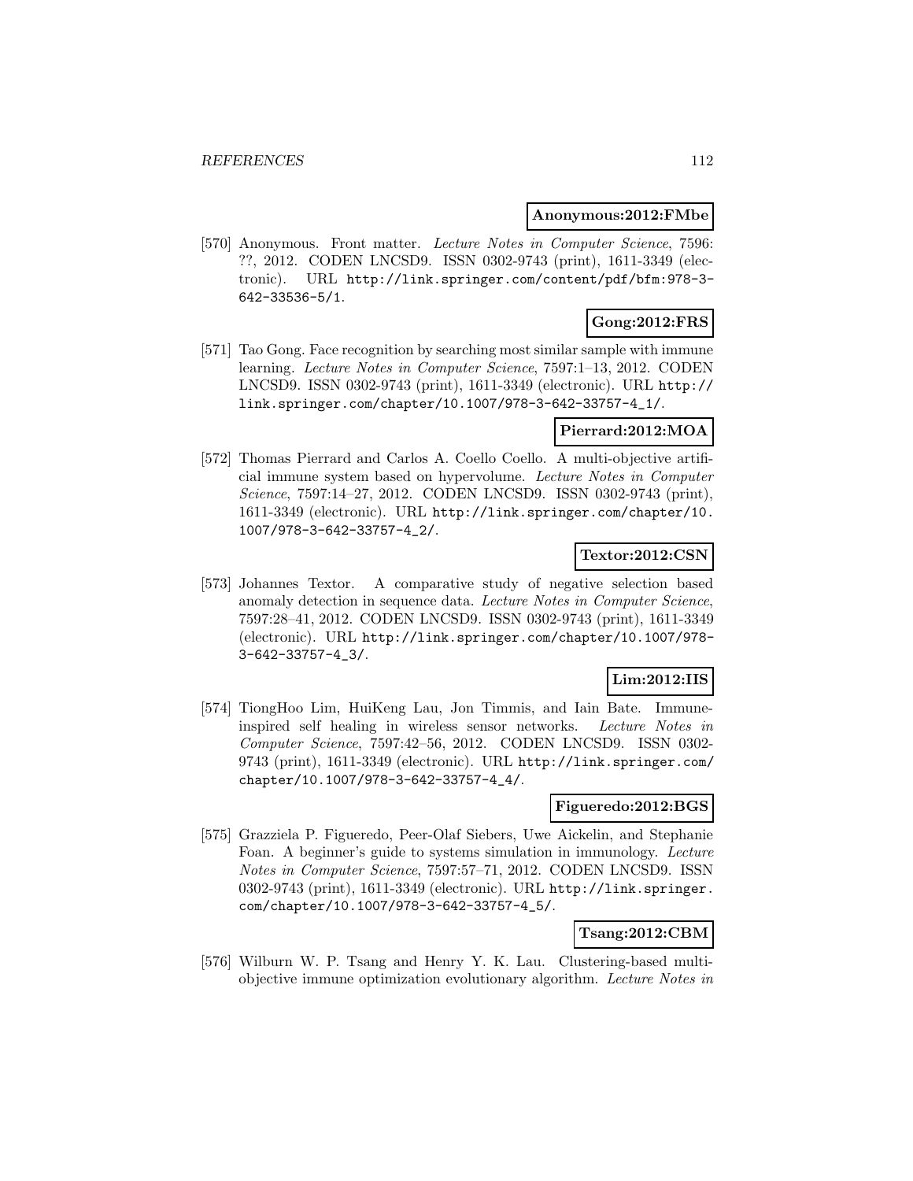**Anonymous:2012:FMbe**

[570] Anonymous. Front matter. *Lecture Notes in Computer Science*, 7596: ??, 2012. CODEN LNCSD9. ISSN 0302-9743 (print), 1611-3349 (electronic). URL http://link.springer.com/content/pdf/bfm:978-3-642-33536-5/1.

**Gong:2012:FRS**

[571] Tao Gong. Face recognition by searching most similar sample with immune learning. *Lecture Notes in Computer Science*, 7597:1–13, 2012. CODEN LNCSD9. ISSN 0302-9743 (print), 1611-3349 (electronic). URL http://link.springer.com/chapter/10.1007/978-3-642-33757-4_1/.

**Pierrard:2012:MOA**

[572] Thomas Pierrard and Carlos A. Coello Coello. A multi-objective artificial immune system based on hypervolume. *Lecture Notes in Computer Science*, 7597:14–27, 2012. CODEN LNCSD9. ISSN 0302-9743 (print), 1611-3349 (electronic). URL http://link.springer.com/chapter/10.1007/978-3-642-33757-4_2/.

**Textor:2012:CSN**

[573] Johannes Textor. A comparative study of negative selection based anomaly detection in sequence data. *Lecture Notes in Computer Science*, 7597:28–41, 2012. CODEN LNCSD9. ISSN 0302-9743 (print), 1611-3349 (electronic). URL http://link.springer.com/chapter/10.1007/978-3-642-33757-4_3/.

**Lim:2012:IIS**

[574] TiongHoo Lim, HuiKeng Lau, Jon Timmis, and Iain Bate. Immune-inspired self healing in wireless sensor networks. *Lecture Notes in Computer Science*, 7597:42–56, 2012. CODEN LNCSD9. ISSN 0302-9743 (print), 1611-3349 (electronic). URL http://link.springer.com/chapter/10.1007/978-3-642-33757-4_4/.

**Figueredo:2012:BGS**

[575] Grazziela P. Figueredo, Peer-Olaf Siebers, Uwe Aickelin, and Stephanie Foan. A beginner's guide to systems simulation in immunology. *Lecture Notes in Computer Science*, 7597:57–71, 2012. CODEN LNCSD9. ISSN 0302-9743 (print), 1611-3349 (electronic). URL http://link.springer.com/chapter/10.1007/978-3-642-33757-4_5/.

**Tsang:2012:CBM**

[576] Wilburn W. P. Tsang and Henry Y. K. Lau. Clustering-based multi-objective immune optimization evolutionary algorithm. *Lecture Notes in*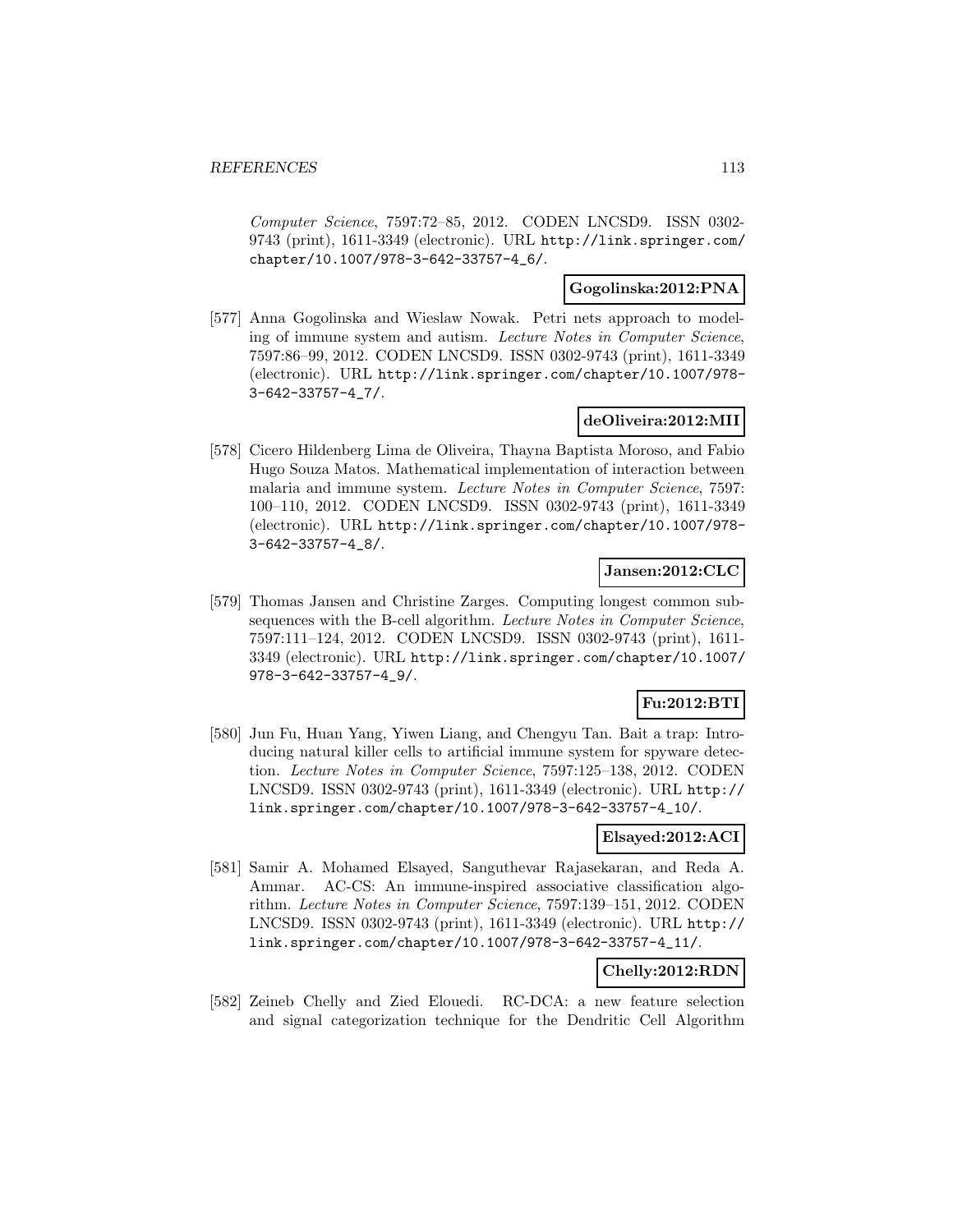*Computer Science*, 7597:72–85, 2012. CODEN LNCSD9. ISSN 0302-9743 (print), 1611-3349 (electronic). URL http://link.springer.com/chapter/10.1007/978-3-642-33757-4_6/.

**Gogolinska:2012:PNA**

[577] Anna Gogolinska and Wieslaw Nowak. Petri nets approach to modeling of immune system and autism. *Lecture Notes in Computer Science*, 7597:86–99, 2012. CODEN LNCSD9. ISSN 0302-9743 (print), 1611-3349 (electronic). URL http://link.springer.com/chapter/10.1007/978-3-642-33757-4_7/.

**deOliveira:2012:MII**

[578] Cicero Hildenberg Lima de Oliveira, Thayna Baptista Moroso, and Fabio Hugo Souza Matos. Mathematical implementation of interaction between malaria and immune system. *Lecture Notes in Computer Science*, 7597: 100–110, 2012. CODEN LNCSD9. ISSN 0302-9743 (print), 1611-3349 (electronic). URL http://link.springer.com/chapter/10.1007/978-3-642-33757-4_8/.

**Jansen:2012:CLC**

[579] Thomas Jansen and Christine Zarges. Computing longest common subsequences with the B-cell algorithm. *Lecture Notes in Computer Science*, 7597:111–124, 2012. CODEN LNCSD9. ISSN 0302-9743 (print), 1611-3349 (electronic). URL http://link.springer.com/chapter/10.1007/978-3-642-33757-4_9/.

**Fu:2012:BTI**

[580] Jun Fu, Huan Yang, Yiwen Liang, and Chengyu Tan. Bait a trap: Introducing natural killer cells to artificial immune system for spyware detection. *Lecture Notes in Computer Science*, 7597:125–138, 2012. CODEN LNCSD9. ISSN 0302-9743 (print), 1611-3349 (electronic). URL http://link.springer.com/chapter/10.1007/978-3-642-33757-4_10/.

**Elsayed:2012:ACI**

[581] Samir A. Mohamed Elsayed, Sanguthevar Rajasekaran, and Reda A. Ammar. AC-CS: An immune-inspired associative classification algorithm. *Lecture Notes in Computer Science*, 7597:139–151, 2012. CODEN LNCSD9. ISSN 0302-9743 (print), 1611-3349 (electronic). URL http://link.springer.com/chapter/10.1007/978-3-642-33757-4_11/.

**Chelly:2012:RDN**

[582] Zeineb Chelly and Zied Elouedi. RC-DCA: a new feature selection and signal categorization technique for the Dendritic Cell Algorithm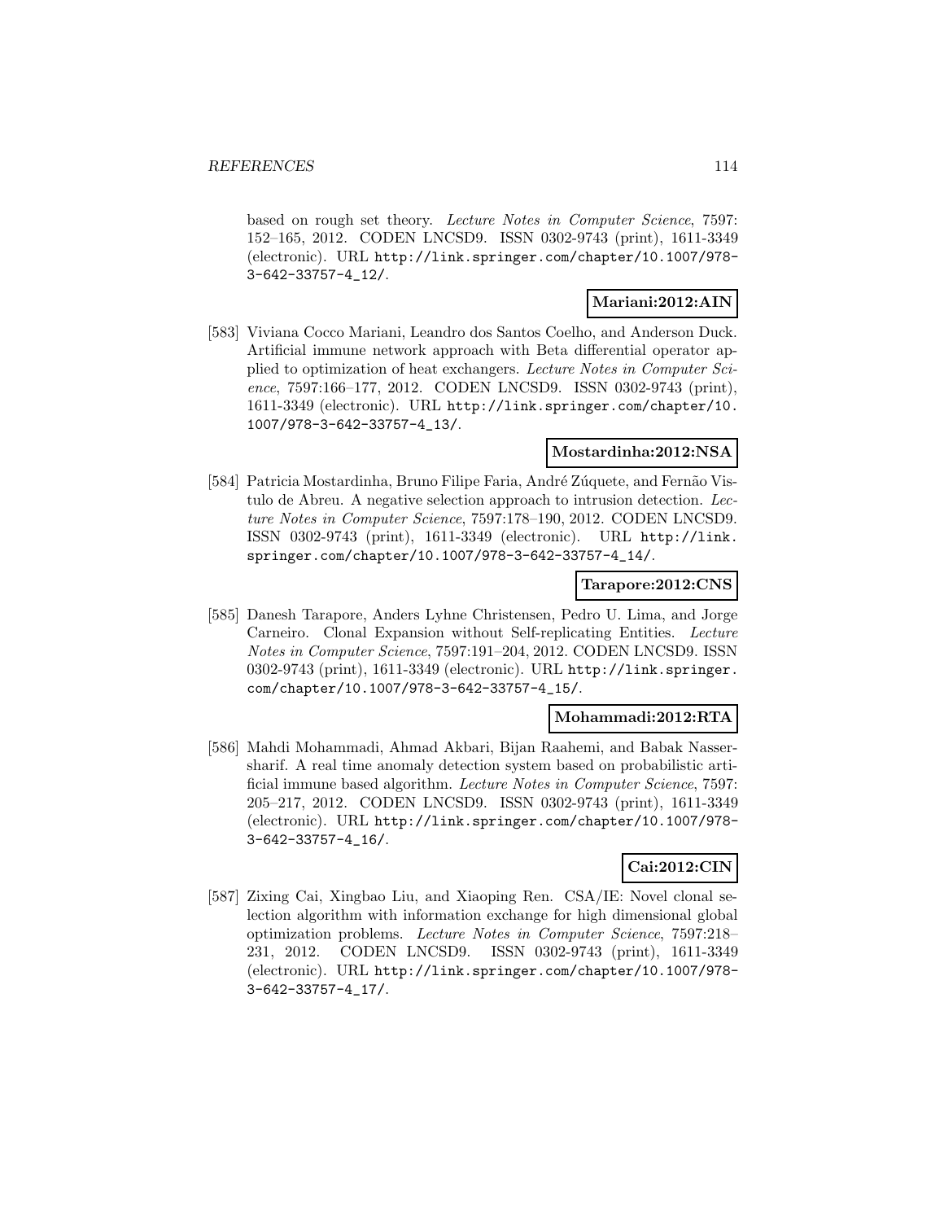based on rough set theory. *Lecture Notes in Computer Science*, 7597: 152–165, 2012. CODEN LNCSD9. ISSN 0302-9743 (print), 1611-3349 (electronic). URL http://link.springer.com/chapter/10.1007/978-3-642-33757-4_12/.

**Mariani:2012:AIN**

[583] Viviana Cocco Mariani, Leandro dos Santos Coelho, and Anderson Duck. Artificial immune network approach with Beta differential operator applied to optimization of heat exchangers. *Lecture Notes in Computer Science*, 7597:166–177, 2012. CODEN LNCSD9. ISSN 0302-9743 (print), 1611-3349 (electronic). URL http://link.springer.com/chapter/10.1007/978-3-642-33757-4_13/.

**Mostardinha:2012:NSA**

[584] Patricia Mostardinha, Bruno Filipe Faria, André Zúquete, and Fernão Vistulo de Abreu. A negative selection approach to intrusion detection. *Lecture Notes in Computer Science*, 7597:178–190, 2012. CODEN LNCSD9. ISSN 0302-9743 (print), 1611-3349 (electronic). URL http://link.springer.com/chapter/10.1007/978-3-642-33757-4_14/.

**Tarapore:2012:CNS**

[585] Danesh Tarapore, Anders Lyhne Christensen, Pedro U. Lima, and Jorge Carneiro. Clonal Expansion without Self-replicating Entities. *Lecture Notes in Computer Science*, 7597:191–204, 2012. CODEN LNCSD9. ISSN 0302-9743 (print), 1611-3349 (electronic). URL http://link.springer.com/chapter/10.1007/978-3-642-33757-4_15/.

**Mohammadi:2012:RTA**

[586] Mahdi Mohammadi, Ahmad Akbari, Bijan Raahemi, and Babak Nassersharif. A real time anomaly detection system based on probabilistic artificial immune based algorithm. *Lecture Notes in Computer Science*, 7597: 205–217, 2012. CODEN LNCSD9. ISSN 0302-9743 (print), 1611-3349 (electronic). URL http://link.springer.com/chapter/10.1007/978-3-642-33757-4_16/.

**Cai:2012:CIN**

[587] Zixing Cai, Xingbao Liu, and Xiaoping Ren. CSA/IE: Novel clonal selection algorithm with information exchange for high dimensional global optimization problems. *Lecture Notes in Computer Science*, 7597:218–231, 2012. CODEN LNCSD9. ISSN 0302-9743 (print), 1611-3349 (electronic). URL http://link.springer.com/chapter/10.1007/978-3-642-33757-4_17/.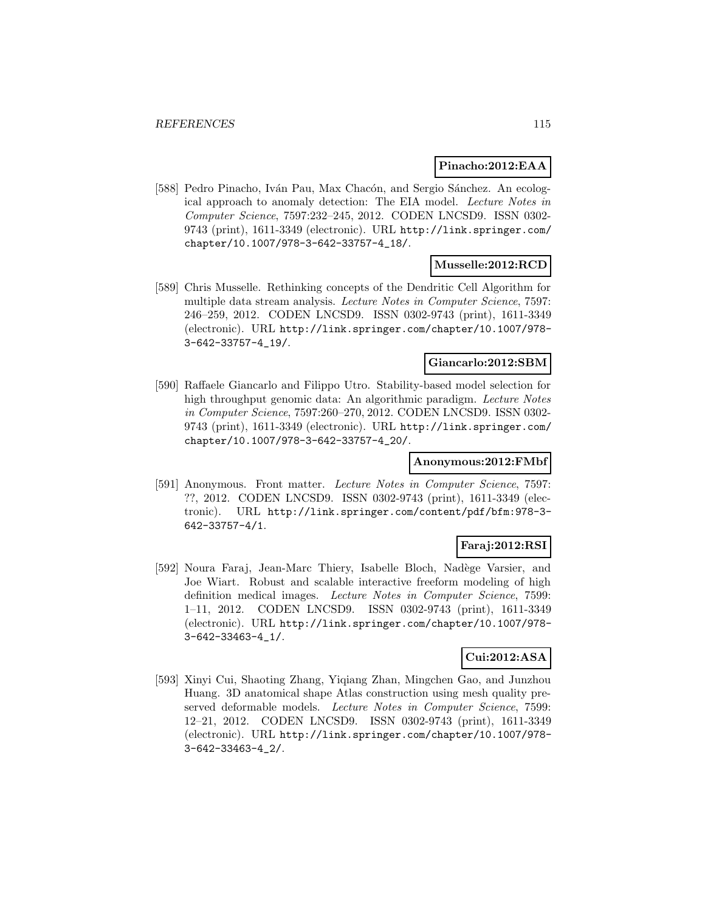**Pinacho:2012:EAA**

[588] Pedro Pinacho, Iván Pau, Max Chacón, and Sergio Sánchez. An ecological approach to anomaly detection: The EIA model. *Lecture Notes in Computer Science*, 7597:232–245, 2012. CODEN LNCSD9. ISSN 0302-9743 (print), 1611-3349 (electronic). URL http://link.springer.com/chapter/10.1007/978-3-642-33757-4_18/.

**Musselle:2012:RCD**

[589] Chris Musselle. Rethinking concepts of the Dendritic Cell Algorithm for multiple data stream analysis. *Lecture Notes in Computer Science*, 7597: 246–259, 2012. CODEN LNCSD9. ISSN 0302-9743 (print), 1611-3349 (electronic). URL http://link.springer.com/chapter/10.1007/978-3-642-33757-4_19/.

**Giancarlo:2012:SBM**

[590] Raffaele Giancarlo and Filippo Utro. Stability-based model selection for high throughput genomic data: An algorithmic paradigm. *Lecture Notes in Computer Science*, 7597:260–270, 2012. CODEN LNCSD9. ISSN 0302-9743 (print), 1611-3349 (electronic). URL http://link.springer.com/chapter/10.1007/978-3-642-33757-4_20/.

**Anonymous:2012:FMbf**

[591] Anonymous. Front matter. *Lecture Notes in Computer Science*, 7597: ??, 2012. CODEN LNCSD9. ISSN 0302-9743 (print), 1611-3349 (electronic). URL http://link.springer.com/content/pdf/bfm:978-3-642-33757-4/1.

**Faraj:2012:RSI**

[592] Noura Faraj, Jean-Marc Thiery, Isabelle Bloch, Nadège Varsier, and Joe Wiart. Robust and scalable interactive freeform modeling of high definition medical images. *Lecture Notes in Computer Science*, 7599: 1–11, 2012. CODEN LNCSD9. ISSN 0302-9743 (print), 1611-3349 (electronic). URL http://link.springer.com/chapter/10.1007/978-3-642-33463-4_1/.

**Cui:2012:ASA**

[593] Xinyi Cui, Shaoting Zhang, Yiqiang Zhan, Mingchen Gao, and Junzhou Huang. 3D anatomical shape Atlas construction using mesh quality preserved deformable models. *Lecture Notes in Computer Science*, 7599: 12–21, 2012. CODEN LNCSD9. ISSN 0302-9743 (print), 1611-3349 (electronic). URL http://link.springer.com/chapter/10.1007/978-3-642-33463-4_2/.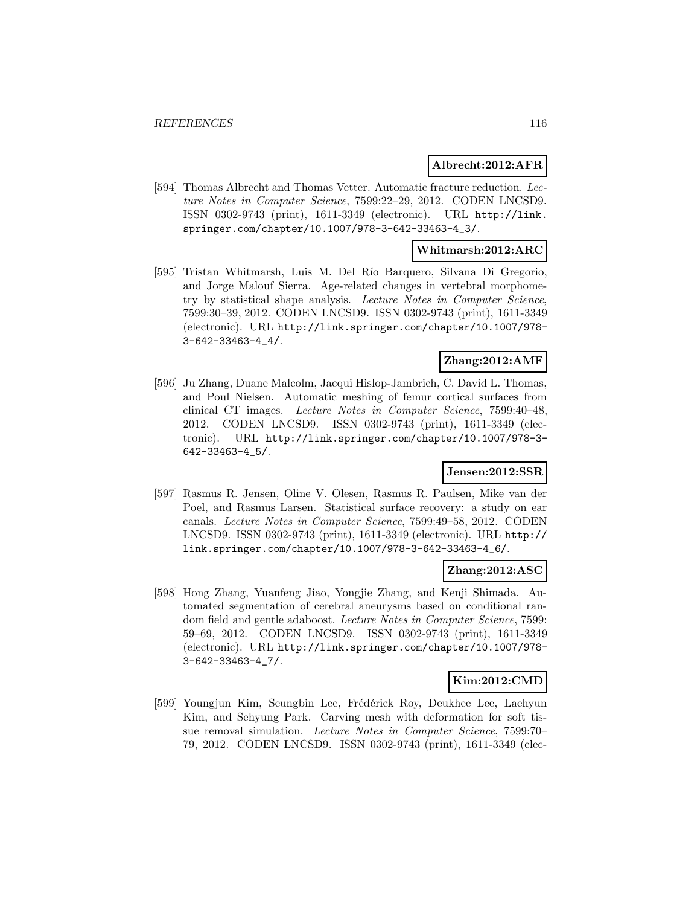**Albrecht:2012:AFR**

[594] Thomas Albrecht and Thomas Vetter. Automatic fracture reduction. *Lecture Notes in Computer Science*, 7599:22–29, 2012. CODEN LNCSD9. ISSN 0302-9743 (print), 1611-3349 (electronic). URL http://link.springer.com/chapter/10.1007/978-3-642-33463-4_3/.

**Whitmarsh:2012:ARC**

[595] Tristan Whitmarsh, Luis M. Del Río Barquero, Silvana Di Gregorio, and Jorge Malouf Sierra. Age-related changes in vertebral morphometry by statistical shape analysis. *Lecture Notes in Computer Science*, 7599:30–39, 2012. CODEN LNCSD9. ISSN 0302-9743 (print), 1611-3349 (electronic). URL http://link.springer.com/chapter/10.1007/978-3-642-33463-4_4/.

**Zhang:2012:AMF**

[596] Ju Zhang, Duane Malcolm, Jacqui Hislop-Jambrich, C. David L. Thomas, and Poul Nielsen. Automatic meshing of femur cortical surfaces from clinical CT images. *Lecture Notes in Computer Science*, 7599:40–48, 2012. CODEN LNCSD9. ISSN 0302-9743 (print), 1611-3349 (electronic). URL http://link.springer.com/chapter/10.1007/978-3-642-33463-4_5/.

**Jensen:2012:SSR**

[597] Rasmus R. Jensen, Oline V. Olesen, Rasmus R. Paulsen, Mike van der Poel, and Rasmus Larsen. Statistical surface recovery: a study on ear canals. *Lecture Notes in Computer Science*, 7599:49–58, 2012. CODEN LNCSD9. ISSN 0302-9743 (print), 1611-3349 (electronic). URL http://link.springer.com/chapter/10.1007/978-3-642-33463-4_6/.

**Zhang:2012:ASC**

[598] Hong Zhang, Yuanfeng Jiao, Yongjie Zhang, and Kenji Shimada. Automated segmentation of cerebral aneurysms based on conditional random field and gentle adaboost. *Lecture Notes in Computer Science*, 7599:59–69, 2012. CODEN LNCSD9. ISSN 0302-9743 (print), 1611-3349 (electronic). URL http://link.springer.com/chapter/10.1007/978-3-642-33463-4_7/.

**Kim:2012:CMD**

[599] Youngjun Kim, Seungbin Lee, Frédérick Roy, Deukhee Lee, Laehyun Kim, and Sehyung Park. Carving mesh with deformation for soft tissue removal simulation. *Lecture Notes in Computer Science*, 7599:70–79, 2012. CODEN LNCSD9. ISSN 0302-9743 (print), 1611-3349 (elec-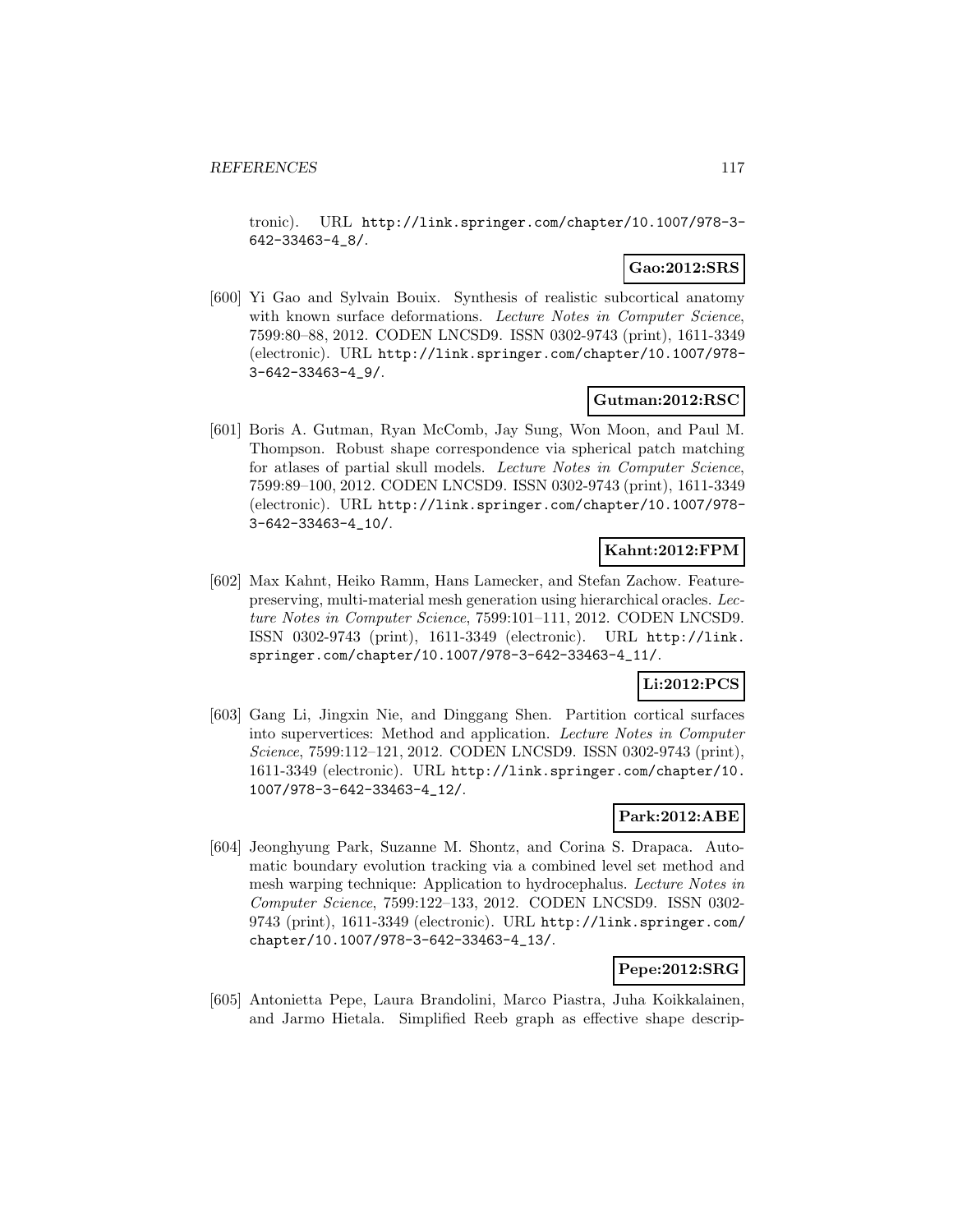tronic). URL http://link.springer.com/chapter/10.1007/978-3-642-33463-4_8/.

**Gao:2012:SRS**

[600] Yi Gao and Sylvain Bouix. Synthesis of realistic subcortical anatomy with known surface deformations. *Lecture Notes in Computer Science*, 7599:80–88, 2012. CODEN LNCSD9. ISSN 0302-9743 (print), 1611-3349 (electronic). URL http://link.springer.com/chapter/10.1007/978-3-642-33463-4_9/.

**Gutman:2012:RSC**

[601] Boris A. Gutman, Ryan McComb, Jay Sung, Won Moon, and Paul M. Thompson. Robust shape correspondence via spherical patch matching for atlases of partial skull models. *Lecture Notes in Computer Science*, 7599:89–100, 2012. CODEN LNCSD9. ISSN 0302-9743 (print), 1611-3349 (electronic). URL http://link.springer.com/chapter/10.1007/978-3-642-33463-4_10/.

**Kahnt:2012:FPM**

[602] Max Kahnt, Heiko Ramm, Hans Lamecker, and Stefan Zachow. Feature-preserving, multi-material mesh generation using hierarchical oracles. *Lecture Notes in Computer Science*, 7599:101–111, 2012. CODEN LNCSD9. ISSN 0302-9743 (print), 1611-3349 (electronic). URL http://link.springer.com/chapter/10.1007/978-3-642-33463-4_11/.

**Li:2012:PCS**

[603] Gang Li, Jingxin Nie, and Dinggang Shen. Partition cortical surfaces into supervertices: Method and application. *Lecture Notes in Computer Science*, 7599:112–121, 2012. CODEN LNCSD9. ISSN 0302-9743 (print), 1611-3349 (electronic). URL http://link.springer.com/chapter/10.1007/978-3-642-33463-4_12/.

**Park:2012:ABE**

[604] Jeonghyung Park, Suzanne M. Shontz, and Corina S. Drapaca. Automatic boundary evolution tracking via a combined level set method and mesh warping technique: Application to hydrocephalus. *Lecture Notes in Computer Science*, 7599:122–133, 2012. CODEN LNCSD9. ISSN 0302-9743 (print), 1611-3349 (electronic). URL http://link.springer.com/chapter/10.1007/978-3-642-33463-4_13/.

**Pepe:2012:SRG**

[605] Antonietta Pepe, Laura Brandolini, Marco Piastra, Juha Koikkalainen, and Jarmo Hietala. Simplified Reeb graph as effective shape descrip-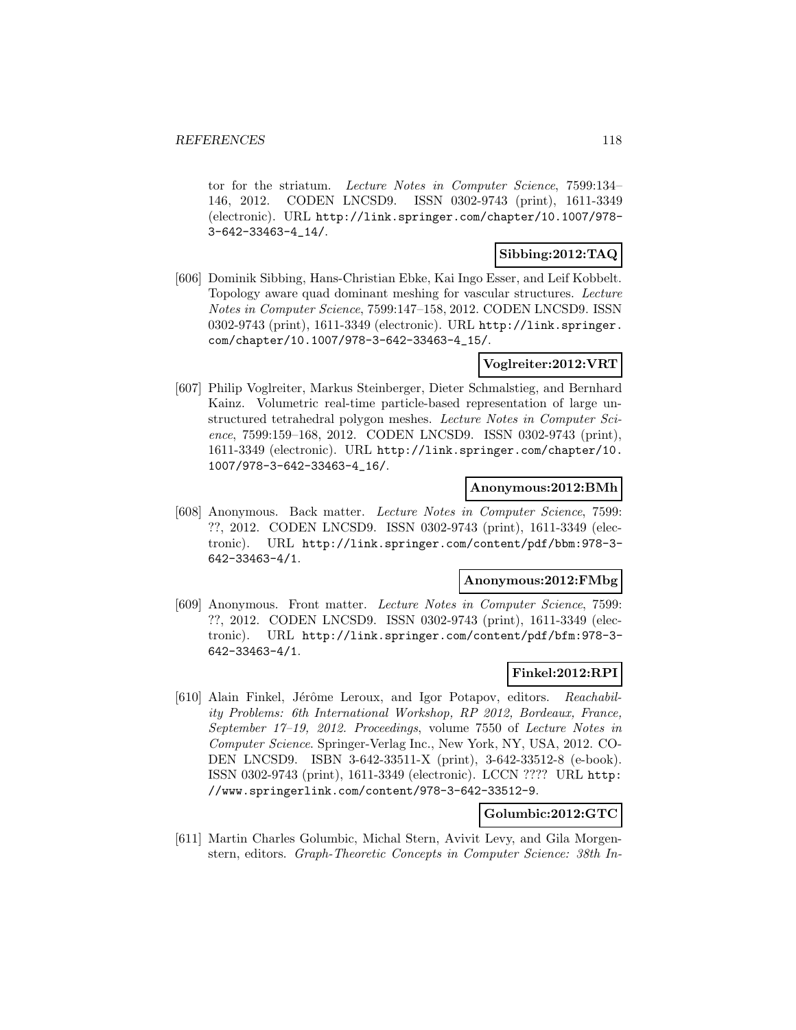tor for the striatum. *Lecture Notes in Computer Science*, 7599:134–146, 2012. CODEN LNCSD9. ISSN 0302-9743 (print), 1611-3349 (electronic). URL http://link.springer.com/chapter/10.1007/978-3-642-33463-4_14/.

**Sibbing:2012:TAQ**

[606] Dominik Sibbing, Hans-Christian Ebke, Kai Ingo Esser, and Leif Kobbelt. Topology aware quad dominant meshing for vascular structures. *Lecture Notes in Computer Science*, 7599:147–158, 2012. CODEN LNCSD9. ISSN 0302-9743 (print), 1611-3349 (electronic). URL http://link.springer.com/chapter/10.1007/978-3-642-33463-4_15/.

**Voglreiter:2012:VRT**

[607] Philip Voglreiter, Markus Steinberger, Dieter Schmalstieg, and Bernhard Kainz. Volumetric real-time particle-based representation of large unstructured tetrahedral polygon meshes. *Lecture Notes in Computer Science*, 7599:159–168, 2012. CODEN LNCSD9. ISSN 0302-9743 (print), 1611-3349 (electronic). URL http://link.springer.com/chapter/10.1007/978-3-642-33463-4_16/.

**Anonymous:2012:BMh**

[608] Anonymous. Back matter. *Lecture Notes in Computer Science*, 7599: ??, 2012. CODEN LNCSD9. ISSN 0302-9743 (print), 1611-3349 (electronic). URL http://link.springer.com/content/pdf/bbm:978-3-642-33463-4/1.

**Anonymous:2012:FMbg**

[609] Anonymous. Front matter. *Lecture Notes in Computer Science*, 7599: ??, 2012. CODEN LNCSD9. ISSN 0302-9743 (print), 1611-3349 (electronic). URL http://link.springer.com/content/pdf/bfm:978-3-642-33463-4/1.

**Finkel:2012:RPI**

[610] Alain Finkel, Jérôme Leroux, and Igor Potapov, editors. *Reachability Problems: 6th International Workshop, RP 2012, Bordeaux, France, September 17–19, 2012. Proceedings*, volume 7550 of *Lecture Notes in Computer Science*. Springer-Verlag Inc., New York, NY, USA, 2012. CODEN LNCSD9. ISBN 3-642-33511-X (print), 3-642-33512-8 (e-book). ISSN 0302-9743 (print), 1611-3349 (electronic). LCCN ???? URL http://www.springerlink.com/content/978-3-642-33512-9.

**Golumbic:2012:GTC**

[611] Martin Charles Golumbic, Michal Stern, Avivit Levy, and Gila Morgenstern, editors. *Graph-Theoretic Concepts in Computer Science: 38th In-*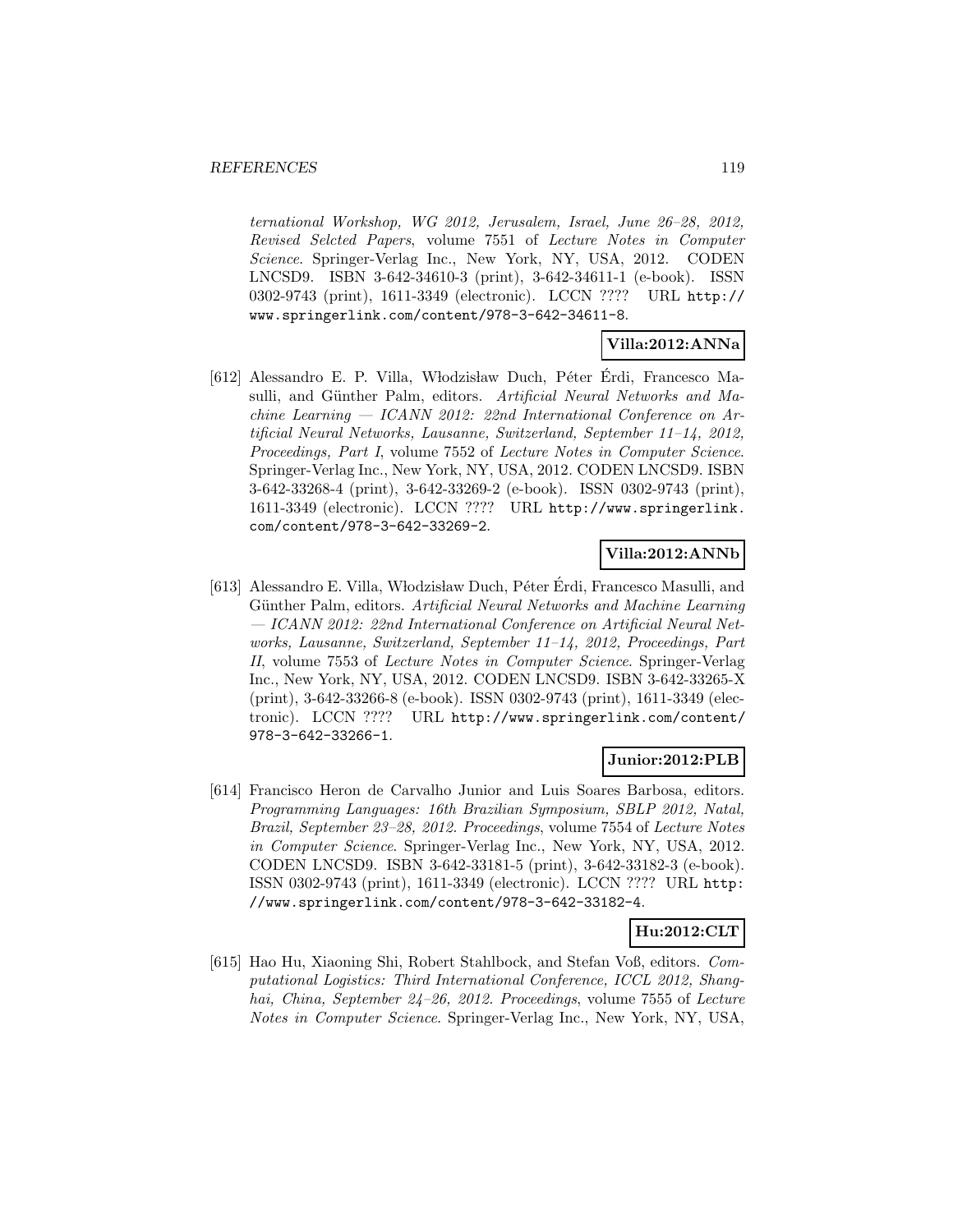ternational Workshop, WG 2012, Jerusalem, Israel, June 26–28, 2012, Revised Selcted Papers*, volume 7551 of *Lecture Notes in Computer Science*. Springer-Verlag Inc., New York, NY, USA, 2012. CODEN LNCSD9. ISBN 3-642-34610-3 (print), 3-642-34611-1 (e-book). ISSN 0302-9743 (print), 1611-3349 (electronic). LCCN ???? URL http://www.springerlink.com/content/978-3-642-34611-8.

**Villa:2012:ANNa**

[612] Alessandro E. P. Villa, Włodzisław Duch, Péter Érdi, Francesco Masulli, and Günther Palm, editors. *Artificial Neural Networks and Machine Learning — ICANN 2012: 22nd International Conference on Artificial Neural Networks, Lausanne, Switzerland, September 11–14, 2012, Proceedings, Part I*, volume 7552 of *Lecture Notes in Computer Science*. Springer-Verlag Inc., New York, NY, USA, 2012. CODEN LNCSD9. ISBN 3-642-33268-4 (print), 3-642-33269-2 (e-book). ISSN 0302-9743 (print), 1611-3349 (electronic). LCCN ???? URL http://www.springerlink.com/content/978-3-642-33269-2.

**Villa:2012:ANNb**

[613] Alessandro E. Villa, Włodzisław Duch, Péter Érdi, Francesco Masulli, and Günther Palm, editors. *Artificial Neural Networks and Machine Learning — ICANN 2012: 22nd International Conference on Artificial Neural Networks, Lausanne, Switzerland, September 11–14, 2012, Proceedings, Part II*, volume 7553 of *Lecture Notes in Computer Science*. Springer-Verlag Inc., New York, NY, USA, 2012. CODEN LNCSD9. ISBN 3-642-33265-X (print), 3-642-33266-8 (e-book). ISSN 0302-9743 (print), 1611-3349 (electronic). LCCN ???? URL http://www.springerlink.com/content/978-3-642-33266-1.

**Junior:2012:PLB**

[614] Francisco Heron de Carvalho Junior and Luis Soares Barbosa, editors. *Programming Languages: 16th Brazilian Symposium, SBLP 2012, Natal, Brazil, September 23–28, 2012. Proceedings*, volume 7554 of *Lecture Notes in Computer Science*. Springer-Verlag Inc., New York, NY, USA, 2012. CODEN LNCSD9. ISBN 3-642-33181-5 (print), 3-642-33182-3 (e-book). ISSN 0302-9743 (print), 1611-3349 (electronic). LCCN ???? URL http://www.springerlink.com/content/978-3-642-33182-4.

**Hu:2012:CLT**

[615] Hao Hu, Xiaoning Shi, Robert Stahlbock, and Stefan Voß, editors. *Computational Logistics: Third International Conference, ICCL 2012, Shanghai, China, September 24–26, 2012. Proceedings*, volume 7555 of *Lecture Notes in Computer Science*. Springer-Verlag Inc., New York, NY, USA,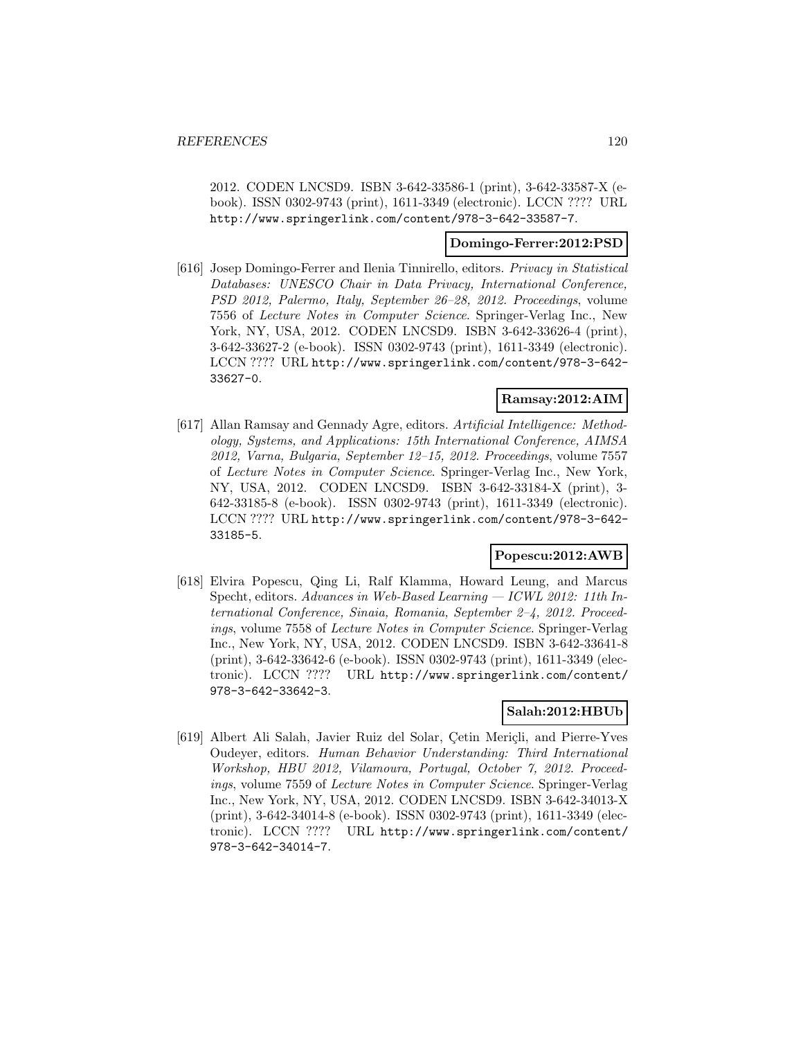2012. CODEN LNCSD9. ISBN 3-642-33586-1 (print), 3-642-33587-X (e-book). ISSN 0302-9743 (print), 1611-3349 (electronic). LCCN ???? URL http://www.springerlink.com/content/978-3-642-33587-7.

**Domingo-Ferrer:2012:PSD**

[616] Josep Domingo-Ferrer and Ilenia Tinnirello, editors. *Privacy in Statistical Databases: UNESCO Chair in Data Privacy, International Conference, PSD 2012, Palermo, Italy, September 26–28, 2012. Proceedings*, volume 7556 of *Lecture Notes in Computer Science*. Springer-Verlag Inc., New York, NY, USA, 2012. CODEN LNCSD9. ISBN 3-642-33626-4 (print), 3-642-33627-2 (e-book). ISSN 0302-9743 (print), 1611-3349 (electronic). LCCN ???? URL http://www.springerlink.com/content/978-3-642-33627-0.

**Ramsay:2012:AIM**

[617] Allan Ramsay and Gennady Agre, editors. *Artificial Intelligence: Methodology, Systems, and Applications: 15th International Conference, AIMSA 2012, Varna, Bulgaria, September 12–15, 2012. Proceedings*, volume 7557 of *Lecture Notes in Computer Science*. Springer-Verlag Inc., New York, NY, USA, 2012. CODEN LNCSD9. ISBN 3-642-33184-X (print), 3-642-33185-8 (e-book). ISSN 0302-9743 (print), 1611-3349 (electronic). LCCN ???? URL http://www.springerlink.com/content/978-3-642-33185-5.

**Popescu:2012:AWB**

[618] Elvira Popescu, Qing Li, Ralf Klamma, Howard Leung, and Marcus Specht, editors. *Advances in Web-Based Learning — ICWL 2012: 11th International Conference, Sinaia, Romania, September 2–4, 2012. Proceedings*, volume 7558 of *Lecture Notes in Computer Science*. Springer-Verlag Inc., New York, NY, USA, 2012. CODEN LNCSD9. ISBN 3-642-33641-8 (print), 3-642-33642-6 (e-book). ISSN 0302-9743 (print), 1611-3349 (electronic). LCCN ???? URL http://www.springerlink.com/content/978-3-642-33642-3.

**Salah:2012:HBUb**

[619] Albert Ali Salah, Javier Ruiz del Solar, Çetin Meriçli, and Pierre-Yves Oudeyer, editors. *Human Behavior Understanding: Third International Workshop, HBU 2012, Vilamoura, Portugal, October 7, 2012. Proceedings*, volume 7559 of *Lecture Notes in Computer Science*. Springer-Verlag Inc., New York, NY, USA, 2012. CODEN LNCSD9. ISBN 3-642-34013-X (print), 3-642-34014-8 (e-book). ISSN 0302-9743 (print), 1611-3349 (electronic). LCCN ???? URL http://www.springerlink.com/content/978-3-642-34014-7.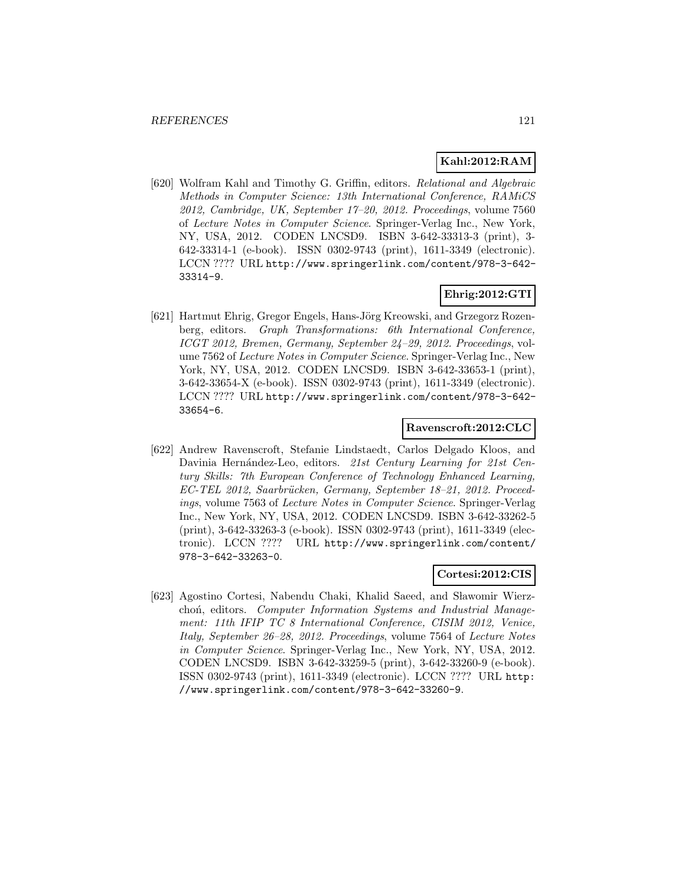**Kahl:2012:RAM**

[620] Wolfram Kahl and Timothy G. Griffin, editors. *Relational and Algebraic Methods in Computer Science: 13th International Conference, RAMiCS 2012, Cambridge, UK, September 17–20, 2012. Proceedings*, volume 7560 of *Lecture Notes in Computer Science*. Springer-Verlag Inc., New York, NY, USA, 2012. CODEN LNCSD9. ISBN 3-642-33313-3 (print), 3-642-33314-1 (e-book). ISSN 0302-9743 (print), 1611-3349 (electronic). LCCN ???? URL http://www.springerlink.com/content/978-3-642-33314-9.

**Ehrig:2012:GTI**

[621] Hartmut Ehrig, Gregor Engels, Hans-Jörg Kreowski, and Grzegorz Rozenberg, editors. *Graph Transformations: 6th International Conference, ICGT 2012, Bremen, Germany, September 24–29, 2012. Proceedings*, volume 7562 of *Lecture Notes in Computer Science*. Springer-Verlag Inc., New York, NY, USA, 2012. CODEN LNCSD9. ISBN 3-642-33653-1 (print), 3-642-33654-X (e-book). ISSN 0302-9743 (print), 1611-3349 (electronic). LCCN ???? URL http://www.springerlink.com/content/978-3-642-33654-6.

**Ravenscroft:2012:CLC**

[622] Andrew Ravenscroft, Stefanie Lindstaedt, Carlos Delgado Kloos, and Davinia Hernández-Leo, editors. *21st Century Learning for 21st Century Skills: 7th European Conference of Technology Enhanced Learning, EC-TEL 2012, Saarbrücken, Germany, September 18–21, 2012. Proceedings*, volume 7563 of *Lecture Notes in Computer Science*. Springer-Verlag Inc., New York, NY, USA, 2012. CODEN LNCSD9. ISBN 3-642-33262-5 (print), 3-642-33263-3 (e-book). ISSN 0302-9743 (print), 1611-3349 (electronic). LCCN ???? URL http://www.springerlink.com/content/978-3-642-33263-0.

**Cortesi:2012:CIS**

[623] Agostino Cortesi, Nabendu Chaki, Khalid Saeed, and Sławomir Wierzchoń, editors. *Computer Information Systems and Industrial Management: 11th IFIP TC 8 International Conference, CISIM 2012, Venice, Italy, September 26–28, 2012. Proceedings*, volume 7564 of *Lecture Notes in Computer Science*. Springer-Verlag Inc., New York, NY, USA, 2012. CODEN LNCSD9. ISBN 3-642-33259-5 (print), 3-642-33260-9 (e-book). ISSN 0302-9743 (print), 1611-3349 (electronic). LCCN ???? URL http://www.springerlink.com/content/978-3-642-33260-9.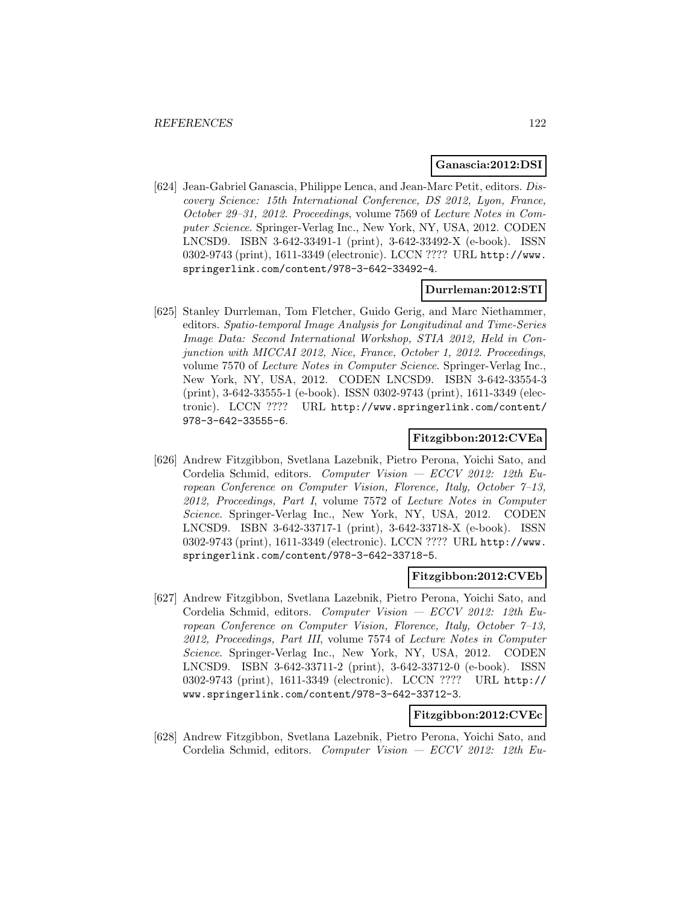**Ganascia:2012:DSI**

[624] Jean-Gabriel Ganascia, Philippe Lenca, and Jean-Marc Petit, editors. *Discovery Science: 15th International Conference, DS 2012, Lyon, France, October 29–31, 2012. Proceedings*, volume 7569 of *Lecture Notes in Computer Science*. Springer-Verlag Inc., New York, NY, USA, 2012. CODEN LNCSD9. ISBN 3-642-33491-1 (print), 3-642-33492-X (e-book). ISSN 0302-9743 (print), 1611-3349 (electronic). LCCN ???? URL http://www.springerlink.com/content/978-3-642-33492-4.

**Durrleman:2012:STI**

[625] Stanley Durrleman, Tom Fletcher, Guido Gerig, and Marc Niethammer, editors. *Spatio-temporal Image Analysis for Longitudinal and Time-Series Image Data: Second International Workshop, STIA 2012, Held in Conjunction with MICCAI 2012, Nice, France, October 1, 2012. Proceedings*, volume 7570 of *Lecture Notes in Computer Science*. Springer-Verlag Inc., New York, NY, USA, 2012. CODEN LNCSD9. ISBN 3-642-33554-3 (print), 3-642-33555-1 (e-book). ISSN 0302-9743 (print), 1611-3349 (electronic). LCCN ???? URL http://www.springerlink.com/content/978-3-642-33555-6.

**Fitzgibbon:2012:CVEa**

[626] Andrew Fitzgibbon, Svetlana Lazebnik, Pietro Perona, Yoichi Sato, and Cordelia Schmid, editors. *Computer Vision — ECCV 2012: 12th European Conference on Computer Vision, Florence, Italy, October 7–13, 2012, Proceedings, Part I*, volume 7572 of *Lecture Notes in Computer Science*. Springer-Verlag Inc., New York, NY, USA, 2012. CODEN LNCSD9. ISBN 3-642-33717-1 (print), 3-642-33718-X (e-book). ISSN 0302-9743 (print), 1611-3349 (electronic). LCCN ???? URL http://www.springerlink.com/content/978-3-642-33718-5.

**Fitzgibbon:2012:CVEb**

[627] Andrew Fitzgibbon, Svetlana Lazebnik, Pietro Perona, Yoichi Sato, and Cordelia Schmid, editors. *Computer Vision — ECCV 2012: 12th European Conference on Computer Vision, Florence, Italy, October 7–13, 2012, Proceedings, Part III*, volume 7574 of *Lecture Notes in Computer Science*. Springer-Verlag Inc., New York, NY, USA, 2012. CODEN LNCSD9. ISBN 3-642-33711-2 (print), 3-642-33712-0 (e-book). ISSN 0302-9743 (print), 1611-3349 (electronic). LCCN ???? URL http://www.springerlink.com/content/978-3-642-33712-3.

**Fitzgibbon:2012:CVEc**

[628] Andrew Fitzgibbon, Svetlana Lazebnik, Pietro Perona, Yoichi Sato, and Cordelia Schmid, editors. *Computer Vision — ECCV 2012: 12th Eu-*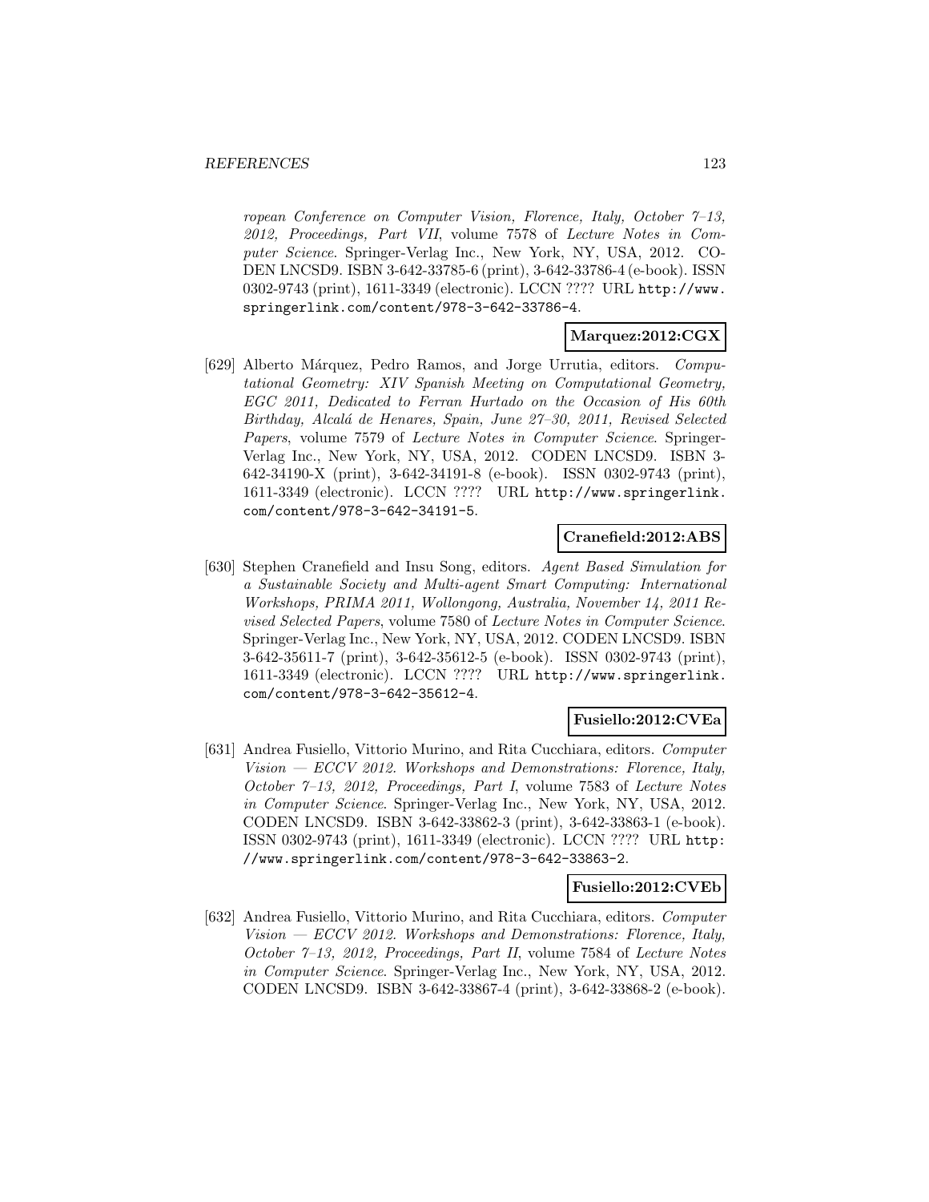*ropean Conference on Computer Vision, Florence, Italy, October 7–13, 2012, Proceedings, Part VII*, volume 7578 of *Lecture Notes in Computer Science*. Springer-Verlag Inc., New York, NY, USA, 2012. CODEN LNCSD9. ISBN 3-642-33785-6 (print), 3-642-33786-4 (e-book). ISSN 0302-9743 (print), 1611-3349 (electronic). LCCN ???? URL http://www.springerlink.com/content/978-3-642-33786-4.

**Marquez:2012:CGX**

[629] Alberto Márquez, Pedro Ramos, and Jorge Urrutia, editors. *Computational Geometry: XIV Spanish Meeting on Computational Geometry, EGC 2011, Dedicated to Ferran Hurtado on the Occasion of His 60th Birthday, Alcalá de Henares, Spain, June 27–30, 2011, Revised Selected Papers*, volume 7579 of *Lecture Notes in Computer Science*. Springer-Verlag Inc., New York, NY, USA, 2012. CODEN LNCSD9. ISBN 3-642-34190-X (print), 3-642-34191-8 (e-book). ISSN 0302-9743 (print), 1611-3349 (electronic). LCCN ???? URL http://www.springerlink.com/content/978-3-642-34191-5.

**Cranefield:2012:ABS**

[630] Stephen Cranefield and Insu Song, editors. *Agent Based Simulation for a Sustainable Society and Multi-agent Smart Computing: International Workshops, PRIMA 2011, Wollongong, Australia, November 14, 2011 Revised Selected Papers*, volume 7580 of *Lecture Notes in Computer Science*. Springer-Verlag Inc., New York, NY, USA, 2012. CODEN LNCSD9. ISBN 3-642-35611-7 (print), 3-642-35612-5 (e-book). ISSN 0302-9743 (print), 1611-3349 (electronic). LCCN ???? URL http://www.springerlink.com/content/978-3-642-35612-4.

**Fusiello:2012:CVEa**

[631] Andrea Fusiello, Vittorio Murino, and Rita Cucchiara, editors. *Computer Vision — ECCV 2012. Workshops and Demonstrations: Florence, Italy, October 7–13, 2012, Proceedings, Part I*, volume 7583 of *Lecture Notes in Computer Science*. Springer-Verlag Inc., New York, NY, USA, 2012. CODEN LNCSD9. ISBN 3-642-33862-3 (print), 3-642-33863-1 (e-book). ISSN 0302-9743 (print), 1611-3349 (electronic). LCCN ???? URL http://www.springerlink.com/content/978-3-642-33863-2.

**Fusiello:2012:CVEb**

[632] Andrea Fusiello, Vittorio Murino, and Rita Cucchiara, editors. *Computer Vision — ECCV 2012. Workshops and Demonstrations: Florence, Italy, October 7–13, 2012, Proceedings, Part II*, volume 7584 of *Lecture Notes in Computer Science*. Springer-Verlag Inc., New York, NY, USA, 2012. CODEN LNCSD9. ISBN 3-642-33867-4 (print), 3-642-33868-2 (e-book).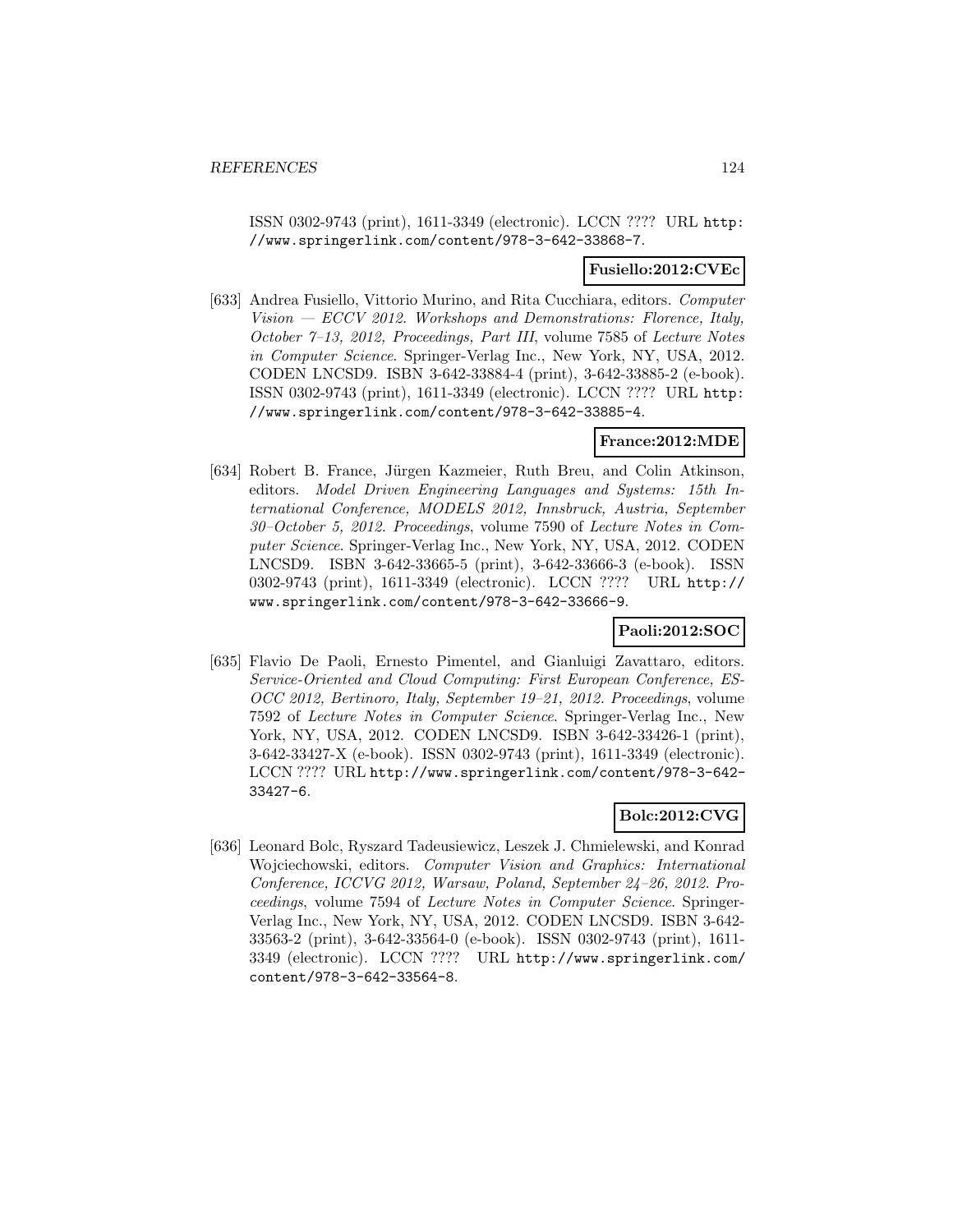ISSN 0302-9743 (print), 1611-3349 (electronic). LCCN ???? URL http://www.springerlink.com/content/978-3-642-33868-7.

**Fusiello:2012:CVEc**

[633] Andrea Fusiello, Vittorio Murino, and Rita Cucchiara, editors. *Computer Vision — ECCV 2012. Workshops and Demonstrations: Florence, Italy, October 7–13, 2012, Proceedings, Part III*, volume 7585 of *Lecture Notes in Computer Science*. Springer-Verlag Inc., New York, NY, USA, 2012. CODEN LNCSD9. ISBN 3-642-33884-4 (print), 3-642-33885-2 (e-book). ISSN 0302-9743 (print), 1611-3349 (electronic). LCCN ???? URL http://www.springerlink.com/content/978-3-642-33885-4.

**France:2012:MDE**

[634] Robert B. France, Jürgen Kazmeier, Ruth Breu, and Colin Atkinson, editors. *Model Driven Engineering Languages and Systems: 15th International Conference, MODELS 2012, Innsbruck, Austria, September 30–October 5, 2012. Proceedings*, volume 7590 of *Lecture Notes in Computer Science*. Springer-Verlag Inc., New York, NY, USA, 2012. CODEN LNCSD9. ISBN 3-642-33665-5 (print), 3-642-33666-3 (e-book). ISSN 0302-9743 (print), 1611-3349 (electronic). LCCN ???? URL http://www.springerlink.com/content/978-3-642-33666-9.

**Paoli:2012:SOC**

[635] Flavio De Paoli, Ernesto Pimentel, and Gianluigi Zavattaro, editors. *Service-Oriented and Cloud Computing: First European Conference, ESOCC 2012, Bertinoro, Italy, September 19–21, 2012. Proceedings*, volume 7592 of *Lecture Notes in Computer Science*. Springer-Verlag Inc., New York, NY, USA, 2012. CODEN LNCSD9. ISBN 3-642-33426-1 (print), 3-642-33427-X (e-book). ISSN 0302-9743 (print), 1611-3349 (electronic). LCCN ???? URL http://www.springerlink.com/content/978-3-642-33427-6.

**Bolc:2012:CVG**

[636] Leonard Bolc, Ryszard Tadeusiewicz, Leszek J. Chmielewski, and Konrad Wojciechowski, editors. *Computer Vision and Graphics: International Conference, ICCVG 2012, Warsaw, Poland, September 24–26, 2012. Proceedings*, volume 7594 of *Lecture Notes in Computer Science*. Springer-Verlag Inc., New York, NY, USA, 2012. CODEN LNCSD9. ISBN 3-642-33563-2 (print), 3-642-33564-0 (e-book). ISSN 0302-9743 (print), 1611-3349 (electronic). LCCN ???? URL http://www.springerlink.com/content/978-3-642-33564-8.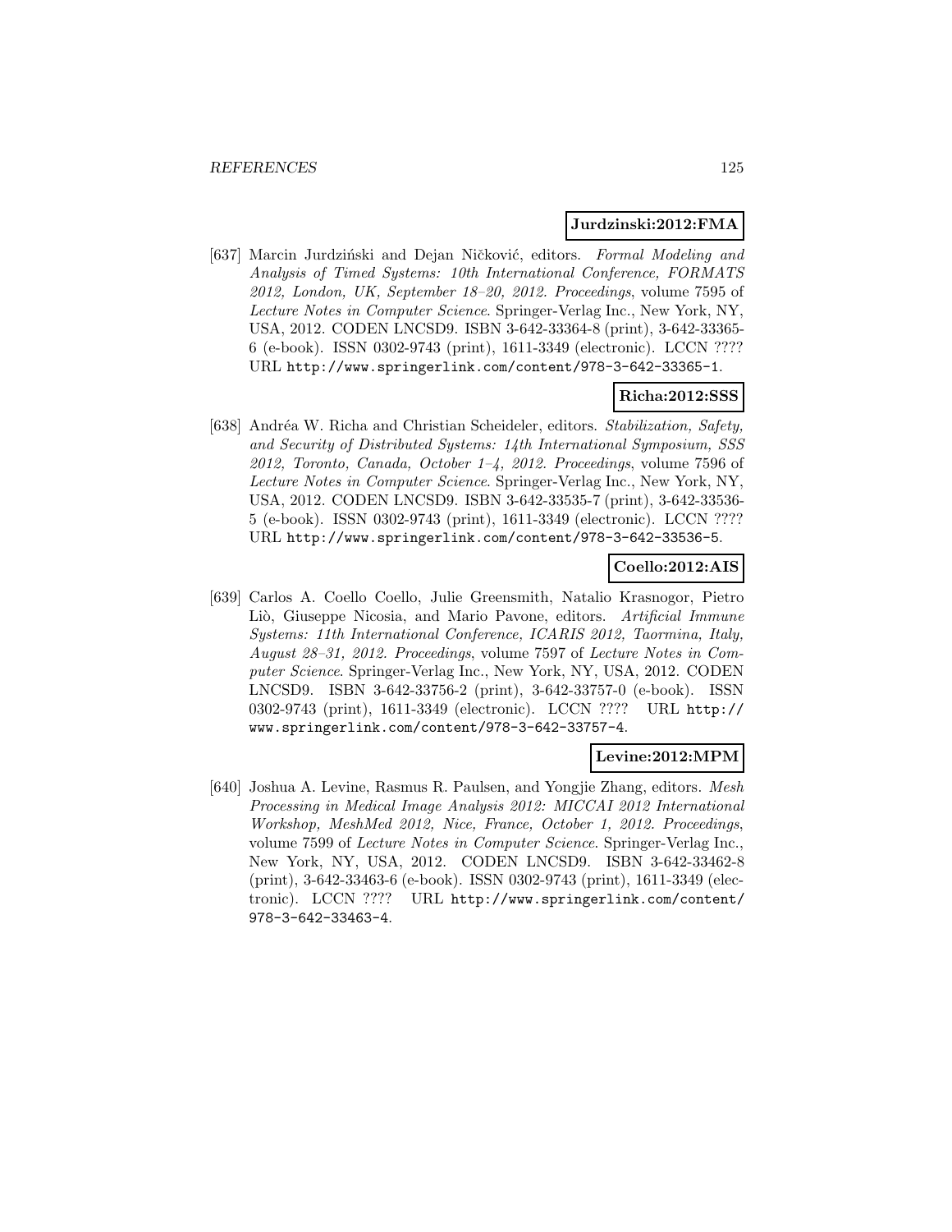**Jurdzinski:2012:FMA**

[637] Marcin Jurdziński and Dejan Ničković, editors. *Formal Modeling and Analysis of Timed Systems: 10th International Conference, FORMATS 2012, London, UK, September 18–20, 2012. Proceedings*, volume 7595 of *Lecture Notes in Computer Science*. Springer-Verlag Inc., New York, NY, USA, 2012. CODEN LNCSD9. ISBN 3-642-33364-8 (print), 3-642-33365-6 (e-book). ISSN 0302-9743 (print), 1611-3349 (electronic). LCCN ???? URL http://www.springerlink.com/content/978-3-642-33365-1.

**Richa:2012:SSS**

[638] Andréa W. Richa and Christian Scheideler, editors. *Stabilization, Safety, and Security of Distributed Systems: 14th International Symposium, SSS 2012, Toronto, Canada, October 1–4, 2012. Proceedings*, volume 7596 of *Lecture Notes in Computer Science*. Springer-Verlag Inc., New York, NY, USA, 2012. CODEN LNCSD9. ISBN 3-642-33535-7 (print), 3-642-33536-5 (e-book). ISSN 0302-9743 (print), 1611-3349 (electronic). LCCN ???? URL http://www.springerlink.com/content/978-3-642-33536-5.

**Coello:2012:AIS**

[639] Carlos A. Coello Coello, Julie Greensmith, Natalio Krasnogor, Pietro Liò, Giuseppe Nicosia, and Mario Pavone, editors. *Artificial Immune Systems: 11th International Conference, ICARIS 2012, Taormina, Italy, August 28–31, 2012. Proceedings*, volume 7597 of *Lecture Notes in Computer Science*. Springer-Verlag Inc., New York, NY, USA, 2012. CODEN LNCSD9. ISBN 3-642-33756-2 (print), 3-642-33757-0 (e-book). ISSN 0302-9743 (print), 1611-3349 (electronic). LCCN ???? URL http://www.springerlink.com/content/978-3-642-33757-4.

**Levine:2012:MPM**

[640] Joshua A. Levine, Rasmus R. Paulsen, and Yongjie Zhang, editors. *Mesh Processing in Medical Image Analysis 2012: MICCAI 2012 International Workshop, MeshMed 2012, Nice, France, October 1, 2012. Proceedings*, volume 7599 of *Lecture Notes in Computer Science*. Springer-Verlag Inc., New York, NY, USA, 2012. CODEN LNCSD9. ISBN 3-642-33462-8 (print), 3-642-33463-6 (e-book). ISSN 0302-9743 (print), 1611-3349 (electronic). LCCN ???? URL http://www.springerlink.com/content/978-3-642-33463-4.